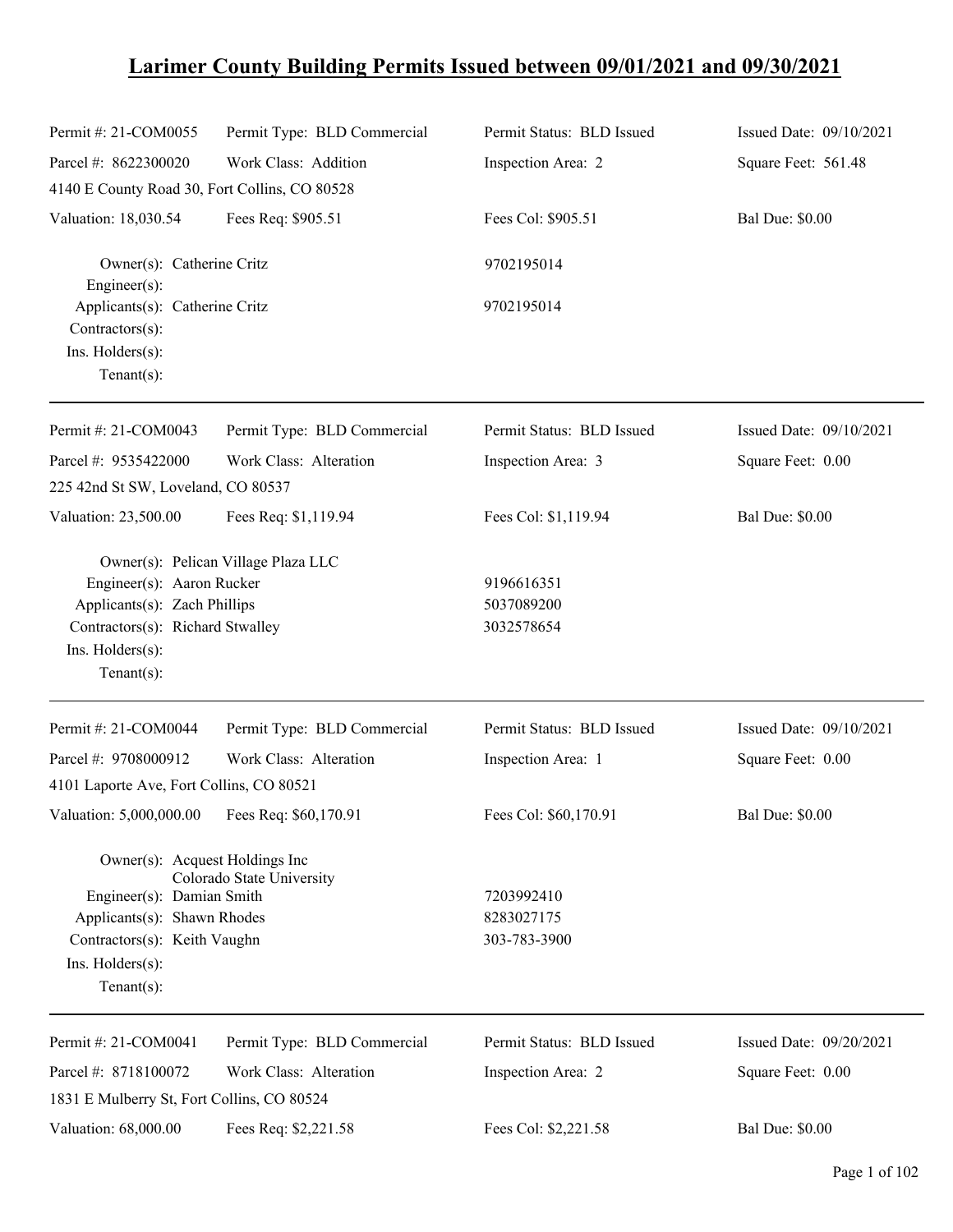# Larimer County Building Permits Issued between 09/01/2021 and 09/30/2021

Permit #: 21-COM0055 | Permit Type: BLD Commercial | Permit Status: BLD Issued | Issued Date: 09/10/2021

Parcel #: 8622300020 | Work Class: Addition | Inspection Area: 2 | Square Feet: 561.48

4140 E County Road 30, Fort Collins, CO 80528

Valuation: 18,030.54 | Fees Req: $905.51 | Fees Col: $905.51 | Bal Due: $0.00

Owner(s): Catherine Critz 9702195014
Engineer(s):
Applicants(s): Catherine Critz 9702195014
Contractors(s):
Ins. Holders(s):
Tenant(s):

---

Permit #: 21-COM0043 | Permit Type: BLD Commercial | Permit Status: BLD Issued | Issued Date: 09/10/2021

Parcel #: 9535422000 | Work Class: Alteration | Inspection Area: 3 | Square Feet: 0.00

225 42nd St SW, Loveland, CO 80537

Valuation: 23,500.00 | Fees Req: $1,119.94 | Fees Col: $1,119.94 | Bal Due: $0.00

Owner(s): Pelican Village Plaza LLC
Engineer(s): Aaron Rucker 9196616351
Applicants(s): Zach Phillips 5037089200
Contractors(s): Richard Stwalley 3032578654
Ins. Holders(s):
Tenant(s):

---

Permit #: 21-COM0044 | Permit Type: BLD Commercial | Permit Status: BLD Issued | Issued Date: 09/10/2021

Parcel #: 9708000912 | Work Class: Alteration | Inspection Area: 1 | Square Feet: 0.00

4101 Laporte Ave, Fort Collins, CO 80521

Valuation: 5,000,000.00 | Fees Req: $60,170.91 | Fees Col: $60,170.91 | Bal Due: $0.00

Owner(s): Acquest Holdings Inc
Colorado State University
Engineer(s): Damian Smith 7203992410
Applicants(s): Shawn Rhodes 8283027175
Contractors(s): Keith Vaughn 303-783-3900
Ins. Holders(s):
Tenant(s):

---

Permit #: 21-COM0041 | Permit Type: BLD Commercial | Permit Status: BLD Issued | Issued Date: 09/20/2021

Parcel #: 8718100072 | Work Class: Alteration | Inspection Area: 2 | Square Feet: 0.00

1831 E Mulberry St, Fort Collins, CO 80524

Valuation: 68,000.00 | Fees Req: $2,221.58 | Fees Col: $2,221.58 | Bal Due: $0.00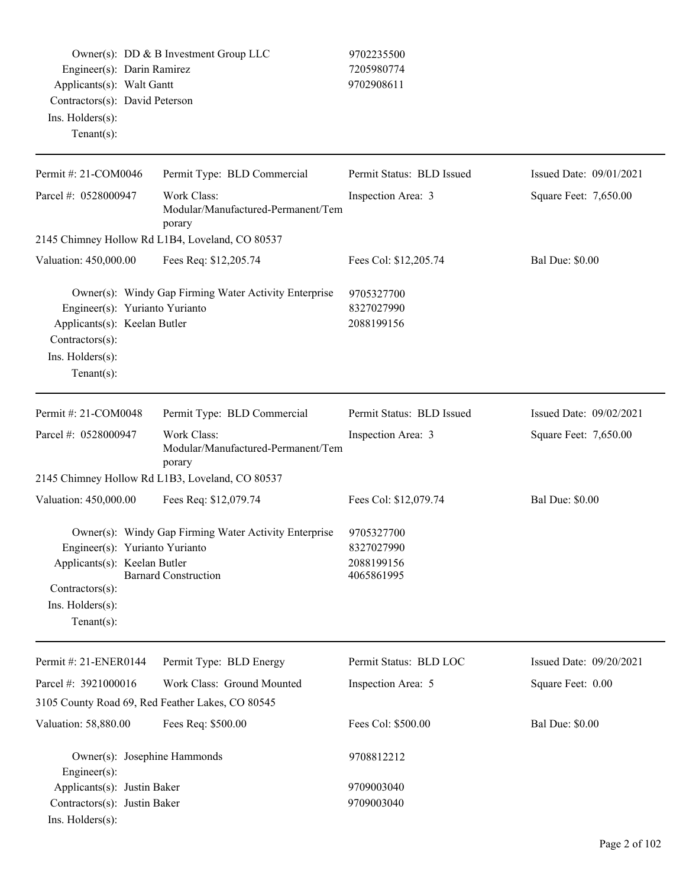Owner(s): DD & B Investment Group LLC — 9702235500
Engineer(s): Darin Ramirez — 7205980774
Applicants(s): Walt Gantt — 9702908611
Contractors(s): David Peterson
Ins. Holders(s):
Tenant(s):

---

| Permit #: 21-COM0046 | Permit Type: BLD Commercial | Permit Status: BLD Issued | Issued Date: 09/01/2021 |
|---|---|---|---|
| Parcel #: 0528000947 | Work Class: Modular/Manufactured-Permanent/Temporary | Inspection Area: 3 | Square Feet: 7,650.00 |

2145 Chimney Hollow Rd L1B4, Loveland, CO 80537

| Valuation: 450,000.00 | Fees Req: $12,205.74 | Fees Col: $12,205.74 | Bal Due: $0.00 |
|---|---|---|---|

Owner(s): Windy Gap Firming Water Activity Enterprise — 9705327700
Engineer(s): Yurianto Yurianto — 8327027990
Applicants(s): Keelan Butler — 2088199156
Contractors(s):
Ins. Holders(s):
Tenant(s):

---

| Permit #: 21-COM0048 | Permit Type: BLD Commercial | Permit Status: BLD Issued | Issued Date: 09/02/2021 |
|---|---|---|---|
| Parcel #: 0528000947 | Work Class: Modular/Manufactured-Permanent/Temporary | Inspection Area: 3 | Square Feet: 7,650.00 |

2145 Chimney Hollow Rd L1B3, Loveland, CO 80537

| Valuation: 450,000.00 | Fees Req: $12,079.74 | Fees Col: $12,079.74 | Bal Due: $0.00 |
|---|---|---|---|

Owner(s): Windy Gap Firming Water Activity Enterprise — 9705327700
Engineer(s): Yurianto Yurianto — 8327027990
Applicants(s): Keelan Butler — 2088199156
Barnard Construction — 4065861995
Contractors(s):
Ins. Holders(s):
Tenant(s):

---

| Permit #: 21-ENER0144 | Permit Type: BLD Energy | Permit Status: BLD LOC | Issued Date: 09/20/2021 |
|---|---|---|---|
| Parcel #: 3921000016 | Work Class: Ground Mounted | Inspection Area: 5 | Square Feet: 0.00 |

3105 County Road 69, Red Feather Lakes, CO 80545

| Valuation: 58,880.00 | Fees Req: $500.00 | Fees Col: $500.00 | Bal Due: $0.00 |
|---|---|---|---|

Owner(s): Josephine Hammonds — 9708812212
Engineer(s):
Applicants(s): Justin Baker — 9709003040
Contractors(s): Justin Baker — 9709003040
Ins. Holders(s):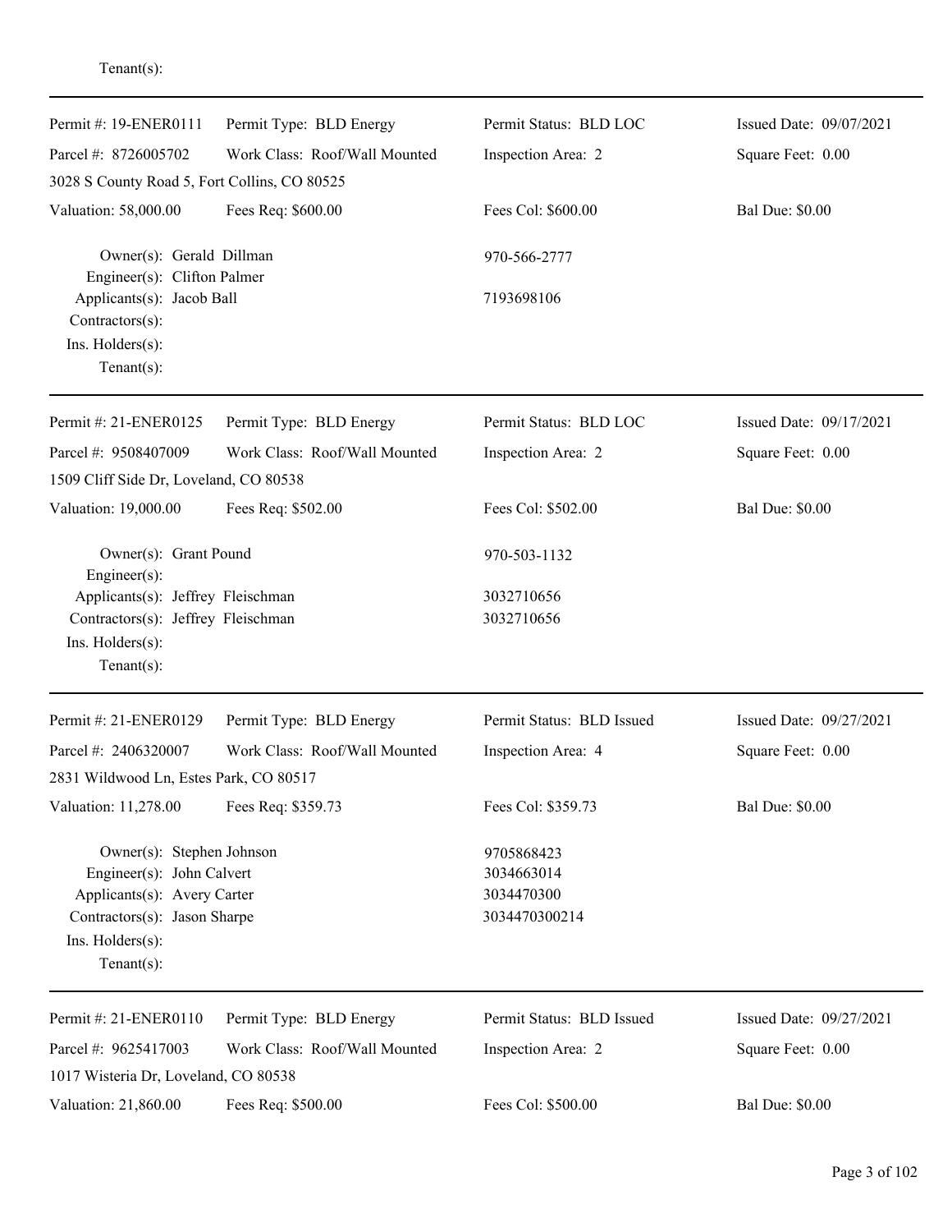Tenant(s):

---

Permit #: 19-ENER0111 | Permit Type: BLD Energy | Permit Status: BLD LOC | Issued Date: 09/07/2021

Parcel #: 8726005702 | Work Class: Roof/Wall Mounted | Inspection Area: 2 | Square Feet: 0.00

3028 S County Road 5, Fort Collins, CO 80525

Valuation: 58,000.00 | Fees Req: $600.00 | Fees Col: $600.00 | Bal Due: $0.00

Owner(s): Gerald Dillman — 970-566-2777
Engineer(s): Clifton Palmer
Applicants(s): Jacob Ball — 7193698106
Contractors(s):
Ins. Holders(s):
Tenant(s):

---

Permit #: 21-ENER0125 | Permit Type: BLD Energy | Permit Status: BLD LOC | Issued Date: 09/17/2021

Parcel #: 9508407009 | Work Class: Roof/Wall Mounted | Inspection Area: 2 | Square Feet: 0.00

1509 Cliff Side Dr, Loveland, CO 80538

Valuation: 19,000.00 | Fees Req: $502.00 | Fees Col: $502.00 | Bal Due: $0.00

Owner(s): Grant Pound — 970-503-1132
Engineer(s):
Applicants(s): Jeffrey Fleischman — 3032710656
Contractors(s): Jeffrey Fleischman — 3032710656
Ins. Holders(s):
Tenant(s):

---

Permit #: 21-ENER0129 | Permit Type: BLD Energy | Permit Status: BLD Issued | Issued Date: 09/27/2021

Parcel #: 2406320007 | Work Class: Roof/Wall Mounted | Inspection Area: 4 | Square Feet: 0.00

2831 Wildwood Ln, Estes Park, CO 80517

Valuation: 11,278.00 | Fees Req: $359.73 | Fees Col: $359.73 | Bal Due: $0.00

Owner(s): Stephen Johnson — 9705868423
Engineer(s): John Calvert — 3034663014
Applicants(s): Avery Carter — 3034470300
Contractors(s): Jason Sharpe — 3034470300214
Ins. Holders(s):
Tenant(s):

---

Permit #: 21-ENER0110 | Permit Type: BLD Energy | Permit Status: BLD Issued | Issued Date: 09/27/2021

Parcel #: 9625417003 | Work Class: Roof/Wall Mounted | Inspection Area: 2 | Square Feet: 0.00

1017 Wisteria Dr, Loveland, CO 80538

Valuation: 21,860.00 | Fees Req: $500.00 | Fees Col: $500.00 | Bal Due: $0.00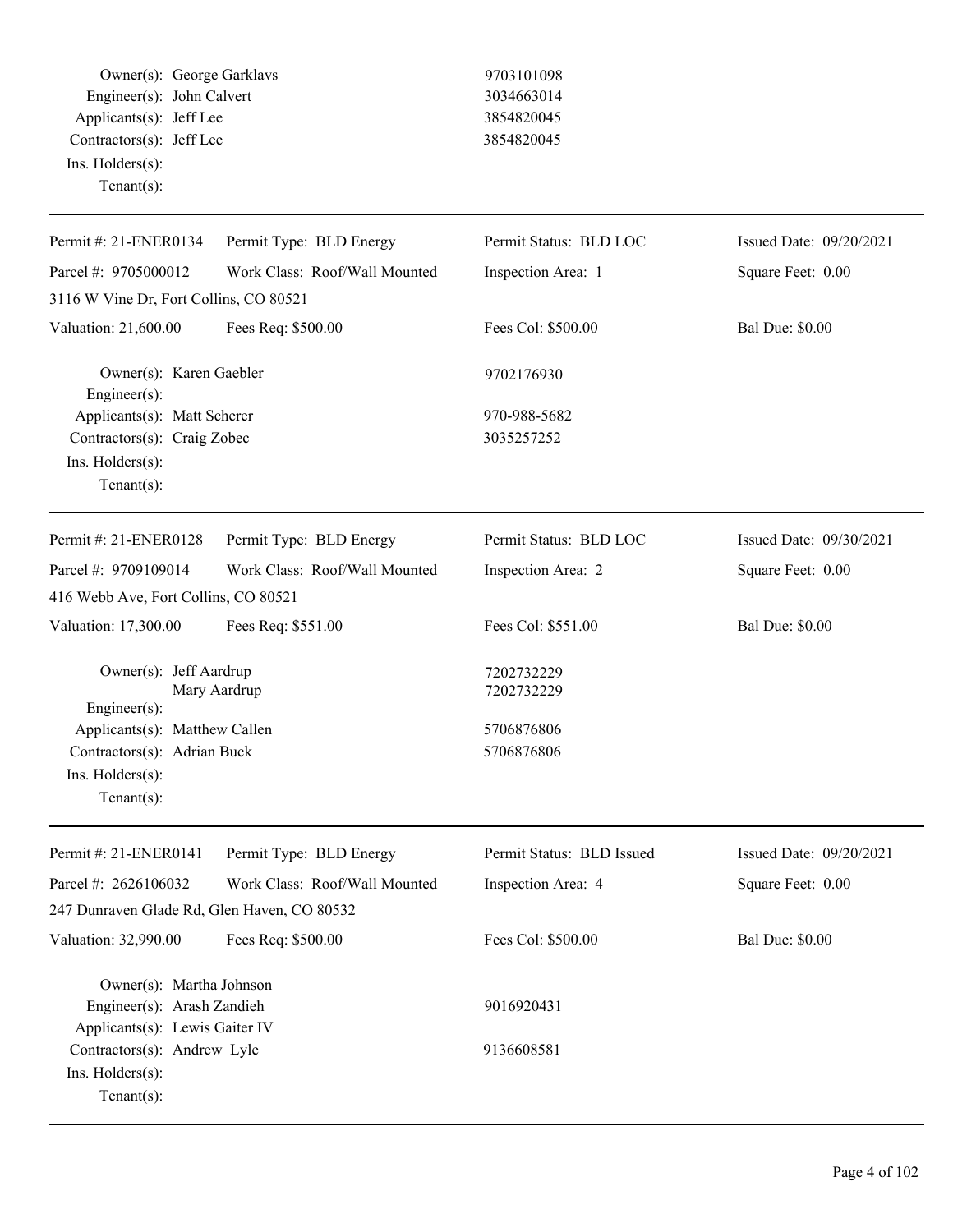Owner(s): George Garklavs 9703101098
Engineer(s): John Calvert 3034663014
Applicants(s): Jeff Lee 3854820045
Contractors(s): Jeff Lee 3854820045
Ins. Holders(s):
Tenant(s):

---

| Permit #: 21-ENER0134 | Permit Type: BLD Energy | Permit Status: BLD LOC | Issued Date: 09/20/2021 |
|---|---|---|---|
| Parcel #: 9705000012 | Work Class: Roof/Wall Mounted | Inspection Area: 1 | Square Feet: 0.00 |
| 3116 W Vine Dr, Fort Collins, CO 80521 | | | |
| Valuation: 21,600.00 | Fees Req: $500.00 | Fees Col: $500.00 | Bal Due: $0.00 |

Owner(s): Karen Gaebler 9702176930
Engineer(s):
Applicants(s): Matt Scherer 970-988-5682
Contractors(s): Craig Zobec 3035257252
Ins. Holders(s):
Tenant(s):

---

| Permit #: 21-ENER0128 | Permit Type: BLD Energy | Permit Status: BLD LOC | Issued Date: 09/30/2021 |
|---|---|---|---|
| Parcel #: 9709109014 | Work Class: Roof/Wall Mounted | Inspection Area: 2 | Square Feet: 0.00 |
| 416 Webb Ave, Fort Collins, CO 80521 | | | |
| Valuation: 17,300.00 | Fees Req: $551.00 | Fees Col: $551.00 | Bal Due: $0.00 |

Owner(s): Jeff Aardrup 7202732229
Mary Aardrup 7202732229
Engineer(s):
Applicants(s): Matthew Callen 5706876806
Contractors(s): Adrian Buck 5706876806
Ins. Holders(s):
Tenant(s):

---

| Permit #: 21-ENER0141 | Permit Type: BLD Energy | Permit Status: BLD Issued | Issued Date: 09/20/2021 |
|---|---|---|---|
| Parcel #: 2626106032 | Work Class: Roof/Wall Mounted | Inspection Area: 4 | Square Feet: 0.00 |
| 247 Dunraven Glade Rd, Glen Haven, CO 80532 | | | |
| Valuation: 32,990.00 | Fees Req: $500.00 | Fees Col: $500.00 | Bal Due: $0.00 |

Owner(s): Martha Johnson
Engineer(s): Arash Zandieh 9016920431
Applicants(s): Lewis Gaiter IV
Contractors(s): Andrew Lyle 9136608581
Ins. Holders(s):
Tenant(s):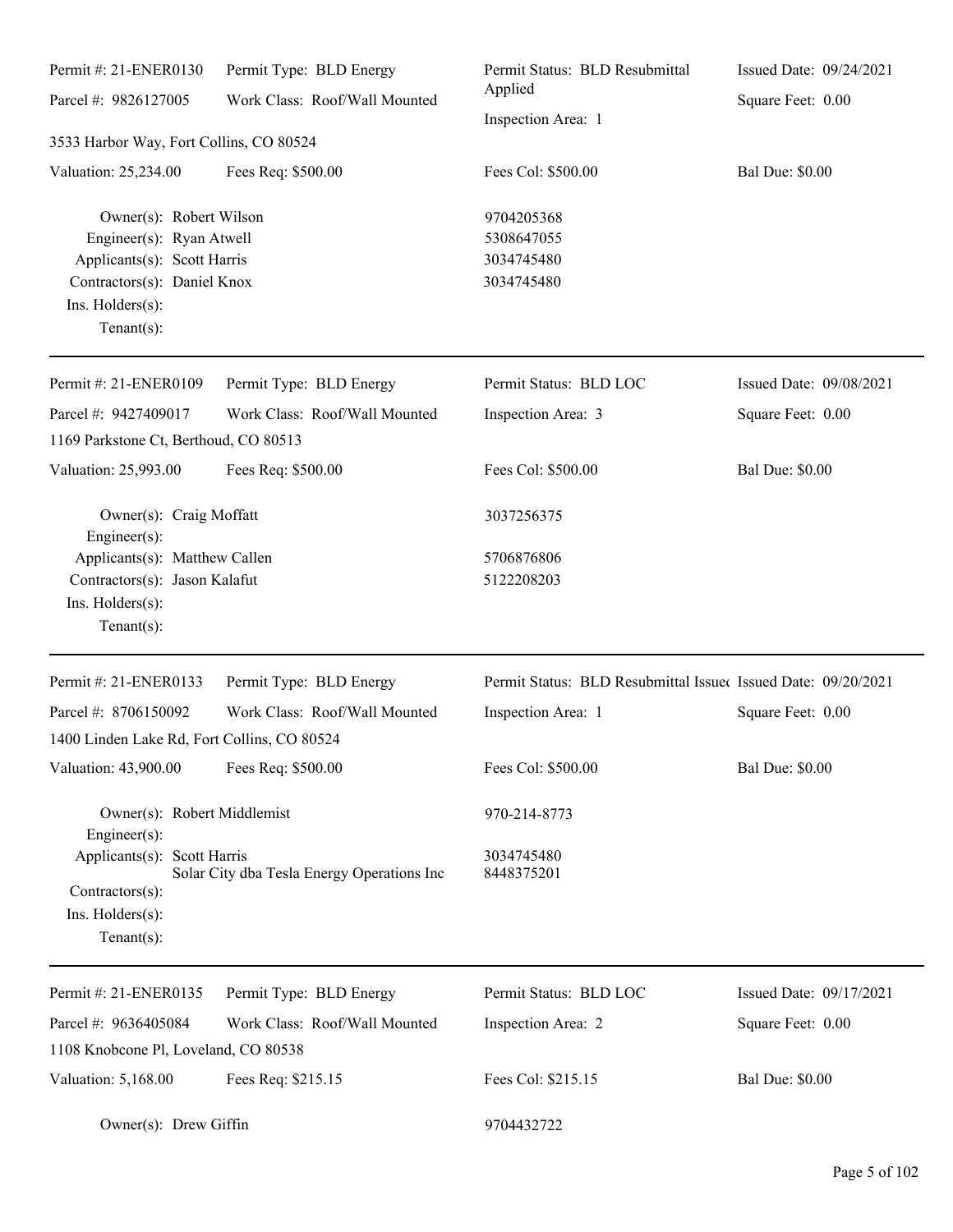Permit #: 21-ENER0130 | Permit Type: BLD Energy | Permit Status: BLD Resubmittal Applied | Issued Date: 09/24/2021
Parcel #: 9826127005 | Work Class: Roof/Wall Mounted | Inspection Area: 1 | Square Feet: 0.00

3533 Harbor Way, Fort Collins, CO 80524

Valuation: 25,234.00 | Fees Req: $500.00 | Fees Col: $500.00 | Bal Due: $0.00

Owner(s): Robert Wilson 9704205368
Engineer(s): Ryan Atwell 5308647055
Applicants(s): Scott Harris 3034745480
Contractors(s): Daniel Knox 3034745480
Ins. Holders(s):
Tenant(s):

---

Permit #: 21-ENER0109 | Permit Type: BLD Energy | Permit Status: BLD LOC | Issued Date: 09/08/2021
Parcel #: 9427409017 | Work Class: Roof/Wall Mounted | Inspection Area: 3 | Square Feet: 0.00

1169 Parkstone Ct, Berthoud, CO 80513

Valuation: 25,993.00 | Fees Req: $500.00 | Fees Col: $500.00 | Bal Due: $0.00

Owner(s): Craig Moffatt 3037256375
Engineer(s):
Applicants(s): Matthew Callen 5706876806
Contractors(s): Jason Kalafut 5122208203
Ins. Holders(s):
Tenant(s):

---

Permit #: 21-ENER0133 | Permit Type: BLD Energy | Permit Status: BLD Resubmittal Issued | Issued Date: 09/20/2021
Parcel #: 8706150092 | Work Class: Roof/Wall Mounted | Inspection Area: 1 | Square Feet: 0.00

1400 Linden Lake Rd, Fort Collins, CO 80524

Valuation: 43,900.00 | Fees Req: $500.00 | Fees Col: $500.00 | Bal Due: $0.00

Owner(s): Robert Middlemist 970-214-8773
Engineer(s):
Applicants(s): Scott Harris 3034745480
Solar City dba Tesla Energy Operations Inc 8448375201
Contractors(s):
Ins. Holders(s):
Tenant(s):

---

Permit #: 21-ENER0135 | Permit Type: BLD Energy | Permit Status: BLD LOC | Issued Date: 09/17/2021
Parcel #: 9636405084 | Work Class: Roof/Wall Mounted | Inspection Area: 2 | Square Feet: 0.00

1108 Knobcone Pl, Loveland, CO 80538

Valuation: 5,168.00 | Fees Req: $215.15 | Fees Col: $215.15 | Bal Due: $0.00

Owner(s): Drew Giffin 9704432722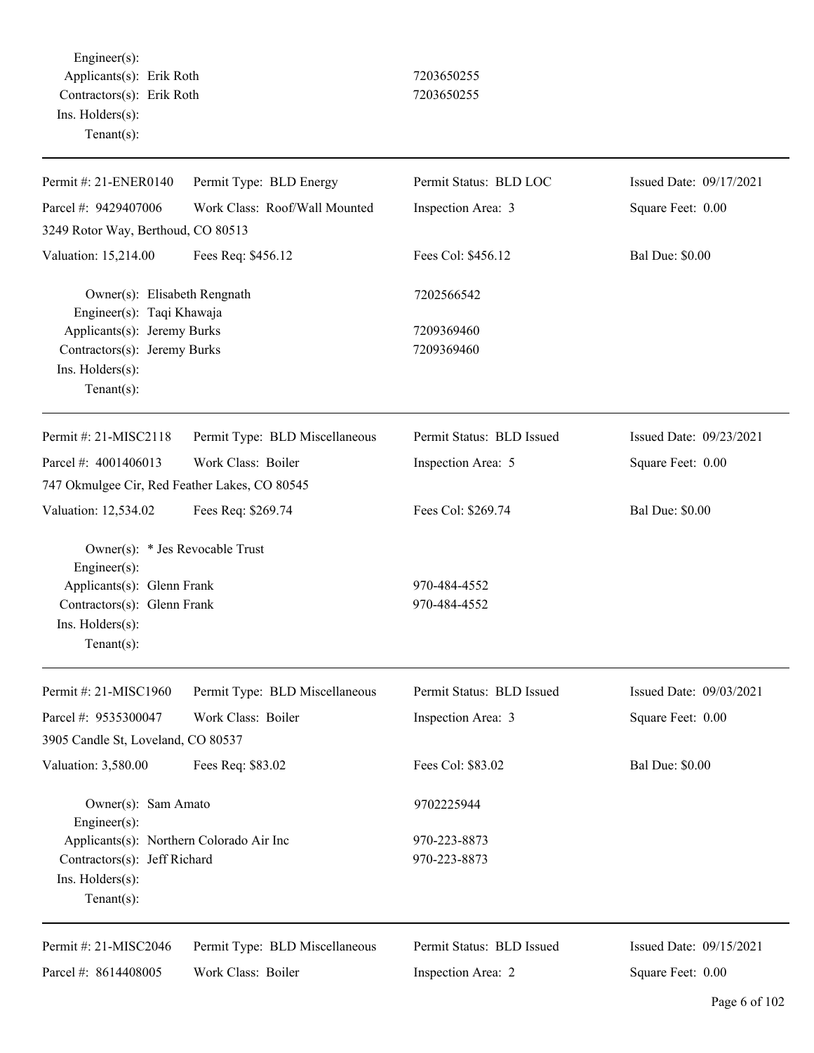Engineer(s):
Applicants(s): Erik Roth 7203650255
Contractors(s): Erik Roth 7203650255
Ins. Holders(s):
Tenant(s):

---

| Permit #: 21-ENER0140 | Permit Type: BLD Energy | Permit Status: BLD LOC | Issued Date: 09/17/2021 |
|---|---|---|---|
| Parcel #: 9429407006 | Work Class: Roof/Wall Mounted | Inspection Area: 3 | Square Feet: 0.00 |
| 3249 Rotor Way, Berthoud, CO 80513 | | | |
| Valuation: 15,214.00 | Fees Req: $456.12 | Fees Col: $456.12 | Bal Due: $0.00 |

Owner(s): Elisabeth Rengnath 7202566542
Engineer(s): Taqi Khawaja
Applicants(s): Jeremy Burks 7209369460
Contractors(s): Jeremy Burks 7209369460
Ins. Holders(s):
Tenant(s):

---

| Permit #: 21-MISC2118 | Permit Type: BLD Miscellaneous | Permit Status: BLD Issued | Issued Date: 09/23/2021 |
|---|---|---|---|
| Parcel #: 4001406013 | Work Class: Boiler | Inspection Area: 5 | Square Feet: 0.00 |
| 747 Okmulgee Cir, Red Feather Lakes, CO 80545 | | | |
| Valuation: 12,534.02 | Fees Req: $269.74 | Fees Col: $269.74 | Bal Due: $0.00 |

Owner(s): * Jes Revocable Trust
Engineer(s):
Applicants(s): Glenn Frank 970-484-4552
Contractors(s): Glenn Frank 970-484-4552
Ins. Holders(s):
Tenant(s):

---

| Permit #: 21-MISC1960 | Permit Type: BLD Miscellaneous | Permit Status: BLD Issued | Issued Date: 09/03/2021 |
|---|---|---|---|
| Parcel #: 9535300047 | Work Class: Boiler | Inspection Area: 3 | Square Feet: 0.00 |
| 3905 Candle St, Loveland, CO 80537 | | | |
| Valuation: 3,580.00 | Fees Req: $83.02 | Fees Col: $83.02 | Bal Due: $0.00 |

Owner(s): Sam Amato 9702225944
Engineer(s):
Applicants(s): Northern Colorado Air Inc 970-223-8873
Contractors(s): Jeff Richard 970-223-8873
Ins. Holders(s):
Tenant(s):

---

| Permit #: 21-MISC2046 | Permit Type: BLD Miscellaneous | Permit Status: BLD Issued | Issued Date: 09/15/2021 |
|---|---|---|---|
| Parcel #: 8614408005 | Work Class: Boiler | Inspection Area: 2 | Square Feet: 0.00 |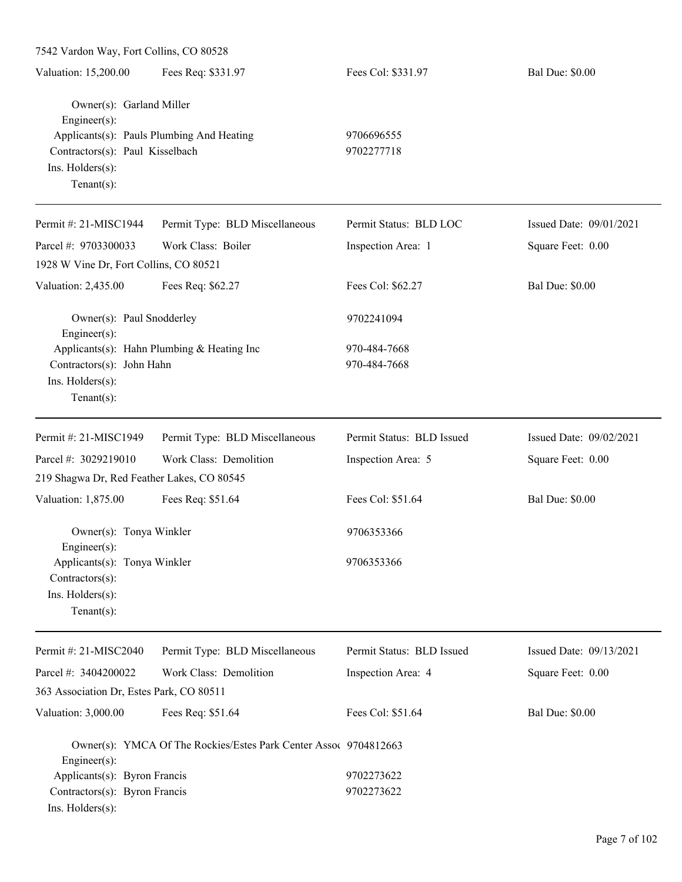7542 Vardon Way, Fort Collins, CO 80528

Valuation: 15,200.00 | Fees Req: $331.97 | Fees Col: $331.97 | Bal Due: $0.00

Owner(s): Garland Miller
Engineer(s):
Applicants(s): Pauls Plumbing And Heating 9706696555
Contractors(s): Paul Kisselbach 9702277718
Ins. Holders(s):
Tenant(s):

---

Permit #: 21-MISC1944 | Permit Type: BLD Miscellaneous | Permit Status: BLD LOC | Issued Date: 09/01/2021
Parcel #: 9703300033 | Work Class: Boiler | Inspection Area: 1 | Square Feet: 0.00
1928 W Vine Dr, Fort Collins, CO 80521

Valuation: 2,435.00 | Fees Req: $62.27 | Fees Col: $62.27 | Bal Due: $0.00

Owner(s): Paul Snodderley 9702241094
Engineer(s):
Applicants(s): Hahn Plumbing & Heating Inc 970-484-7668
Contractors(s): John Hahn 970-484-7668
Ins. Holders(s):
Tenant(s):

---

Permit #: 21-MISC1949 | Permit Type: BLD Miscellaneous | Permit Status: BLD Issued | Issued Date: 09/02/2021
Parcel #: 3029219010 | Work Class: Demolition | Inspection Area: 5 | Square Feet: 0.00
219 Shagwa Dr, Red Feather Lakes, CO 80545

Valuation: 1,875.00 | Fees Req: $51.64 | Fees Col: $51.64 | Bal Due: $0.00

Owner(s): Tonya Winkler 9706353366
Engineer(s):
Applicants(s): Tonya Winkler 9706353366
Contractors(s):
Ins. Holders(s):
Tenant(s):

---

Permit #: 21-MISC2040 | Permit Type: BLD Miscellaneous | Permit Status: BLD Issued | Issued Date: 09/13/2021
Parcel #: 3404200022 | Work Class: Demolition | Inspection Area: 4 | Square Feet: 0.00
363 Association Dr, Estes Park, CO 80511

Valuation: 3,000.00 | Fees Req: $51.64 | Fees Col: $51.64 | Bal Due: $0.00

Owner(s): YMCA Of The Rockies/Estes Park Center Asso 9704812663
Engineer(s):
Applicants(s): Byron Francis 9702273622
Contractors(s): Byron Francis 9702273622
Ins. Holders(s):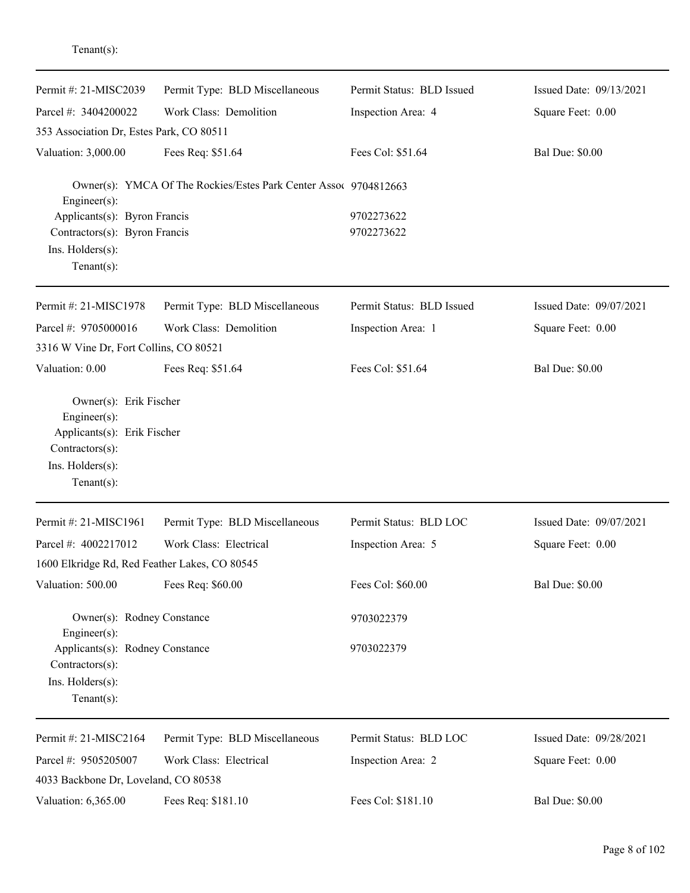Tenant(s):

---

| Permit #: 21-MISC2039 | Permit Type: BLD Miscellaneous | Permit Status: BLD Issued | Issued Date: 09/13/2021 |
|---|---|---|---|
| Parcel #: 3404200022 | Work Class: Demolition | Inspection Area: 4 | Square Feet: 0.00 |
| 353 Association Dr, Estes Park, CO 80511 | | | |
| Valuation: 3,000.00 | Fees Req: $51.64 | Fees Col: $51.64 | Bal Due: $0.00 |

Owner(s): YMCA Of The Rockies/Estes Park Center Assoc 9704812663
Engineer(s):
Applicants(s): Byron Francis 9702273622
Contractors(s): Byron Francis 9702273622
Ins. Holders(s):
Tenant(s):

---

| Permit #: 21-MISC1978 | Permit Type: BLD Miscellaneous | Permit Status: BLD Issued | Issued Date: 09/07/2021 |
|---|---|---|---|
| Parcel #: 9705000016 | Work Class: Demolition | Inspection Area: 1 | Square Feet: 0.00 |
| 3316 W Vine Dr, Fort Collins, CO 80521 | | | |
| Valuation: 0.00 | Fees Req: $51.64 | Fees Col: $51.64 | Bal Due: $0.00 |

Owner(s): Erik Fischer
Engineer(s):
Applicants(s): Erik Fischer
Contractors(s):
Ins. Holders(s):
Tenant(s):

---

| Permit #: 21-MISC1961 | Permit Type: BLD Miscellaneous | Permit Status: BLD LOC | Issued Date: 09/07/2021 |
|---|---|---|---|
| Parcel #: 4002217012 | Work Class: Electrical | Inspection Area: 5 | Square Feet: 0.00 |
| 1600 Elkridge Rd, Red Feather Lakes, CO 80545 | | | |
| Valuation: 500.00 | Fees Req: $60.00 | Fees Col: $60.00 | Bal Due: $0.00 |

Owner(s): Rodney Constance 9703022379
Engineer(s):
Applicants(s): Rodney Constance 9703022379
Contractors(s):
Ins. Holders(s):
Tenant(s):

---

| Permit #: 21-MISC2164 | Permit Type: BLD Miscellaneous | Permit Status: BLD LOC | Issued Date: 09/28/2021 |
|---|---|---|---|
| Parcel #: 9505205007 | Work Class: Electrical | Inspection Area: 2 | Square Feet: 0.00 |
| 4033 Backbone Dr, Loveland, CO 80538 | | | |
| Valuation: 6,365.00 | Fees Req: $181.10 | Fees Col: $181.10 | Bal Due: $0.00 |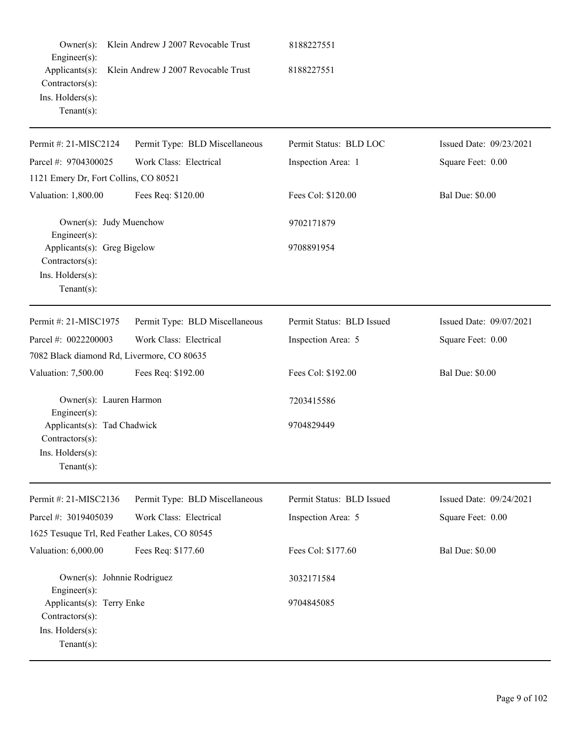Owner(s): Klein Andrew J 2007 Revocable Trust 8188227551
Engineer(s):
Applicants(s): Klein Andrew J 2007 Revocable Trust 8188227551
Contractors(s):
Ins. Holders(s):
Tenant(s):

---

| Permit #: 21-MISC2124 | Permit Type: BLD Miscellaneous | Permit Status: BLD LOC | Issued Date: 09/23/2021 |
|---|---|---|---|
| Parcel #: 9704300025 | Work Class: Electrical | Inspection Area: 1 | Square Feet: 0.00 |
| 1121 Emery Dr, Fort Collins, CO 80521 | | | |
| Valuation: 1,800.00 | Fees Req: $120.00 | Fees Col: $120.00 | Bal Due: $0.00 |

Owner(s): Judy Muenchow 9702171879
Engineer(s):
Applicants(s): Greg Bigelow 9708891954
Contractors(s):
Ins. Holders(s):
Tenant(s):

---

| Permit #: 21-MISC1975 | Permit Type: BLD Miscellaneous | Permit Status: BLD Issued | Issued Date: 09/07/2021 |
|---|---|---|---|
| Parcel #: 0022200003 | Work Class: Electrical | Inspection Area: 5 | Square Feet: 0.00 |
| 7082 Black diamond Rd, Livermore, CO 80635 | | | |
| Valuation: 7,500.00 | Fees Req: $192.00 | Fees Col: $192.00 | Bal Due: $0.00 |

Owner(s): Lauren Harmon 7203415586
Engineer(s):
Applicants(s): Tad Chadwick 9704829449
Contractors(s):
Ins. Holders(s):
Tenant(s):

---

| Permit #: 21-MISC2136 | Permit Type: BLD Miscellaneous | Permit Status: BLD Issued | Issued Date: 09/24/2021 |
|---|---|---|---|
| Parcel #: 3019405039 | Work Class: Electrical | Inspection Area: 5 | Square Feet: 0.00 |
| 1625 Tesuque Trl, Red Feather Lakes, CO 80545 | | | |
| Valuation: 6,000.00 | Fees Req: $177.60 | Fees Col: $177.60 | Bal Due: $0.00 |

Owner(s): Johnnie Rodriguez 3032171584
Engineer(s):
Applicants(s): Terry Enke 9704845085
Contractors(s):
Ins. Holders(s):
Tenant(s):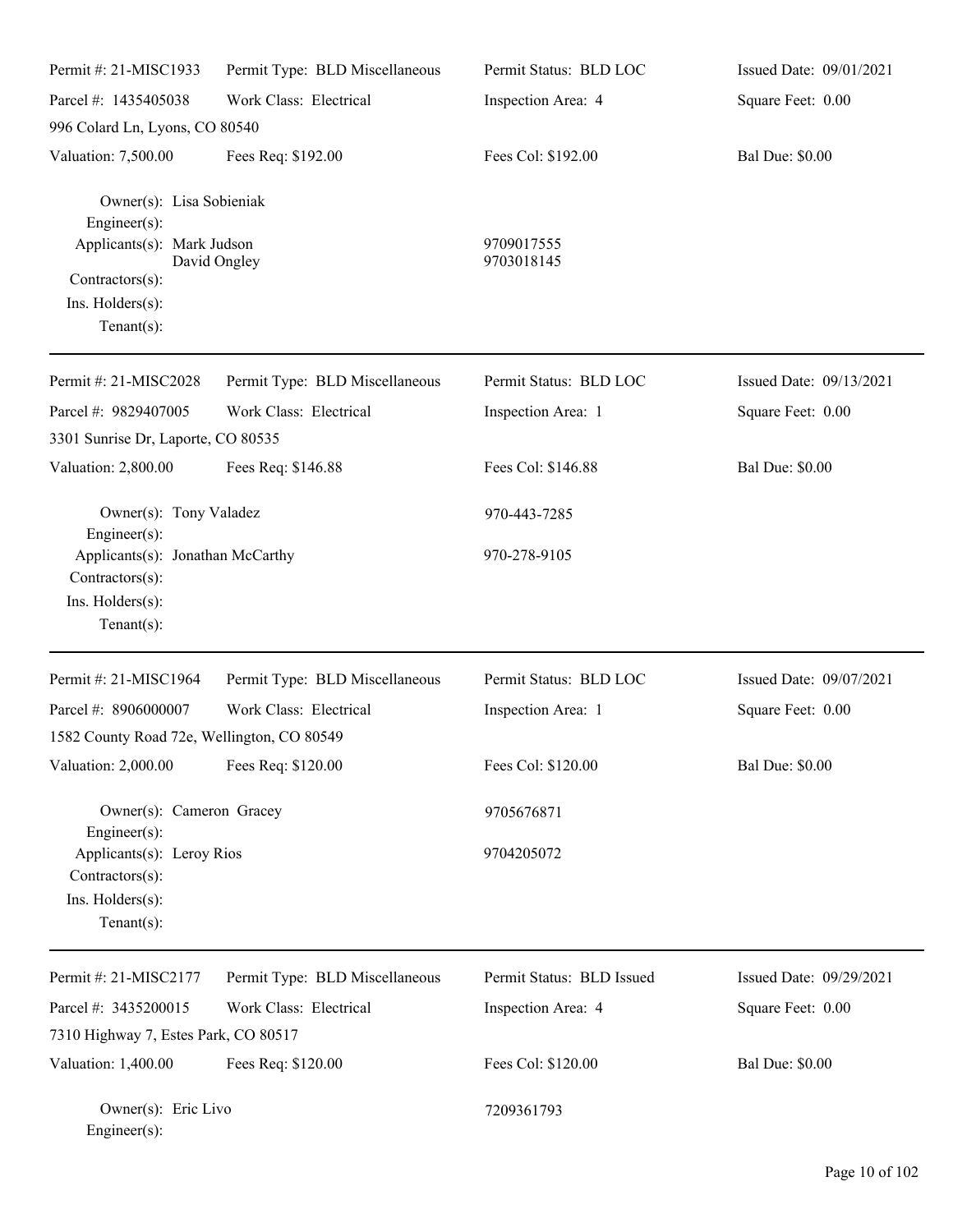| Permit #: 21-MISC1933 | Permit Type: BLD Miscellaneous | Permit Status: BLD LOC | Issued Date: 09/01/2021 |
|---|---|---|---|
| Parcel #: 1435405038 | Work Class: Electrical | Inspection Area: 4 | Square Feet: 0.00 |
| 996 Colard Ln, Lyons, CO 80540 | | | |
| Valuation: 7,500.00 | Fees Req: $192.00 | Fees Col: $192.00 | Bal Due: $0.00 |

Owner(s): Lisa Sobieniak
Engineer(s):
Applicants(s): Mark Judson — 9709017555
David Ongley — 9703018145
Contractors(s):
Ins. Holders(s):
Tenant(s):

---

| Permit #: 21-MISC2028 | Permit Type: BLD Miscellaneous | Permit Status: BLD LOC | Issued Date: 09/13/2021 |
|---|---|---|---|
| Parcel #: 9829407005 | Work Class: Electrical | Inspection Area: 1 | Square Feet: 0.00 |
| 3301 Sunrise Dr, Laporte, CO 80535 | | | |
| Valuation: 2,800.00 | Fees Req: $146.88 | Fees Col: $146.88 | Bal Due: $0.00 |

Owner(s): Tony Valadez — 970-443-7285
Engineer(s):
Applicants(s): Jonathan McCarthy — 970-278-9105
Contractors(s):
Ins. Holders(s):
Tenant(s):

---

| Permit #: 21-MISC1964 | Permit Type: BLD Miscellaneous | Permit Status: BLD LOC | Issued Date: 09/07/2021 |
|---|---|---|---|
| Parcel #: 8906000007 | Work Class: Electrical | Inspection Area: 1 | Square Feet: 0.00 |
| 1582 County Road 72e, Wellington, CO 80549 | | | |
| Valuation: 2,000.00 | Fees Req: $120.00 | Fees Col: $120.00 | Bal Due: $0.00 |

Owner(s): Cameron Gracey — 9705676871
Engineer(s):
Applicants(s): Leroy Rios — 9704205072
Contractors(s):
Ins. Holders(s):
Tenant(s):

---

| Permit #: 21-MISC2177 | Permit Type: BLD Miscellaneous | Permit Status: BLD Issued | Issued Date: 09/29/2021 |
|---|---|---|---|
| Parcel #: 3435200015 | Work Class: Electrical | Inspection Area: 4 | Square Feet: 0.00 |
| 7310 Highway 7, Estes Park, CO 80517 | | | |
| Valuation: 1,400.00 | Fees Req: $120.00 | Fees Col: $120.00 | Bal Due: $0.00 |

Owner(s): Eric Livo — 7209361793
Engineer(s):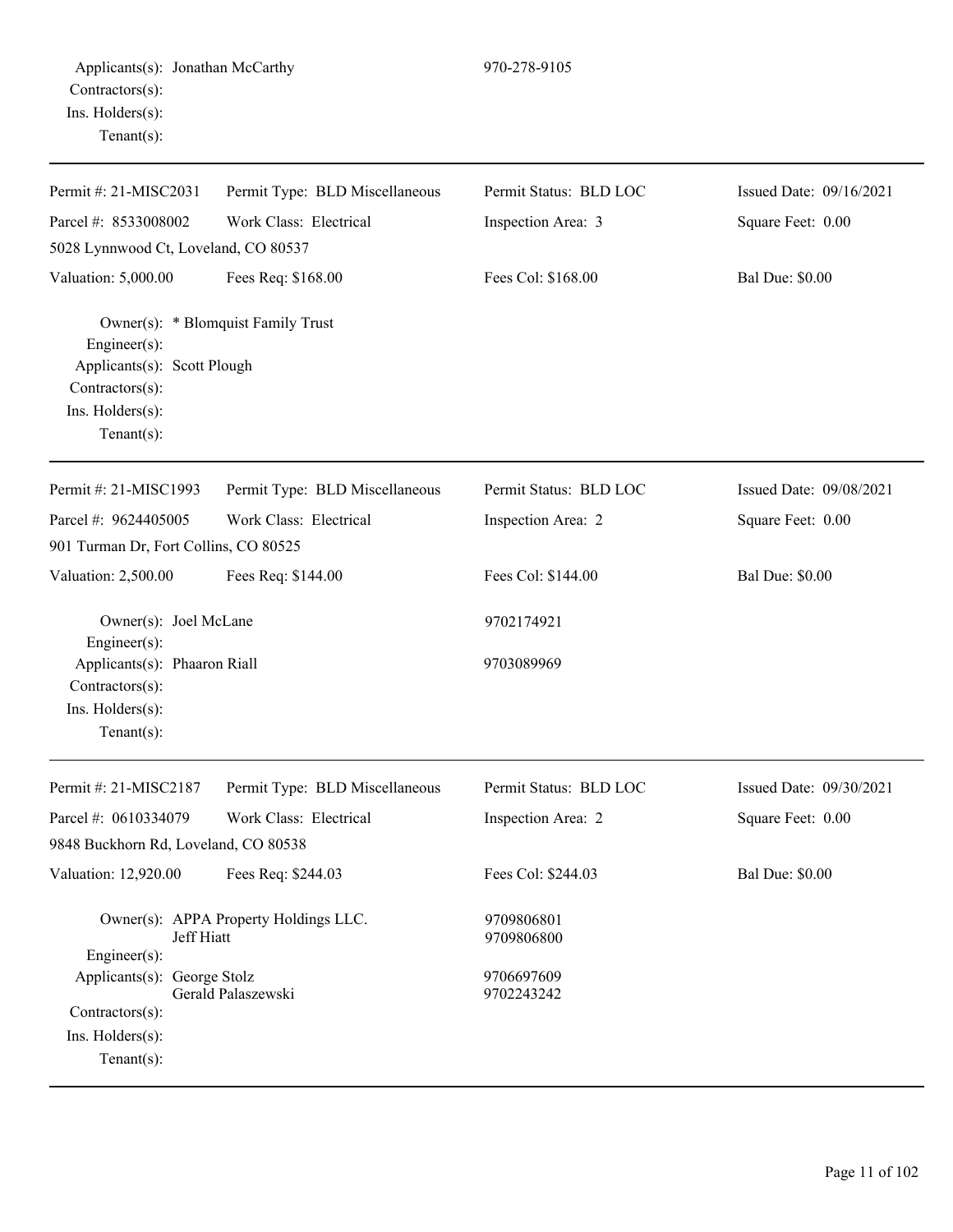Applicants(s): Jonathan McCarthy 970-278-9105
Contractors(s):
Ins. Holders(s):
Tenant(s):

---

| Permit #: 21-MISC2031 | Permit Type: BLD Miscellaneous | Permit Status: BLD LOC | Issued Date: 09/16/2021 |
|---|---|---|---|
| Parcel #: 8533008002 | Work Class: Electrical | Inspection Area: 3 | Square Feet: 0.00 |
| 5028 Lynnwood Ct, Loveland, CO 80537 | | | |
| Valuation: 5,000.00 | Fees Req: $168.00 | Fees Col: $168.00 | Bal Due: $0.00 |

Owner(s): * Blomquist Family Trust
Engineer(s):
Applicants(s): Scott Plough
Contractors(s):
Ins. Holders(s):
Tenant(s):

---

| Permit #: 21-MISC1993 | Permit Type: BLD Miscellaneous | Permit Status: BLD LOC | Issued Date: 09/08/2021 |
|---|---|---|---|
| Parcel #: 9624405005 | Work Class: Electrical | Inspection Area: 2 | Square Feet: 0.00 |
| 901 Turman Dr, Fort Collins, CO 80525 | | | |
| Valuation: 2,500.00 | Fees Req: $144.00 | Fees Col: $144.00 | Bal Due: $0.00 |

Owner(s): Joel McLane 9702174921
Engineer(s):
Applicants(s): Phaaron Riall 9703089969
Contractors(s):
Ins. Holders(s):
Tenant(s):

---

| Permit #: 21-MISC2187 | Permit Type: BLD Miscellaneous | Permit Status: BLD LOC | Issued Date: 09/30/2021 |
|---|---|---|---|
| Parcel #: 0610334079 | Work Class: Electrical | Inspection Area: 2 | Square Feet: 0.00 |
| 9848 Buckhorn Rd, Loveland, CO 80538 | | | |
| Valuation: 12,920.00 | Fees Req: $244.03 | Fees Col: $244.03 | Bal Due: $0.00 |

Owner(s): APPA Property Holdings LLC. 9709806801
Jeff Hiatt 9709806800
Engineer(s):
Applicants(s): George Stolz 9706697609
Gerald Palaszewski 9702243242
Contractors(s):
Ins. Holders(s):
Tenant(s):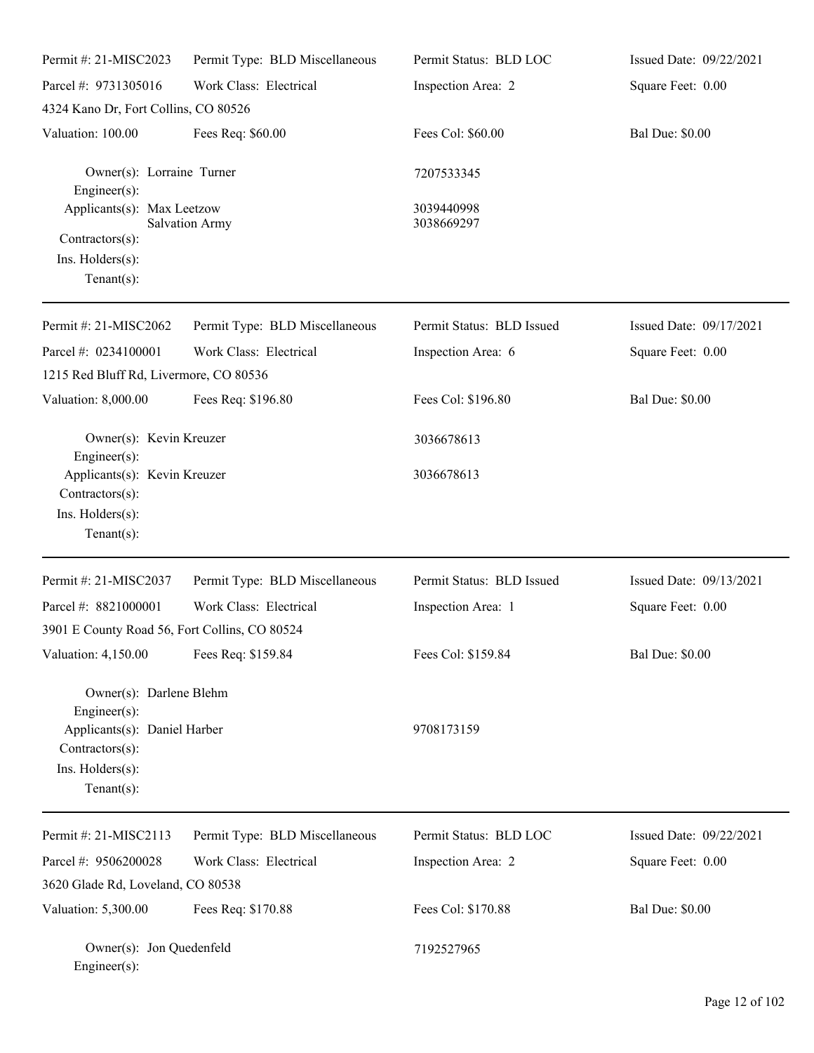| Permit #: 21-MISC2023 | Permit Type: BLD Miscellaneous | Permit Status: BLD LOC | Issued Date: 09/22/2021 |
|---|---|---|---|
| Parcel #: 9731305016 | Work Class: Electrical | Inspection Area: 2 | Square Feet: 0.00 |
| 4324 Kano Dr, Fort Collins, CO 80526 | | | |
| Valuation: 100.00 | Fees Req: $60.00 | Fees Col: $60.00 | Bal Due: $0.00 |

Owner(s): Lorraine Turner — 7207533345
Engineer(s):
Applicants(s): Max Leetzow — 3039440998
Salvation Army — 3038669297
Contractors(s):
Ins. Holders(s):
Tenant(s):

---

| Permit #: 21-MISC2062 | Permit Type: BLD Miscellaneous | Permit Status: BLD Issued | Issued Date: 09/17/2021 |
|---|---|---|---|
| Parcel #: 0234100001 | Work Class: Electrical | Inspection Area: 6 | Square Feet: 0.00 |
| 1215 Red Bluff Rd, Livermore, CO 80536 | | | |
| Valuation: 8,000.00 | Fees Req: $196.80 | Fees Col: $196.80 | Bal Due: $0.00 |

Owner(s): Kevin Kreuzer — 3036678613
Engineer(s):
Applicants(s): Kevin Kreuzer — 3036678613
Contractors(s):
Ins. Holders(s):
Tenant(s):

---

| Permit #: 21-MISC2037 | Permit Type: BLD Miscellaneous | Permit Status: BLD Issued | Issued Date: 09/13/2021 |
|---|---|---|---|
| Parcel #: 8821000001 | Work Class: Electrical | Inspection Area: 1 | Square Feet: 0.00 |
| 3901 E County Road 56, Fort Collins, CO 80524 | | | |
| Valuation: 4,150.00 | Fees Req: $159.84 | Fees Col: $159.84 | Bal Due: $0.00 |

Owner(s): Darlene Blehm
Engineer(s):
Applicants(s): Daniel Harber — 9708173159
Contractors(s):
Ins. Holders(s):
Tenant(s):

---

| Permit #: 21-MISC2113 | Permit Type: BLD Miscellaneous | Permit Status: BLD LOC | Issued Date: 09/22/2021 |
|---|---|---|---|
| Parcel #: 9506200028 | Work Class: Electrical | Inspection Area: 2 | Square Feet: 0.00 |
| 3620 Glade Rd, Loveland, CO 80538 | | | |
| Valuation: 5,300.00 | Fees Req: $170.88 | Fees Col: $170.88 | Bal Due: $0.00 |

Owner(s): Jon Quedenfeld — 7192527965
Engineer(s):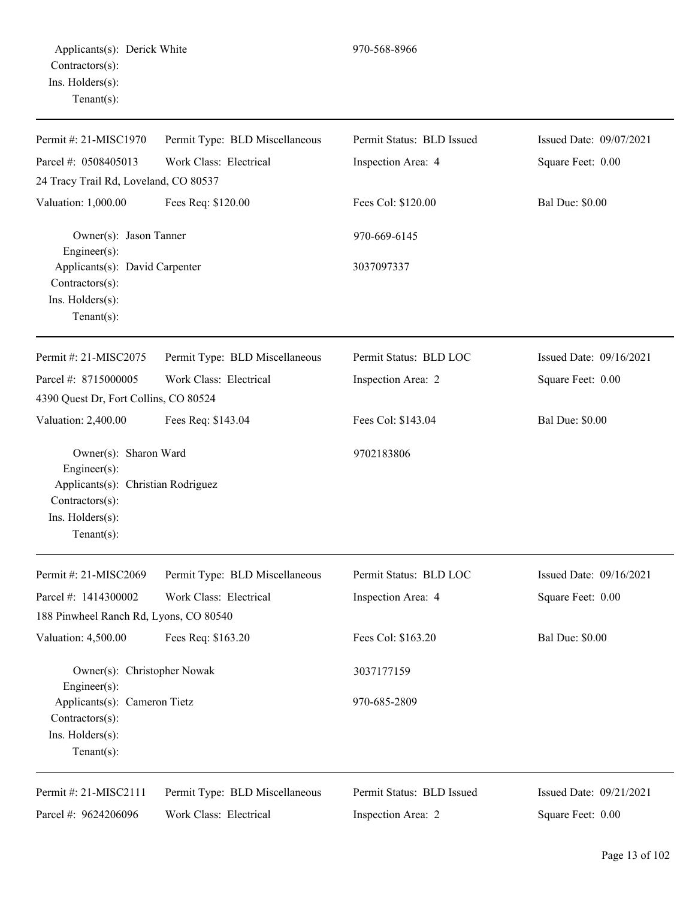Applicants(s): Derick White 970-568-8966
Contractors(s):
Ins. Holders(s):
Tenant(s):

---

| Permit #: 21-MISC1970 | Permit Type: BLD Miscellaneous | Permit Status: BLD Issued | Issued Date: 09/07/2021 |
|---|---|---|---|
| Parcel #: 0508405013 | Work Class: Electrical | Inspection Area: 4 | Square Feet: 0.00 |
| 24 Tracy Trail Rd, Loveland, CO 80537 | | | |
| Valuation: 1,000.00 | Fees Req: $120.00 | Fees Col: $120.00 | Bal Due: $0.00 |

Owner(s): Jason Tanner 970-669-6145
Engineer(s):
Applicants(s): David Carpenter 3037097337
Contractors(s):
Ins. Holders(s):
Tenant(s):

---

| Permit #: 21-MISC2075 | Permit Type: BLD Miscellaneous | Permit Status: BLD LOC | Issued Date: 09/16/2021 |
|---|---|---|---|
| Parcel #: 8715000005 | Work Class: Electrical | Inspection Area: 2 | Square Feet: 0.00 |
| 4390 Quest Dr, Fort Collins, CO 80524 | | | |
| Valuation: 2,400.00 | Fees Req: $143.04 | Fees Col: $143.04 | Bal Due: $0.00 |

Owner(s): Sharon Ward 9702183806
Engineer(s):
Applicants(s): Christian Rodriguez
Contractors(s):
Ins. Holders(s):
Tenant(s):

---

| Permit #: 21-MISC2069 | Permit Type: BLD Miscellaneous | Permit Status: BLD LOC | Issued Date: 09/16/2021 |
|---|---|---|---|
| Parcel #: 1414300002 | Work Class: Electrical | Inspection Area: 4 | Square Feet: 0.00 |
| 188 Pinwheel Ranch Rd, Lyons, CO 80540 | | | |
| Valuation: 4,500.00 | Fees Req: $163.20 | Fees Col: $163.20 | Bal Due: $0.00 |

Owner(s): Christopher Nowak 3037177159
Engineer(s):
Applicants(s): Cameron Tietz 970-685-2809
Contractors(s):
Ins. Holders(s):
Tenant(s):

---

| Permit #: 21-MISC2111 | Permit Type: BLD Miscellaneous | Permit Status: BLD Issued | Issued Date: 09/21/2021 |
|---|---|---|---|
| Parcel #: 9624206096 | Work Class: Electrical | Inspection Area: 2 | Square Feet: 0.00 |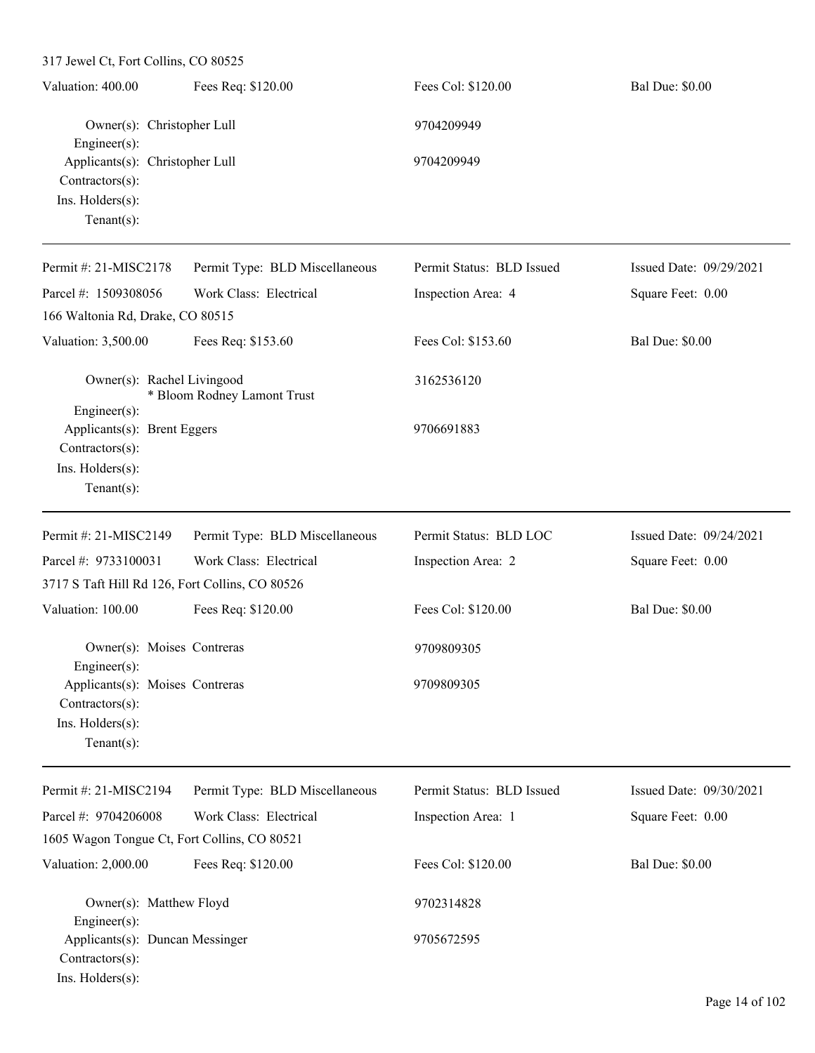317 Jewel Ct, Fort Collins, CO 80525

| Valuation: 400.00 | Fees Req: $120.00 | Fees Col: $120.00 | Bal Due: $0.00 |
|---|---|---|---|

Owner(s): Christopher Lull 9704209949
Engineer(s):
Applicants(s): Christopher Lull 9704209949
Contractors(s):
Ins. Holders(s):
Tenant(s):

---

| Permit #: 21-MISC2178 | Permit Type: BLD Miscellaneous | Permit Status: BLD Issued | Issued Date: 09/29/2021 |
|---|---|---|---|
| Parcel #: 1509308056 | Work Class: Electrical | Inspection Area: 4 | Square Feet: 0.00 |

166 Waltonia Rd, Drake, CO 80515

| Valuation: 3,500.00 | Fees Req: $153.60 | Fees Col: $153.60 | Bal Due: $0.00 |
|---|---|---|---|

Owner(s): Rachel Livingood 3162536120
* Bloom Rodney Lamont Trust
Engineer(s):
Applicants(s): Brent Eggers 9706691883
Contractors(s):
Ins. Holders(s):
Tenant(s):

---

| Permit #: 21-MISC2149 | Permit Type: BLD Miscellaneous | Permit Status: BLD LOC | Issued Date: 09/24/2021 |
|---|---|---|---|
| Parcel #: 9733100031 | Work Class: Electrical | Inspection Area: 2 | Square Feet: 0.00 |

3717 S Taft Hill Rd 126, Fort Collins, CO 80526

| Valuation: 100.00 | Fees Req: $120.00 | Fees Col: $120.00 | Bal Due: $0.00 |
|---|---|---|---|

Owner(s): Moises Contreras 9709809305
Engineer(s):
Applicants(s): Moises Contreras 9709809305
Contractors(s):
Ins. Holders(s):
Tenant(s):

---

| Permit #: 21-MISC2194 | Permit Type: BLD Miscellaneous | Permit Status: BLD Issued | Issued Date: 09/30/2021 |
|---|---|---|---|
| Parcel #: 9704206008 | Work Class: Electrical | Inspection Area: 1 | Square Feet: 0.00 |

1605 Wagon Tongue Ct, Fort Collins, CO 80521

| Valuation: 2,000.00 | Fees Req: $120.00 | Fees Col: $120.00 | Bal Due: $0.00 |
|---|---|---|---|

Owner(s): Matthew Floyd 9702314828
Engineer(s):
Applicants(s): Duncan Messinger 9705672595
Contractors(s):
Ins. Holders(s):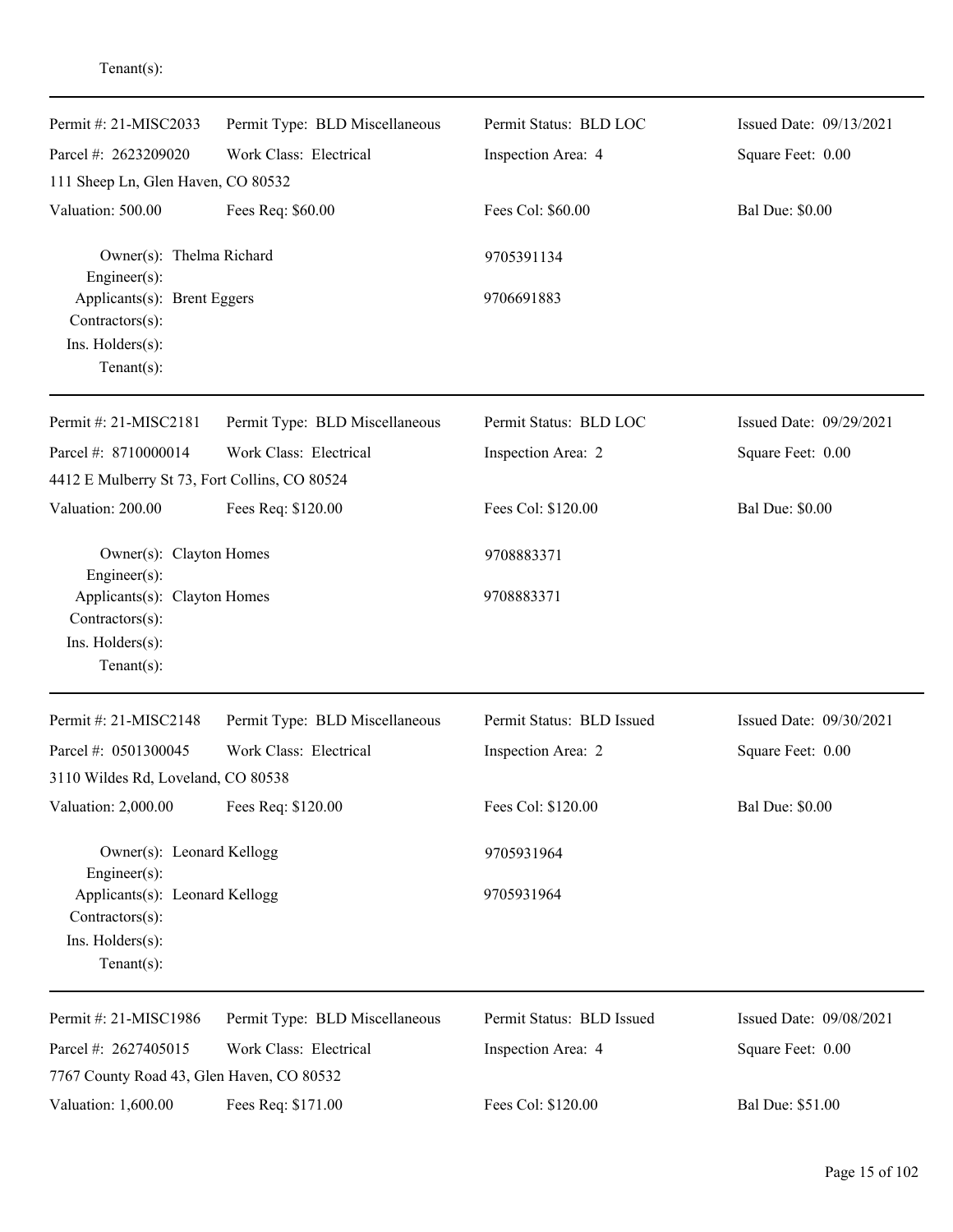Tenant(s):

---

| Permit #: 21-MISC2033 | Permit Type: BLD Miscellaneous | Permit Status: BLD LOC | Issued Date: 09/13/2021 |
|---|---|---|---|
| Parcel #: 2623209020 | Work Class: Electrical | Inspection Area: 4 | Square Feet: 0.00 |
| 111 Sheep Ln, Glen Haven, CO 80532 | | | |
| Valuation: 500.00 | Fees Req: $60.00 | Fees Col: $60.00 | Bal Due: $0.00 |

Owner(s): Thelma Richard — 9705391134
Engineer(s):
Applicants(s): Brent Eggers — 9706691883
Contractors(s):
Ins. Holders(s):
Tenant(s):

---

| Permit #: 21-MISC2181 | Permit Type: BLD Miscellaneous | Permit Status: BLD LOC | Issued Date: 09/29/2021 |
|---|---|---|---|
| Parcel #: 8710000014 | Work Class: Electrical | Inspection Area: 2 | Square Feet: 0.00 |
| 4412 E Mulberry St 73, Fort Collins, CO 80524 | | | |
| Valuation: 200.00 | Fees Req: $120.00 | Fees Col: $120.00 | Bal Due: $0.00 |

Owner(s): Clayton Homes — 9708883371
Engineer(s):
Applicants(s): Clayton Homes — 9708883371
Contractors(s):
Ins. Holders(s):
Tenant(s):

---

| Permit #: 21-MISC2148 | Permit Type: BLD Miscellaneous | Permit Status: BLD Issued | Issued Date: 09/30/2021 |
|---|---|---|---|
| Parcel #: 0501300045 | Work Class: Electrical | Inspection Area: 2 | Square Feet: 0.00 |
| 3110 Wildes Rd, Loveland, CO 80538 | | | |
| Valuation: 2,000.00 | Fees Req: $120.00 | Fees Col: $120.00 | Bal Due: $0.00 |

Owner(s): Leonard Kellogg — 9705931964
Engineer(s):
Applicants(s): Leonard Kellogg — 9705931964
Contractors(s):
Ins. Holders(s):
Tenant(s):

---

| Permit #: 21-MISC1986 | Permit Type: BLD Miscellaneous | Permit Status: BLD Issued | Issued Date: 09/08/2021 |
|---|---|---|---|
| Parcel #: 2627405015 | Work Class: Electrical | Inspection Area: 4 | Square Feet: 0.00 |
| 7767 County Road 43, Glen Haven, CO 80532 | | | |
| Valuation: 1,600.00 | Fees Req: $171.00 | Fees Col: $120.00 | Bal Due: $51.00 |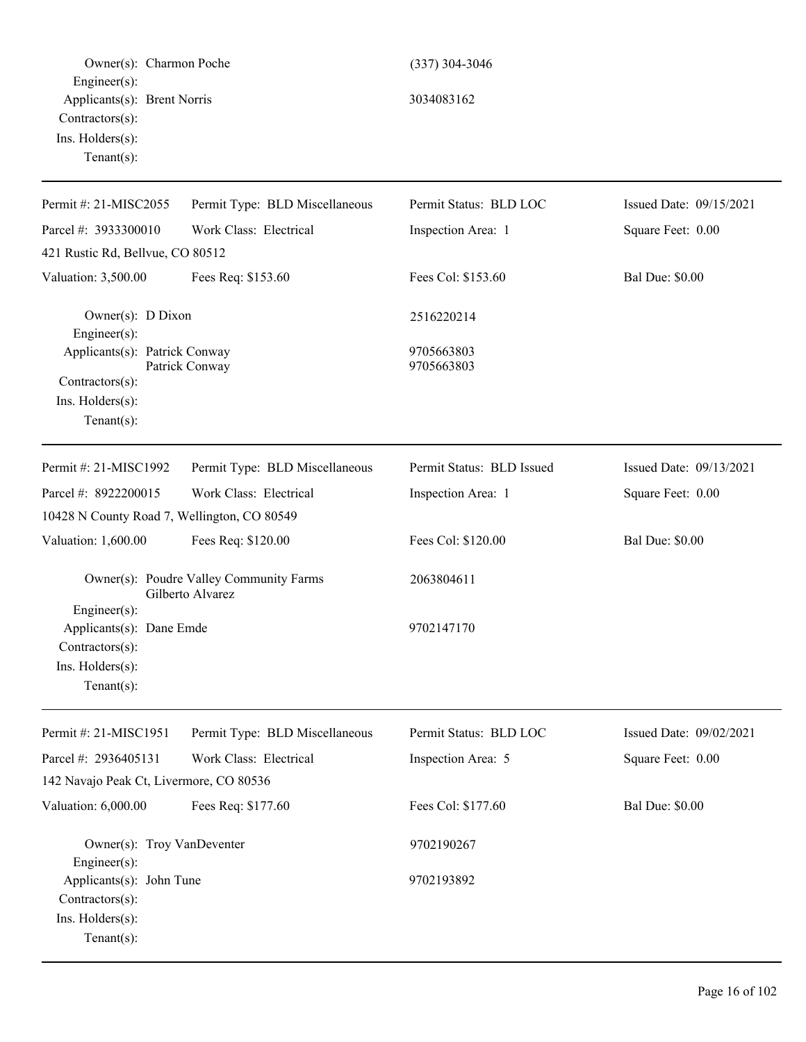Owner(s): Charmon Poche (337) 304-3046
Engineer(s):
Applicants(s): Brent Norris 3034083162
Contractors(s):
Ins. Holders(s):
Tenant(s):

---

Permit #: 21-MISC2055 | Permit Type: BLD Miscellaneous | Permit Status: BLD LOC | Issued Date: 09/15/2021
Parcel #: 3933300010 | Work Class: Electrical | Inspection Area: 1 | Square Feet: 0.00
421 Rustic Rd, Bellvue, CO 80512
Valuation: 3,500.00 | Fees Req: $153.60 | Fees Col: $153.60 | Bal Due: $0.00

Owner(s): D Dixon 2516220214
Engineer(s):
Applicants(s): Patrick Conway 9705663803
Patrick Conway 9705663803
Contractors(s):
Ins. Holders(s):
Tenant(s):

---

Permit #: 21-MISC1992 | Permit Type: BLD Miscellaneous | Permit Status: BLD Issued | Issued Date: 09/13/2021
Parcel #: 8922200015 | Work Class: Electrical | Inspection Area: 1 | Square Feet: 0.00
10428 N County Road 7, Wellington, CO 80549
Valuation: 1,600.00 | Fees Req: $120.00 | Fees Col: $120.00 | Bal Due: $0.00

Owner(s): Poudre Valley Community Farms 2063804611
Gilberto Alvarez
Engineer(s):
Applicants(s): Dane Emde 9702147170
Contractors(s):
Ins. Holders(s):
Tenant(s):

---

Permit #: 21-MISC1951 | Permit Type: BLD Miscellaneous | Permit Status: BLD LOC | Issued Date: 09/02/2021
Parcel #: 2936405131 | Work Class: Electrical | Inspection Area: 5 | Square Feet: 0.00
142 Navajo Peak Ct, Livermore, CO 80536
Valuation: 6,000.00 | Fees Req: $177.60 | Fees Col: $177.60 | Bal Due: $0.00

Owner(s): Troy VanDeventer 9702190267
Engineer(s):
Applicants(s): John Tune 9702193892
Contractors(s):
Ins. Holders(s):
Tenant(s):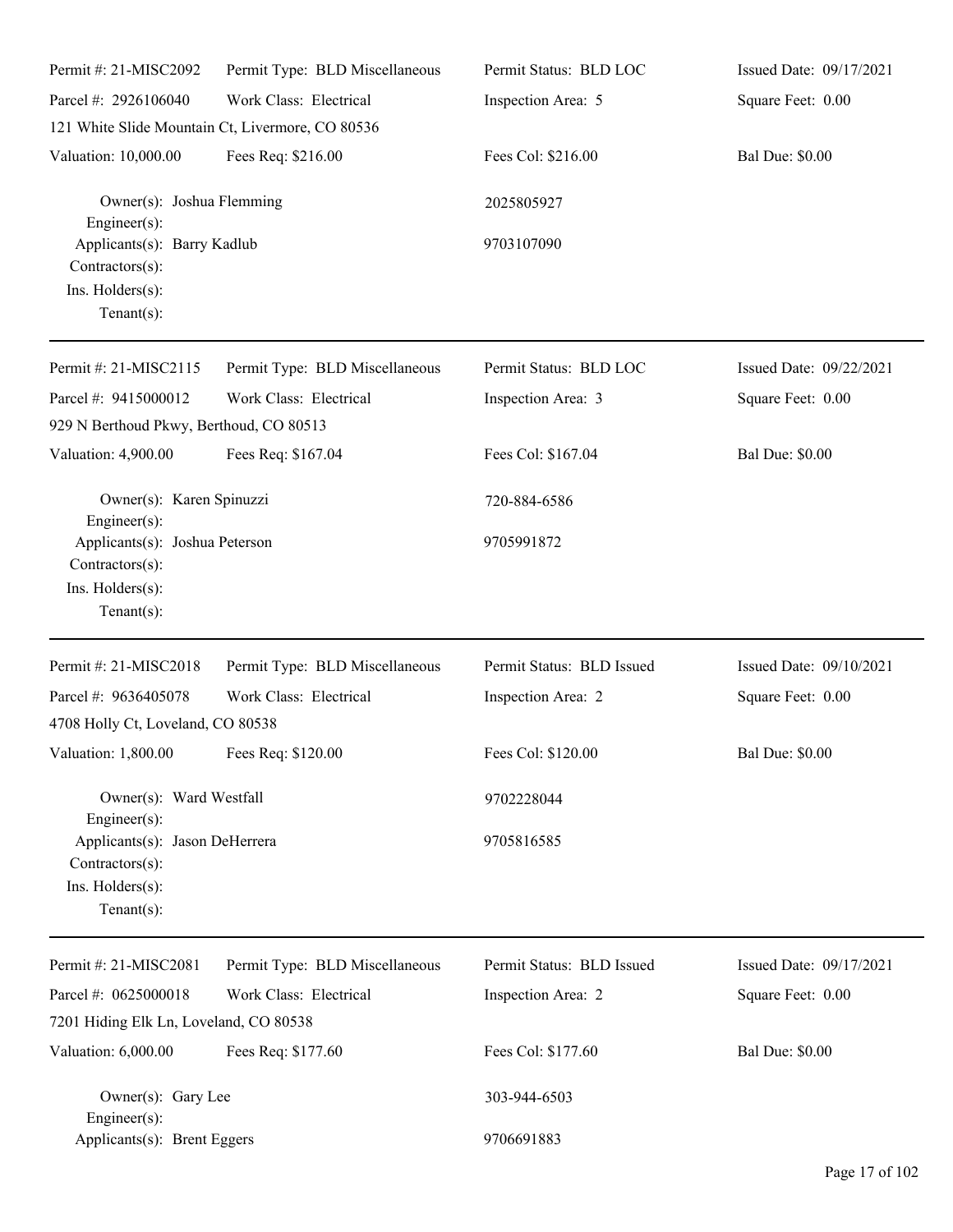| Permit #: 21-MISC2092 | Permit Type: BLD Miscellaneous | Permit Status: BLD LOC | Issued Date: 09/17/2021 |
|---|---|---|---|
| Parcel #: 2926106040 | Work Class: Electrical | Inspection Area: 5 | Square Feet: 0.00 |
| 121 White Slide Mountain Ct, Livermore, CO 80536 | | | |
| Valuation: 10,000.00 | Fees Req: $216.00 | Fees Col: $216.00 | Bal Due: $0.00 |

Owner(s): Joshua Flemming — 2025805927
Engineer(s):
Applicants(s): Barry Kadlub — 9703107090
Contractors(s):
Ins. Holders(s):
Tenant(s):

---

| Permit #: 21-MISC2115 | Permit Type: BLD Miscellaneous | Permit Status: BLD LOC | Issued Date: 09/22/2021 |
|---|---|---|---|
| Parcel #: 9415000012 | Work Class: Electrical | Inspection Area: 3 | Square Feet: 0.00 |
| 929 N Berthoud Pkwy, Berthoud, CO 80513 | | | |
| Valuation: 4,900.00 | Fees Req: $167.04 | Fees Col: $167.04 | Bal Due: $0.00 |

Owner(s): Karen Spinuzzi — 720-884-6586
Engineer(s):
Applicants(s): Joshua Peterson — 9705991872
Contractors(s):
Ins. Holders(s):
Tenant(s):

---

| Permit #: 21-MISC2018 | Permit Type: BLD Miscellaneous | Permit Status: BLD Issued | Issued Date: 09/10/2021 |
|---|---|---|---|
| Parcel #: 9636405078 | Work Class: Electrical | Inspection Area: 2 | Square Feet: 0.00 |
| 4708 Holly Ct, Loveland, CO 80538 | | | |
| Valuation: 1,800.00 | Fees Req: $120.00 | Fees Col: $120.00 | Bal Due: $0.00 |

Owner(s): Ward Westfall — 9702228044
Engineer(s):
Applicants(s): Jason DeHerrera — 9705816585
Contractors(s):
Ins. Holders(s):
Tenant(s):

---

| Permit #: 21-MISC2081 | Permit Type: BLD Miscellaneous | Permit Status: BLD Issued | Issued Date: 09/17/2021 |
|---|---|---|---|
| Parcel #: 0625000018 | Work Class: Electrical | Inspection Area: 2 | Square Feet: 0.00 |
| 7201 Hiding Elk Ln, Loveland, CO 80538 | | | |
| Valuation: 6,000.00 | Fees Req: $177.60 | Fees Col: $177.60 | Bal Due: $0.00 |

Owner(s): Gary Lee — 303-944-6503
Engineer(s):
Applicants(s): Brent Eggers — 9706691883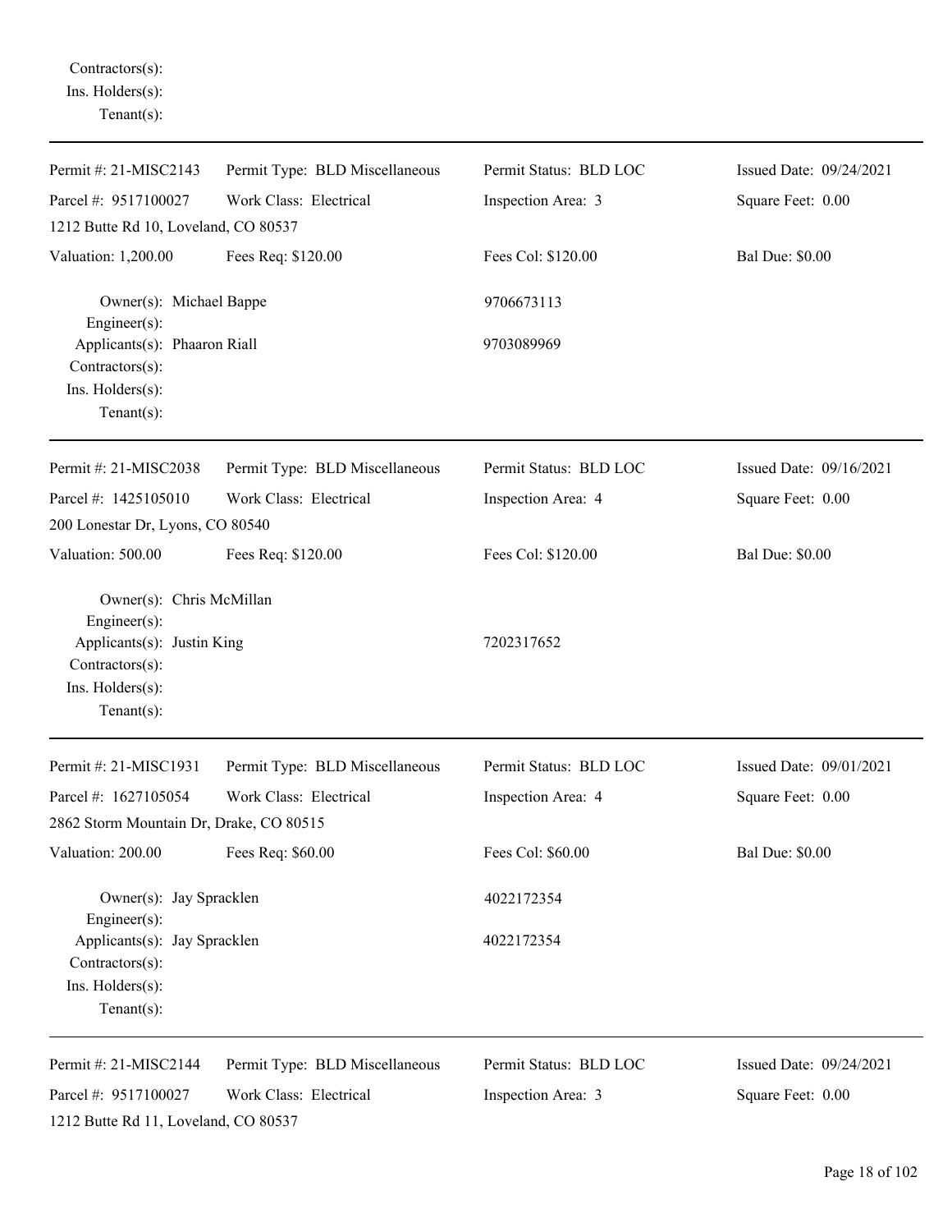Contractors(s):
Ins. Holders(s):
Tenant(s):

---

| Permit #: 21-MISC2143 | Permit Type: BLD Miscellaneous | Permit Status: BLD LOC | Issued Date: 09/24/2021 |
|---|---|---|---|
| Parcel #: 9517100027 | Work Class: Electrical | Inspection Area: 3 | Square Feet: 0.00 |
| 1212 Butte Rd 10, Loveland, CO 80537 | | | |
| Valuation: 1,200.00 | Fees Req: $120.00 | Fees Col: $120.00 | Bal Due: $0.00 |

Owner(s): Michael Bappe — 9706673113
Engineer(s):
Applicants(s): Phaaron Riall — 9703089969
Contractors(s):
Ins. Holders(s):
Tenant(s):

---

| Permit #: 21-MISC2038 | Permit Type: BLD Miscellaneous | Permit Status: BLD LOC | Issued Date: 09/16/2021 |
|---|---|---|---|
| Parcel #: 1425105010 | Work Class: Electrical | Inspection Area: 4 | Square Feet: 0.00 |
| 200 Lonestar Dr, Lyons, CO 80540 | | | |
| Valuation: 500.00 | Fees Req: $120.00 | Fees Col: $120.00 | Bal Due: $0.00 |

Owner(s): Chris McMillan
Engineer(s):
Applicants(s): Justin King — 7202317652
Contractors(s):
Ins. Holders(s):
Tenant(s):

---

| Permit #: 21-MISC1931 | Permit Type: BLD Miscellaneous | Permit Status: BLD LOC | Issued Date: 09/01/2021 |
|---|---|---|---|
| Parcel #: 1627105054 | Work Class: Electrical | Inspection Area: 4 | Square Feet: 0.00 |
| 2862 Storm Mountain Dr, Drake, CO 80515 | | | |
| Valuation: 200.00 | Fees Req: $60.00 | Fees Col: $60.00 | Bal Due: $0.00 |

Owner(s): Jay Spracklen — 4022172354
Engineer(s):
Applicants(s): Jay Spracklen — 4022172354
Contractors(s):
Ins. Holders(s):
Tenant(s):

---

| Permit #: 21-MISC2144 | Permit Type: BLD Miscellaneous | Permit Status: BLD LOC | Issued Date: 09/24/2021 |
|---|---|---|---|
| Parcel #: 9517100027 | Work Class: Electrical | Inspection Area: 3 | Square Feet: 0.00 |
| 1212 Butte Rd 11, Loveland, CO 80537 | | | |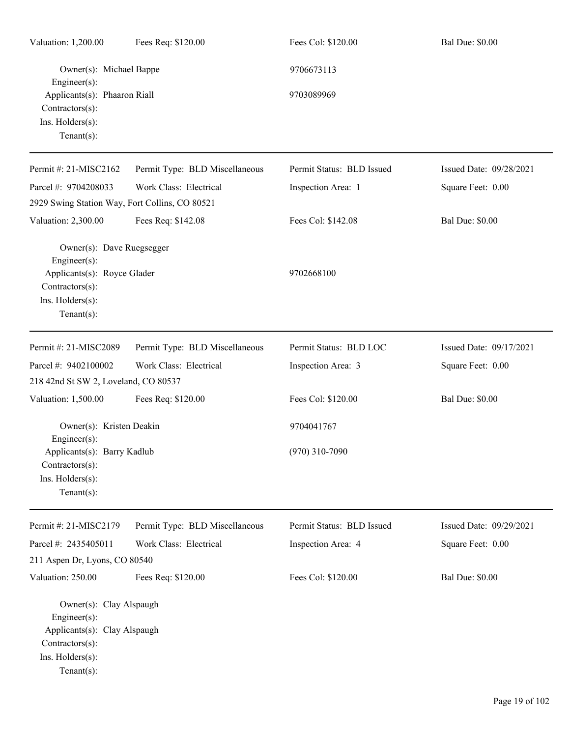Valuation: 1,200.00 | Fees Req: $120.00 | Fees Col: $120.00 | Bal Due: $0.00

Owner(s): Michael Bappe 9706673113
Engineer(s):
Applicants(s): Phaaron Riall 9703089969
Contractors(s):
Ins. Holders(s):
Tenant(s):

---

Permit #: 21-MISC2162 | Permit Type: BLD Miscellaneous | Permit Status: BLD Issued | Issued Date: 09/28/2021
Parcel #: 9704208033 | Work Class: Electrical | Inspection Area: 1 | Square Feet: 0.00
2929 Swing Station Way, Fort Collins, CO 80521
Valuation: 2,300.00 | Fees Req: $142.08 | Fees Col: $142.08 | Bal Due: $0.00

Owner(s): Dave Ruegsegger
Engineer(s):
Applicants(s): Royce Glader 9702668100
Contractors(s):
Ins. Holders(s):
Tenant(s):

---

Permit #: 21-MISC2089 | Permit Type: BLD Miscellaneous | Permit Status: BLD LOC | Issued Date: 09/17/2021
Parcel #: 9402100002 | Work Class: Electrical | Inspection Area: 3 | Square Feet: 0.00
218 42nd St SW 2, Loveland, CO 80537
Valuation: 1,500.00 | Fees Req: $120.00 | Fees Col: $120.00 | Bal Due: $0.00

Owner(s): Kristen Deakin 9704041767
Engineer(s):
Applicants(s): Barry Kadlub (970) 310-7090
Contractors(s):
Ins. Holders(s):
Tenant(s):

---

Permit #: 21-MISC2179 | Permit Type: BLD Miscellaneous | Permit Status: BLD Issued | Issued Date: 09/29/2021
Parcel #: 2435405011 | Work Class: Electrical | Inspection Area: 4 | Square Feet: 0.00
211 Aspen Dr, Lyons, CO 80540
Valuation: 250.00 | Fees Req: $120.00 | Fees Col: $120.00 | Bal Due: $0.00

Owner(s): Clay Alspaugh
Engineer(s):
Applicants(s): Clay Alspaugh
Contractors(s):
Ins. Holders(s):
Tenant(s):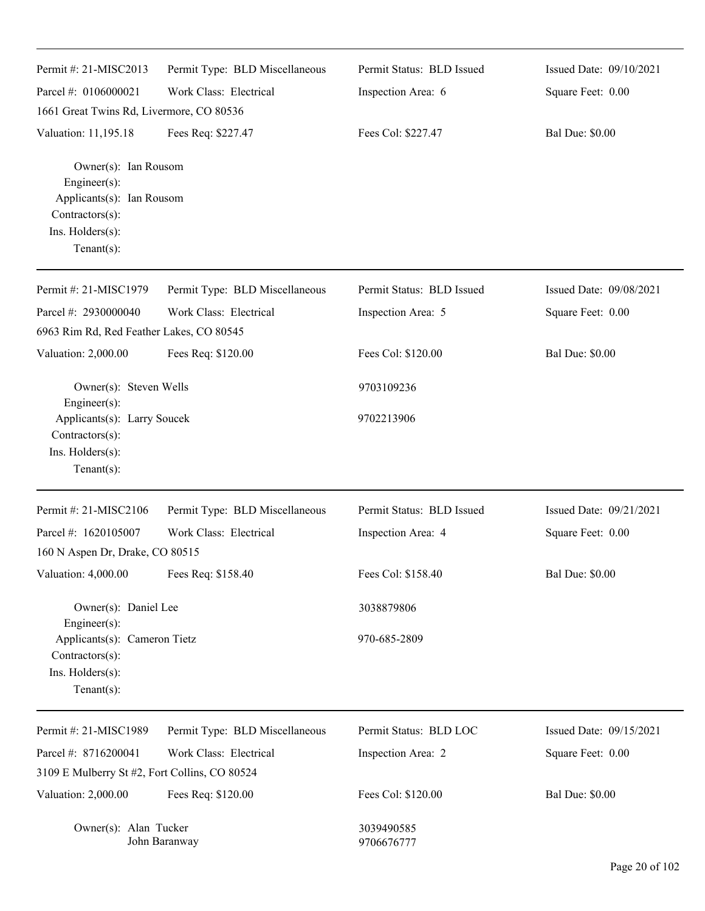| Permit #: 21-MISC2013 | Permit Type: BLD Miscellaneous | Permit Status: BLD Issued | Issued Date: 09/10/2021 |
|---|---|---|---|
| Parcel #: 0106000021 | Work Class: Electrical | Inspection Area: 6 | Square Feet: 0.00 |
| 1661 Great Twins Rd, Livermore, CO 80536 | | | |
| Valuation: 11,195.18 | Fees Req: $227.47 | Fees Col: $227.47 | Bal Due: $0.00 |

Owner(s): Ian Rousom
Engineer(s):
Applicants(s): Ian Rousom
Contractors(s):
Ins. Holders(s):
Tenant(s):

---

| Permit #: 21-MISC1979 | Permit Type: BLD Miscellaneous | Permit Status: BLD Issued | Issued Date: 09/08/2021 |
|---|---|---|---|
| Parcel #: 2930000040 | Work Class: Electrical | Inspection Area: 5 | Square Feet: 0.00 |
| 6963 Rim Rd, Red Feather Lakes, CO 80545 | | | |
| Valuation: 2,000.00 | Fees Req: $120.00 | Fees Col: $120.00 | Bal Due: $0.00 |

Owner(s): Steven Wells — 9703109236
Engineer(s):
Applicants(s): Larry Soucek — 9702213906
Contractors(s):
Ins. Holders(s):
Tenant(s):

---

| Permit #: 21-MISC2106 | Permit Type: BLD Miscellaneous | Permit Status: BLD Issued | Issued Date: 09/21/2021 |
|---|---|---|---|
| Parcel #: 1620105007 | Work Class: Electrical | Inspection Area: 4 | Square Feet: 0.00 |
| 160 N Aspen Dr, Drake, CO 80515 | | | |
| Valuation: 4,000.00 | Fees Req: $158.40 | Fees Col: $158.40 | Bal Due: $0.00 |

Owner(s): Daniel Lee — 3038879806
Engineer(s):
Applicants(s): Cameron Tietz — 970-685-2809
Contractors(s):
Ins. Holders(s):
Tenant(s):

---

| Permit #: 21-MISC1989 | Permit Type: BLD Miscellaneous | Permit Status: BLD LOC | Issued Date: 09/15/2021 |
|---|---|---|---|
| Parcel #: 8716200041 | Work Class: Electrical | Inspection Area: 2 | Square Feet: 0.00 |
| 3109 E Mulberry St #2, Fort Collins, CO 80524 | | | |
| Valuation: 2,000.00 | Fees Req: $120.00 | Fees Col: $120.00 | Bal Due: $0.00 |

Owner(s): Alan Tucker — 3039490585
John Baranway — 9706676777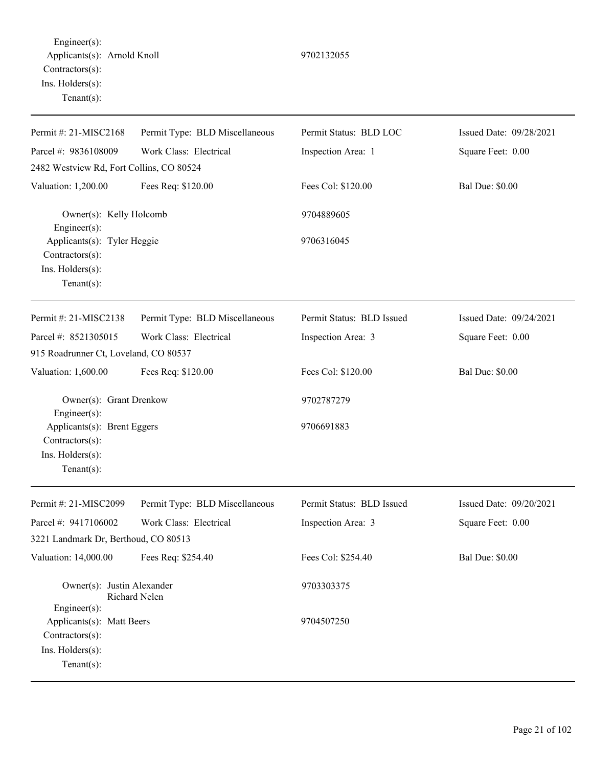Engineer(s):
Applicants(s): Arnold Knoll 9702132055
Contractors(s):
Ins. Holders(s):
Tenant(s):

---

| Permit #: 21-MISC2168 | Permit Type: BLD Miscellaneous | Permit Status: BLD LOC | Issued Date: 09/28/2021 |
|---|---|---|---|
| Parcel #: 9836108009 | Work Class: Electrical | Inspection Area: 1 | Square Feet: 0.00 |
| 2482 Westview Rd, Fort Collins, CO 80524 | | | |
| Valuation: 1,200.00 | Fees Req: $120.00 | Fees Col: $120.00 | Bal Due: $0.00 |

Owner(s): Kelly Holcomb 9704889605
Engineer(s):
Applicants(s): Tyler Heggie 9706316045
Contractors(s):
Ins. Holders(s):
Tenant(s):

---

| Permit #: 21-MISC2138 | Permit Type: BLD Miscellaneous | Permit Status: BLD Issued | Issued Date: 09/24/2021 |
|---|---|---|---|
| Parcel #: 8521305015 | Work Class: Electrical | Inspection Area: 3 | Square Feet: 0.00 |
| 915 Roadrunner Ct, Loveland, CO 80537 | | | |
| Valuation: 1,600.00 | Fees Req: $120.00 | Fees Col: $120.00 | Bal Due: $0.00 |

Owner(s): Grant Drenkow 9702787279
Engineer(s):
Applicants(s): Brent Eggers 9706691883
Contractors(s):
Ins. Holders(s):
Tenant(s):

---

| Permit #: 21-MISC2099 | Permit Type: BLD Miscellaneous | Permit Status: BLD Issued | Issued Date: 09/20/2021 |
|---|---|---|---|
| Parcel #: 9417106002 | Work Class: Electrical | Inspection Area: 3 | Square Feet: 0.00 |
| 3221 Landmark Dr, Berthoud, CO 80513 | | | |
| Valuation: 14,000.00 | Fees Req: $254.40 | Fees Col: $254.40 | Bal Due: $0.00 |

Owner(s): Justin Alexander
Richard Nelen 9703303375
Engineer(s):
Applicants(s): Matt Beers 9704507250
Contractors(s):
Ins. Holders(s):
Tenant(s):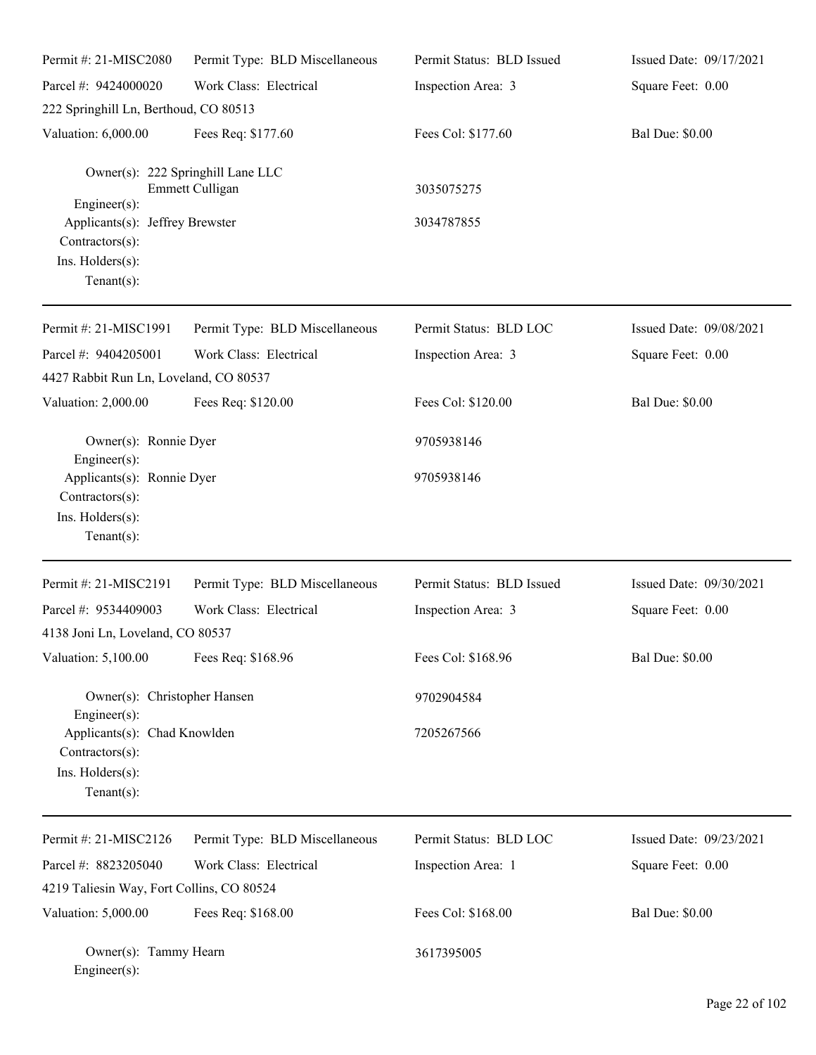| Permit #: 21-MISC2080 | Permit Type: BLD Miscellaneous | Permit Status: BLD Issued | Issued Date: 09/17/2021 |
|---|---|---|---|
| Parcel #: 9424000020 | Work Class: Electrical | Inspection Area: 3 | Square Feet: 0.00 |
| 222 Springhill Ln, Berthoud, CO 80513 | | | |
| Valuation: 6,000.00 | Fees Req: $177.60 | Fees Col: $177.60 | Bal Due: $0.00 |

Owner(s): 222 Springhill Lane LLC
Emmett Culligan — 3035075275
Engineer(s):
Applicants(s): Jeffrey Brewster — 3034787855
Contractors(s):
Ins. Holders(s):
Tenant(s):

---

| Permit #: 21-MISC1991 | Permit Type: BLD Miscellaneous | Permit Status: BLD LOC | Issued Date: 09/08/2021 |
|---|---|---|---|
| Parcel #: 9404205001 | Work Class: Electrical | Inspection Area: 3 | Square Feet: 0.00 |
| 4427 Rabbit Run Ln, Loveland, CO 80537 | | | |
| Valuation: 2,000.00 | Fees Req: $120.00 | Fees Col: $120.00 | Bal Due: $0.00 |

Owner(s): Ronnie Dyer — 9705938146
Engineer(s):
Applicants(s): Ronnie Dyer — 9705938146
Contractors(s):
Ins. Holders(s):
Tenant(s):

---

| Permit #: 21-MISC2191 | Permit Type: BLD Miscellaneous | Permit Status: BLD Issued | Issued Date: 09/30/2021 |
|---|---|---|---|
| Parcel #: 9534409003 | Work Class: Electrical | Inspection Area: 3 | Square Feet: 0.00 |
| 4138 Joni Ln, Loveland, CO 80537 | | | |
| Valuation: 5,100.00 | Fees Req: $168.96 | Fees Col: $168.96 | Bal Due: $0.00 |

Owner(s): Christopher Hansen — 9702904584
Engineer(s):
Applicants(s): Chad Knowlden — 7205267566
Contractors(s):
Ins. Holders(s):
Tenant(s):

---

| Permit #: 21-MISC2126 | Permit Type: BLD Miscellaneous | Permit Status: BLD LOC | Issued Date: 09/23/2021 |
|---|---|---|---|
| Parcel #: 8823205040 | Work Class: Electrical | Inspection Area: 1 | Square Feet: 0.00 |
| 4219 Taliesin Way, Fort Collins, CO 80524 | | | |
| Valuation: 5,000.00 | Fees Req: $168.00 | Fees Col: $168.00 | Bal Due: $0.00 |

Owner(s): Tammy Hearn — 3617395005
Engineer(s):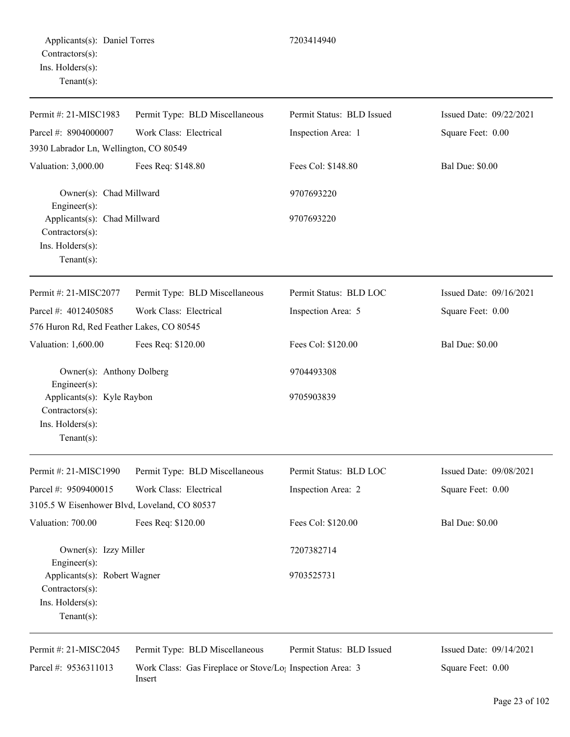Applicants(s): Daniel Torres 7203414940
Contractors(s):
Ins. Holders(s):
Tenant(s):

---

| Permit #: 21-MISC1983 | Permit Type: BLD Miscellaneous | Permit Status: BLD Issued | Issued Date: 09/22/2021 |
|---|---|---|---|
| Parcel #: 8904000007 | Work Class: Electrical | Inspection Area: 1 | Square Feet: 0.00 |
| 3930 Labrador Ln, Wellington, CO 80549 | | | |
| Valuation: 3,000.00 | Fees Req: $148.80 | Fees Col: $148.80 | Bal Due: $0.00 |

Owner(s): Chad Millward 9707693220
Engineer(s):
Applicants(s): Chad Millward 9707693220
Contractors(s):
Ins. Holders(s):
Tenant(s):

---

| Permit #: 21-MISC2077 | Permit Type: BLD Miscellaneous | Permit Status: BLD LOC | Issued Date: 09/16/2021 |
|---|---|---|---|
| Parcel #: 4012405085 | Work Class: Electrical | Inspection Area: 5 | Square Feet: 0.00 |
| 576 Huron Rd, Red Feather Lakes, CO 80545 | | | |
| Valuation: 1,600.00 | Fees Req: $120.00 | Fees Col: $120.00 | Bal Due: $0.00 |

Owner(s): Anthony Dolberg 9704493308
Engineer(s):
Applicants(s): Kyle Raybon 9705903839
Contractors(s):
Ins. Holders(s):
Tenant(s):

---

| Permit #: 21-MISC1990 | Permit Type: BLD Miscellaneous | Permit Status: BLD LOC | Issued Date: 09/08/2021 |
|---|---|---|---|
| Parcel #: 9509400015 | Work Class: Electrical | Inspection Area: 2 | Square Feet: 0.00 |
| 3105.5 W Eisenhower Blvd, Loveland, CO 80537 | | | |
| Valuation: 700.00 | Fees Req: $120.00 | Fees Col: $120.00 | Bal Due: $0.00 |

Owner(s): Izzy Miller 7207382714
Engineer(s):
Applicants(s): Robert Wagner 9703525731
Contractors(s):
Ins. Holders(s):
Tenant(s):

---

| Permit #: 21-MISC2045 | Permit Type: BLD Miscellaneous | Permit Status: BLD Issued | Issued Date: 09/14/2021 |
|---|---|---|---|
| Parcel #: 9536311013 | Work Class: Gas Fireplace or Stove/Log Insert | Inspection Area: 3 | Square Feet: 0.00 |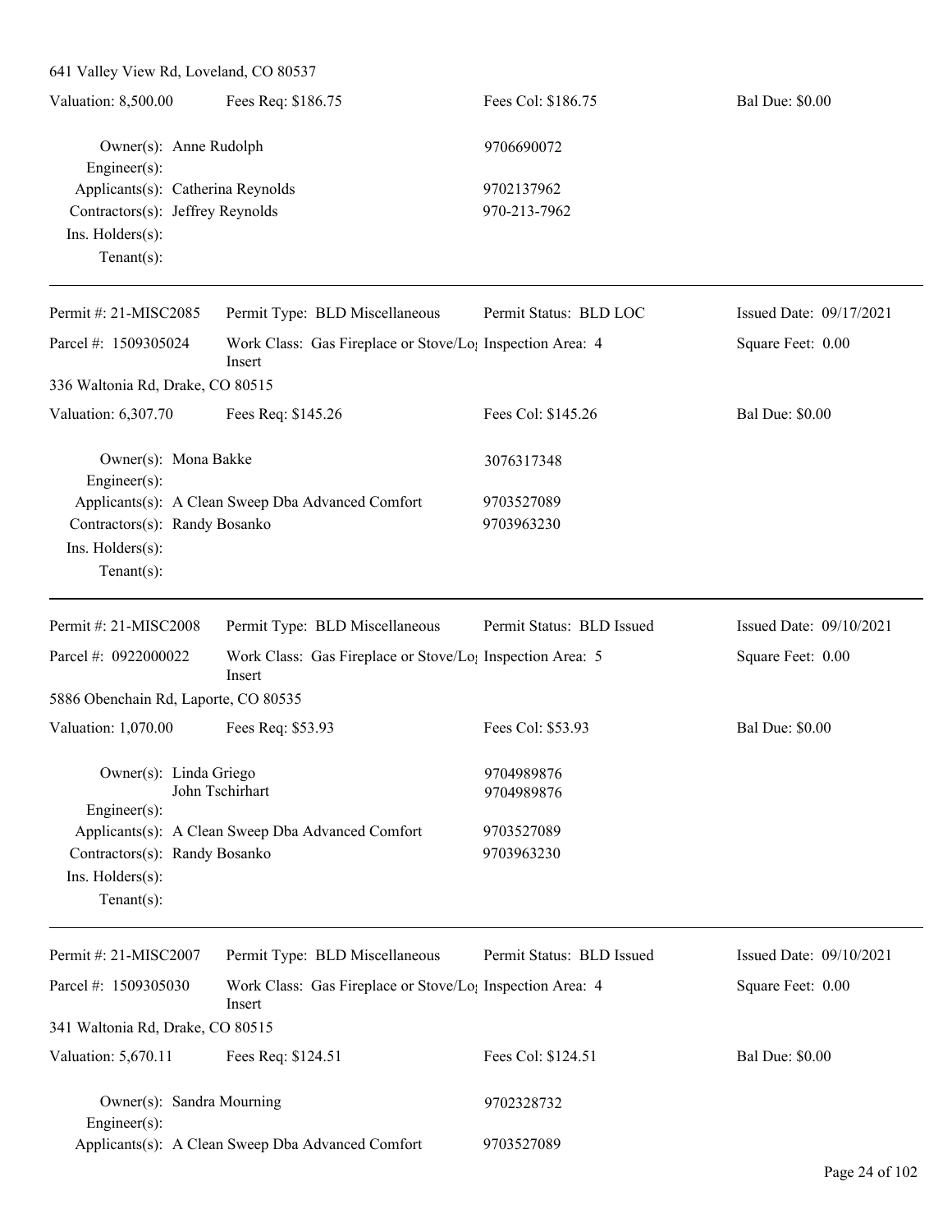641 Valley View Rd, Loveland, CO 80537

| Valuation: 8,500.00 | Fees Req: $186.75 | Fees Col: $186.75 | Bal Due: $0.00 |
|---|---|---|---|

Owner(s): Anne Rudolph — 9706690072
Engineer(s):
Applicants(s): Catherina Reynolds — 9702137962
Contractors(s): Jeffrey Reynolds — 970-213-7962
Ins. Holders(s):
Tenant(s):

---

| Permit #: 21-MISC2085 | Permit Type: BLD Miscellaneous | Permit Status: BLD LOC | Issued Date: 09/17/2021 |
|---|---|---|---|
| Parcel #: 1509305024 | Work Class: Gas Fireplace or Stove/Log Insert | Inspection Area: 4 | Square Feet: 0.00 |

336 Waltonia Rd, Drake, CO 80515

| Valuation: 6,307.70 | Fees Req: $145.26 | Fees Col: $145.26 | Bal Due: $0.00 |
|---|---|---|---|

Owner(s): Mona Bakke — 3076317348
Engineer(s):
Applicants(s): A Clean Sweep Dba Advanced Comfort — 9703527089
Contractors(s): Randy Bosanko — 9703963230
Ins. Holders(s):
Tenant(s):

---

| Permit #: 21-MISC2008 | Permit Type: BLD Miscellaneous | Permit Status: BLD Issued | Issued Date: 09/10/2021 |
|---|---|---|---|
| Parcel #: 0922000022 | Work Class: Gas Fireplace or Stove/Log Insert | Inspection Area: 5 | Square Feet: 0.00 |

5886 Obenchain Rd, Laporte, CO 80535

| Valuation: 1,070.00 | Fees Req: $53.93 | Fees Col: $53.93 | Bal Due: $0.00 |
|---|---|---|---|

Owner(s): Linda Griego — 9704989876
John Tschirhart — 9704989876
Engineer(s):
Applicants(s): A Clean Sweep Dba Advanced Comfort — 9703527089
Contractors(s): Randy Bosanko — 9703963230
Ins. Holders(s):
Tenant(s):

---

| Permit #: 21-MISC2007 | Permit Type: BLD Miscellaneous | Permit Status: BLD Issued | Issued Date: 09/10/2021 |
|---|---|---|---|
| Parcel #: 1509305030 | Work Class: Gas Fireplace or Stove/Log Insert | Inspection Area: 4 | Square Feet: 0.00 |

341 Waltonia Rd, Drake, CO 80515

| Valuation: 5,670.11 | Fees Req: $124.51 | Fees Col: $124.51 | Bal Due: $0.00 |
|---|---|---|---|

Owner(s): Sandra Mourning — 9702328732
Engineer(s):
Applicants(s): A Clean Sweep Dba Advanced Comfort — 9703527089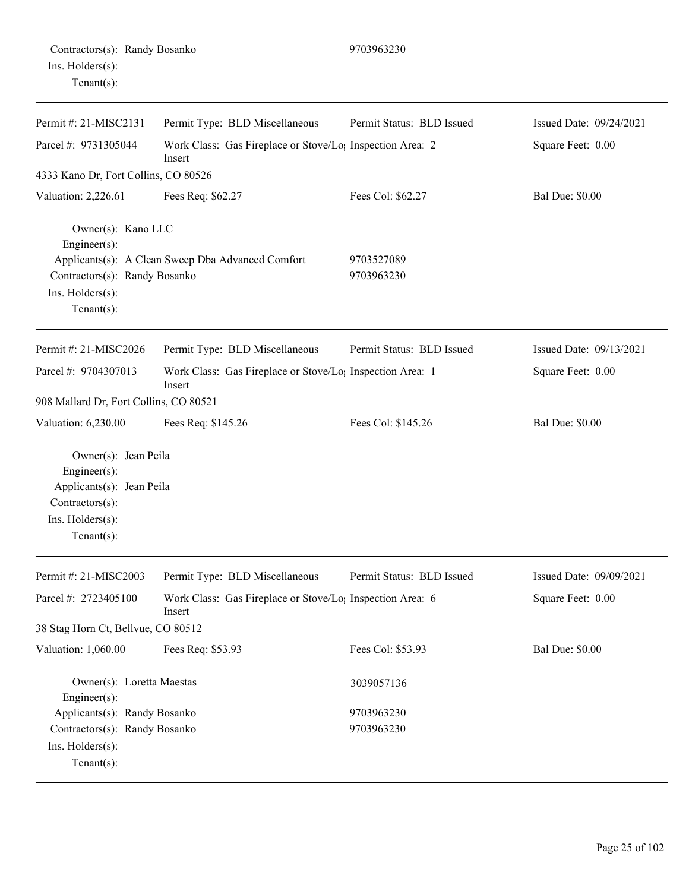Contractors(s): Randy Bosanko 9703963230
Ins. Holders(s):
Tenant(s):

---

| Permit #: 21-MISC2131 | Permit Type: BLD Miscellaneous | Permit Status: BLD Issued | Issued Date: 09/24/2021 |
|---|---|---|---|
| Parcel #: 9731305044 | Work Class: Gas Fireplace or Stove/Log Insert | Inspection Area: 2 | Square Feet: 0.00 |
| 4333 Kano Dr, Fort Collins, CO 80526 | | | |
| Valuation: 2,226.61 | Fees Req: $62.27 | Fees Col: $62.27 | Bal Due: $0.00 |

Owner(s): Kano LLC
Engineer(s):
Applicants(s): A Clean Sweep Dba Advanced Comfort 9703527089
Contractors(s): Randy Bosanko 9703963230
Ins. Holders(s):
Tenant(s):

---

| Permit #: 21-MISC2026 | Permit Type: BLD Miscellaneous | Permit Status: BLD Issued | Issued Date: 09/13/2021 |
|---|---|---|---|
| Parcel #: 9704307013 | Work Class: Gas Fireplace or Stove/Log Insert | Inspection Area: 1 | Square Feet: 0.00 |
| 908 Mallard Dr, Fort Collins, CO 80521 | | | |
| Valuation: 6,230.00 | Fees Req: $145.26 | Fees Col: $145.26 | Bal Due: $0.00 |

Owner(s): Jean Peila
Engineer(s):
Applicants(s): Jean Peila
Contractors(s):
Ins. Holders(s):
Tenant(s):

---

| Permit #: 21-MISC2003 | Permit Type: BLD Miscellaneous | Permit Status: BLD Issued | Issued Date: 09/09/2021 |
|---|---|---|---|
| Parcel #: 2723405100 | Work Class: Gas Fireplace or Stove/Log Insert | Inspection Area: 6 | Square Feet: 0.00 |
| 38 Stag Horn Ct, Bellvue, CO 80512 | | | |
| Valuation: 1,060.00 | Fees Req: $53.93 | Fees Col: $53.93 | Bal Due: $0.00 |

Owner(s): Loretta Maestas 3039057136
Engineer(s):
Applicants(s): Randy Bosanko 9703963230
Contractors(s): Randy Bosanko 9703963230
Ins. Holders(s):
Tenant(s):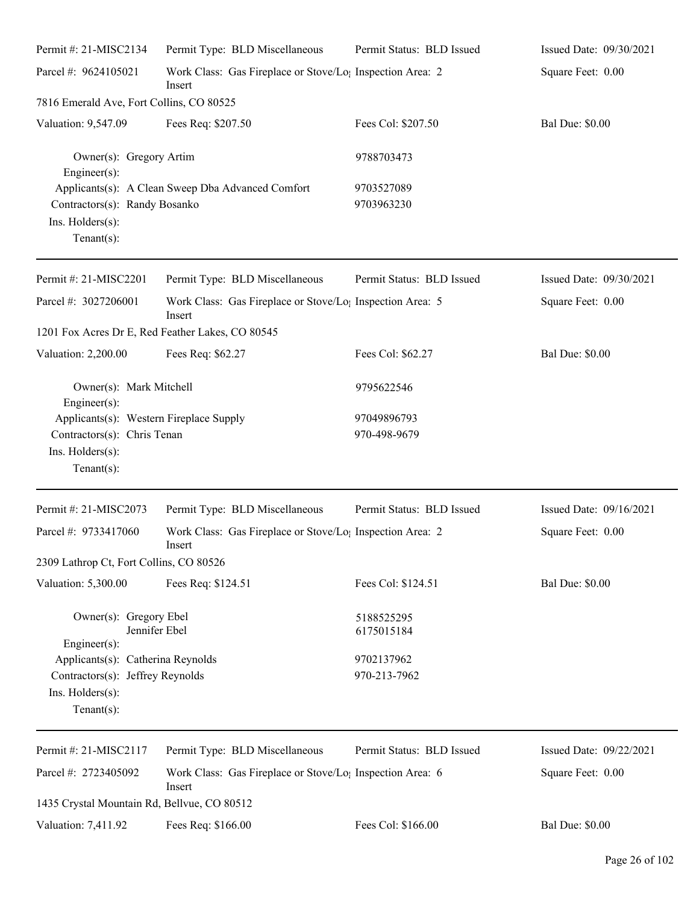| Permit #: 21-MISC2134 | Permit Type: BLD Miscellaneous | Permit Status: BLD Issued | Issued Date: 09/30/2021 |
|---|---|---|---|
| Parcel #: 9624105021 | Work Class: Gas Fireplace or Stove/Log Insert | Inspection Area: 2 | Square Feet: 0.00 |
| 7816 Emerald Ave, Fort Collins, CO 80525 | | | |
| Valuation: 9,547.09 | Fees Req: $207.50 | Fees Col: $207.50 | Bal Due: $0.00 |

Owner(s): Gregory Artim — 9788703473
Engineer(s):
Applicants(s): A Clean Sweep Dba Advanced Comfort — 9703527089
Contractors(s): Randy Bosanko — 9703963230
Ins. Holders(s):
Tenant(s):

---

| Permit #: 21-MISC2201 | Permit Type: BLD Miscellaneous | Permit Status: BLD Issued | Issued Date: 09/30/2021 |
|---|---|---|---|
| Parcel #: 3027206001 | Work Class: Gas Fireplace or Stove/Log Insert | Inspection Area: 5 | Square Feet: 0.00 |
| 1201 Fox Acres Dr E, Red Feather Lakes, CO 80545 | | | |
| Valuation: 2,200.00 | Fees Req: $62.27 | Fees Col: $62.27 | Bal Due: $0.00 |

Owner(s): Mark Mitchell — 9795622546
Engineer(s):
Applicants(s): Western Fireplace Supply — 97049896793
Contractors(s): Chris Tenan — 970-498-9679
Ins. Holders(s):
Tenant(s):

---

| Permit #: 21-MISC2073 | Permit Type: BLD Miscellaneous | Permit Status: BLD Issued | Issued Date: 09/16/2021 |
|---|---|---|---|
| Parcel #: 9733417060 | Work Class: Gas Fireplace or Stove/Log Insert | Inspection Area: 2 | Square Feet: 0.00 |
| 2309 Lathrop Ct, Fort Collins, CO 80526 | | | |
| Valuation: 5,300.00 | Fees Req: $124.51 | Fees Col: $124.51 | Bal Due: $0.00 |

Owner(s): Gregory Ebel — 5188525295
Jennifer Ebel — 6175015184
Engineer(s):
Applicants(s): Catherina Reynolds — 9702137962
Contractors(s): Jeffrey Reynolds — 970-213-7962
Ins. Holders(s):
Tenant(s):

---

| Permit #: 21-MISC2117 | Permit Type: BLD Miscellaneous | Permit Status: BLD Issued | Issued Date: 09/22/2021 |
|---|---|---|---|
| Parcel #: 2723405092 | Work Class: Gas Fireplace or Stove/Log Insert | Inspection Area: 6 | Square Feet: 0.00 |
| 1435 Crystal Mountain Rd, Bellvue, CO 80512 | | | |
| Valuation: 7,411.92 | Fees Req: $166.00 | Fees Col: $166.00 | Bal Due: $0.00 |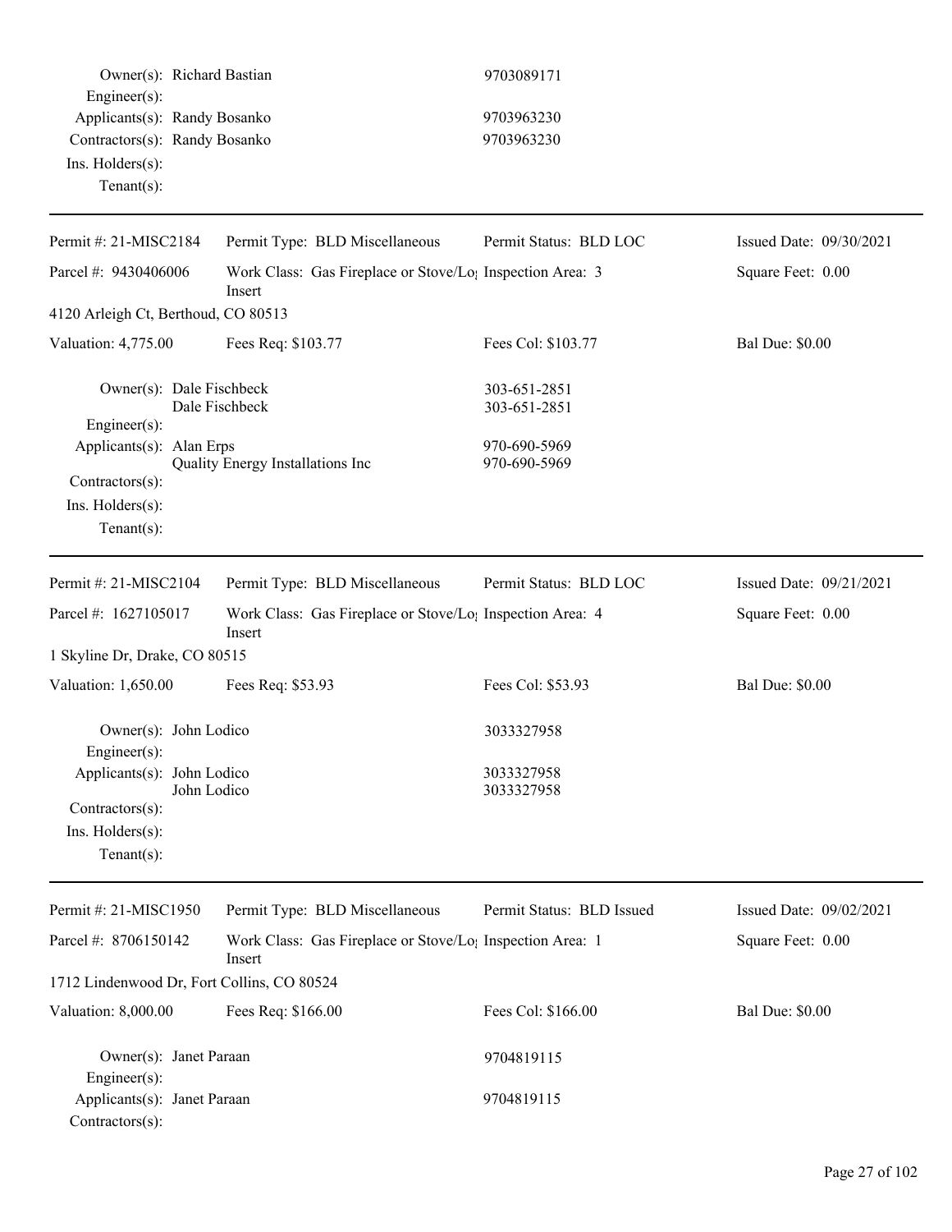Owner(s): Richard Bastian 9703089171
Engineer(s):
Applicants(s): Randy Bosanko 9703963230
Contractors(s): Randy Bosanko 9703963230
Ins. Holders(s):
Tenant(s):

---

| Permit #: 21-MISC2184 | Permit Type: BLD Miscellaneous | Permit Status: BLD LOC | Issued Date: 09/30/2021 |
|---|---|---|---|
| Parcel #: 9430406006 | Work Class: Gas Fireplace or Stove/Log Insert | Inspection Area: 3 | Square Feet: 0.00 |
| 4120 Arleigh Ct, Berthoud, CO 80513 | | | |
| Valuation: 4,775.00 | Fees Req: $103.77 | Fees Col: $103.77 | Bal Due: $0.00 |

Owner(s): Dale Fischbeck 303-651-2851
Dale Fischbeck 303-651-2851
Engineer(s):
Applicants(s): Alan Erps 970-690-5969
Quality Energy Installations Inc 970-690-5969
Contractors(s):
Ins. Holders(s):
Tenant(s):

---

| Permit #: 21-MISC2104 | Permit Type: BLD Miscellaneous | Permit Status: BLD LOC | Issued Date: 09/21/2021 |
|---|---|---|---|
| Parcel #: 1627105017 | Work Class: Gas Fireplace or Stove/Log Insert | Inspection Area: 4 | Square Feet: 0.00 |
| 1 Skyline Dr, Drake, CO 80515 | | | |
| Valuation: 1,650.00 | Fees Req: $53.93 | Fees Col: $53.93 | Bal Due: $0.00 |

Owner(s): John Lodico 3033327958
Engineer(s):
Applicants(s): John Lodico 3033327958
John Lodico 3033327958
Contractors(s):
Ins. Holders(s):
Tenant(s):

---

| Permit #: 21-MISC1950 | Permit Type: BLD Miscellaneous | Permit Status: BLD Issued | Issued Date: 09/02/2021 |
|---|---|---|---|
| Parcel #: 8706150142 | Work Class: Gas Fireplace or Stove/Log Insert | Inspection Area: 1 | Square Feet: 0.00 |
| 1712 Lindenwood Dr, Fort Collins, CO 80524 | | | |
| Valuation: 8,000.00 | Fees Req: $166.00 | Fees Col: $166.00 | Bal Due: $0.00 |

Owner(s): Janet Paraan 9704819115
Engineer(s):
Applicants(s): Janet Paraan 9704819115
Contractors(s):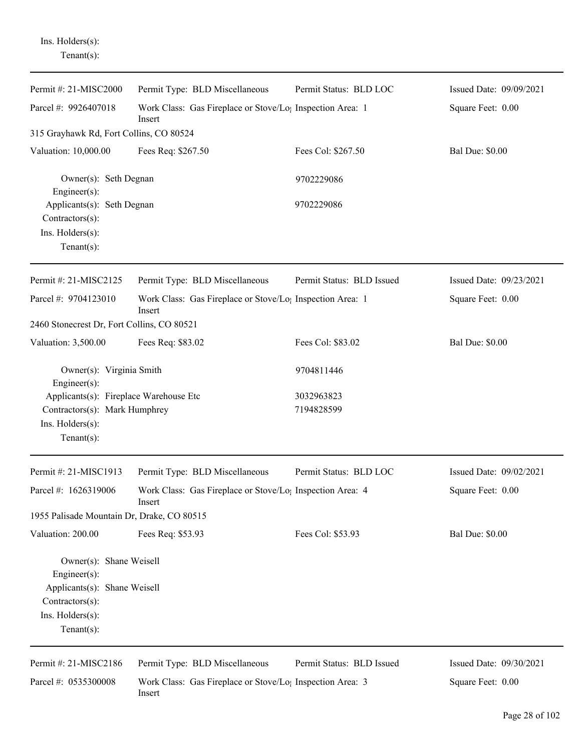Ins. Holders(s):
Tenant(s):

---

Permit #: 21-MISC2000 | Permit Type: BLD Miscellaneous | Permit Status: BLD LOC | Issued Date: 09/09/2021

Parcel #: 9926407018 | Work Class: Gas Fireplace or Stove/Log Insert | Inspection Area: 1 | Square Feet: 0.00

315 Grayhawk Rd, Fort Collins, CO 80524

Valuation: 10,000.00 | Fees Req: $267.50 | Fees Col: $267.50 | Bal Due: $0.00

Owner(s): Seth Degnan 9702229086
Engineer(s):
Applicants(s): Seth Degnan 9702229086
Contractors(s):
Ins. Holders(s):
Tenant(s):

---

Permit #: 21-MISC2125 | Permit Type: BLD Miscellaneous | Permit Status: BLD Issued | Issued Date: 09/23/2021

Parcel #: 9704123010 | Work Class: Gas Fireplace or Stove/Log Insert | Inspection Area: 1 | Square Feet: 0.00

2460 Stonecrest Dr, Fort Collins, CO 80521

Valuation: 3,500.00 | Fees Req: $83.02 | Fees Col: $83.02 | Bal Due: $0.00

Owner(s): Virginia Smith 9704811446
Engineer(s):
Applicants(s): Fireplace Warehouse Etc 3032963823
Contractors(s): Mark Humphrey 7194828599
Ins. Holders(s):
Tenant(s):

---

Permit #: 21-MISC1913 | Permit Type: BLD Miscellaneous | Permit Status: BLD LOC | Issued Date: 09/02/2021

Parcel #: 1626319006 | Work Class: Gas Fireplace or Stove/Log Insert | Inspection Area: 4 | Square Feet: 0.00

1955 Palisade Mountain Dr, Drake, CO 80515

Valuation: 200.00 | Fees Req: $53.93 | Fees Col: $53.93 | Bal Due: $0.00

Owner(s): Shane Weisell
Engineer(s):
Applicants(s): Shane Weisell
Contractors(s):
Ins. Holders(s):
Tenant(s):

---

Permit #: 21-MISC2186 | Permit Type: BLD Miscellaneous | Permit Status: BLD Issued | Issued Date: 09/30/2021

Parcel #: 0535300008 | Work Class: Gas Fireplace or Stove/Log Insert | Inspection Area: 3 | Square Feet: 0.00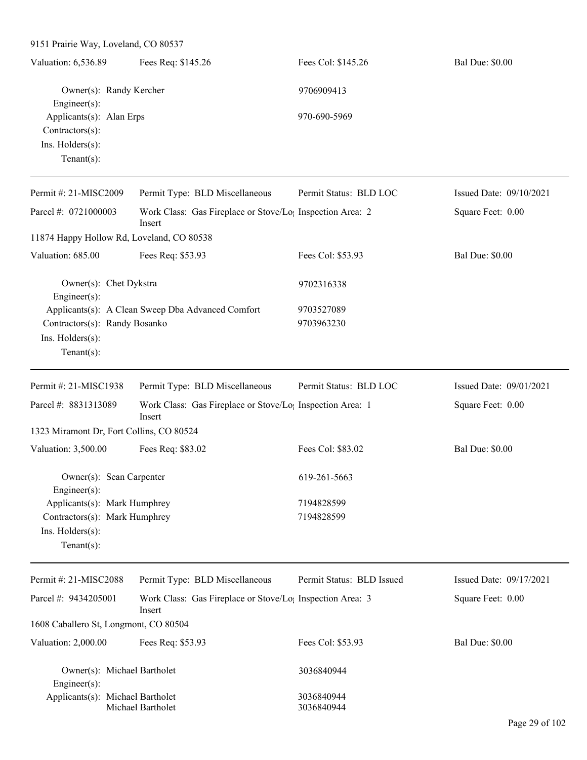9151 Prairie Way, Loveland, CO 80537

| Valuation: 6,536.89 | Fees Req: $145.26 | Fees Col: $145.26 | Bal Due: $0.00 |
|---|---|---|---|

Owner(s): Randy Kercher — 9706909413
Engineer(s):
Applicants(s): Alan Erps — 970-690-5969
Contractors(s):
Ins. Holders(s):
Tenant(s):

---

| Permit #: 21-MISC2009 | Permit Type: BLD Miscellaneous | Permit Status: BLD LOC | Issued Date: 09/10/2021 |
|---|---|---|---|
| Parcel #: 0721000003 | Work Class: Gas Fireplace or Stove/Log Insert | Inspection Area: 2 | Square Feet: 0.00 |

11874 Happy Hollow Rd, Loveland, CO 80538

| Valuation: 685.00 | Fees Req: $53.93 | Fees Col: $53.93 | Bal Due: $0.00 |
|---|---|---|---|

Owner(s): Chet Dykstra — 9702316338
Engineer(s):
Applicants(s): A Clean Sweep Dba Advanced Comfort — 9703527089
Contractors(s): Randy Bosanko — 9703963230
Ins. Holders(s):
Tenant(s):

---

| Permit #: 21-MISC1938 | Permit Type: BLD Miscellaneous | Permit Status: BLD LOC | Issued Date: 09/01/2021 |
|---|---|---|---|
| Parcel #: 8831313089 | Work Class: Gas Fireplace or Stove/Log Insert | Inspection Area: 1 | Square Feet: 0.00 |

1323 Miramont Dr, Fort Collins, CO 80524

| Valuation: 3,500.00 | Fees Req: $83.02 | Fees Col: $83.02 | Bal Due: $0.00 |
|---|---|---|---|

Owner(s): Sean Carpenter — 619-261-5663
Engineer(s):
Applicants(s): Mark Humphrey — 7194828599
Contractors(s): Mark Humphrey — 7194828599
Ins. Holders(s):
Tenant(s):

---

| Permit #: 21-MISC2088 | Permit Type: BLD Miscellaneous | Permit Status: BLD Issued | Issued Date: 09/17/2021 |
|---|---|---|---|
| Parcel #: 9434205001 | Work Class: Gas Fireplace or Stove/Log Insert | Inspection Area: 3 | Square Feet: 0.00 |

1608 Caballero St, Longmont, CO 80504

| Valuation: 2,000.00 | Fees Req: $53.93 | Fees Col: $53.93 | Bal Due: $0.00 |
|---|---|---|---|

Owner(s): Michael Bartholet — 3036840944
Engineer(s):
Applicants(s): Michael Bartholet — 3036840944
Michael Bartholet — 3036840944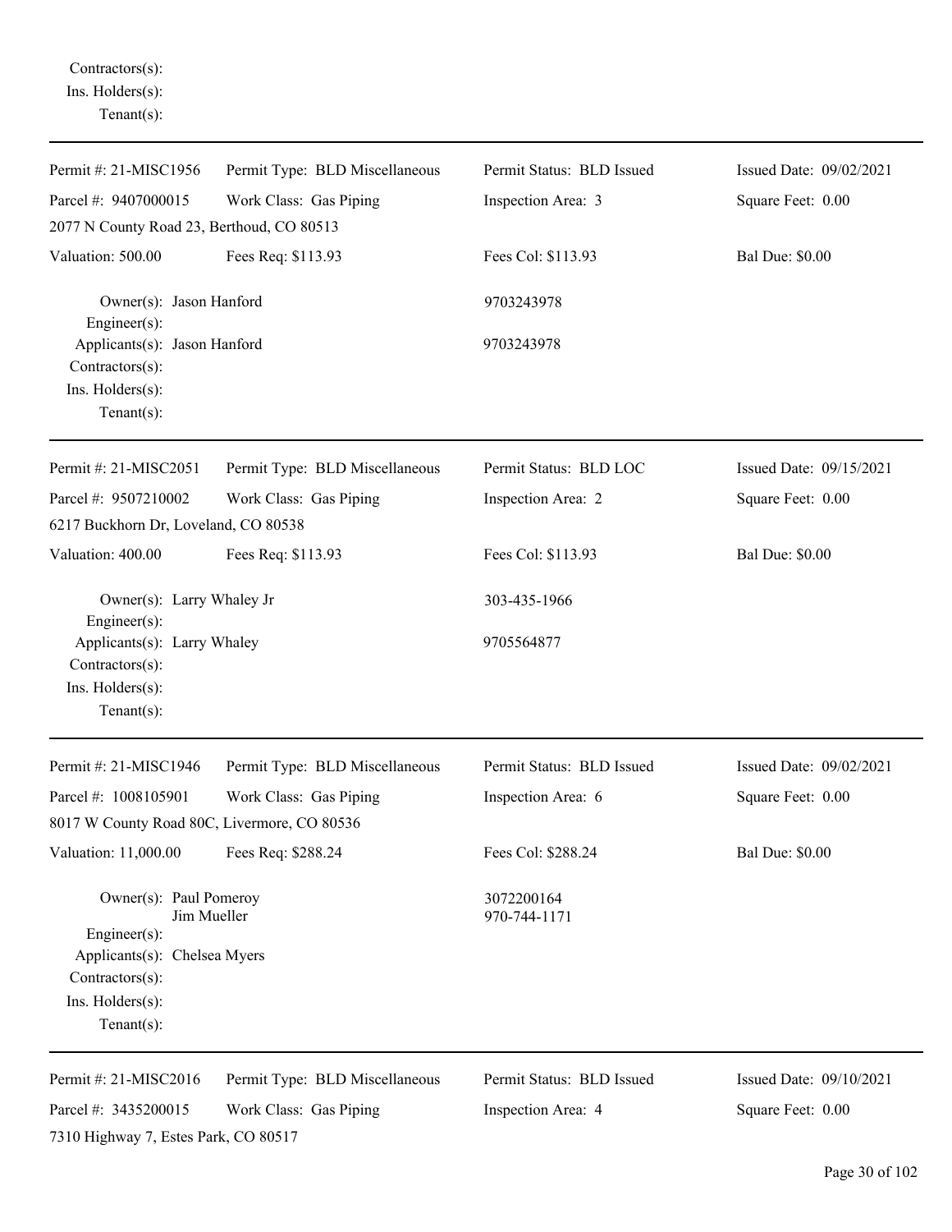Contractors(s):
Ins. Holders(s):
Tenant(s):

---

Permit #: 21-MISC1956 | Permit Type: BLD Miscellaneous | Permit Status: BLD Issued | Issued Date: 09/02/2021
Parcel #: 9407000015 | Work Class: Gas Piping | Inspection Area: 3 | Square Feet: 0.00
2077 N County Road 23, Berthoud, CO 80513
Valuation: 500.00 | Fees Req: $113.93 | Fees Col: $113.93 | Bal Due: $0.00

Owner(s): Jason Hanford — 9703243978
Engineer(s):
Applicants(s): Jason Hanford — 9703243978
Contractors(s):
Ins. Holders(s):
Tenant(s):

---

Permit #: 21-MISC2051 | Permit Type: BLD Miscellaneous | Permit Status: BLD LOC | Issued Date: 09/15/2021
Parcel #: 9507210002 | Work Class: Gas Piping | Inspection Area: 2 | Square Feet: 0.00
6217 Buckhorn Dr, Loveland, CO 80538
Valuation: 400.00 | Fees Req: $113.93 | Fees Col: $113.93 | Bal Due: $0.00

Owner(s): Larry Whaley Jr — 303-435-1966
Engineer(s):
Applicants(s): Larry Whaley — 9705564877
Contractors(s):
Ins. Holders(s):
Tenant(s):

---

Permit #: 21-MISC1946 | Permit Type: BLD Miscellaneous | Permit Status: BLD Issued | Issued Date: 09/02/2021
Parcel #: 1008105901 | Work Class: Gas Piping | Inspection Area: 6 | Square Feet: 0.00
8017 W County Road 80C, Livermore, CO 80536
Valuation: 11,000.00 | Fees Req: $288.24 | Fees Col: $288.24 | Bal Due: $0.00

Owner(s): Paul Pomeroy — 3072200164
Jim Mueller — 970-744-1171
Engineer(s):
Applicants(s): Chelsea Myers
Contractors(s):
Ins. Holders(s):
Tenant(s):

---

Permit #: 21-MISC2016 | Permit Type: BLD Miscellaneous | Permit Status: BLD Issued | Issued Date: 09/10/2021
Parcel #: 3435200015 | Work Class: Gas Piping | Inspection Area: 4 | Square Feet: 0.00
7310 Highway 7, Estes Park, CO 80517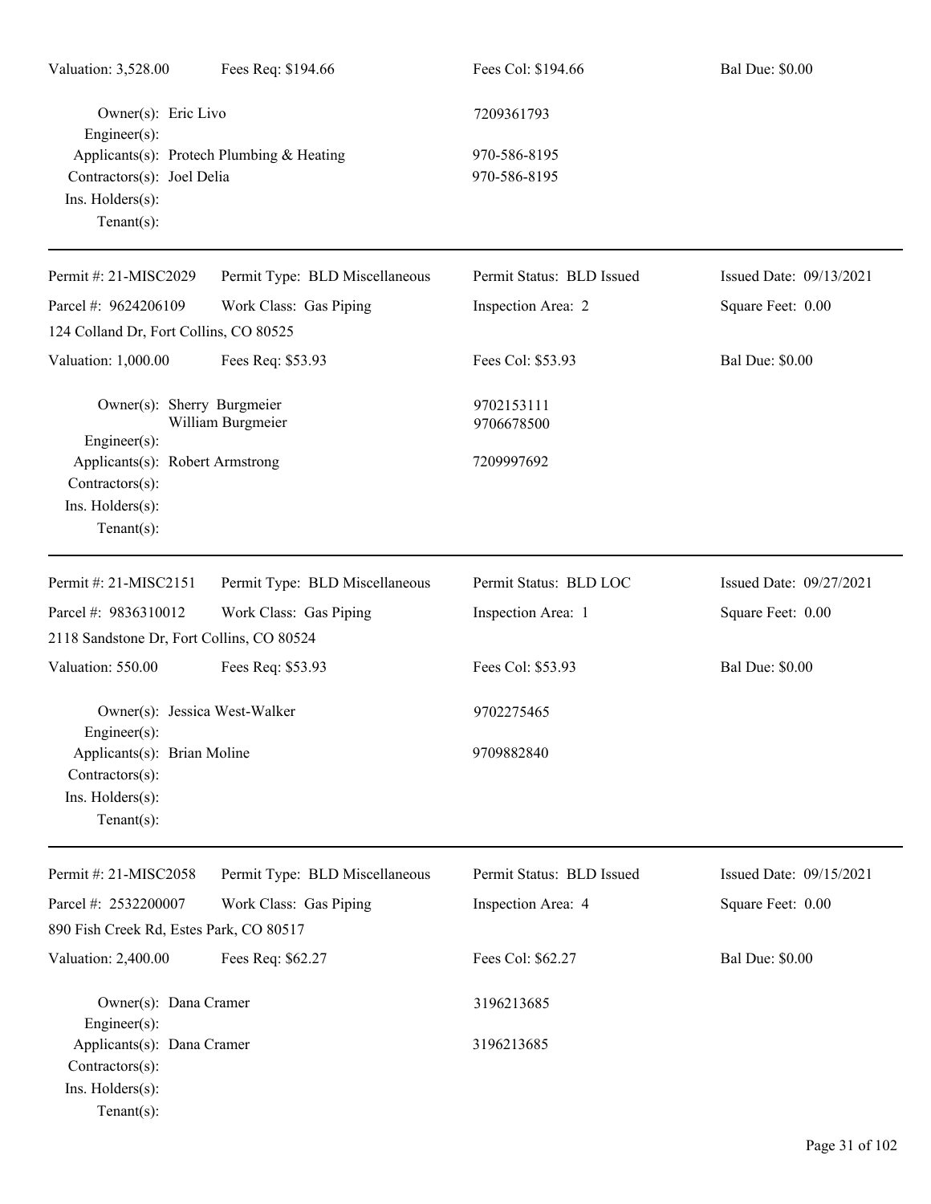Valuation: 3,528.00 Fees Req: $194.66 Fees Col: $194.66 Bal Due: $0.00

Owner(s): Eric Livo 7209361793
Engineer(s):
Applicants(s): Protech Plumbing & Heating 970-586-8195
Contractors(s): Joel Delia 970-586-8195
Ins. Holders(s):
Tenant(s):

---

Permit #: 21-MISC2029 Permit Type: BLD Miscellaneous Permit Status: BLD Issued Issued Date: 09/13/2021
Parcel #: 9624206109 Work Class: Gas Piping Inspection Area: 2 Square Feet: 0.00
124 Colland Dr, Fort Collins, CO 80525
Valuation: 1,000.00 Fees Req: $53.93 Fees Col: $53.93 Bal Due: $0.00

Owner(s): Sherry Burgmeier 9702153111
William Burgmeier 9706678500
Engineer(s):
Applicants(s): Robert Armstrong 7209997692
Contractors(s):
Ins. Holders(s):
Tenant(s):

---

Permit #: 21-MISC2151 Permit Type: BLD Miscellaneous Permit Status: BLD LOC Issued Date: 09/27/2021
Parcel #: 9836310012 Work Class: Gas Piping Inspection Area: 1 Square Feet: 0.00
2118 Sandstone Dr, Fort Collins, CO 80524
Valuation: 550.00 Fees Req: $53.93 Fees Col: $53.93 Bal Due: $0.00

Owner(s): Jessica West-Walker 9702275465
Engineer(s):
Applicants(s): Brian Moline 9709882840
Contractors(s):
Ins. Holders(s):
Tenant(s):

---

Permit #: 21-MISC2058 Permit Type: BLD Miscellaneous Permit Status: BLD Issued Issued Date: 09/15/2021
Parcel #: 2532200007 Work Class: Gas Piping Inspection Area: 4 Square Feet: 0.00
890 Fish Creek Rd, Estes Park, CO 80517
Valuation: 2,400.00 Fees Req: $62.27 Fees Col: $62.27 Bal Due: $0.00

Owner(s): Dana Cramer 3196213685
Engineer(s):
Applicants(s): Dana Cramer 3196213685
Contractors(s):
Ins. Holders(s):
Tenant(s):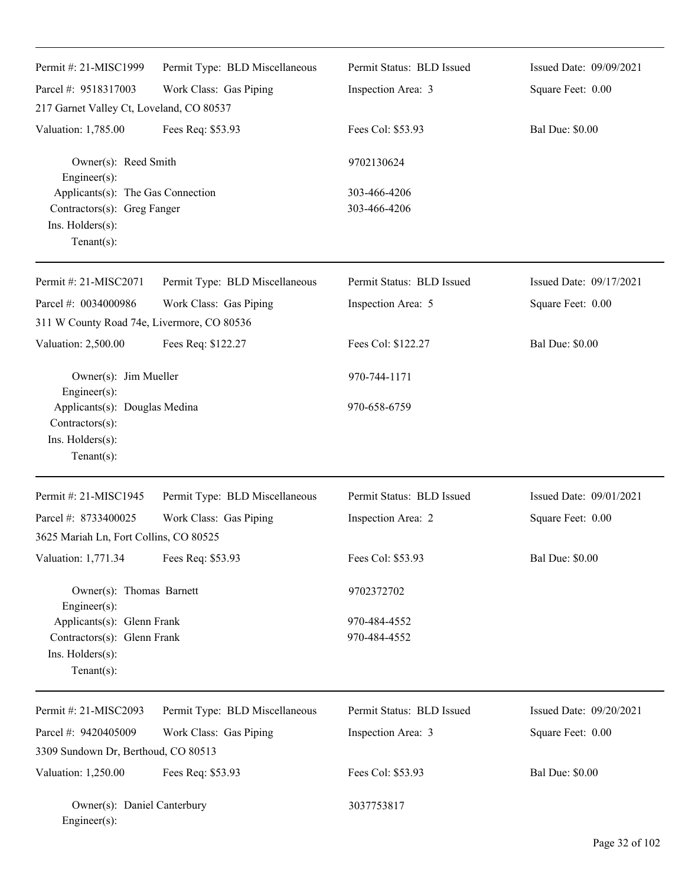| Permit #: 21-MISC1999 | Permit Type: BLD Miscellaneous | Permit Status: BLD Issued | Issued Date: 09/09/2021 |
|---|---|---|---|
| Parcel #: 9518317003 | Work Class: Gas Piping | Inspection Area: 3 | Square Feet: 0.00 |
| 217 Garnet Valley Ct, Loveland, CO 80537 | | | |
| Valuation: 1,785.00 | Fees Req: $53.93 | Fees Col: $53.93 | Bal Due: $0.00 |

Owner(s): Reed Smith — 9702130624
Engineer(s):
Applicants(s): The Gas Connection — 303-466-4206
Contractors(s): Greg Fanger — 303-466-4206
Ins. Holders(s):
Tenant(s):

---

| Permit #: 21-MISC2071 | Permit Type: BLD Miscellaneous | Permit Status: BLD Issued | Issued Date: 09/17/2021 |
|---|---|---|---|
| Parcel #: 0034000986 | Work Class: Gas Piping | Inspection Area: 5 | Square Feet: 0.00 |
| 311 W County Road 74e, Livermore, CO 80536 | | | |
| Valuation: 2,500.00 | Fees Req: $122.27 | Fees Col: $122.27 | Bal Due: $0.00 |

Owner(s): Jim Mueller — 970-744-1171
Engineer(s):
Applicants(s): Douglas Medina — 970-658-6759
Contractors(s):
Ins. Holders(s):
Tenant(s):

---

| Permit #: 21-MISC1945 | Permit Type: BLD Miscellaneous | Permit Status: BLD Issued | Issued Date: 09/01/2021 |
|---|---|---|---|
| Parcel #: 8733400025 | Work Class: Gas Piping | Inspection Area: 2 | Square Feet: 0.00 |
| 3625 Mariah Ln, Fort Collins, CO 80525 | | | |
| Valuation: 1,771.34 | Fees Req: $53.93 | Fees Col: $53.93 | Bal Due: $0.00 |

Owner(s): Thomas Barnett — 9702372702
Engineer(s):
Applicants(s): Glenn Frank — 970-484-4552
Contractors(s): Glenn Frank — 970-484-4552
Ins. Holders(s):
Tenant(s):

---

| Permit #: 21-MISC2093 | Permit Type: BLD Miscellaneous | Permit Status: BLD Issued | Issued Date: 09/20/2021 |
|---|---|---|---|
| Parcel #: 9420405009 | Work Class: Gas Piping | Inspection Area: 3 | Square Feet: 0.00 |
| 3309 Sundown Dr, Berthoud, CO 80513 | | | |
| Valuation: 1,250.00 | Fees Req: $53.93 | Fees Col: $53.93 | Bal Due: $0.00 |

Owner(s): Daniel Canterbury — 3037753817
Engineer(s):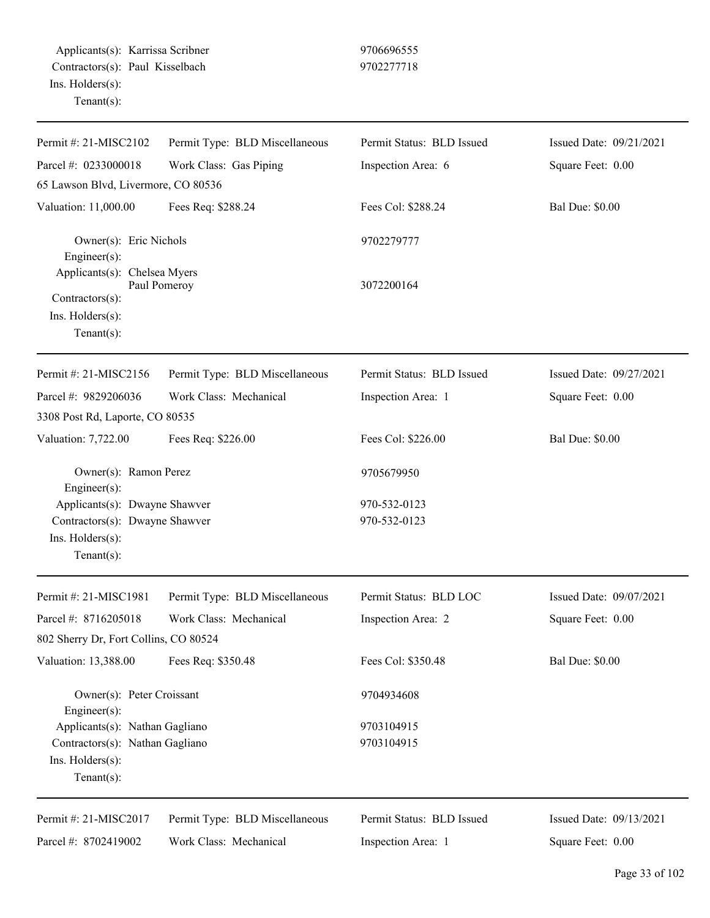Applicants(s): Karrissa Scribner 9706696555
Contractors(s): Paul Kisselbach 9702277718
Ins. Holders(s):
Tenant(s):

---

| Permit #: 21-MISC2102 | Permit Type: BLD Miscellaneous | Permit Status: BLD Issued | Issued Date: 09/21/2021 |
|---|---|---|---|
| Parcel #: 0233000018 | Work Class: Gas Piping | Inspection Area: 6 | Square Feet: 0.00 |
| 65 Lawson Blvd, Livermore, CO 80536 | | | |
| Valuation: 11,000.00 | Fees Req: $288.24 | Fees Col: $288.24 | Bal Due: $0.00 |

Owner(s): Eric Nichols 9702279777
Engineer(s):
Applicants(s): Chelsea Myers
Paul Pomeroy 3072200164
Contractors(s):
Ins. Holders(s):
Tenant(s):

---

| Permit #: 21-MISC2156 | Permit Type: BLD Miscellaneous | Permit Status: BLD Issued | Issued Date: 09/27/2021 |
|---|---|---|---|
| Parcel #: 9829206036 | Work Class: Mechanical | Inspection Area: 1 | Square Feet: 0.00 |
| 3308 Post Rd, Laporte, CO 80535 | | | |
| Valuation: 7,722.00 | Fees Req: $226.00 | Fees Col: $226.00 | Bal Due: $0.00 |

Owner(s): Ramon Perez 9705679950
Engineer(s):
Applicants(s): Dwayne Shawver 970-532-0123
Contractors(s): Dwayne Shawver 970-532-0123
Ins. Holders(s):
Tenant(s):

---

| Permit #: 21-MISC1981 | Permit Type: BLD Miscellaneous | Permit Status: BLD LOC | Issued Date: 09/07/2021 |
|---|---|---|---|
| Parcel #: 8716205018 | Work Class: Mechanical | Inspection Area: 2 | Square Feet: 0.00 |
| 802 Sherry Dr, Fort Collins, CO 80524 | | | |
| Valuation: 13,388.00 | Fees Req: $350.48 | Fees Col: $350.48 | Bal Due: $0.00 |

Owner(s): Peter Croissant 9704934608
Engineer(s):
Applicants(s): Nathan Gagliano 9703104915
Contractors(s): Nathan Gagliano 9703104915
Ins. Holders(s):
Tenant(s):

---

| Permit #: 21-MISC2017 | Permit Type: BLD Miscellaneous | Permit Status: BLD Issued | Issued Date: 09/13/2021 |
|---|---|---|---|
| Parcel #: 8702419002 | Work Class: Mechanical | Inspection Area: 1 | Square Feet: 0.00 |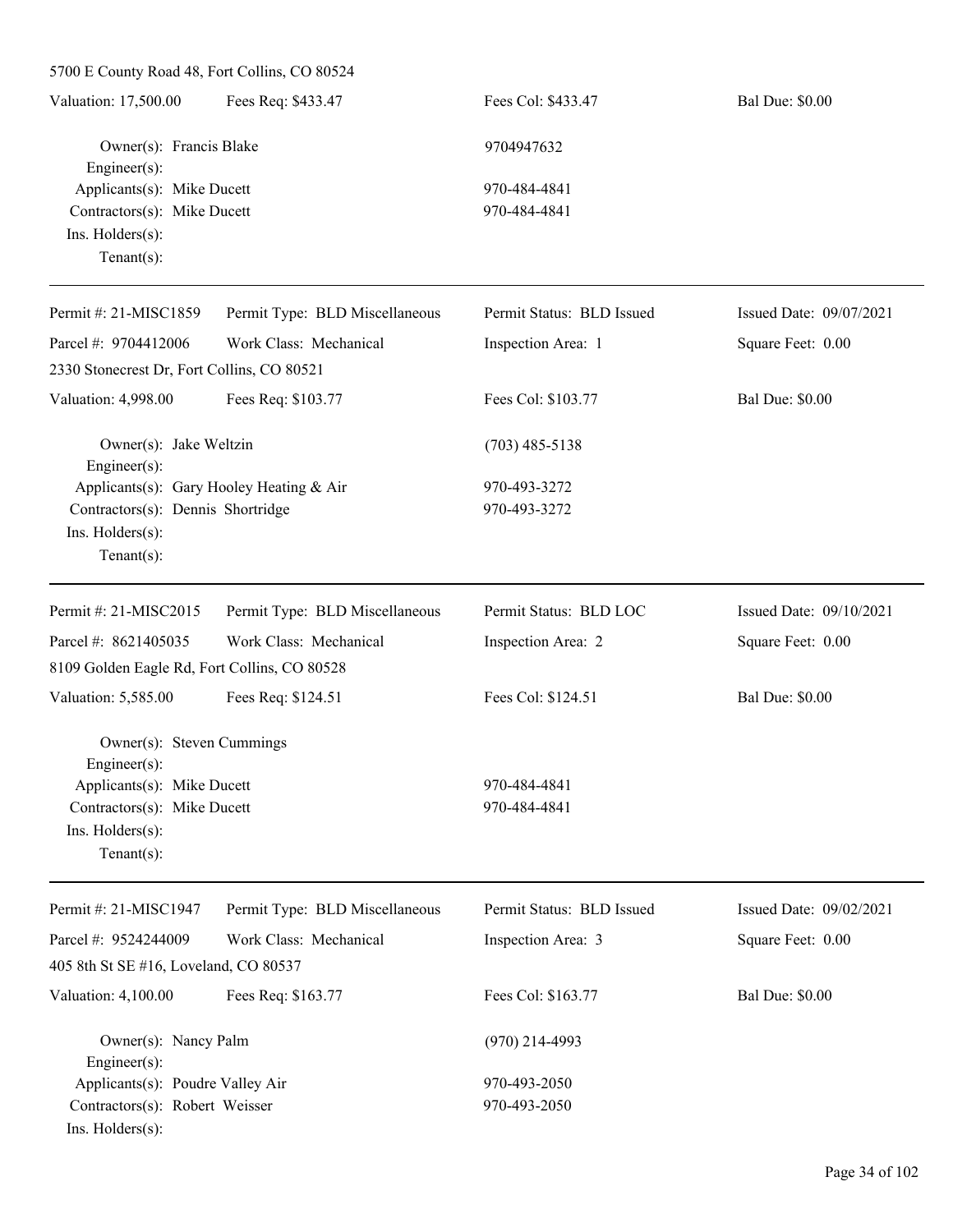5700 E County Road 48, Fort Collins, CO 80524

| Valuation: 17,500.00 | Fees Req: $433.47 | Fees Col: $433.47 | Bal Due: $0.00 |
|---|---|---|---|

Owner(s): Francis Blake 9704947632
Engineer(s):
Applicants(s): Mike Ducett 970-484-4841
Contractors(s): Mike Ducett 970-484-4841
Ins. Holders(s):
Tenant(s):

---

| Permit #: 21-MISC1859 | Permit Type: BLD Miscellaneous | Permit Status: BLD Issued | Issued Date: 09/07/2021 |
|---|---|---|---|
| Parcel #: 9704412006 | Work Class: Mechanical | Inspection Area: 1 | Square Feet: 0.00 |

2330 Stonecrest Dr, Fort Collins, CO 80521

| Valuation: 4,998.00 | Fees Req: $103.77 | Fees Col: $103.77 | Bal Due: $0.00 |
|---|---|---|---|

Owner(s): Jake Weltzin (703) 485-5138
Engineer(s):
Applicants(s): Gary Hooley Heating & Air 970-493-3272
Contractors(s): Dennis Shortridge 970-493-3272
Ins. Holders(s):
Tenant(s):

---

| Permit #: 21-MISC2015 | Permit Type: BLD Miscellaneous | Permit Status: BLD LOC | Issued Date: 09/10/2021 |
|---|---|---|---|
| Parcel #: 8621405035 | Work Class: Mechanical | Inspection Area: 2 | Square Feet: 0.00 |

8109 Golden Eagle Rd, Fort Collins, CO 80528

| Valuation: 5,585.00 | Fees Req: $124.51 | Fees Col: $124.51 | Bal Due: $0.00 |
|---|---|---|---|

Owner(s): Steven Cummings
Engineer(s):
Applicants(s): Mike Ducett 970-484-4841
Contractors(s): Mike Ducett 970-484-4841
Ins. Holders(s):
Tenant(s):

---

| Permit #: 21-MISC1947 | Permit Type: BLD Miscellaneous | Permit Status: BLD Issued | Issued Date: 09/02/2021 |
|---|---|---|---|
| Parcel #: 9524244009 | Work Class: Mechanical | Inspection Area: 3 | Square Feet: 0.00 |

405 8th St SE #16, Loveland, CO 80537

| Valuation: 4,100.00 | Fees Req: $163.77 | Fees Col: $163.77 | Bal Due: $0.00 |
|---|---|---|---|

Owner(s): Nancy Palm (970) 214-4993
Engineer(s):
Applicants(s): Poudre Valley Air 970-493-2050
Contractors(s): Robert Weisser 970-493-2050
Ins. Holders(s):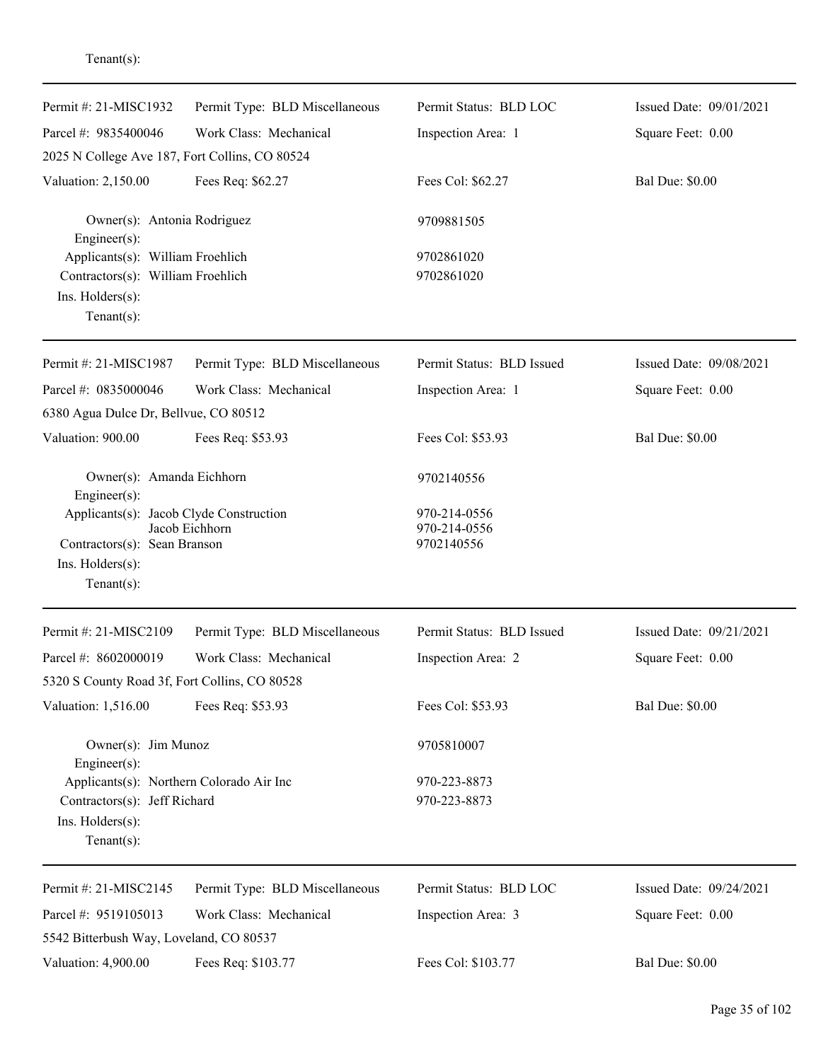Tenant(s):

---

| Permit #: 21-MISC1932 | Permit Type: BLD Miscellaneous | Permit Status: BLD LOC | Issued Date: 09/01/2021 |
|---|---|---|---|
| Parcel #: 9835400046 | Work Class: Mechanical | Inspection Area: 1 | Square Feet: 0.00 |
| 2025 N College Ave 187, Fort Collins, CO 80524 | | | |
| Valuation: 2,150.00 | Fees Req: $62.27 | Fees Col: $62.27 | Bal Due: $0.00 |

Owner(s): Antonia Rodriguez — 9709881505
Engineer(s):
Applicants(s): William Froehlich — 9702861020
Contractors(s): William Froehlich — 9702861020
Ins. Holders(s):
Tenant(s):

---

| Permit #: 21-MISC1987 | Permit Type: BLD Miscellaneous | Permit Status: BLD Issued | Issued Date: 09/08/2021 |
|---|---|---|---|
| Parcel #: 0835000046 | Work Class: Mechanical | Inspection Area: 1 | Square Feet: 0.00 |
| 6380 Agua Dulce Dr, Bellvue, CO 80512 | | | |
| Valuation: 900.00 | Fees Req: $53.93 | Fees Col: $53.93 | Bal Due: $0.00 |

Owner(s): Amanda Eichhorn — 9702140556
Engineer(s):
Applicants(s): Jacob Clyde Construction — 970-214-0556
Jacob Eichhorn — 970-214-0556
Contractors(s): Sean Branson — 9702140556
Ins. Holders(s):
Tenant(s):

---

| Permit #: 21-MISC2109 | Permit Type: BLD Miscellaneous | Permit Status: BLD Issued | Issued Date: 09/21/2021 |
|---|---|---|---|
| Parcel #: 8602000019 | Work Class: Mechanical | Inspection Area: 2 | Square Feet: 0.00 |
| 5320 S County Road 3f, Fort Collins, CO 80528 | | | |
| Valuation: 1,516.00 | Fees Req: $53.93 | Fees Col: $53.93 | Bal Due: $0.00 |

Owner(s): Jim Munoz — 9705810007
Engineer(s):
Applicants(s): Northern Colorado Air Inc — 970-223-8873
Contractors(s): Jeff Richard — 970-223-8873
Ins. Holders(s):
Tenant(s):

---

| Permit #: 21-MISC2145 | Permit Type: BLD Miscellaneous | Permit Status: BLD LOC | Issued Date: 09/24/2021 |
|---|---|---|---|
| Parcel #: 9519105013 | Work Class: Mechanical | Inspection Area: 3 | Square Feet: 0.00 |
| 5542 Bitterbush Way, Loveland, CO 80537 | | | |
| Valuation: 4,900.00 | Fees Req: $103.77 | Fees Col: $103.77 | Bal Due: $0.00 |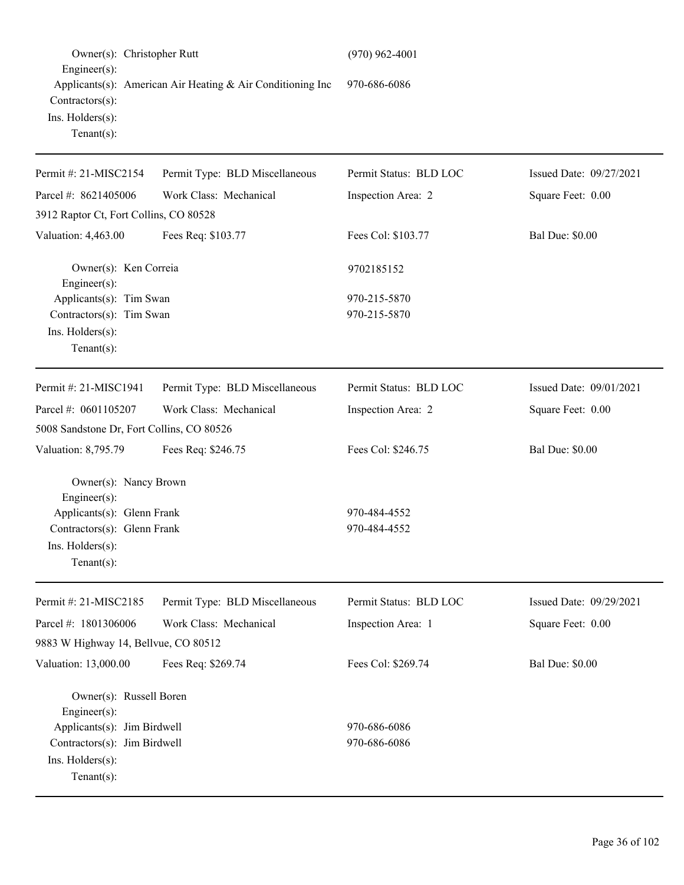Owner(s): Christopher Rutt (970) 962-4001
Engineer(s):
Applicants(s): American Air Heating & Air Conditioning Inc 970-686-6086
Contractors(s):
Ins. Holders(s):
Tenant(s):

---

| Permit #: 21-MISC2154 | Permit Type: BLD Miscellaneous | Permit Status: BLD LOC | Issued Date: 09/27/2021 |
|---|---|---|---|
| Parcel #: 8621405006 | Work Class: Mechanical | Inspection Area: 2 | Square Feet: 0.00 |
| 3912 Raptor Ct, Fort Collins, CO 80528 | | | |
| Valuation: 4,463.00 | Fees Req: $103.77 | Fees Col: $103.77 | Bal Due: $0.00 |

Owner(s): Ken Correia 9702185152
Engineer(s):
Applicants(s): Tim Swan 970-215-5870
Contractors(s): Tim Swan 970-215-5870
Ins. Holders(s):
Tenant(s):

---

| Permit #: 21-MISC1941 | Permit Type: BLD Miscellaneous | Permit Status: BLD LOC | Issued Date: 09/01/2021 |
|---|---|---|---|
| Parcel #: 0601105207 | Work Class: Mechanical | Inspection Area: 2 | Square Feet: 0.00 |
| 5008 Sandstone Dr, Fort Collins, CO 80526 | | | |
| Valuation: 8,795.79 | Fees Req: $246.75 | Fees Col: $246.75 | Bal Due: $0.00 |

Owner(s): Nancy Brown
Engineer(s):
Applicants(s): Glenn Frank 970-484-4552
Contractors(s): Glenn Frank 970-484-4552
Ins. Holders(s):
Tenant(s):

---

| Permit #: 21-MISC2185 | Permit Type: BLD Miscellaneous | Permit Status: BLD LOC | Issued Date: 09/29/2021 |
|---|---|---|---|
| Parcel #: 1801306006 | Work Class: Mechanical | Inspection Area: 1 | Square Feet: 0.00 |
| 9883 W Highway 14, Bellvue, CO 80512 | | | |
| Valuation: 13,000.00 | Fees Req: $269.74 | Fees Col: $269.74 | Bal Due: $0.00 |

Owner(s): Russell Boren
Engineer(s):
Applicants(s): Jim Birdwell 970-686-6086
Contractors(s): Jim Birdwell 970-686-6086
Ins. Holders(s):
Tenant(s):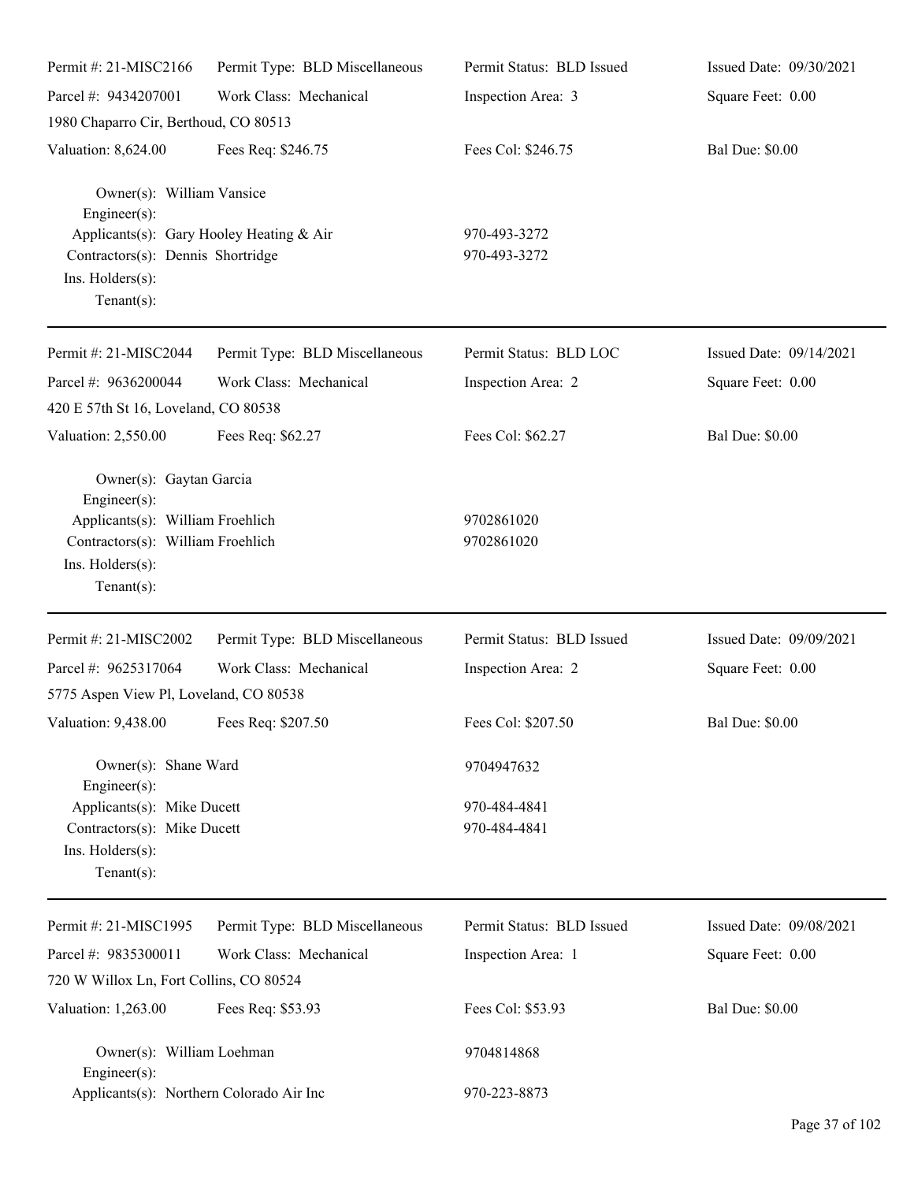| Permit #: 21-MISC2166 | Permit Type: BLD Miscellaneous | Permit Status: BLD Issued | Issued Date: 09/30/2021 |
|---|---|---|---|
| Parcel #: 9434207001 | Work Class: Mechanical | Inspection Area: 3 | Square Feet: 0.00 |
| 1980 Chaparro Cir, Berthoud, CO 80513 | | | |
| Valuation: 8,624.00 | Fees Req: $246.75 | Fees Col: $246.75 | Bal Due: $0.00 |

Owner(s): William Vansice
Engineer(s):
Applicants(s): Gary Hooley Heating & Air — 970-493-3272
Contractors(s): Dennis Shortridge — 970-493-3272
Ins. Holders(s):
Tenant(s):

---

| Permit #: 21-MISC2044 | Permit Type: BLD Miscellaneous | Permit Status: BLD LOC | Issued Date: 09/14/2021 |
|---|---|---|---|
| Parcel #: 9636200044 | Work Class: Mechanical | Inspection Area: 2 | Square Feet: 0.00 |
| 420 E 57th St 16, Loveland, CO 80538 | | | |
| Valuation: 2,550.00 | Fees Req: $62.27 | Fees Col: $62.27 | Bal Due: $0.00 |

Owner(s): Gaytan Garcia
Engineer(s):
Applicants(s): William Froehlich — 9702861020
Contractors(s): William Froehlich — 9702861020
Ins. Holders(s):
Tenant(s):

---

| Permit #: 21-MISC2002 | Permit Type: BLD Miscellaneous | Permit Status: BLD Issued | Issued Date: 09/09/2021 |
|---|---|---|---|
| Parcel #: 9625317064 | Work Class: Mechanical | Inspection Area: 2 | Square Feet: 0.00 |
| 5775 Aspen View Pl, Loveland, CO 80538 | | | |
| Valuation: 9,438.00 | Fees Req: $207.50 | Fees Col: $207.50 | Bal Due: $0.00 |

Owner(s): Shane Ward — 9704947632
Engineer(s):
Applicants(s): Mike Ducett — 970-484-4841
Contractors(s): Mike Ducett — 970-484-4841
Ins. Holders(s):
Tenant(s):

---

| Permit #: 21-MISC1995 | Permit Type: BLD Miscellaneous | Permit Status: BLD Issued | Issued Date: 09/08/2021 |
|---|---|---|---|
| Parcel #: 9835300011 | Work Class: Mechanical | Inspection Area: 1 | Square Feet: 0.00 |
| 720 W Willox Ln, Fort Collins, CO 80524 | | | |
| Valuation: 1,263.00 | Fees Req: $53.93 | Fees Col: $53.93 | Bal Due: $0.00 |

Owner(s): William Loehman — 9704814868
Engineer(s):
Applicants(s): Northern Colorado Air Inc — 970-223-8873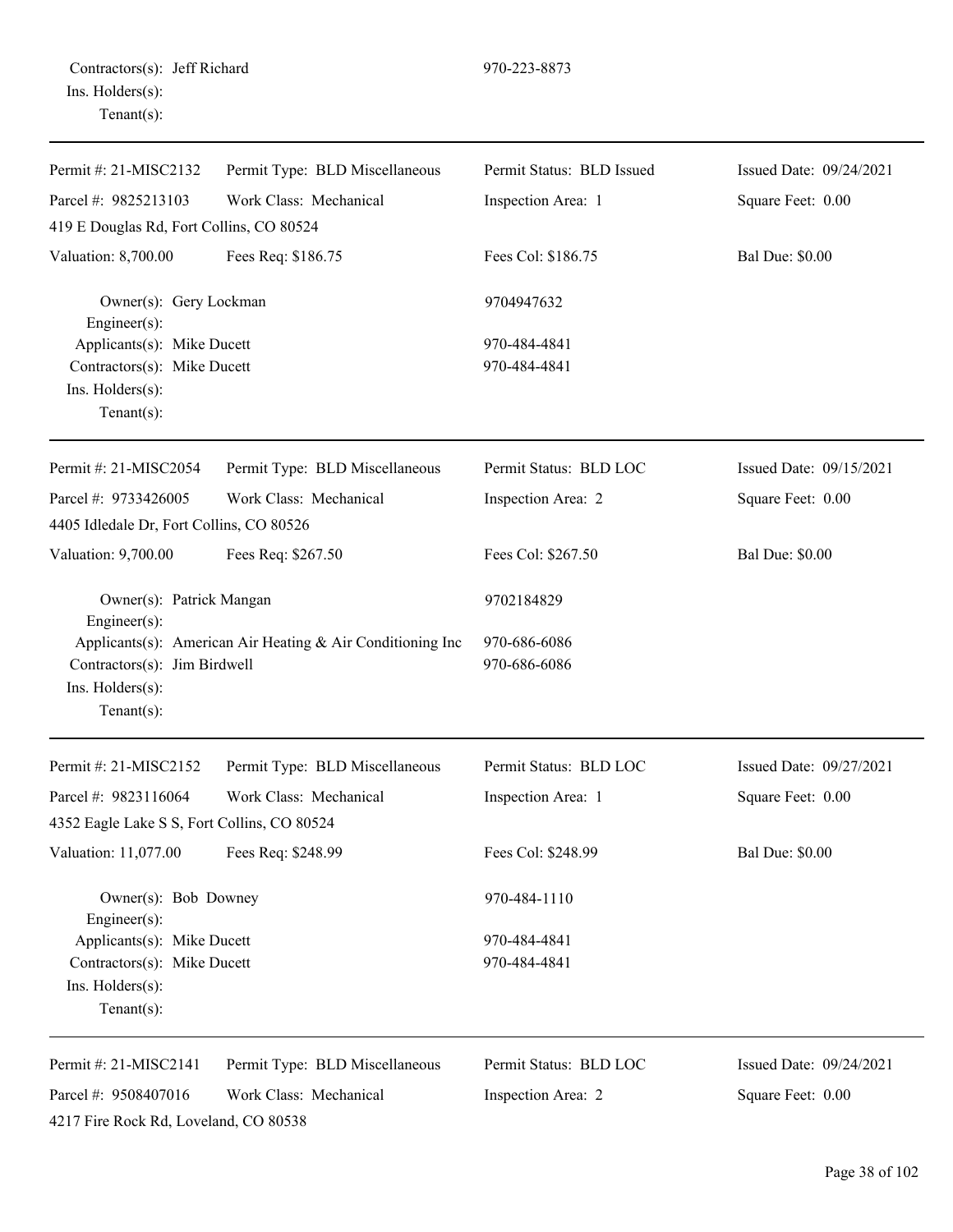Contractors(s): Jeff Richard 970-223-8873
Ins. Holders(s):
Tenant(s):

---

| Permit #: 21-MISC2132 | Permit Type: BLD Miscellaneous | Permit Status: BLD Issued | Issued Date: 09/24/2021 |
|---|---|---|---|
| Parcel #: 9825213103 | Work Class: Mechanical | Inspection Area: 1 | Square Feet: 0.00 |
| 419 E Douglas Rd, Fort Collins, CO 80524 | | | |
| Valuation: 8,700.00 | Fees Req: $186.75 | Fees Col: $186.75 | Bal Due: $0.00 |

Owner(s): Gery Lockman 9704947632
Engineer(s):
Applicants(s): Mike Ducett 970-484-4841
Contractors(s): Mike Ducett 970-484-4841
Ins. Holders(s):
Tenant(s):

---

| Permit #: 21-MISC2054 | Permit Type: BLD Miscellaneous | Permit Status: BLD LOC | Issued Date: 09/15/2021 |
|---|---|---|---|
| Parcel #: 9733426005 | Work Class: Mechanical | Inspection Area: 2 | Square Feet: 0.00 |
| 4405 Idledale Dr, Fort Collins, CO 80526 | | | |
| Valuation: 9,700.00 | Fees Req: $267.50 | Fees Col: $267.50 | Bal Due: $0.00 |

Owner(s): Patrick Mangan 9702184829
Engineer(s):
Applicants(s): American Air Heating & Air Conditioning Inc 970-686-6086
Contractors(s): Jim Birdwell 970-686-6086
Ins. Holders(s):
Tenant(s):

---

| Permit #: 21-MISC2152 | Permit Type: BLD Miscellaneous | Permit Status: BLD LOC | Issued Date: 09/27/2021 |
|---|---|---|---|
| Parcel #: 9823116064 | Work Class: Mechanical | Inspection Area: 1 | Square Feet: 0.00 |
| 4352 Eagle Lake S S, Fort Collins, CO 80524 | | | |
| Valuation: 11,077.00 | Fees Req: $248.99 | Fees Col: $248.99 | Bal Due: $0.00 |

Owner(s): Bob Downey 970-484-1110
Engineer(s):
Applicants(s): Mike Ducett 970-484-4841
Contractors(s): Mike Ducett 970-484-4841
Ins. Holders(s):
Tenant(s):

---

| Permit #: 21-MISC2141 | Permit Type: BLD Miscellaneous | Permit Status: BLD LOC | Issued Date: 09/24/2021 |
|---|---|---|---|
| Parcel #: 9508407016 | Work Class: Mechanical | Inspection Area: 2 | Square Feet: 0.00 |
| 4217 Fire Rock Rd, Loveland, CO 80538 | | | |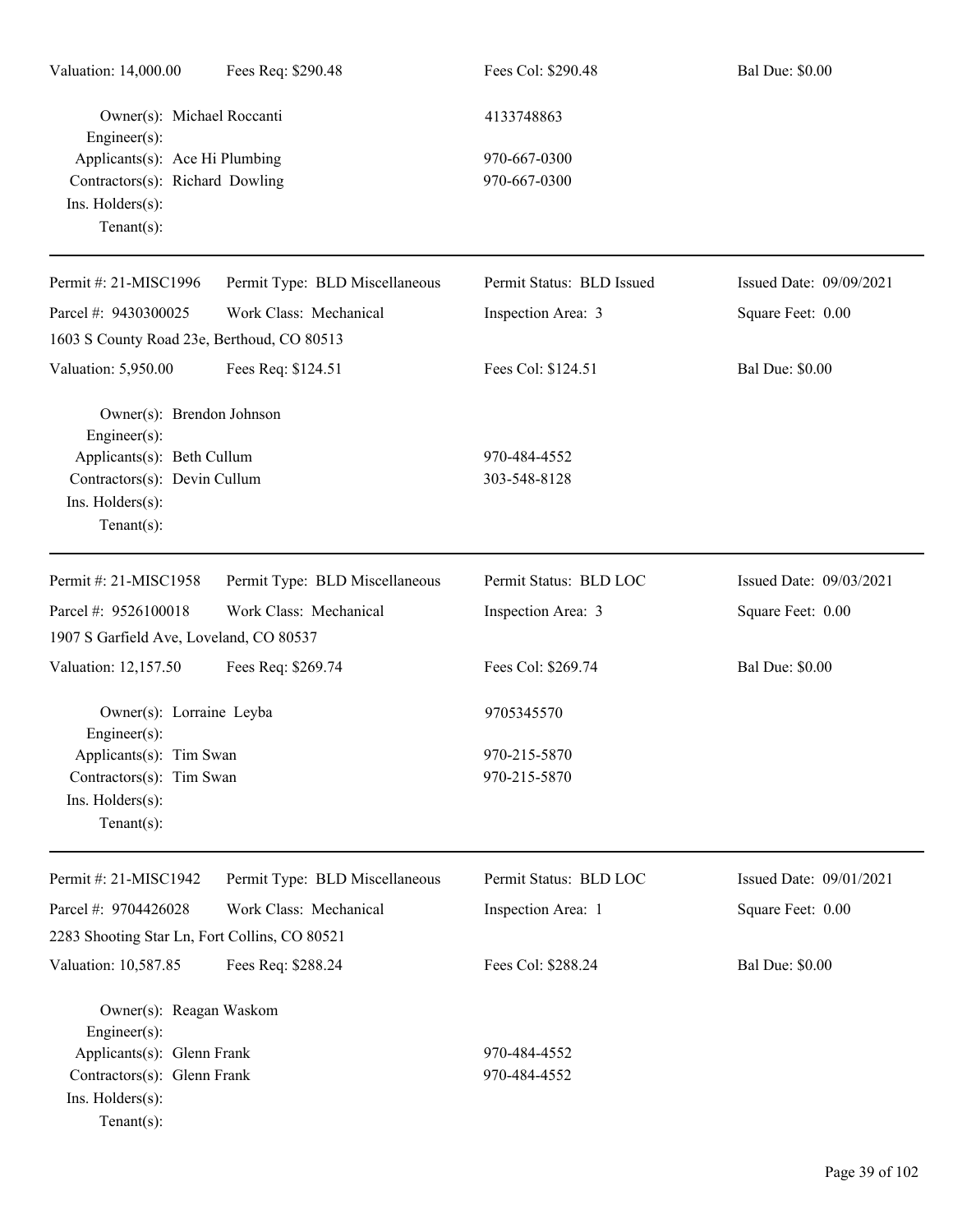Valuation: 14,000.00 | Fees Req: $290.48 | Fees Col: $290.48 | Bal Due: $0.00

Owner(s): Michael Roccanti 4133748863
Engineer(s):
Applicants(s): Ace Hi Plumbing 970-667-0300
Contractors(s): Richard Dowling 970-667-0300
Ins. Holders(s):
Tenant(s):

---

Permit #: 21-MISC1996 | Permit Type: BLD Miscellaneous | Permit Status: BLD Issued | Issued Date: 09/09/2021
Parcel #: 9430300025 | Work Class: Mechanical | Inspection Area: 3 | Square Feet: 0.00
1603 S County Road 23e, Berthoud, CO 80513
Valuation: 5,950.00 | Fees Req: $124.51 | Fees Col: $124.51 | Bal Due: $0.00

Owner(s): Brendon Johnson
Engineer(s):
Applicants(s): Beth Cullum 970-484-4552
Contractors(s): Devin Cullum 303-548-8128
Ins. Holders(s):
Tenant(s):

---

Permit #: 21-MISC1958 | Permit Type: BLD Miscellaneous | Permit Status: BLD LOC | Issued Date: 09/03/2021
Parcel #: 9526100018 | Work Class: Mechanical | Inspection Area: 3 | Square Feet: 0.00
1907 S Garfield Ave, Loveland, CO 80537
Valuation: 12,157.50 | Fees Req: $269.74 | Fees Col: $269.74 | Bal Due: $0.00

Owner(s): Lorraine Leyba 9705345570
Engineer(s):
Applicants(s): Tim Swan 970-215-5870
Contractors(s): Tim Swan 970-215-5870
Ins. Holders(s):
Tenant(s):

---

Permit #: 21-MISC1942 | Permit Type: BLD Miscellaneous | Permit Status: BLD LOC | Issued Date: 09/01/2021
Parcel #: 9704426028 | Work Class: Mechanical | Inspection Area: 1 | Square Feet: 0.00
2283 Shooting Star Ln, Fort Collins, CO 80521
Valuation: 10,587.85 | Fees Req: $288.24 | Fees Col: $288.24 | Bal Due: $0.00

Owner(s): Reagan Waskom
Engineer(s):
Applicants(s): Glenn Frank 970-484-4552
Contractors(s): Glenn Frank 970-484-4552
Ins. Holders(s):
Tenant(s):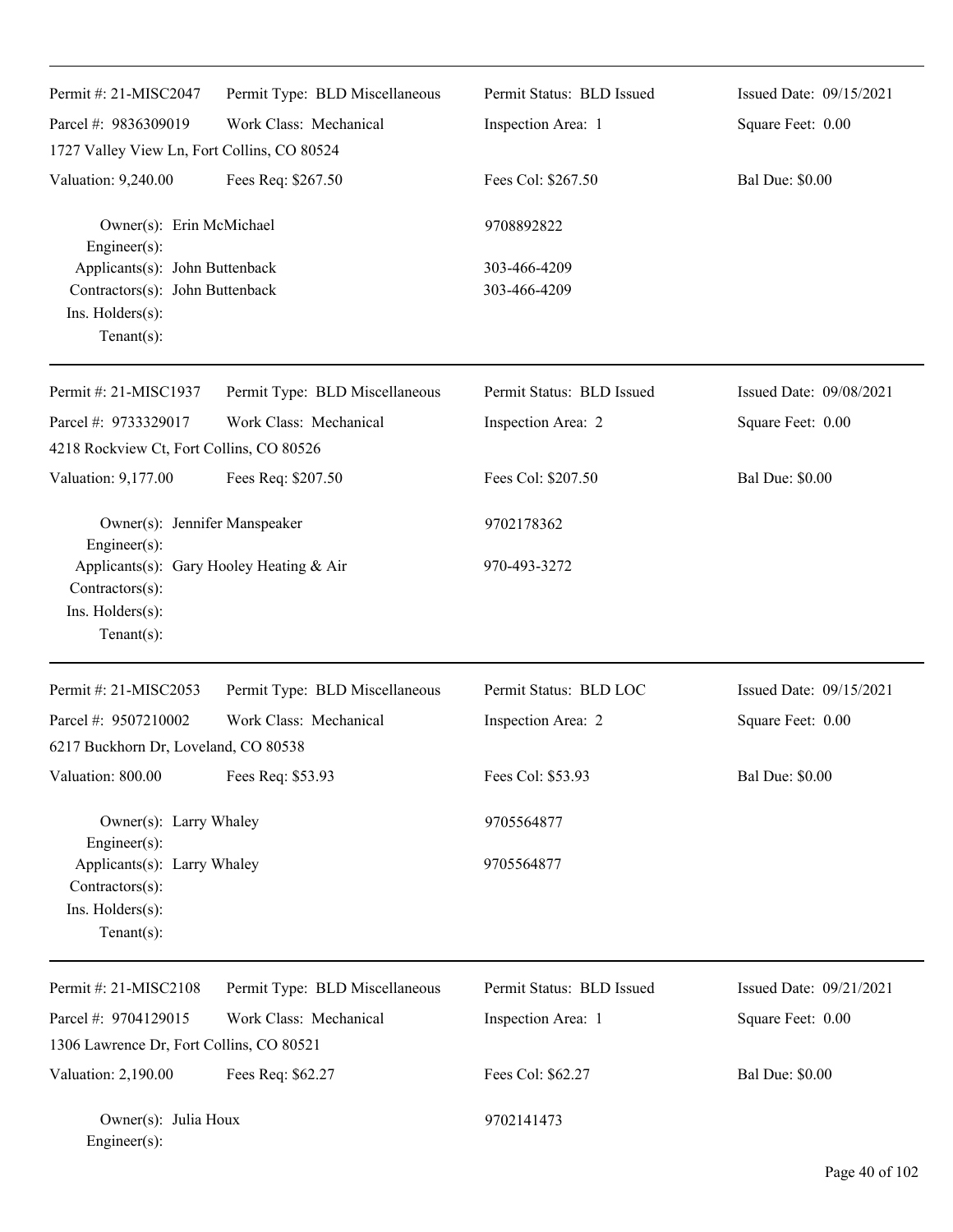| Permit #: 21-MISC2047 | Permit Type: BLD Miscellaneous | Permit Status: BLD Issued | Issued Date: 09/15/2021 |
|---|---|---|---|
| Parcel #: 9836309019 | Work Class: Mechanical | Inspection Area: 1 | Square Feet: 0.00 |
| 1727 Valley View Ln, Fort Collins, CO 80524 | | | |
| Valuation: 9,240.00 | Fees Req: $267.50 | Fees Col: $267.50 | Bal Due: $0.00 |

Owner(s): Erin McMichael — 9708892822
Engineer(s):
Applicants(s): John Buttenback — 303-466-4209
Contractors(s): John Buttenback — 303-466-4209
Ins. Holders(s):
Tenant(s):

---

| Permit #: 21-MISC1937 | Permit Type: BLD Miscellaneous | Permit Status: BLD Issued | Issued Date: 09/08/2021 |
|---|---|---|---|
| Parcel #: 9733329017 | Work Class: Mechanical | Inspection Area: 2 | Square Feet: 0.00 |
| 4218 Rockview Ct, Fort Collins, CO 80526 | | | |
| Valuation: 9,177.00 | Fees Req: $207.50 | Fees Col: $207.50 | Bal Due: $0.00 |

Owner(s): Jennifer Manspeaker — 9702178362
Engineer(s):
Applicants(s): Gary Hooley Heating & Air — 970-493-3272
Contractors(s):
Ins. Holders(s):
Tenant(s):

---

| Permit #: 21-MISC2053 | Permit Type: BLD Miscellaneous | Permit Status: BLD LOC | Issued Date: 09/15/2021 |
|---|---|---|---|
| Parcel #: 9507210002 | Work Class: Mechanical | Inspection Area: 2 | Square Feet: 0.00 |
| 6217 Buckhorn Dr, Loveland, CO 80538 | | | |
| Valuation: 800.00 | Fees Req: $53.93 | Fees Col: $53.93 | Bal Due: $0.00 |

Owner(s): Larry Whaley — 9705564877
Engineer(s):
Applicants(s): Larry Whaley — 9705564877
Contractors(s):
Ins. Holders(s):
Tenant(s):

---

| Permit #: 21-MISC2108 | Permit Type: BLD Miscellaneous | Permit Status: BLD Issued | Issued Date: 09/21/2021 |
|---|---|---|---|
| Parcel #: 9704129015 | Work Class: Mechanical | Inspection Area: 1 | Square Feet: 0.00 |
| 1306 Lawrence Dr, Fort Collins, CO 80521 | | | |
| Valuation: 2,190.00 | Fees Req: $62.27 | Fees Col: $62.27 | Bal Due: $0.00 |

Owner(s): Julia Houx — 9702141473
Engineer(s):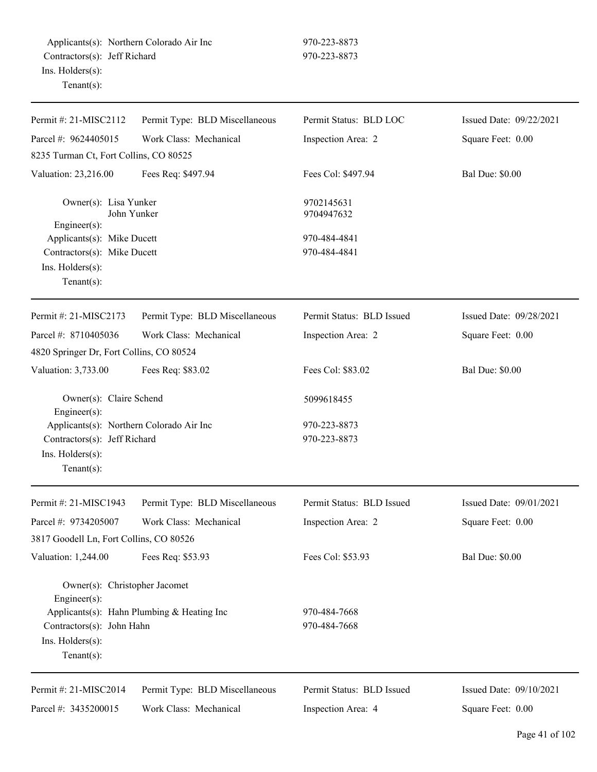Applicants(s): Northern Colorado Air Inc 970-223-8873
Contractors(s): Jeff Richard 970-223-8873
Ins. Holders(s):
Tenant(s):

---

| Permit #: 21-MISC2112 | Permit Type: BLD Miscellaneous | Permit Status: BLD LOC | Issued Date: 09/22/2021 |
|---|---|---|---|
| Parcel #: 9624405015 | Work Class: Mechanical | Inspection Area: 2 | Square Feet: 0.00 |
| 8235 Turman Ct, Fort Collins, CO 80525 | | | |
| Valuation: 23,216.00 | Fees Req: $497.94 | Fees Col: $497.94 | Bal Due: $0.00 |

Owner(s): Lisa Yunker 9702145631
John Yunker 9704947632
Engineer(s):
Applicants(s): Mike Ducett 970-484-4841
Contractors(s): Mike Ducett 970-484-4841
Ins. Holders(s):
Tenant(s):

---

| Permit #: 21-MISC2173 | Permit Type: BLD Miscellaneous | Permit Status: BLD Issued | Issued Date: 09/28/2021 |
|---|---|---|---|
| Parcel #: 8710405036 | Work Class: Mechanical | Inspection Area: 2 | Square Feet: 0.00 |
| 4820 Springer Dr, Fort Collins, CO 80524 | | | |
| Valuation: 3,733.00 | Fees Req: $83.02 | Fees Col: $83.02 | Bal Due: $0.00 |

Owner(s): Claire Schend 5099618455
Engineer(s):
Applicants(s): Northern Colorado Air Inc 970-223-8873
Contractors(s): Jeff Richard 970-223-8873
Ins. Holders(s):
Tenant(s):

---

| Permit #: 21-MISC1943 | Permit Type: BLD Miscellaneous | Permit Status: BLD Issued | Issued Date: 09/01/2021 |
|---|---|---|---|
| Parcel #: 9734205007 | Work Class: Mechanical | Inspection Area: 2 | Square Feet: 0.00 |
| 3817 Goodell Ln, Fort Collins, CO 80526 | | | |
| Valuation: 1,244.00 | Fees Req: $53.93 | Fees Col: $53.93 | Bal Due: $0.00 |

Owner(s): Christopher Jacomet
Engineer(s):
Applicants(s): Hahn Plumbing & Heating Inc 970-484-7668
Contractors(s): John Hahn 970-484-7668
Ins. Holders(s):
Tenant(s):

---

| Permit #: 21-MISC2014 | Permit Type: BLD Miscellaneous | Permit Status: BLD Issued | Issued Date: 09/10/2021 |
|---|---|---|---|
| Parcel #: 3435200015 | Work Class: Mechanical | Inspection Area: 4 | Square Feet: 0.00 |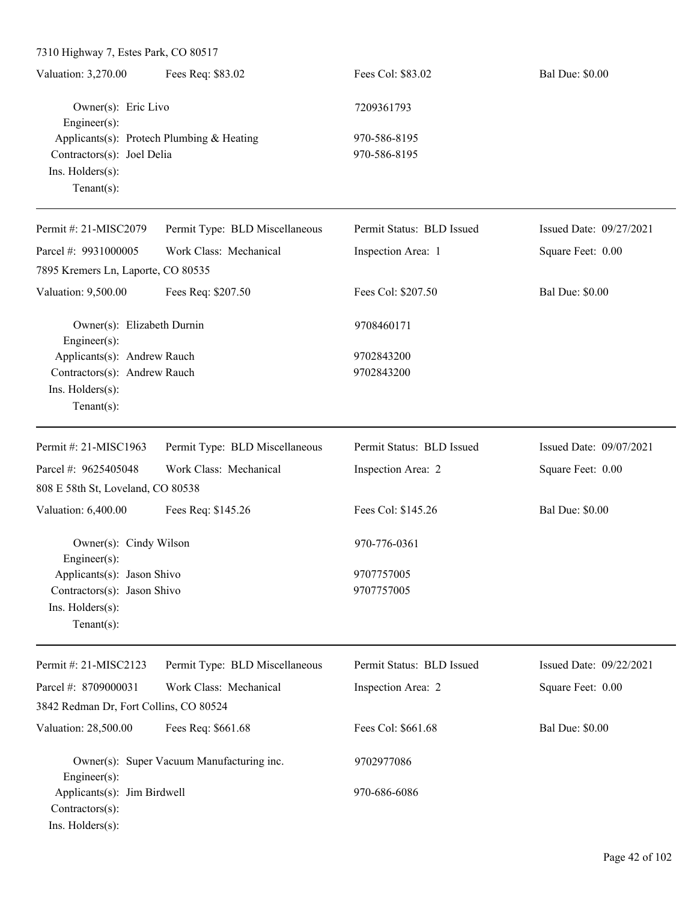7310 Highway 7, Estes Park, CO 80517

Valuation: 3,270.00 | Fees Req: $83.02 | Fees Col: $83.02 | Bal Due: $0.00

Owner(s): Eric Livo 7209361793
Engineer(s):
Applicants(s): Protech Plumbing & Heating 970-586-8195
Contractors(s): Joel Delia 970-586-8195
Ins. Holders(s):
Tenant(s):

---

Permit #: 21-MISC2079 | Permit Type: BLD Miscellaneous | Permit Status: BLD Issued | Issued Date: 09/27/2021
Parcel #: 9931000005 | Work Class: Mechanical | Inspection Area: 1 | Square Feet: 0.00
7895 Kremers Ln, Laporte, CO 80535
Valuation: 9,500.00 | Fees Req: $207.50 | Fees Col: $207.50 | Bal Due: $0.00

Owner(s): Elizabeth Durnin 9708460171
Engineer(s):
Applicants(s): Andrew Rauch 9702843200
Contractors(s): Andrew Rauch 9702843200
Ins. Holders(s):
Tenant(s):

---

Permit #: 21-MISC1963 | Permit Type: BLD Miscellaneous | Permit Status: BLD Issued | Issued Date: 09/07/2021
Parcel #: 9625405048 | Work Class: Mechanical | Inspection Area: 2 | Square Feet: 0.00
808 E 58th St, Loveland, CO 80538
Valuation: 6,400.00 | Fees Req: $145.26 | Fees Col: $145.26 | Bal Due: $0.00

Owner(s): Cindy Wilson 970-776-0361
Engineer(s):
Applicants(s): Jason Shivo 9707757005
Contractors(s): Jason Shivo 9707757005
Ins. Holders(s):
Tenant(s):

---

Permit #: 21-MISC2123 | Permit Type: BLD Miscellaneous | Permit Status: BLD Issued | Issued Date: 09/22/2021
Parcel #: 8709000031 | Work Class: Mechanical | Inspection Area: 2 | Square Feet: 0.00
3842 Redman Dr, Fort Collins, CO 80524
Valuation: 28,500.00 | Fees Req: $661.68 | Fees Col: $661.68 | Bal Due: $0.00

Owner(s): Super Vacuum Manufacturing inc. 9702977086
Engineer(s):
Applicants(s): Jim Birdwell 970-686-6086
Contractors(s):
Ins. Holders(s):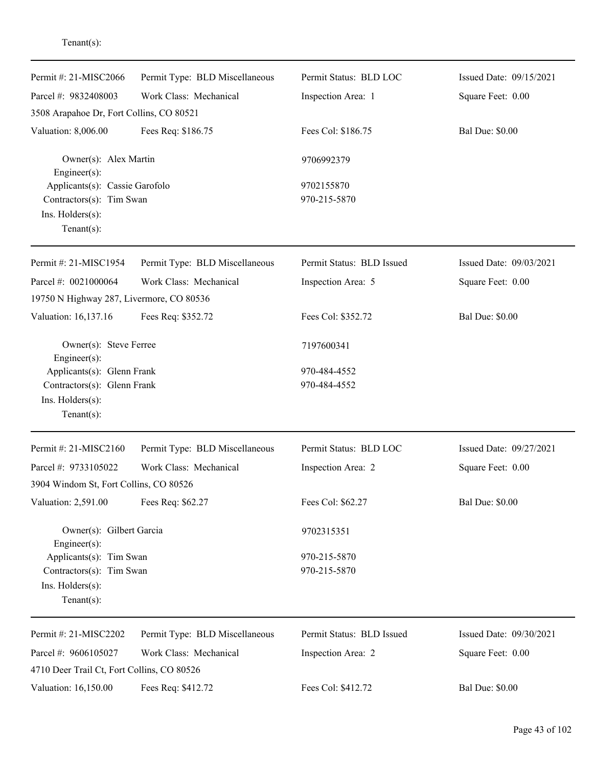Tenant(s):

---

| Permit #: 21-MISC2066 | Permit Type: BLD Miscellaneous | Permit Status: BLD LOC | Issued Date: 09/15/2021 |
|---|---|---|---|
| Parcel #: 9832408003 | Work Class: Mechanical | Inspection Area: 1 | Square Feet: 0.00 |
| 3508 Arapahoe Dr, Fort Collins, CO 80521 | | | |
| Valuation: 8,006.00 | Fees Req: $186.75 | Fees Col: $186.75 | Bal Due: $0.00 |

Owner(s): Alex Martin — 9706992379
Engineer(s):
Applicants(s): Cassie Garofolo — 9702155870
Contractors(s): Tim Swan — 970-215-5870
Ins. Holders(s):
Tenant(s):

---

| Permit #: 21-MISC1954 | Permit Type: BLD Miscellaneous | Permit Status: BLD Issued | Issued Date: 09/03/2021 |
|---|---|---|---|
| Parcel #: 0021000064 | Work Class: Mechanical | Inspection Area: 5 | Square Feet: 0.00 |
| 19750 N Highway 287, Livermore, CO 80536 | | | |
| Valuation: 16,137.16 | Fees Req: $352.72 | Fees Col: $352.72 | Bal Due: $0.00 |

Owner(s): Steve Ferree — 7197600341
Engineer(s):
Applicants(s): Glenn Frank — 970-484-4552
Contractors(s): Glenn Frank — 970-484-4552
Ins. Holders(s):
Tenant(s):

---

| Permit #: 21-MISC2160 | Permit Type: BLD Miscellaneous | Permit Status: BLD LOC | Issued Date: 09/27/2021 |
|---|---|---|---|
| Parcel #: 9733105022 | Work Class: Mechanical | Inspection Area: 2 | Square Feet: 0.00 |
| 3904 Windom St, Fort Collins, CO 80526 | | | |
| Valuation: 2,591.00 | Fees Req: $62.27 | Fees Col: $62.27 | Bal Due: $0.00 |

Owner(s): Gilbert Garcia — 9702315351
Engineer(s):
Applicants(s): Tim Swan — 970-215-5870
Contractors(s): Tim Swan — 970-215-5870
Ins. Holders(s):
Tenant(s):

---

| Permit #: 21-MISC2202 | Permit Type: BLD Miscellaneous | Permit Status: BLD Issued | Issued Date: 09/30/2021 |
|---|---|---|---|
| Parcel #: 9606105027 | Work Class: Mechanical | Inspection Area: 2 | Square Feet: 0.00 |
| 4710 Deer Trail Ct, Fort Collins, CO 80526 | | | |
| Valuation: 16,150.00 | Fees Req: $412.72 | Fees Col: $412.72 | Bal Due: $0.00 |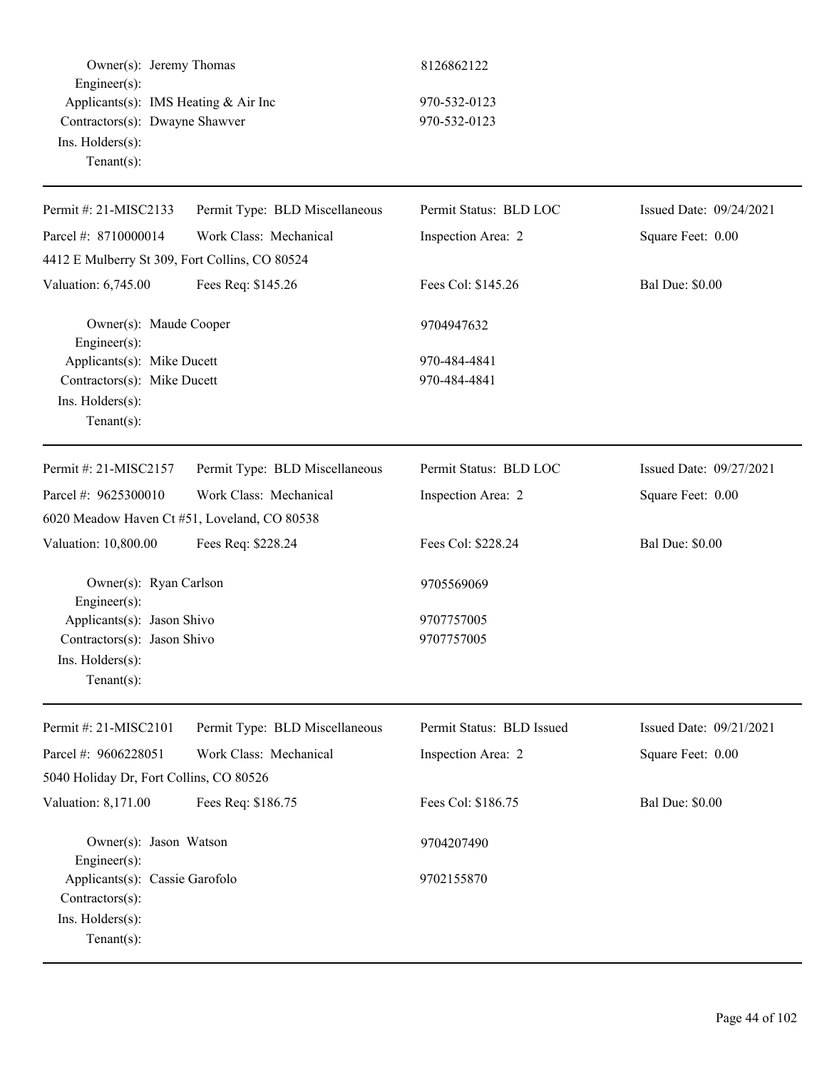Owner(s): Jeremy Thomas 8126862122
Engineer(s):
Applicants(s): IMS Heating & Air Inc 970-532-0123
Contractors(s): Dwayne Shawver 970-532-0123
Ins. Holders(s):
Tenant(s):

---

| Permit #: 21-MISC2133 | Permit Type: BLD Miscellaneous | Permit Status: BLD LOC | Issued Date: 09/24/2021 |
|---|---|---|---|
| Parcel #: 8710000014 | Work Class: Mechanical | Inspection Area: 2 | Square Feet: 0.00 |
| 4412 E Mulberry St 309, Fort Collins, CO 80524 | | | |
| Valuation: 6,745.00 | Fees Req: $145.26 | Fees Col: $145.26 | Bal Due: $0.00 |

Owner(s): Maude Cooper 9704947632
Engineer(s):
Applicants(s): Mike Ducett 970-484-4841
Contractors(s): Mike Ducett 970-484-4841
Ins. Holders(s):
Tenant(s):

---

| Permit #: 21-MISC2157 | Permit Type: BLD Miscellaneous | Permit Status: BLD LOC | Issued Date: 09/27/2021 |
|---|---|---|---|
| Parcel #: 9625300010 | Work Class: Mechanical | Inspection Area: 2 | Square Feet: 0.00 |
| 6020 Meadow Haven Ct #51, Loveland, CO 80538 | | | |
| Valuation: 10,800.00 | Fees Req: $228.24 | Fees Col: $228.24 | Bal Due: $0.00 |

Owner(s): Ryan Carlson 9705569069
Engineer(s):
Applicants(s): Jason Shivo 9707757005
Contractors(s): Jason Shivo 9707757005
Ins. Holders(s):
Tenant(s):

---

| Permit #: 21-MISC2101 | Permit Type: BLD Miscellaneous | Permit Status: BLD Issued | Issued Date: 09/21/2021 |
|---|---|---|---|
| Parcel #: 9606228051 | Work Class: Mechanical | Inspection Area: 2 | Square Feet: 0.00 |
| 5040 Holiday Dr, Fort Collins, CO 80526 | | | |
| Valuation: 8,171.00 | Fees Req: $186.75 | Fees Col: $186.75 | Bal Due: $0.00 |

Owner(s): Jason Watson 9704207490
Engineer(s):
Applicants(s): Cassie Garofolo 9702155870
Contractors(s):
Ins. Holders(s):
Tenant(s):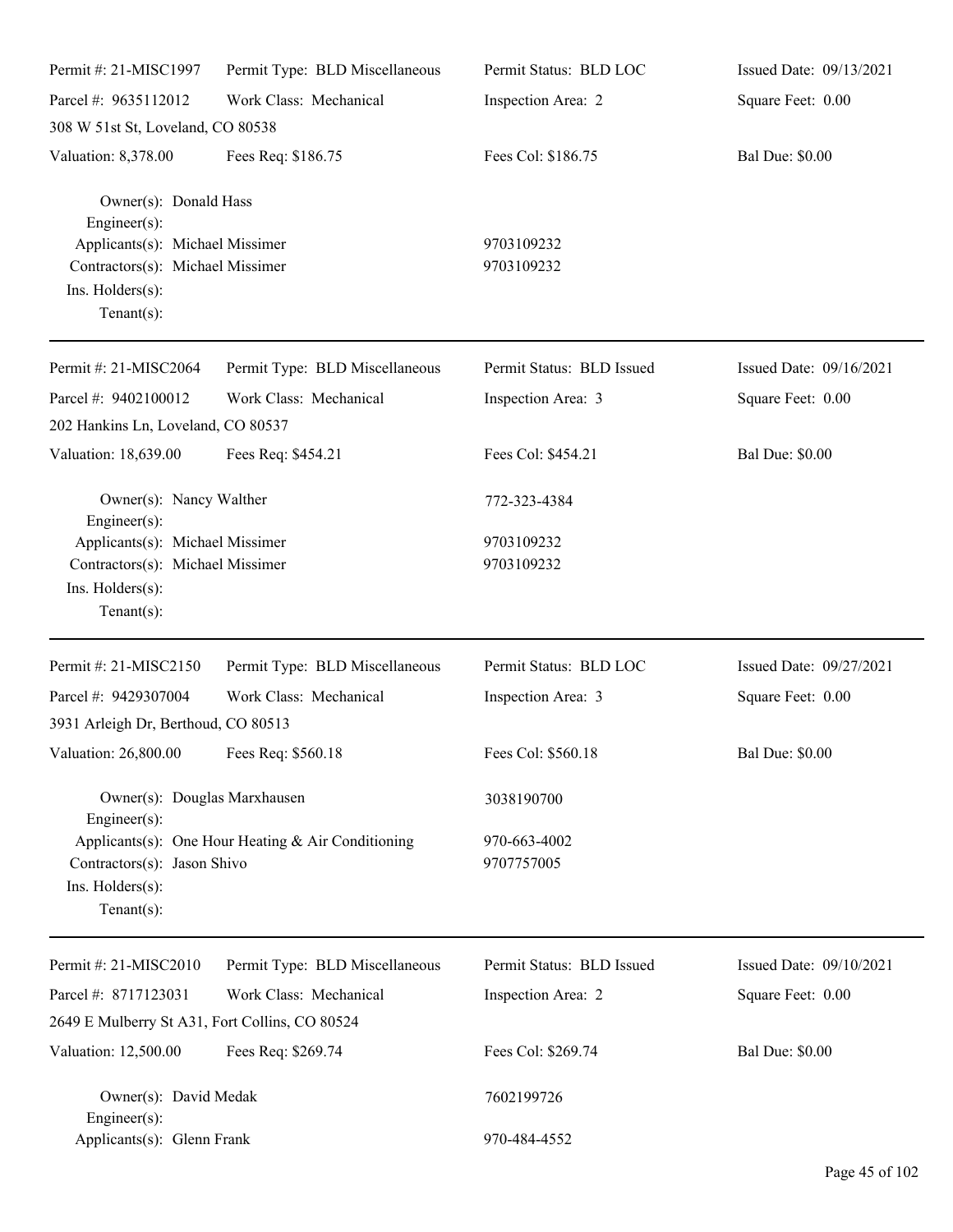| Permit #: 21-MISC1997 | Permit Type: BLD Miscellaneous | Permit Status: BLD LOC | Issued Date: 09/13/2021 |
|---|---|---|---|
| Parcel #: 9635112012 | Work Class: Mechanical | Inspection Area: 2 | Square Feet: 0.00 |
| 308 W 51st St, Loveland, CO 80538 | | | |
| Valuation: 8,378.00 | Fees Req: $186.75 | Fees Col: $186.75 | Bal Due: $0.00 |

Owner(s): Donald Hass
Engineer(s):
Applicants(s): Michael Missimer 9703109232
Contractors(s): Michael Missimer 9703109232
Ins. Holders(s):
Tenant(s):

---

| Permit #: 21-MISC2064 | Permit Type: BLD Miscellaneous | Permit Status: BLD Issued | Issued Date: 09/16/2021 |
|---|---|---|---|
| Parcel #: 9402100012 | Work Class: Mechanical | Inspection Area: 3 | Square Feet: 0.00 |
| 202 Hankins Ln, Loveland, CO 80537 | | | |
| Valuation: 18,639.00 | Fees Req: $454.21 | Fees Col: $454.21 | Bal Due: $0.00 |

Owner(s): Nancy Walther 772-323-4384
Engineer(s):
Applicants(s): Michael Missimer 9703109232
Contractors(s): Michael Missimer 9703109232
Ins. Holders(s):
Tenant(s):

---

| Permit #: 21-MISC2150 | Permit Type: BLD Miscellaneous | Permit Status: BLD LOC | Issued Date: 09/27/2021 |
|---|---|---|---|
| Parcel #: 9429307004 | Work Class: Mechanical | Inspection Area: 3 | Square Feet: 0.00 |
| 3931 Arleigh Dr, Berthoud, CO 80513 | | | |
| Valuation: 26,800.00 | Fees Req: $560.18 | Fees Col: $560.18 | Bal Due: $0.00 |

Owner(s): Douglas Marxhausen 3038190700
Engineer(s):
Applicants(s): One Hour Heating & Air Conditioning 970-663-4002
Contractors(s): Jason Shivo 9707757005
Ins. Holders(s):
Tenant(s):

---

| Permit #: 21-MISC2010 | Permit Type: BLD Miscellaneous | Permit Status: BLD Issued | Issued Date: 09/10/2021 |
|---|---|---|---|
| Parcel #: 8717123031 | Work Class: Mechanical | Inspection Area: 2 | Square Feet: 0.00 |
| 2649 E Mulberry St A31, Fort Collins, CO 80524 | | | |
| Valuation: 12,500.00 | Fees Req: $269.74 | Fees Col: $269.74 | Bal Due: $0.00 |

Owner(s): David Medak 7602199726
Engineer(s):
Applicants(s): Glenn Frank 970-484-4552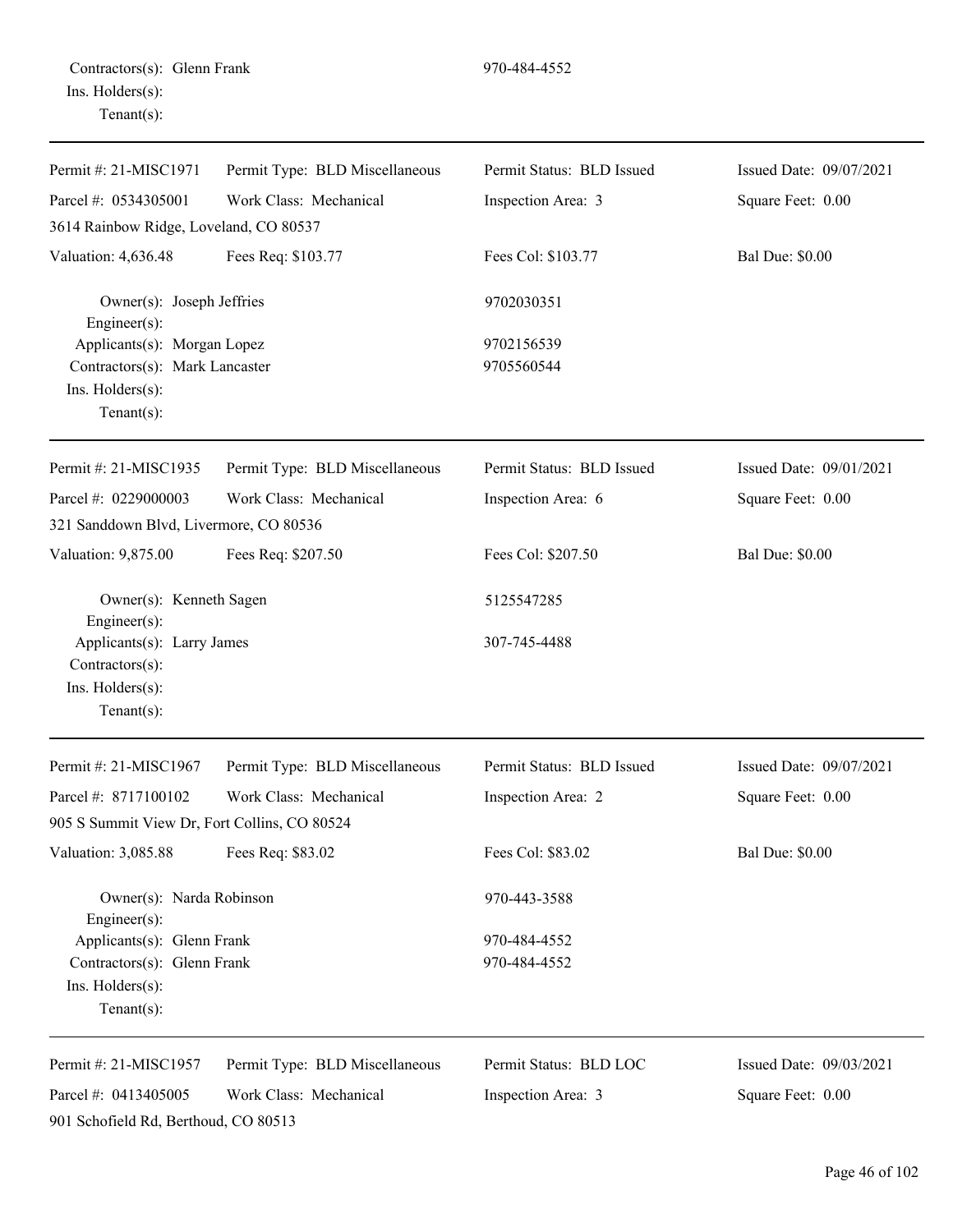Contractors(s): Glenn Frank 970-484-4552
Ins. Holders(s):
Tenant(s):

---

Permit #: 21-MISC1971 | Permit Type: BLD Miscellaneous | Permit Status: BLD Issued | Issued Date: 09/07/2021
Parcel #: 0534305001 | Work Class: Mechanical | Inspection Area: 3 | Square Feet: 0.00
3614 Rainbow Ridge, Loveland, CO 80537
Valuation: 4,636.48 | Fees Req: $103.77 | Fees Col: $103.77 | Bal Due: $0.00

Owner(s): Joseph Jeffries 9702030351
Engineer(s):
Applicants(s): Morgan Lopez 9702156539
Contractors(s): Mark Lancaster 9705560544
Ins. Holders(s):
Tenant(s):

---

Permit #: 21-MISC1935 | Permit Type: BLD Miscellaneous | Permit Status: BLD Issued | Issued Date: 09/01/2021
Parcel #: 0229000003 | Work Class: Mechanical | Inspection Area: 6 | Square Feet: 0.00
321 Sanddown Blvd, Livermore, CO 80536
Valuation: 9,875.00 | Fees Req: $207.50 | Fees Col: $207.50 | Bal Due: $0.00

Owner(s): Kenneth Sagen 5125547285
Engineer(s):
Applicants(s): Larry James 307-745-4488
Contractors(s):
Ins. Holders(s):
Tenant(s):

---

Permit #: 21-MISC1967 | Permit Type: BLD Miscellaneous | Permit Status: BLD Issued | Issued Date: 09/07/2021
Parcel #: 8717100102 | Work Class: Mechanical | Inspection Area: 2 | Square Feet: 0.00
905 S Summit View Dr, Fort Collins, CO 80524
Valuation: 3,085.88 | Fees Req: $83.02 | Fees Col: $83.02 | Bal Due: $0.00

Owner(s): Narda Robinson 970-443-3588
Engineer(s):
Applicants(s): Glenn Frank 970-484-4552
Contractors(s): Glenn Frank 970-484-4552
Ins. Holders(s):
Tenant(s):

---

Permit #: 21-MISC1957 | Permit Type: BLD Miscellaneous | Permit Status: BLD LOC | Issued Date: 09/03/2021
Parcel #: 0413405005 | Work Class: Mechanical | Inspection Area: 3 | Square Feet: 0.00
901 Schofield Rd, Berthoud, CO 80513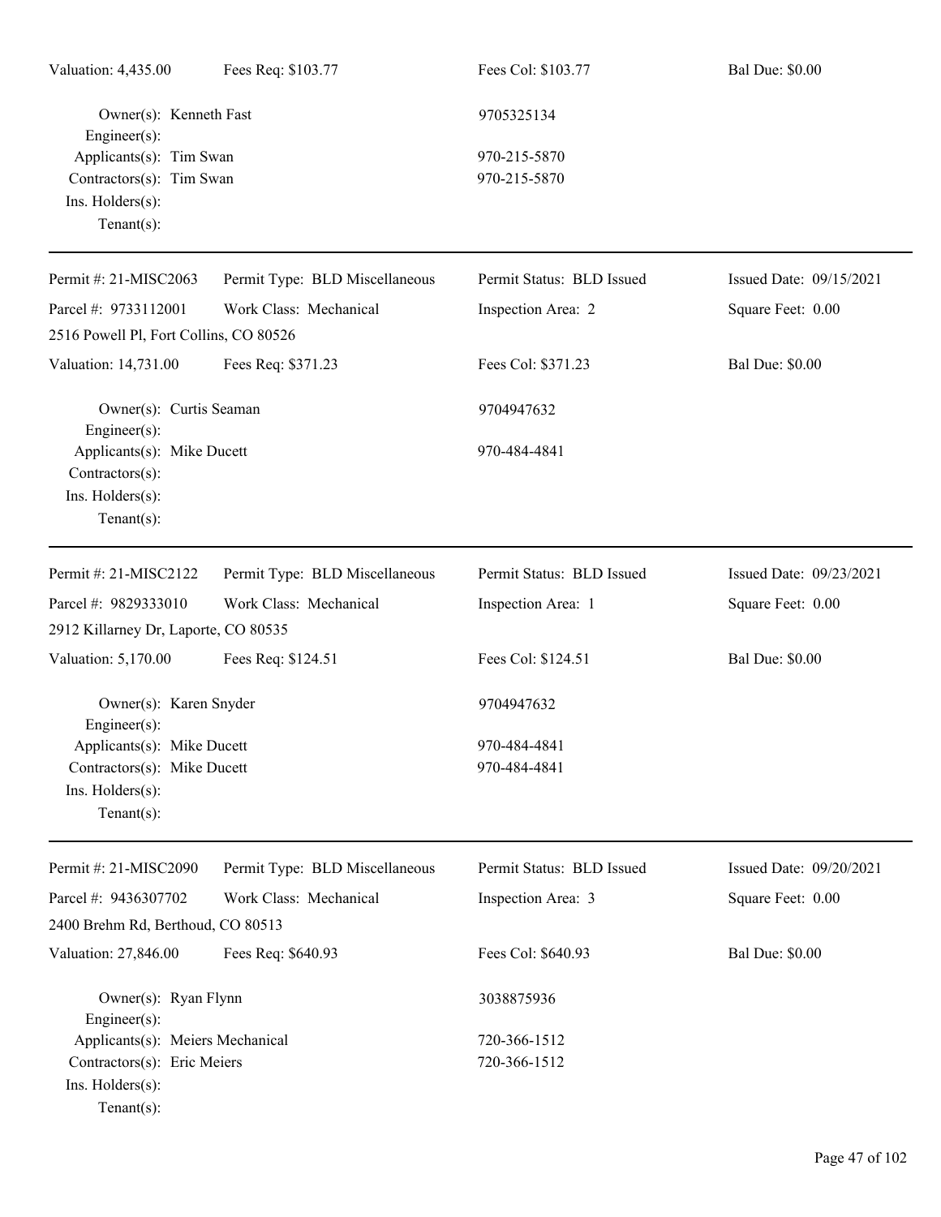| Valuation: 4,435.00 | Fees Req: $103.77 | Fees Col: $103.77 | Bal Due: $0.00 |
|---|---|---|---|

Owner(s): Kenneth Fast 9705325134
Engineer(s):
Applicants(s): Tim Swan 970-215-5870
Contractors(s): Tim Swan 970-215-5870
Ins. Holders(s):
Tenant(s):

---

| Permit #: 21-MISC2063 | Permit Type: BLD Miscellaneous | Permit Status: BLD Issued | Issued Date: 09/15/2021 |
|---|---|---|---|
| Parcel #: 9733112001 | Work Class: Mechanical | Inspection Area: 2 | Square Feet: 0.00 |
| 2516 Powell Pl, Fort Collins, CO 80526 | | | |
| Valuation: 14,731.00 | Fees Req: $371.23 | Fees Col: $371.23 | Bal Due: $0.00 |

Owner(s): Curtis Seaman 9704947632
Engineer(s):
Applicants(s): Mike Ducett 970-484-4841
Contractors(s):
Ins. Holders(s):
Tenant(s):

---

| Permit #: 21-MISC2122 | Permit Type: BLD Miscellaneous | Permit Status: BLD Issued | Issued Date: 09/23/2021 |
|---|---|---|---|
| Parcel #: 9829333010 | Work Class: Mechanical | Inspection Area: 1 | Square Feet: 0.00 |
| 2912 Killarney Dr, Laporte, CO 80535 | | | |
| Valuation: 5,170.00 | Fees Req: $124.51 | Fees Col: $124.51 | Bal Due: $0.00 |

Owner(s): Karen Snyder 9704947632
Engineer(s):
Applicants(s): Mike Ducett 970-484-4841
Contractors(s): Mike Ducett 970-484-4841
Ins. Holders(s):
Tenant(s):

---

| Permit #: 21-MISC2090 | Permit Type: BLD Miscellaneous | Permit Status: BLD Issued | Issued Date: 09/20/2021 |
|---|---|---|---|
| Parcel #: 9436307702 | Work Class: Mechanical | Inspection Area: 3 | Square Feet: 0.00 |
| 2400 Brehm Rd, Berthoud, CO 80513 | | | |
| Valuation: 27,846.00 | Fees Req: $640.93 | Fees Col: $640.93 | Bal Due: $0.00 |

Owner(s): Ryan Flynn 3038875936
Engineer(s):
Applicants(s): Meiers Mechanical 720-366-1512
Contractors(s): Eric Meiers 720-366-1512
Ins. Holders(s):
Tenant(s):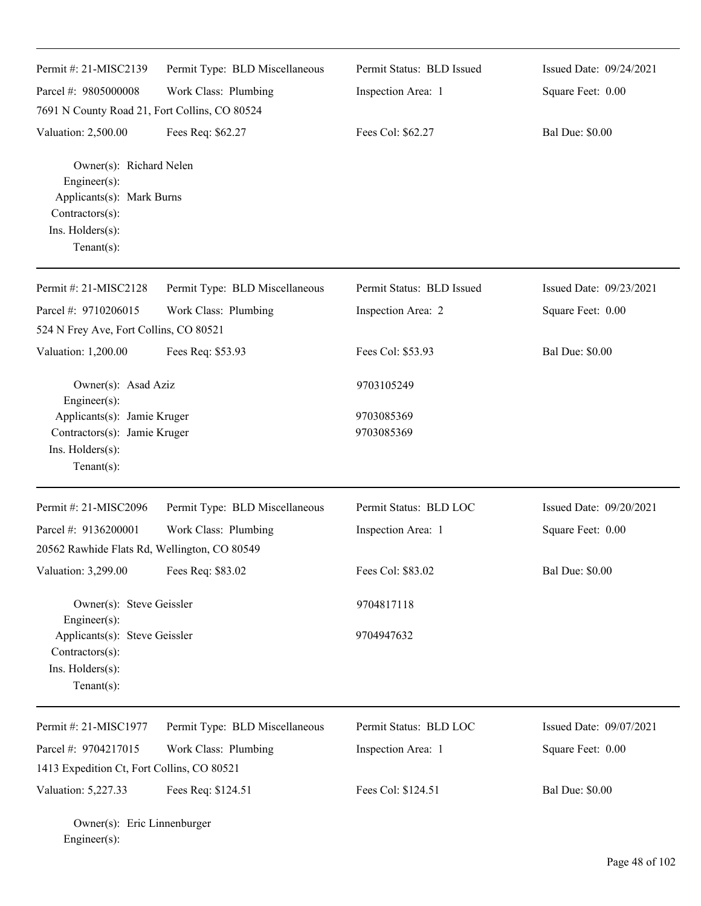Permit #: 21-MISC2139 | Permit Type: BLD Miscellaneous | Permit Status: BLD Issued | Issued Date: 09/24/2021

Parcel #: 9805000008 | Work Class: Plumbing | Inspection Area: 1 | Square Feet: 0.00

7691 N County Road 21, Fort Collins, CO 80524

Valuation: 2,500.00 | Fees Req: $62.27 | Fees Col: $62.27 | Bal Due: $0.00

Owner(s): Richard Nelen
Engineer(s):
Applicants(s): Mark Burns
Contractors(s):
Ins. Holders(s):
Tenant(s):

---

Permit #: 21-MISC2128 | Permit Type: BLD Miscellaneous | Permit Status: BLD Issued | Issued Date: 09/23/2021

Parcel #: 9710206015 | Work Class: Plumbing | Inspection Area: 2 | Square Feet: 0.00

524 N Frey Ave, Fort Collins, CO 80521

Valuation: 1,200.00 | Fees Req: $53.93 | Fees Col: $53.93 | Bal Due: $0.00

Owner(s): Asad Aziz — 9703105249
Engineer(s):
Applicants(s): Jamie Kruger — 9703085369
Contractors(s): Jamie Kruger — 9703085369
Ins. Holders(s):
Tenant(s):

---

Permit #: 21-MISC2096 | Permit Type: BLD Miscellaneous | Permit Status: BLD LOC | Issued Date: 09/20/2021

Parcel #: 9136200001 | Work Class: Plumbing | Inspection Area: 1 | Square Feet: 0.00

20562 Rawhide Flats Rd, Wellington, CO 80549

Valuation: 3,299.00 | Fees Req: $83.02 | Fees Col: $83.02 | Bal Due: $0.00

Owner(s): Steve Geissler — 9704817118
Engineer(s):
Applicants(s): Steve Geissler — 9704947632
Contractors(s):
Ins. Holders(s):
Tenant(s):

---

Permit #: 21-MISC1977 | Permit Type: BLD Miscellaneous | Permit Status: BLD LOC | Issued Date: 09/07/2021

Parcel #: 9704217015 | Work Class: Plumbing | Inspection Area: 1 | Square Feet: 0.00

1413 Expedition Ct, Fort Collins, CO 80521

Valuation: 5,227.33 | Fees Req: $124.51 | Fees Col: $124.51 | Bal Due: $0.00

Owner(s): Eric Linnenburger
Engineer(s):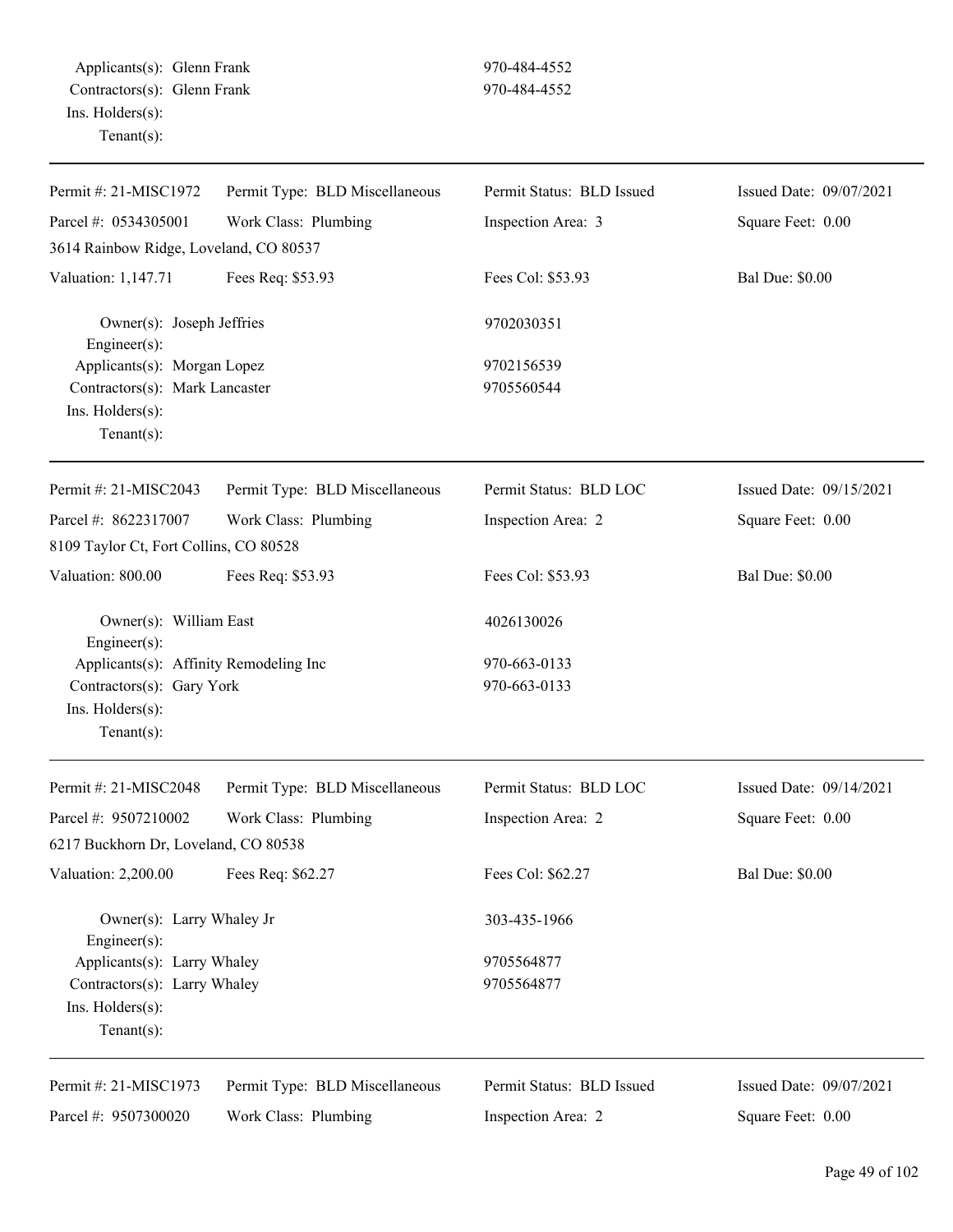Applicants(s): Glenn Frank 970-484-4552
Contractors(s): Glenn Frank 970-484-4552
Ins. Holders(s):
Tenant(s):

---

| Permit #: 21-MISC1972 | Permit Type: BLD Miscellaneous | Permit Status: BLD Issued | Issued Date: 09/07/2021 |
|---|---|---|---|
| Parcel #: 0534305001 | Work Class: Plumbing | Inspection Area: 3 | Square Feet: 0.00 |
| 3614 Rainbow Ridge, Loveland, CO 80537 | | | |
| Valuation: 1,147.71 | Fees Req: $53.93 | Fees Col: $53.93 | Bal Due: $0.00 |

Owner(s): Joseph Jeffries 9702030351
Engineer(s):
Applicants(s): Morgan Lopez 9702156539
Contractors(s): Mark Lancaster 9705560544
Ins. Holders(s):
Tenant(s):

---

| Permit #: 21-MISC2043 | Permit Type: BLD Miscellaneous | Permit Status: BLD LOC | Issued Date: 09/15/2021 |
|---|---|---|---|
| Parcel #: 8622317007 | Work Class: Plumbing | Inspection Area: 2 | Square Feet: 0.00 |
| 8109 Taylor Ct, Fort Collins, CO 80528 | | | |
| Valuation: 800.00 | Fees Req: $53.93 | Fees Col: $53.93 | Bal Due: $0.00 |

Owner(s): William East 4026130026
Engineer(s):
Applicants(s): Affinity Remodeling Inc 970-663-0133
Contractors(s): Gary York 970-663-0133
Ins. Holders(s):
Tenant(s):

---

| Permit #: 21-MISC2048 | Permit Type: BLD Miscellaneous | Permit Status: BLD LOC | Issued Date: 09/14/2021 |
|---|---|---|---|
| Parcel #: 9507210002 | Work Class: Plumbing | Inspection Area: 2 | Square Feet: 0.00 |
| 6217 Buckhorn Dr, Loveland, CO 80538 | | | |
| Valuation: 2,200.00 | Fees Req: $62.27 | Fees Col: $62.27 | Bal Due: $0.00 |

Owner(s): Larry Whaley Jr 303-435-1966
Engineer(s):
Applicants(s): Larry Whaley 9705564877
Contractors(s): Larry Whaley 9705564877
Ins. Holders(s):
Tenant(s):

---

| Permit #: 21-MISC1973 | Permit Type: BLD Miscellaneous | Permit Status: BLD Issued | Issued Date: 09/07/2021 |
|---|---|---|---|
| Parcel #: 9507300020 | Work Class: Plumbing | Inspection Area: 2 | Square Feet: 0.00 |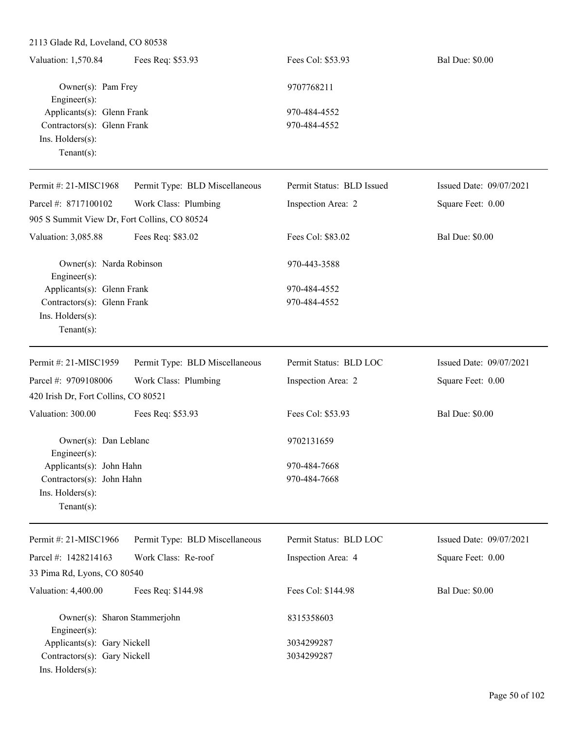2113 Glade Rd, Loveland, CO 80538

| Valuation: 1,570.84 | Fees Req: $53.93 | Fees Col: $53.93 | Bal Due: $0.00 |
|---|---|---|---|

Owner(s): Pam Frey — 9707768211
Engineer(s):
Applicants(s): Glenn Frank — 970-484-4552
Contractors(s): Glenn Frank — 970-484-4552
Ins. Holders(s):
Tenant(s):

---

| Permit #: 21-MISC1968 | Permit Type: BLD Miscellaneous | Permit Status: BLD Issued | Issued Date: 09/07/2021 |
|---|---|---|---|
| Parcel #: 8717100102 | Work Class: Plumbing | Inspection Area: 2 | Square Feet: 0.00 |

905 S Summit View Dr, Fort Collins, CO 80524

| Valuation: 3,085.88 | Fees Req: $83.02 | Fees Col: $83.02 | Bal Due: $0.00 |
|---|---|---|---|

Owner(s): Narda Robinson — 970-443-3588
Engineer(s):
Applicants(s): Glenn Frank — 970-484-4552
Contractors(s): Glenn Frank — 970-484-4552
Ins. Holders(s):
Tenant(s):

---

| Permit #: 21-MISC1959 | Permit Type: BLD Miscellaneous | Permit Status: BLD LOC | Issued Date: 09/07/2021 |
|---|---|---|---|
| Parcel #: 9709108006 | Work Class: Plumbing | Inspection Area: 2 | Square Feet: 0.00 |

420 Irish Dr, Fort Collins, CO 80521

| Valuation: 300.00 | Fees Req: $53.93 | Fees Col: $53.93 | Bal Due: $0.00 |
|---|---|---|---|

Owner(s): Dan Leblanc — 9702131659
Engineer(s):
Applicants(s): John Hahn — 970-484-7668
Contractors(s): John Hahn — 970-484-7668
Ins. Holders(s):
Tenant(s):

---

| Permit #: 21-MISC1966 | Permit Type: BLD Miscellaneous | Permit Status: BLD LOC | Issued Date: 09/07/2021 |
|---|---|---|---|
| Parcel #: 1428214163 | Work Class: Re-roof | Inspection Area: 4 | Square Feet: 0.00 |

33 Pima Rd, Lyons, CO 80540

| Valuation: 4,400.00 | Fees Req: $144.98 | Fees Col: $144.98 | Bal Due: $0.00 |
|---|---|---|---|

Owner(s): Sharon Stammerjohn — 8315358603
Engineer(s):
Applicants(s): Gary Nickell — 3034299287
Contractors(s): Gary Nickell — 3034299287
Ins. Holders(s):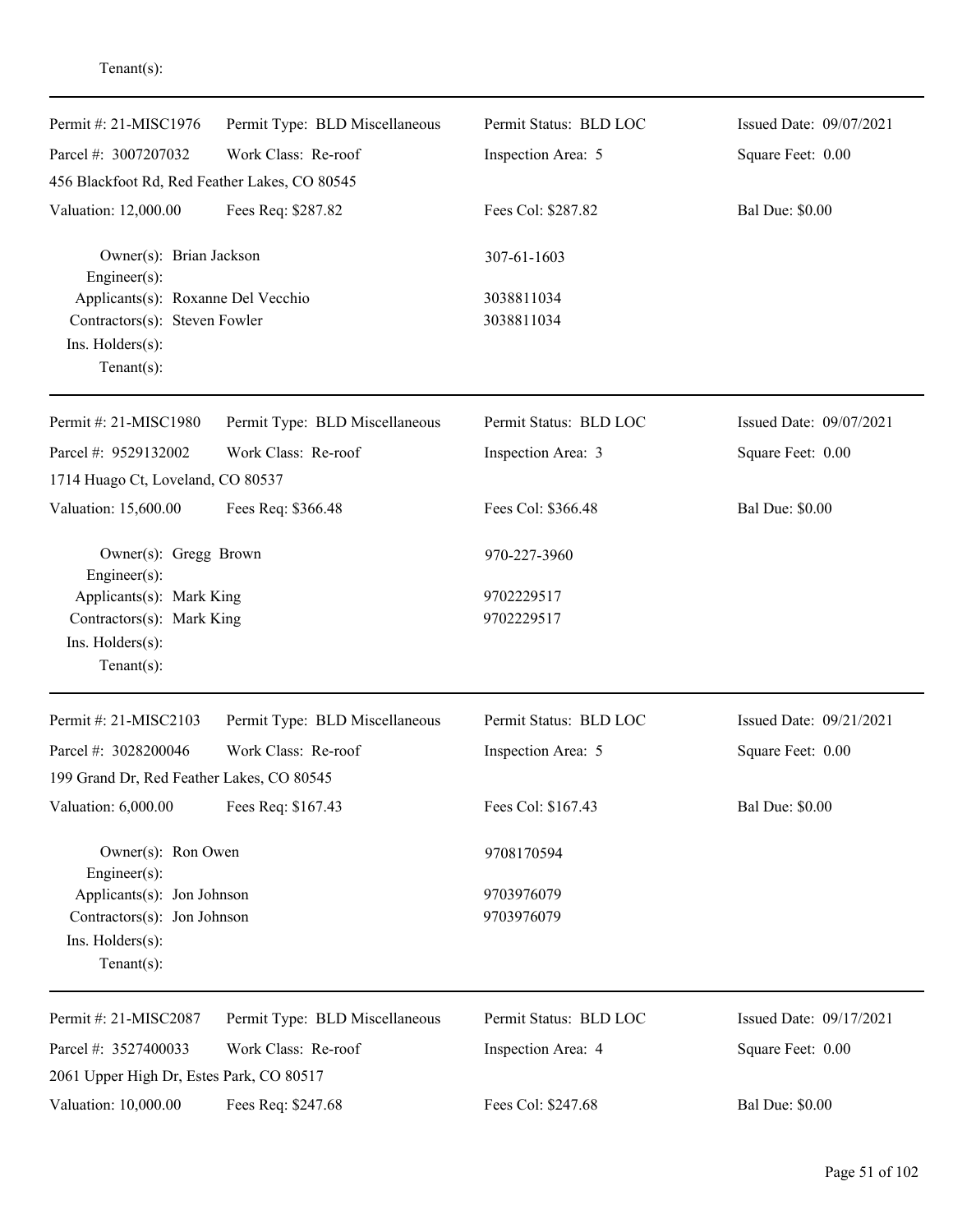Tenant(s):

---

| Permit #: 21-MISC1976 | Permit Type: BLD Miscellaneous | Permit Status: BLD LOC | Issued Date: 09/07/2021 |
|---|---|---|---|
| Parcel #: 3007207032 | Work Class: Re-roof | Inspection Area: 5 | Square Feet: 0.00 |
| 456 Blackfoot Rd, Red Feather Lakes, CO 80545 | | | |
| Valuation: 12,000.00 | Fees Req: $287.82 | Fees Col: $287.82 | Bal Due: $0.00 |

Owner(s): Brian Jackson — 307-61-1603
Engineer(s):
Applicants(s): Roxanne Del Vecchio — 3038811034
Contractors(s): Steven Fowler — 3038811034
Ins. Holders(s):
Tenant(s):

---

| Permit #: 21-MISC1980 | Permit Type: BLD Miscellaneous | Permit Status: BLD LOC | Issued Date: 09/07/2021 |
|---|---|---|---|
| Parcel #: 9529132002 | Work Class: Re-roof | Inspection Area: 3 | Square Feet: 0.00 |
| 1714 Huago Ct, Loveland, CO 80537 | | | |
| Valuation: 15,600.00 | Fees Req: $366.48 | Fees Col: $366.48 | Bal Due: $0.00 |

Owner(s): Gregg Brown — 970-227-3960
Engineer(s):
Applicants(s): Mark King — 9702229517
Contractors(s): Mark King — 9702229517
Ins. Holders(s):
Tenant(s):

---

| Permit #: 21-MISC2103 | Permit Type: BLD Miscellaneous | Permit Status: BLD LOC | Issued Date: 09/21/2021 |
|---|---|---|---|
| Parcel #: 3028200046 | Work Class: Re-roof | Inspection Area: 5 | Square Feet: 0.00 |
| 199 Grand Dr, Red Feather Lakes, CO 80545 | | | |
| Valuation: 6,000.00 | Fees Req: $167.43 | Fees Col: $167.43 | Bal Due: $0.00 |

Owner(s): Ron Owen — 9708170594
Engineer(s):
Applicants(s): Jon Johnson — 9703976079
Contractors(s): Jon Johnson — 9703976079
Ins. Holders(s):
Tenant(s):

---

| Permit #: 21-MISC2087 | Permit Type: BLD Miscellaneous | Permit Status: BLD LOC | Issued Date: 09/17/2021 |
|---|---|---|---|
| Parcel #: 3527400033 | Work Class: Re-roof | Inspection Area: 4 | Square Feet: 0.00 |
| 2061 Upper High Dr, Estes Park, CO 80517 | | | |
| Valuation: 10,000.00 | Fees Req: $247.68 | Fees Col: $247.68 | Bal Due: $0.00 |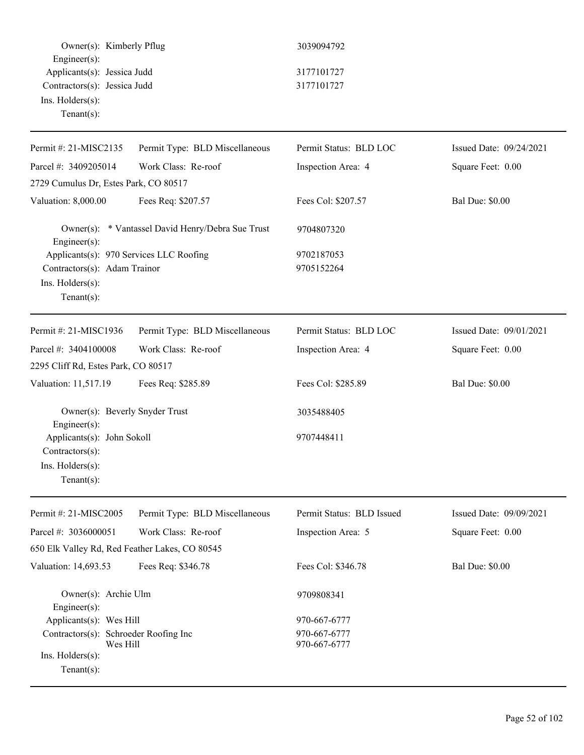Owner(s): Kimberly Pflug 3039094792
Engineer(s):
Applicants(s): Jessica Judd 3177101727
Contractors(s): Jessica Judd 3177101727
Ins. Holders(s):
Tenant(s):

---

| Permit #: 21-MISC2135 | Permit Type: BLD Miscellaneous | Permit Status: BLD LOC | Issued Date: 09/24/2021 |
|---|---|---|---|
| Parcel #: 3409205014 | Work Class: Re-roof | Inspection Area: 4 | Square Feet: 0.00 |
| 2729 Cumulus Dr, Estes Park, CO 80517 | | | |
| Valuation: 8,000.00 | Fees Req: $207.57 | Fees Col: $207.57 | Bal Due: $0.00 |

Owner(s): * Vantassel David Henry/Debra Sue Trust 9704807320
Engineer(s):
Applicants(s): 970 Services LLC Roofing 9702187053
Contractors(s): Adam Trainor 9705152264
Ins. Holders(s):
Tenant(s):

---

| Permit #: 21-MISC1936 | Permit Type: BLD Miscellaneous | Permit Status: BLD LOC | Issued Date: 09/01/2021 |
|---|---|---|---|
| Parcel #: 3404100008 | Work Class: Re-roof | Inspection Area: 4 | Square Feet: 0.00 |
| 2295 Cliff Rd, Estes Park, CO 80517 | | | |
| Valuation: 11,517.19 | Fees Req: $285.89 | Fees Col: $285.89 | Bal Due: $0.00 |

Owner(s): Beverly Snyder Trust 3035488405
Engineer(s):
Applicants(s): John Sokoll 9707448411
Contractors(s):
Ins. Holders(s):
Tenant(s):

---

| Permit #: 21-MISC2005 | Permit Type: BLD Miscellaneous | Permit Status: BLD Issued | Issued Date: 09/09/2021 |
|---|---|---|---|
| Parcel #: 3036000051 | Work Class: Re-roof | Inspection Area: 5 | Square Feet: 0.00 |
| 650 Elk Valley Rd, Red Feather Lakes, CO 80545 | | | |
| Valuation: 14,693.53 | Fees Req: $346.78 | Fees Col: $346.78 | Bal Due: $0.00 |

Owner(s): Archie Ulm 9709808341
Engineer(s):
Applicants(s): Wes Hill 970-667-6777
Contractors(s): Schroeder Roofing Inc 970-667-6777
Wes Hill 970-667-6777
Ins. Holders(s):
Tenant(s):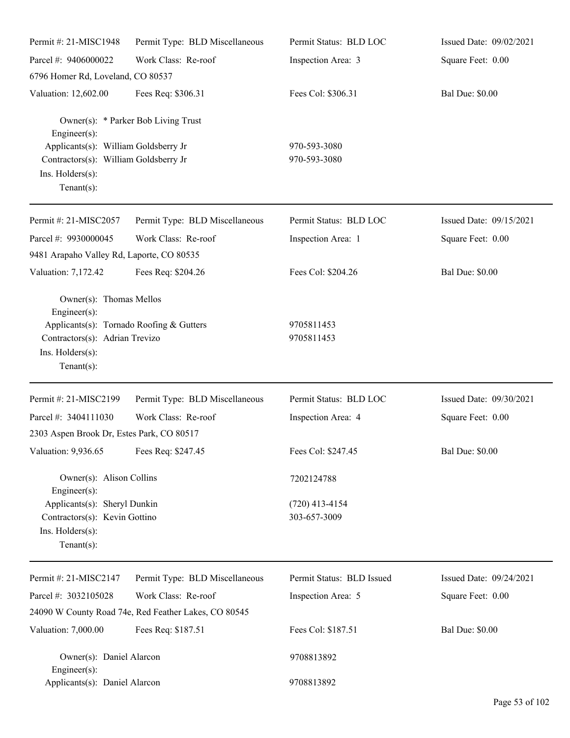| Permit #: 21-MISC1948 | Permit Type: BLD Miscellaneous | Permit Status: BLD LOC | Issued Date: 09/02/2021 |
|---|---|---|---|
| Parcel #: 9406000022 | Work Class: Re-roof | Inspection Area: 3 | Square Feet: 0.00 |
| 6796 Homer Rd, Loveland, CO 80537 | | | |
| Valuation: 12,602.00 | Fees Req: $306.31 | Fees Col: $306.31 | Bal Due: $0.00 |

Owner(s): * Parker Bob Living Trust
Engineer(s):
Applicants(s): William Goldsberry Jr — 970-593-3080
Contractors(s): William Goldsberry Jr — 970-593-3080
Ins. Holders(s):
Tenant(s):

---

| Permit #: 21-MISC2057 | Permit Type: BLD Miscellaneous | Permit Status: BLD LOC | Issued Date: 09/15/2021 |
|---|---|---|---|
| Parcel #: 9930000045 | Work Class: Re-roof | Inspection Area: 1 | Square Feet: 0.00 |
| 9481 Arapaho Valley Rd, Laporte, CO 80535 | | | |
| Valuation: 7,172.42 | Fees Req: $204.26 | Fees Col: $204.26 | Bal Due: $0.00 |

Owner(s): Thomas Mellos
Engineer(s):
Applicants(s): Tornado Roofing & Gutters — 9705811453
Contractors(s): Adrian Trevizo — 9705811453
Ins. Holders(s):
Tenant(s):

---

| Permit #: 21-MISC2199 | Permit Type: BLD Miscellaneous | Permit Status: BLD LOC | Issued Date: 09/30/2021 |
|---|---|---|---|
| Parcel #: 3404111030 | Work Class: Re-roof | Inspection Area: 4 | Square Feet: 0.00 |
| 2303 Aspen Brook Dr, Estes Park, CO 80517 | | | |
| Valuation: 9,936.65 | Fees Req: $247.45 | Fees Col: $247.45 | Bal Due: $0.00 |

Owner(s): Alison Collins — 7202124788
Engineer(s):
Applicants(s): Sheryl Dunkin — (720) 413-4154
Contractors(s): Kevin Gottino — 303-657-3009
Ins. Holders(s):
Tenant(s):

---

| Permit #: 21-MISC2147 | Permit Type: BLD Miscellaneous | Permit Status: BLD Issued | Issued Date: 09/24/2021 |
|---|---|---|---|
| Parcel #: 3032105028 | Work Class: Re-roof | Inspection Area: 5 | Square Feet: 0.00 |
| 24090 W County Road 74e, Red Feather Lakes, CO 80545 | | | |
| Valuation: 7,000.00 | Fees Req: $187.51 | Fees Col: $187.51 | Bal Due: $0.00 |

Owner(s): Daniel Alarcon — 9708813892
Engineer(s):
Applicants(s): Daniel Alarcon — 9708813892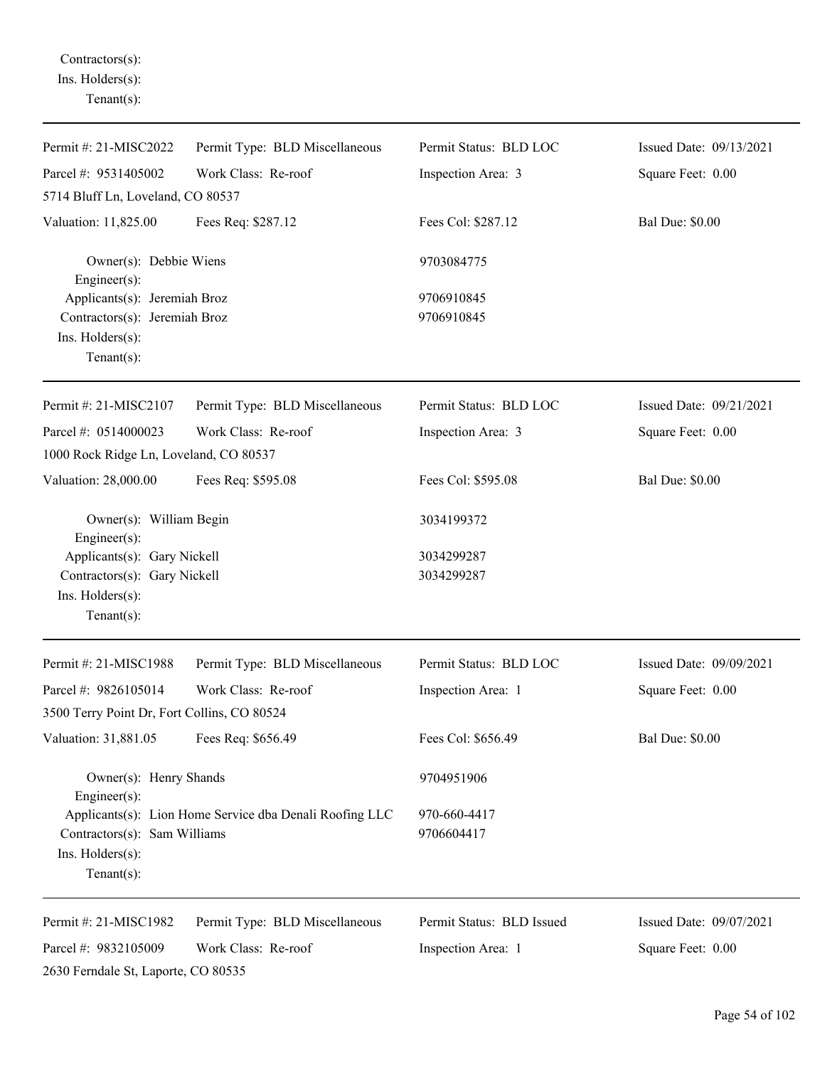Contractors(s):
Ins. Holders(s):
Tenant(s):

---

Permit #: 21-MISC2022 Permit Type: BLD Miscellaneous Permit Status: BLD LOC Issued Date: 09/13/2021
Parcel #: 9531405002 Work Class: Re-roof Inspection Area: 3 Square Feet: 0.00
5714 Bluff Ln, Loveland, CO 80537
Valuation: 11,825.00 Fees Req: $287.12 Fees Col: $287.12 Bal Due: $0.00

Owner(s): Debbie Wiens 9703084775
Engineer(s):
Applicants(s): Jeremiah Broz 9706910845
Contractors(s): Jeremiah Broz 9706910845
Ins. Holders(s):
Tenant(s):

---

Permit #: 21-MISC2107 Permit Type: BLD Miscellaneous Permit Status: BLD LOC Issued Date: 09/21/2021
Parcel #: 0514000023 Work Class: Re-roof Inspection Area: 3 Square Feet: 0.00
1000 Rock Ridge Ln, Loveland, CO 80537
Valuation: 28,000.00 Fees Req: $595.08 Fees Col: $595.08 Bal Due: $0.00

Owner(s): William Begin 3034199372
Engineer(s):
Applicants(s): Gary Nickell 3034299287
Contractors(s): Gary Nickell 3034299287
Ins. Holders(s):
Tenant(s):

---

Permit #: 21-MISC1988 Permit Type: BLD Miscellaneous Permit Status: BLD LOC Issued Date: 09/09/2021
Parcel #: 9826105014 Work Class: Re-roof Inspection Area: 1 Square Feet: 0.00
3500 Terry Point Dr, Fort Collins, CO 80524
Valuation: 31,881.05 Fees Req: $656.49 Fees Col: $656.49 Bal Due: $0.00

Owner(s): Henry Shands 9704951906
Engineer(s):
Applicants(s): Lion Home Service dba Denali Roofing LLC 970-660-4417
Contractors(s): Sam Williams 9706604417
Ins. Holders(s):
Tenant(s):

---

Permit #: 21-MISC1982 Permit Type: BLD Miscellaneous Permit Status: BLD Issued Issued Date: 09/07/2021
Parcel #: 9832105009 Work Class: Re-roof Inspection Area: 1 Square Feet: 0.00
2630 Ferndale St, Laporte, CO 80535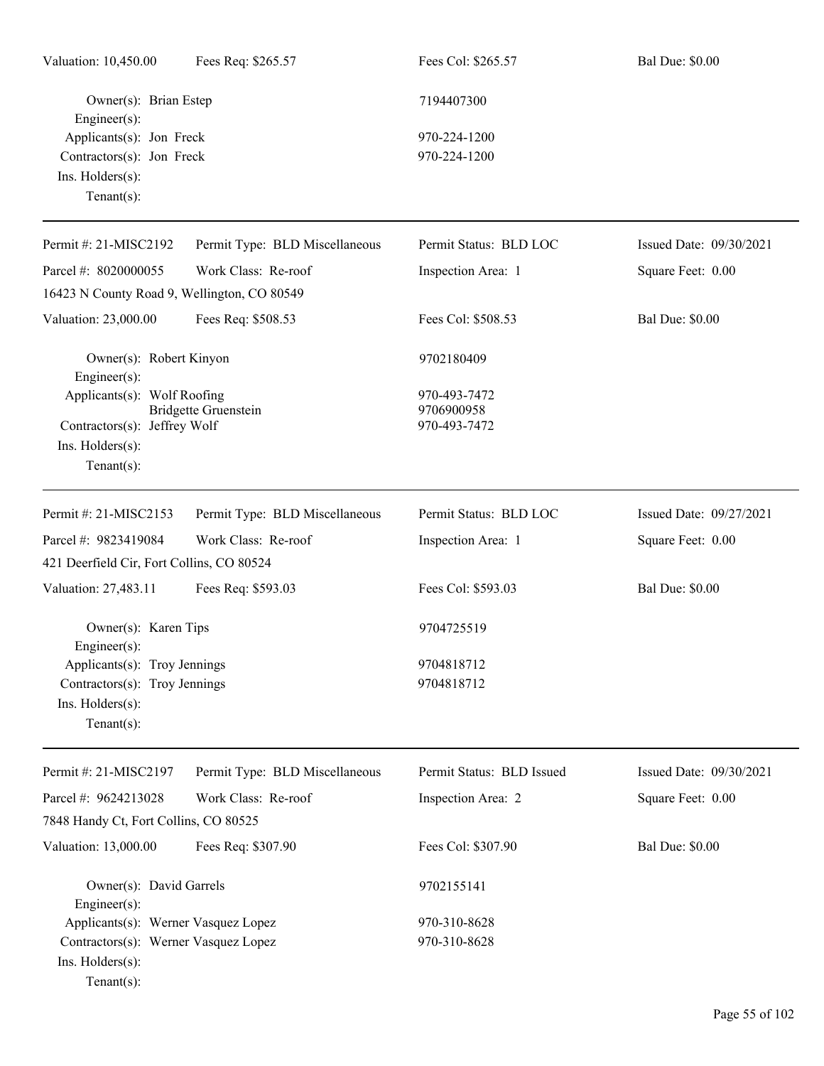Valuation: 10,450.00 | Fees Req: $265.57 | Fees Col: $265.57 | Bal Due: $0.00

Owner(s): Brian Estep 7194407300
Engineer(s):
Applicants(s): Jon Freck 970-224-1200
Contractors(s): Jon Freck 970-224-1200
Ins. Holders(s):
Tenant(s):

---

Permit #: 21-MISC2192 | Permit Type: BLD Miscellaneous | Permit Status: BLD LOC | Issued Date: 09/30/2021
Parcel #: 8020000055 | Work Class: Re-roof | Inspection Area: 1 | Square Feet: 0.00
16423 N County Road 9, Wellington, CO 80549
Valuation: 23,000.00 | Fees Req: $508.53 | Fees Col: $508.53 | Bal Due: $0.00

Owner(s): Robert Kinyon 9702180409
Engineer(s):
Applicants(s): Wolf Roofing 970-493-7472
Bridgette Gruenstein 9706900958
Contractors(s): Jeffrey Wolf 970-493-7472
Ins. Holders(s):
Tenant(s):

---

Permit #: 21-MISC2153 | Permit Type: BLD Miscellaneous | Permit Status: BLD LOC | Issued Date: 09/27/2021
Parcel #: 9823419084 | Work Class: Re-roof | Inspection Area: 1 | Square Feet: 0.00
421 Deerfield Cir, Fort Collins, CO 80524
Valuation: 27,483.11 | Fees Req: $593.03 | Fees Col: $593.03 | Bal Due: $0.00

Owner(s): Karen Tips 9704725519
Engineer(s):
Applicants(s): Troy Jennings 9704818712
Contractors(s): Troy Jennings 9704818712
Ins. Holders(s):
Tenant(s):

---

Permit #: 21-MISC2197 | Permit Type: BLD Miscellaneous | Permit Status: BLD Issued | Issued Date: 09/30/2021
Parcel #: 9624213028 | Work Class: Re-roof | Inspection Area: 2 | Square Feet: 0.00
7848 Handy Ct, Fort Collins, CO 80525
Valuation: 13,000.00 | Fees Req: $307.90 | Fees Col: $307.90 | Bal Due: $0.00

Owner(s): David Garrels 9702155141
Engineer(s):
Applicants(s): Werner Vasquez Lopez 970-310-8628
Contractors(s): Werner Vasquez Lopez 970-310-8628
Ins. Holders(s):
Tenant(s):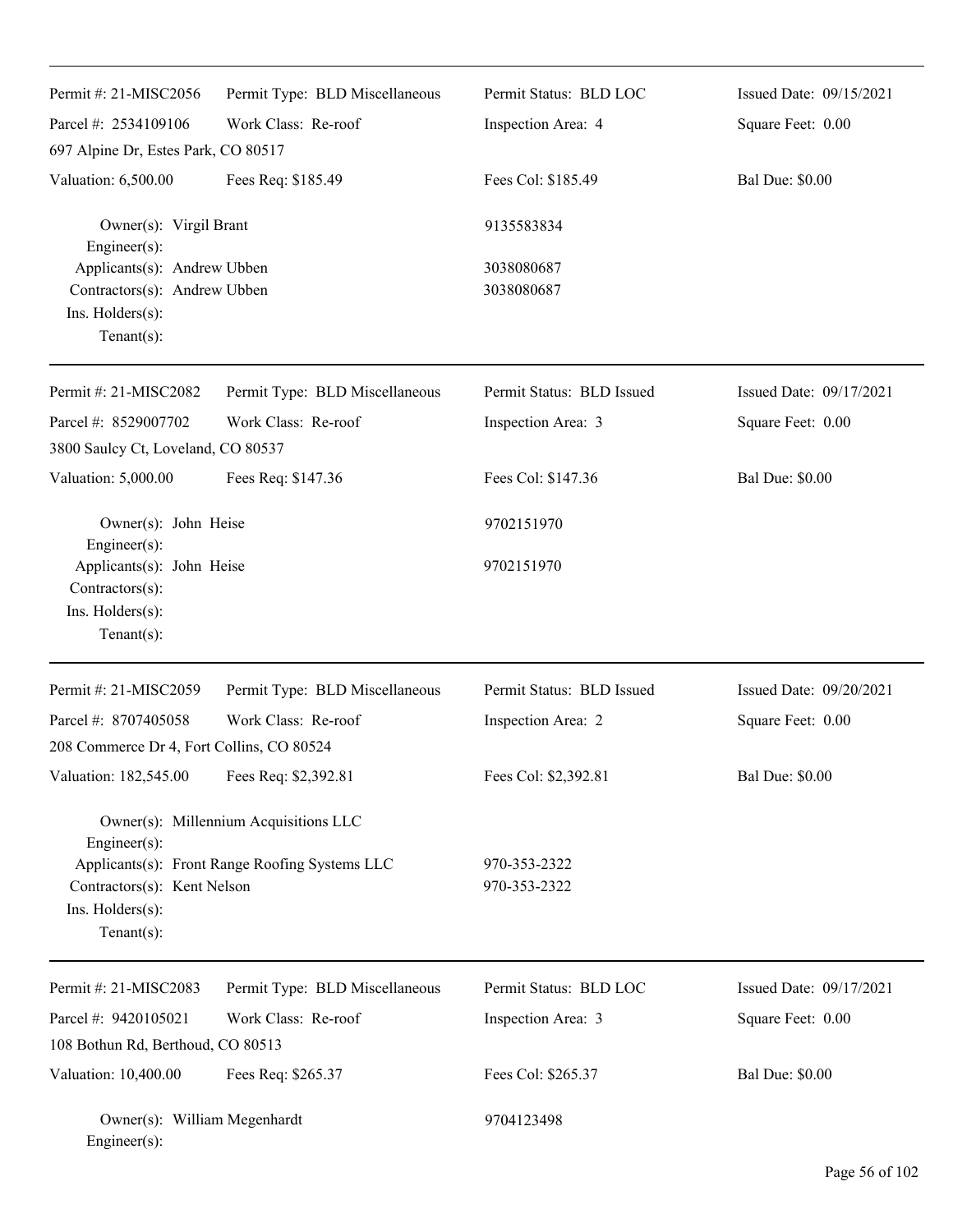| Permit #: 21-MISC2056 | Permit Type: BLD Miscellaneous | Permit Status: BLD LOC | Issued Date: 09/15/2021 |
|---|---|---|---|
| Parcel #: 2534109106 | Work Class: Re-roof | Inspection Area: 4 | Square Feet: 0.00 |
| 697 Alpine Dr, Estes Park, CO 80517 | | | |
| Valuation: 6,500.00 | Fees Req: $185.49 | Fees Col: $185.49 | Bal Due: $0.00 |

Owner(s): Virgil Brant — 9135583834
Engineer(s):
Applicants(s): Andrew Ubben — 3038080687
Contractors(s): Andrew Ubben — 3038080687
Ins. Holders(s):
Tenant(s):

---

| Permit #: 21-MISC2082 | Permit Type: BLD Miscellaneous | Permit Status: BLD Issued | Issued Date: 09/17/2021 |
|---|---|---|---|
| Parcel #: 8529007702 | Work Class: Re-roof | Inspection Area: 3 | Square Feet: 0.00 |
| 3800 Saulcy Ct, Loveland, CO 80537 | | | |
| Valuation: 5,000.00 | Fees Req: $147.36 | Fees Col: $147.36 | Bal Due: $0.00 |

Owner(s): John Heise — 9702151970
Engineer(s):
Applicants(s): John Heise — 9702151970
Contractors(s):
Ins. Holders(s):
Tenant(s):

---

| Permit #: 21-MISC2059 | Permit Type: BLD Miscellaneous | Permit Status: BLD Issued | Issued Date: 09/20/2021 |
|---|---|---|---|
| Parcel #: 8707405058 | Work Class: Re-roof | Inspection Area: 2 | Square Feet: 0.00 |
| 208 Commerce Dr 4, Fort Collins, CO 80524 | | | |
| Valuation: 182,545.00 | Fees Req: $2,392.81 | Fees Col: $2,392.81 | Bal Due: $0.00 |

Owner(s): Millennium Acquisitions LLC
Engineer(s):
Applicants(s): Front Range Roofing Systems LLC — 970-353-2322
Contractors(s): Kent Nelson — 970-353-2322
Ins. Holders(s):
Tenant(s):

---

| Permit #: 21-MISC2083 | Permit Type: BLD Miscellaneous | Permit Status: BLD LOC | Issued Date: 09/17/2021 |
|---|---|---|---|
| Parcel #: 9420105021 | Work Class: Re-roof | Inspection Area: 3 | Square Feet: 0.00 |
| 108 Bothun Rd, Berthoud, CO 80513 | | | |
| Valuation: 10,400.00 | Fees Req: $265.37 | Fees Col: $265.37 | Bal Due: $0.00 |

Owner(s): William Megenhardt — 9704123498
Engineer(s):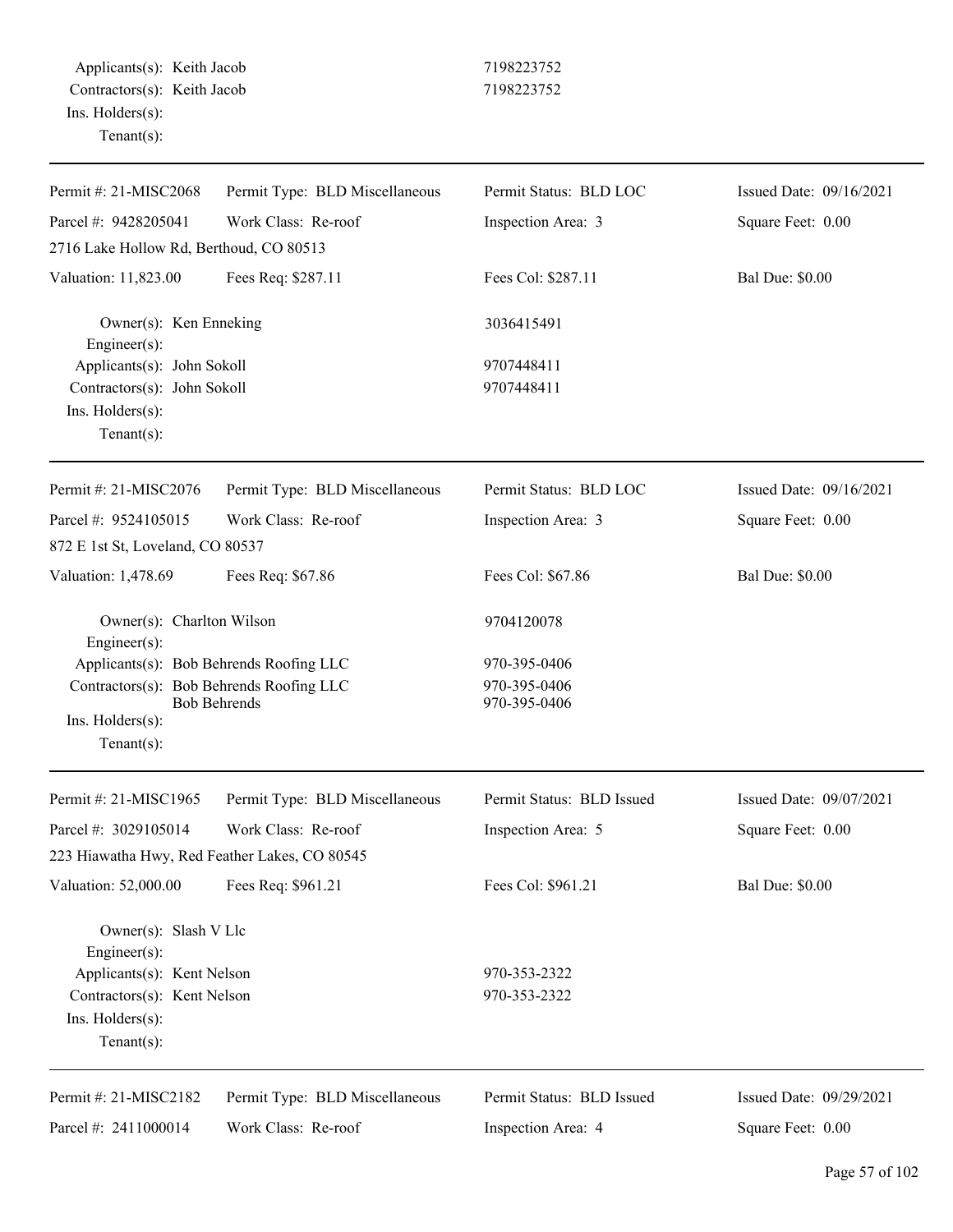Applicants(s): Keith Jacob 7198223752
Contractors(s): Keith Jacob 7198223752
Ins. Holders(s):
Tenant(s):

---

| Permit #: 21-MISC2068 | Permit Type: BLD Miscellaneous | Permit Status: BLD LOC | Issued Date: 09/16/2021 |
|---|---|---|---|
| Parcel #: 9428205041 | Work Class: Re-roof | Inspection Area: 3 | Square Feet: 0.00 |
| 2716 Lake Hollow Rd, Berthoud, CO 80513 | | | |
| Valuation: 11,823.00 | Fees Req: $287.11 | Fees Col: $287.11 | Bal Due: $0.00 |

Owner(s): Ken Enneking 3036415491
Engineer(s):
Applicants(s): John Sokoll 9707448411
Contractors(s): John Sokoll 9707448411
Ins. Holders(s):
Tenant(s):

---

| Permit #: 21-MISC2076 | Permit Type: BLD Miscellaneous | Permit Status: BLD LOC | Issued Date: 09/16/2021 |
|---|---|---|---|
| Parcel #: 9524105015 | Work Class: Re-roof | Inspection Area: 3 | Square Feet: 0.00 |
| 872 E 1st St, Loveland, CO 80537 | | | |
| Valuation: 1,478.69 | Fees Req: $67.86 | Fees Col: $67.86 | Bal Due: $0.00 |

Owner(s): Charlton Wilson 9704120078
Engineer(s):
Applicants(s): Bob Behrends Roofing LLC 970-395-0406
Contractors(s): Bob Behrends Roofing LLC 970-395-0406
Bob Behrends 970-395-0406
Ins. Holders(s):
Tenant(s):

---

| Permit #: 21-MISC1965 | Permit Type: BLD Miscellaneous | Permit Status: BLD Issued | Issued Date: 09/07/2021 |
|---|---|---|---|
| Parcel #: 3029105014 | Work Class: Re-roof | Inspection Area: 5 | Square Feet: 0.00 |
| 223 Hiawatha Hwy, Red Feather Lakes, CO 80545 | | | |
| Valuation: 52,000.00 | Fees Req: $961.21 | Fees Col: $961.21 | Bal Due: $0.00 |

Owner(s): Slash V Llc
Engineer(s):
Applicants(s): Kent Nelson 970-353-2322
Contractors(s): Kent Nelson 970-353-2322
Ins. Holders(s):
Tenant(s):

---

| Permit #: 21-MISC2182 | Permit Type: BLD Miscellaneous | Permit Status: BLD Issued | Issued Date: 09/29/2021 |
|---|---|---|---|
| Parcel #: 2411000014 | Work Class: Re-roof | Inspection Area: 4 | Square Feet: 0.00 |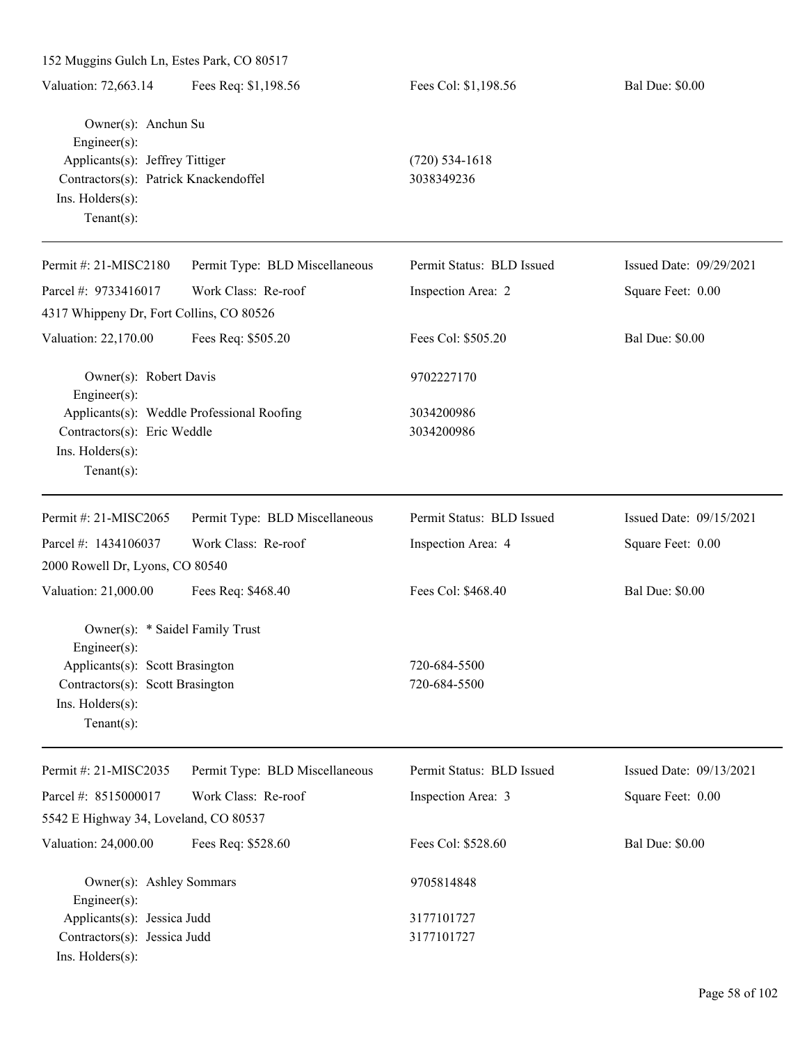152 Muggins Gulch Ln, Estes Park, CO 80517

Valuation: 72,663.14 | Fees Req: $1,198.56 | Fees Col: $1,198.56 | Bal Due: $0.00

Owner(s): Anchun Su
Engineer(s):
Applicants(s): Jeffrey Tittiger (720) 534-1618
Contractors(s): Patrick Knackendoffel 3038349236
Ins. Holders(s):
Tenant(s):

---

Permit #: 21-MISC2180 | Permit Type: BLD Miscellaneous | Permit Status: BLD Issued | Issued Date: 09/29/2021
Parcel #: 9733416017 | Work Class: Re-roof | Inspection Area: 2 | Square Feet: 0.00
4317 Whippeny Dr, Fort Collins, CO 80526

Valuation: 22,170.00 | Fees Req: $505.20 | Fees Col: $505.20 | Bal Due: $0.00

Owner(s): Robert Davis 9702227170
Engineer(s):
Applicants(s): Weddle Professional Roofing 3034200986
Contractors(s): Eric Weddle 3034200986
Ins. Holders(s):
Tenant(s):

---

Permit #: 21-MISC2065 | Permit Type: BLD Miscellaneous | Permit Status: BLD Issued | Issued Date: 09/15/2021
Parcel #: 1434106037 | Work Class: Re-roof | Inspection Area: 4 | Square Feet: 0.00
2000 Rowell Dr, Lyons, CO 80540

Valuation: 21,000.00 | Fees Req: $468.40 | Fees Col: $468.40 | Bal Due: $0.00

Owner(s): * Saidel Family Trust
Engineer(s):
Applicants(s): Scott Brasington 720-684-5500
Contractors(s): Scott Brasington 720-684-5500
Ins. Holders(s):
Tenant(s):

---

Permit #: 21-MISC2035 | Permit Type: BLD Miscellaneous | Permit Status: BLD Issued | Issued Date: 09/13/2021
Parcel #: 8515000017 | Work Class: Re-roof | Inspection Area: 3 | Square Feet: 0.00
5542 E Highway 34, Loveland, CO 80537

Valuation: 24,000.00 | Fees Req: $528.60 | Fees Col: $528.60 | Bal Due: $0.00

Owner(s): Ashley Sommars 9705814848
Engineer(s):
Applicants(s): Jessica Judd 3177101727
Contractors(s): Jessica Judd 3177101727
Ins. Holders(s):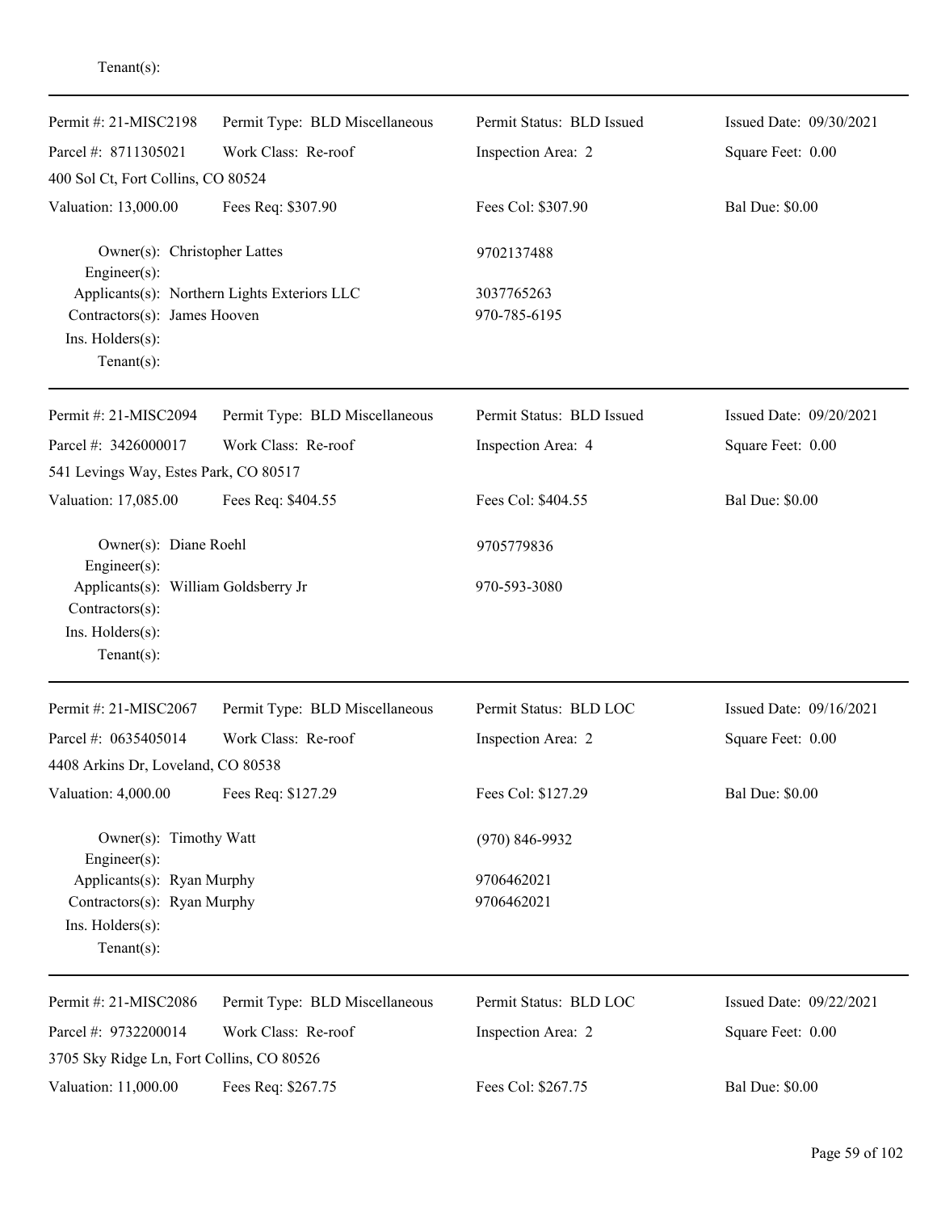Tenant(s):

---

| Permit #: 21-MISC2198 | Permit Type: BLD Miscellaneous | Permit Status: BLD Issued | Issued Date: 09/30/2021 |
|---|---|---|---|
| Parcel #: 8711305021 | Work Class: Re-roof | Inspection Area: 2 | Square Feet: 0.00 |
| 400 Sol Ct, Fort Collins, CO 80524 | | | |
| Valuation: 13,000.00 | Fees Req: $307.90 | Fees Col: $307.90 | Bal Due: $0.00 |

Owner(s): Christopher Lattes — 9702137488
Engineer(s):
Applicants(s): Northern Lights Exteriors LLC — 3037765263
Contractors(s): James Hooven — 970-785-6195
Ins. Holders(s):
Tenant(s):

---

| Permit #: 21-MISC2094 | Permit Type: BLD Miscellaneous | Permit Status: BLD Issued | Issued Date: 09/20/2021 |
|---|---|---|---|
| Parcel #: 3426000017 | Work Class: Re-roof | Inspection Area: 4 | Square Feet: 0.00 |
| 541 Levings Way, Estes Park, CO 80517 | | | |
| Valuation: 17,085.00 | Fees Req: $404.55 | Fees Col: $404.55 | Bal Due: $0.00 |

Owner(s): Diane Roehl — 9705779836
Engineer(s):
Applicants(s): William Goldsberry Jr — 970-593-3080
Contractors(s):
Ins. Holders(s):
Tenant(s):

---

| Permit #: 21-MISC2067 | Permit Type: BLD Miscellaneous | Permit Status: BLD LOC | Issued Date: 09/16/2021 |
|---|---|---|---|
| Parcel #: 0635405014 | Work Class: Re-roof | Inspection Area: 2 | Square Feet: 0.00 |
| 4408 Arkins Dr, Loveland, CO 80538 | | | |
| Valuation: 4,000.00 | Fees Req: $127.29 | Fees Col: $127.29 | Bal Due: $0.00 |

Owner(s): Timothy Watt — (970) 846-9932
Engineer(s):
Applicants(s): Ryan Murphy — 9706462021
Contractors(s): Ryan Murphy — 9706462021
Ins. Holders(s):
Tenant(s):

---

| Permit #: 21-MISC2086 | Permit Type: BLD Miscellaneous | Permit Status: BLD LOC | Issued Date: 09/22/2021 |
|---|---|---|---|
| Parcel #: 9732200014 | Work Class: Re-roof | Inspection Area: 2 | Square Feet: 0.00 |
| 3705 Sky Ridge Ln, Fort Collins, CO 80526 | | | |
| Valuation: 11,000.00 | Fees Req: $267.75 | Fees Col: $267.75 | Bal Due: $0.00 |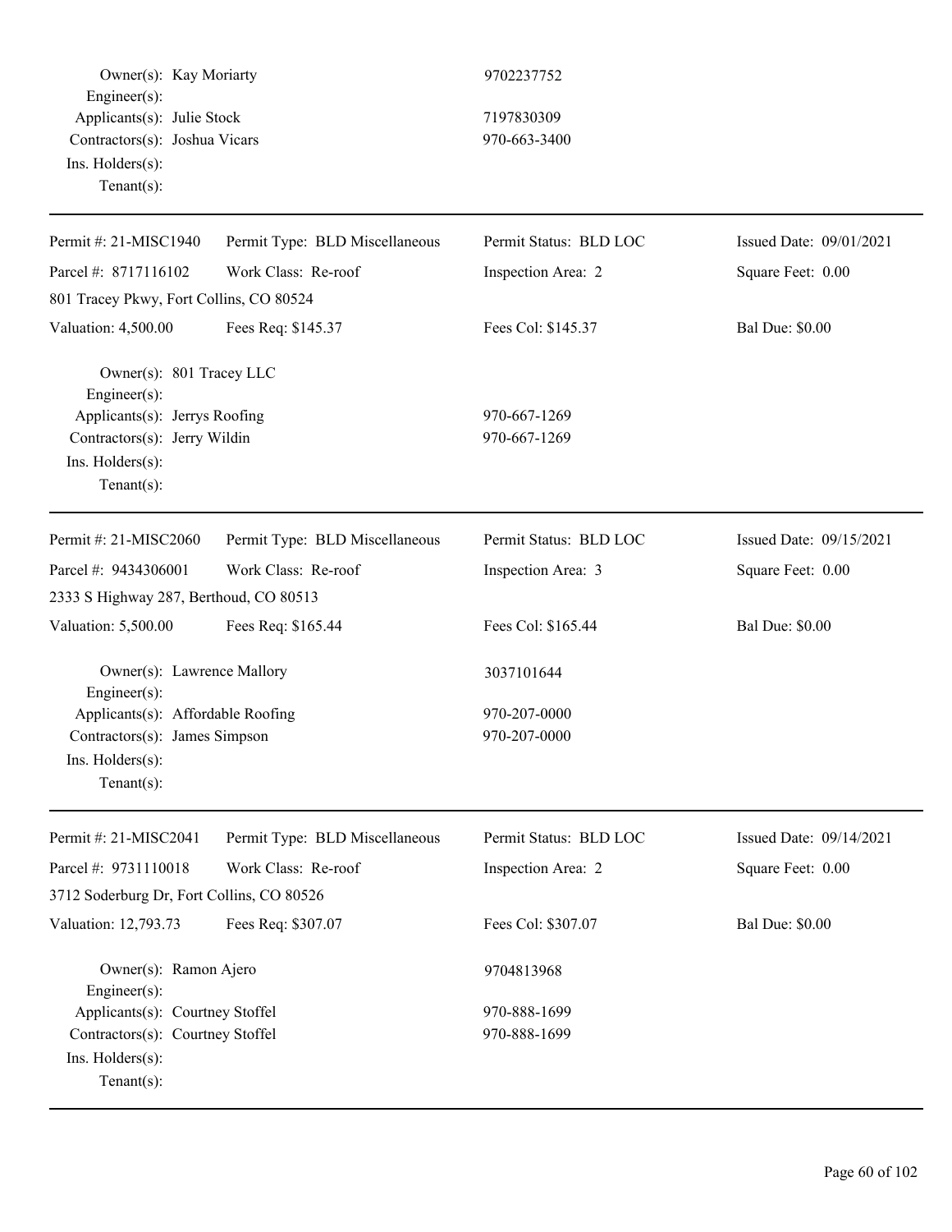Owner(s): Kay Moriarty 9702237752
Engineer(s):
Applicants(s): Julie Stock 7197830309
Contractors(s): Joshua Vicars 970-663-3400
Ins. Holders(s):
Tenant(s):

---

| Permit #: 21-MISC1940 | Permit Type: BLD Miscellaneous | Permit Status: BLD LOC | Issued Date: 09/01/2021 |
|---|---|---|---|
| Parcel #: 8717116102 | Work Class: Re-roof | Inspection Area: 2 | Square Feet: 0.00 |
| 801 Tracey Pkwy, Fort Collins, CO 80524 | | | |
| Valuation: 4,500.00 | Fees Req: $145.37 | Fees Col: $145.37 | Bal Due: $0.00 |

Owner(s): 801 Tracey LLC
Engineer(s):
Applicants(s): Jerrys Roofing 970-667-1269
Contractors(s): Jerry Wildin 970-667-1269
Ins. Holders(s):
Tenant(s):

---

| Permit #: 21-MISC2060 | Permit Type: BLD Miscellaneous | Permit Status: BLD LOC | Issued Date: 09/15/2021 |
|---|---|---|---|
| Parcel #: 9434306001 | Work Class: Re-roof | Inspection Area: 3 | Square Feet: 0.00 |
| 2333 S Highway 287, Berthoud, CO 80513 | | | |
| Valuation: 5,500.00 | Fees Req: $165.44 | Fees Col: $165.44 | Bal Due: $0.00 |

Owner(s): Lawrence Mallory 3037101644
Engineer(s):
Applicants(s): Affordable Roofing 970-207-0000
Contractors(s): James Simpson 970-207-0000
Ins. Holders(s):
Tenant(s):

---

| Permit #: 21-MISC2041 | Permit Type: BLD Miscellaneous | Permit Status: BLD LOC | Issued Date: 09/14/2021 |
|---|---|---|---|
| Parcel #: 9731110018 | Work Class: Re-roof | Inspection Area: 2 | Square Feet: 0.00 |
| 3712 Soderburg Dr, Fort Collins, CO 80526 | | | |
| Valuation: 12,793.73 | Fees Req: $307.07 | Fees Col: $307.07 | Bal Due: $0.00 |

Owner(s): Ramon Ajero 9704813968
Engineer(s):
Applicants(s): Courtney Stoffel 970-888-1699
Contractors(s): Courtney Stoffel 970-888-1699
Ins. Holders(s):
Tenant(s):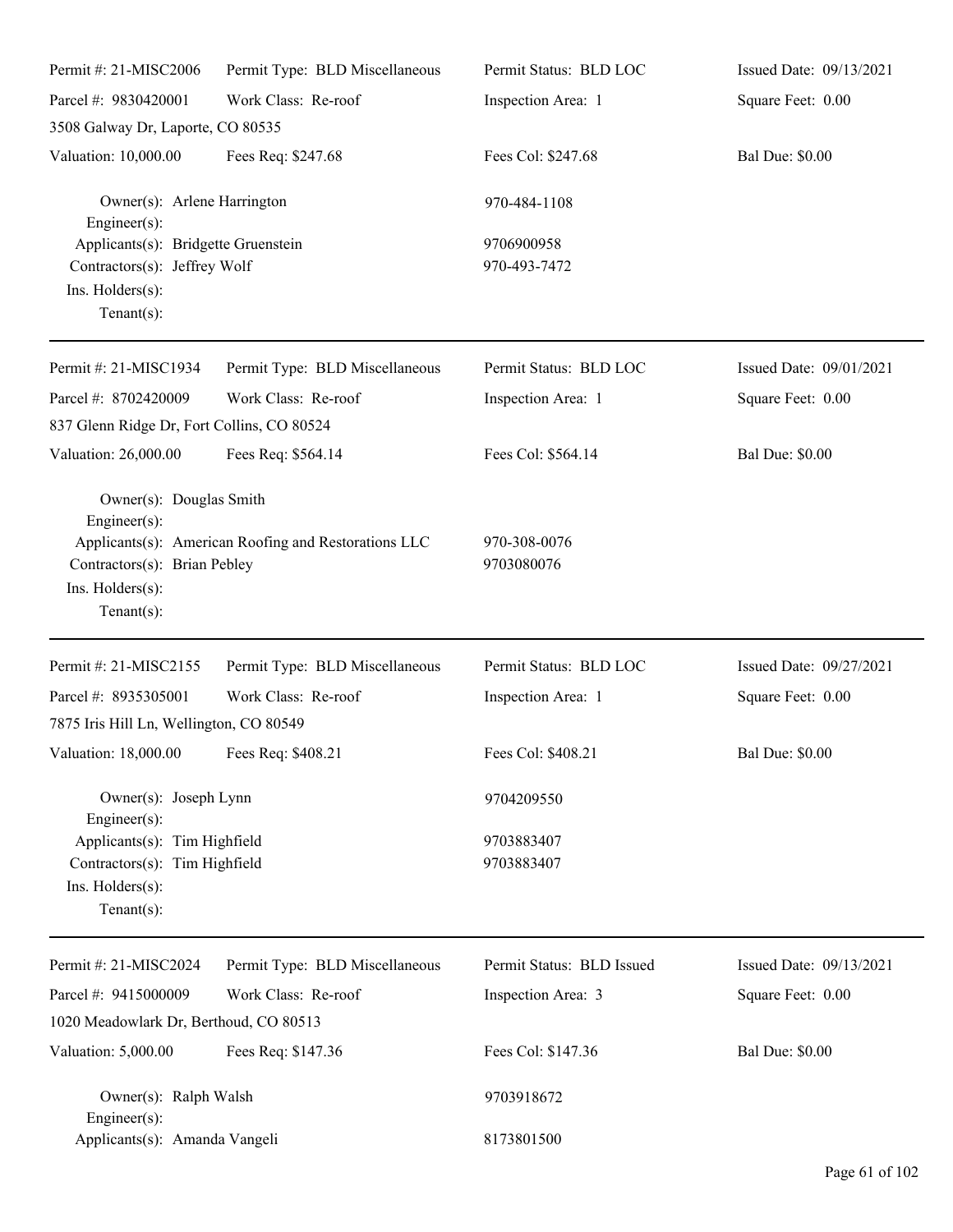| Permit #: 21-MISC2006 | Permit Type: BLD Miscellaneous | Permit Status: BLD LOC | Issued Date: 09/13/2021 |
|---|---|---|---|
| Parcel #: 9830420001 | Work Class: Re-roof | Inspection Area: 1 | Square Feet: 0.00 |
| 3508 Galway Dr, Laporte, CO 80535 | | | |
| Valuation: 10,000.00 | Fees Req: $247.68 | Fees Col: $247.68 | Bal Due: $0.00 |

Owner(s): Arlene Harrington 970-484-1108
Engineer(s):
Applicants(s): Bridgette Gruenstein 9706900958
Contractors(s): Jeffrey Wolf 970-493-7472
Ins. Holders(s):
Tenant(s):

---

| Permit #: 21-MISC1934 | Permit Type: BLD Miscellaneous | Permit Status: BLD LOC | Issued Date: 09/01/2021 |
|---|---|---|---|
| Parcel #: 8702420009 | Work Class: Re-roof | Inspection Area: 1 | Square Feet: 0.00 |
| 837 Glenn Ridge Dr, Fort Collins, CO 80524 | | | |
| Valuation: 26,000.00 | Fees Req: $564.14 | Fees Col: $564.14 | Bal Due: $0.00 |

Owner(s): Douglas Smith
Engineer(s):
Applicants(s): American Roofing and Restorations LLC 970-308-0076
Contractors(s): Brian Pebley 9703080076
Ins. Holders(s):
Tenant(s):

---

| Permit #: 21-MISC2155 | Permit Type: BLD Miscellaneous | Permit Status: BLD LOC | Issued Date: 09/27/2021 |
|---|---|---|---|
| Parcel #: 8935305001 | Work Class: Re-roof | Inspection Area: 1 | Square Feet: 0.00 |
| 7875 Iris Hill Ln, Wellington, CO 80549 | | | |
| Valuation: 18,000.00 | Fees Req: $408.21 | Fees Col: $408.21 | Bal Due: $0.00 |

Owner(s): Joseph Lynn 9704209550
Engineer(s):
Applicants(s): Tim Highfield 9703883407
Contractors(s): Tim Highfield 9703883407
Ins. Holders(s):
Tenant(s):

---

| Permit #: 21-MISC2024 | Permit Type: BLD Miscellaneous | Permit Status: BLD Issued | Issued Date: 09/13/2021 |
|---|---|---|---|
| Parcel #: 9415000009 | Work Class: Re-roof | Inspection Area: 3 | Square Feet: 0.00 |
| 1020 Meadowlark Dr, Berthoud, CO 80513 | | | |
| Valuation: 5,000.00 | Fees Req: $147.36 | Fees Col: $147.36 | Bal Due: $0.00 |

Owner(s): Ralph Walsh 9703918672
Engineer(s):
Applicants(s): Amanda Vangeli 8173801500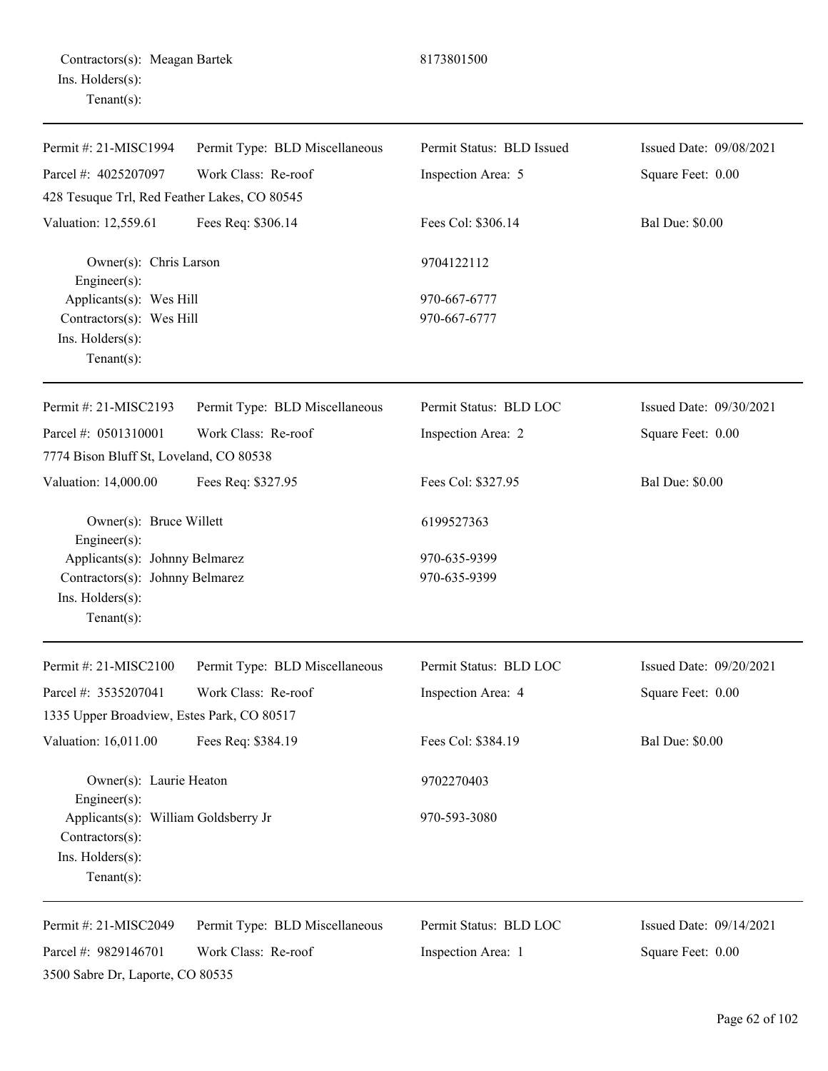Contractors(s): Meagan Bartek 8173801500
Ins. Holders(s):
Tenant(s):

---

Permit #: 21-MISC1994 Permit Type: BLD Miscellaneous Permit Status: BLD Issued Issued Date: 09/08/2021
Parcel #: 4025207097 Work Class: Re-roof Inspection Area: 5 Square Feet: 0.00
428 Tesuque Trl, Red Feather Lakes, CO 80545
Valuation: 12,559.61 Fees Req: $306.14 Fees Col: $306.14 Bal Due: $0.00

Owner(s): Chris Larson 9704122112
Engineer(s):
Applicants(s): Wes Hill 970-667-6777
Contractors(s): Wes Hill 970-667-6777
Ins. Holders(s):
Tenant(s):

---

Permit #: 21-MISC2193 Permit Type: BLD Miscellaneous Permit Status: BLD LOC Issued Date: 09/30/2021
Parcel #: 0501310001 Work Class: Re-roof Inspection Area: 2 Square Feet: 0.00
7774 Bison Bluff St, Loveland, CO 80538
Valuation: 14,000.00 Fees Req: $327.95 Fees Col: $327.95 Bal Due: $0.00

Owner(s): Bruce Willett 6199527363
Engineer(s):
Applicants(s): Johnny Belmarez 970-635-9399
Contractors(s): Johnny Belmarez 970-635-9399
Ins. Holders(s):
Tenant(s):

---

Permit #: 21-MISC2100 Permit Type: BLD Miscellaneous Permit Status: BLD LOC Issued Date: 09/20/2021
Parcel #: 3535207041 Work Class: Re-roof Inspection Area: 4 Square Feet: 0.00
1335 Upper Broadview, Estes Park, CO 80517
Valuation: 16,011.00 Fees Req: $384.19 Fees Col: $384.19 Bal Due: $0.00

Owner(s): Laurie Heaton 9702270403
Engineer(s):
Applicants(s): William Goldsberry Jr 970-593-3080
Contractors(s):
Ins. Holders(s):
Tenant(s):

---

Permit #: 21-MISC2049 Permit Type: BLD Miscellaneous Permit Status: BLD LOC Issued Date: 09/14/2021
Parcel #: 9829146701 Work Class: Re-roof Inspection Area: 1 Square Feet: 0.00
3500 Sabre Dr, Laporte, CO 80535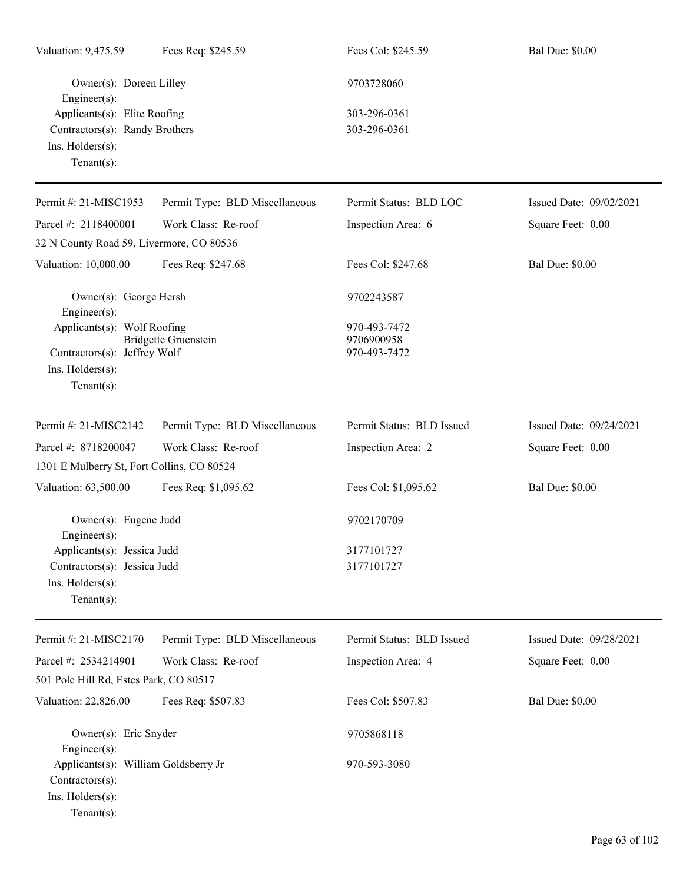Valuation: 9,475.59 | Fees Req: $245.59 | Fees Col: $245.59 | Bal Due: $0.00

Owner(s): Doreen Lilley 9703728060
Engineer(s):
Applicants(s): Elite Roofing 303-296-0361
Contractors(s): Randy Brothers 303-296-0361
Ins. Holders(s):
Tenant(s):

---

Permit #: 21-MISC1953 | Permit Type: BLD Miscellaneous | Permit Status: BLD LOC | Issued Date: 09/02/2021
Parcel #: 2118400001 | Work Class: Re-roof | Inspection Area: 6 | Square Feet: 0.00
32 N County Road 59, Livermore, CO 80536
Valuation: 10,000.00 | Fees Req: $247.68 | Fees Col: $247.68 | Bal Due: $0.00

Owner(s): George Hersh 9702243587
Engineer(s):
Applicants(s): Wolf Roofing 970-493-7472
Bridgette Gruenstein 9706900958
Contractors(s): Jeffrey Wolf 970-493-7472
Ins. Holders(s):
Tenant(s):

---

Permit #: 21-MISC2142 | Permit Type: BLD Miscellaneous | Permit Status: BLD Issued | Issued Date: 09/24/2021
Parcel #: 8718200047 | Work Class: Re-roof | Inspection Area: 2 | Square Feet: 0.00
1301 E Mulberry St, Fort Collins, CO 80524
Valuation: 63,500.00 | Fees Req: $1,095.62 | Fees Col: $1,095.62 | Bal Due: $0.00

Owner(s): Eugene Judd 9702170709
Engineer(s):
Applicants(s): Jessica Judd 3177101727
Contractors(s): Jessica Judd 3177101727
Ins. Holders(s):
Tenant(s):

---

Permit #: 21-MISC2170 | Permit Type: BLD Miscellaneous | Permit Status: BLD Issued | Issued Date: 09/28/2021
Parcel #: 2534214901 | Work Class: Re-roof | Inspection Area: 4 | Square Feet: 0.00
501 Pole Hill Rd, Estes Park, CO 80517
Valuation: 22,826.00 | Fees Req: $507.83 | Fees Col: $507.83 | Bal Due: $0.00

Owner(s): Eric Snyder 9705868118
Engineer(s):
Applicants(s): William Goldsberry Jr 970-593-3080
Contractors(s):
Ins. Holders(s):
Tenant(s):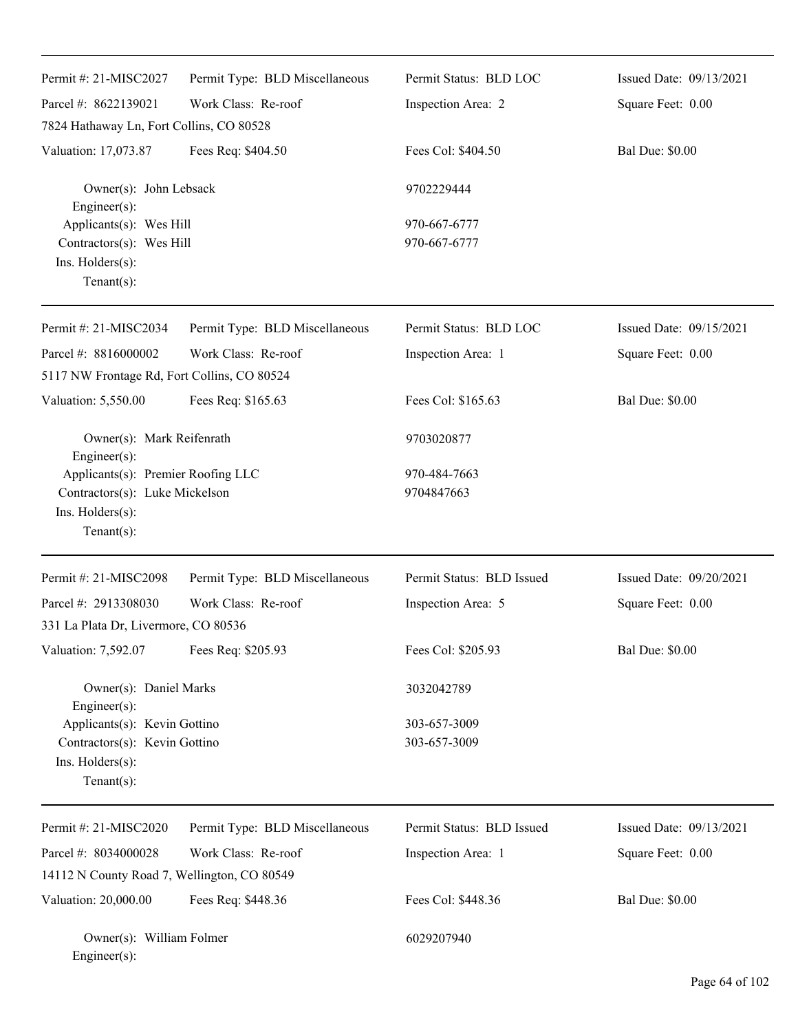| Permit #: 21-MISC2027 | Permit Type: BLD Miscellaneous | Permit Status: BLD LOC | Issued Date: 09/13/2021 |
|---|---|---|---|
| Parcel #: 8622139021 | Work Class: Re-roof | Inspection Area: 2 | Square Feet: 0.00 |
| 7824 Hathaway Ln, Fort Collins, CO 80528 | | | |
| Valuation: 17,073.87 | Fees Req: $404.50 | Fees Col: $404.50 | Bal Due: $0.00 |

Owner(s): John Lebsack — 9702229444
Engineer(s):
Applicants(s): Wes Hill — 970-667-6777
Contractors(s): Wes Hill — 970-667-6777
Ins. Holders(s):
Tenant(s):

---

| Permit #: 21-MISC2034 | Permit Type: BLD Miscellaneous | Permit Status: BLD LOC | Issued Date: 09/15/2021 |
|---|---|---|---|
| Parcel #: 8816000002 | Work Class: Re-roof | Inspection Area: 1 | Square Feet: 0.00 |
| 5117 NW Frontage Rd, Fort Collins, CO 80524 | | | |
| Valuation: 5,550.00 | Fees Req: $165.63 | Fees Col: $165.63 | Bal Due: $0.00 |

Owner(s): Mark Reifenrath — 9703020877
Engineer(s):
Applicants(s): Premier Roofing LLC — 970-484-7663
Contractors(s): Luke Mickelson — 9704847663
Ins. Holders(s):
Tenant(s):

---

| Permit #: 21-MISC2098 | Permit Type: BLD Miscellaneous | Permit Status: BLD Issued | Issued Date: 09/20/2021 |
|---|---|---|---|
| Parcel #: 2913308030 | Work Class: Re-roof | Inspection Area: 5 | Square Feet: 0.00 |
| 331 La Plata Dr, Livermore, CO 80536 | | | |
| Valuation: 7,592.07 | Fees Req: $205.93 | Fees Col: $205.93 | Bal Due: $0.00 |

Owner(s): Daniel Marks — 3032042789
Engineer(s):
Applicants(s): Kevin Gottino — 303-657-3009
Contractors(s): Kevin Gottino — 303-657-3009
Ins. Holders(s):
Tenant(s):

---

| Permit #: 21-MISC2020 | Permit Type: BLD Miscellaneous | Permit Status: BLD Issued | Issued Date: 09/13/2021 |
|---|---|---|---|
| Parcel #: 8034000028 | Work Class: Re-roof | Inspection Area: 1 | Square Feet: 0.00 |
| 14112 N County Road 7, Wellington, CO 80549 | | | |
| Valuation: 20,000.00 | Fees Req: $448.36 | Fees Col: $448.36 | Bal Due: $0.00 |

Owner(s): William Folmer — 6029207940
Engineer(s):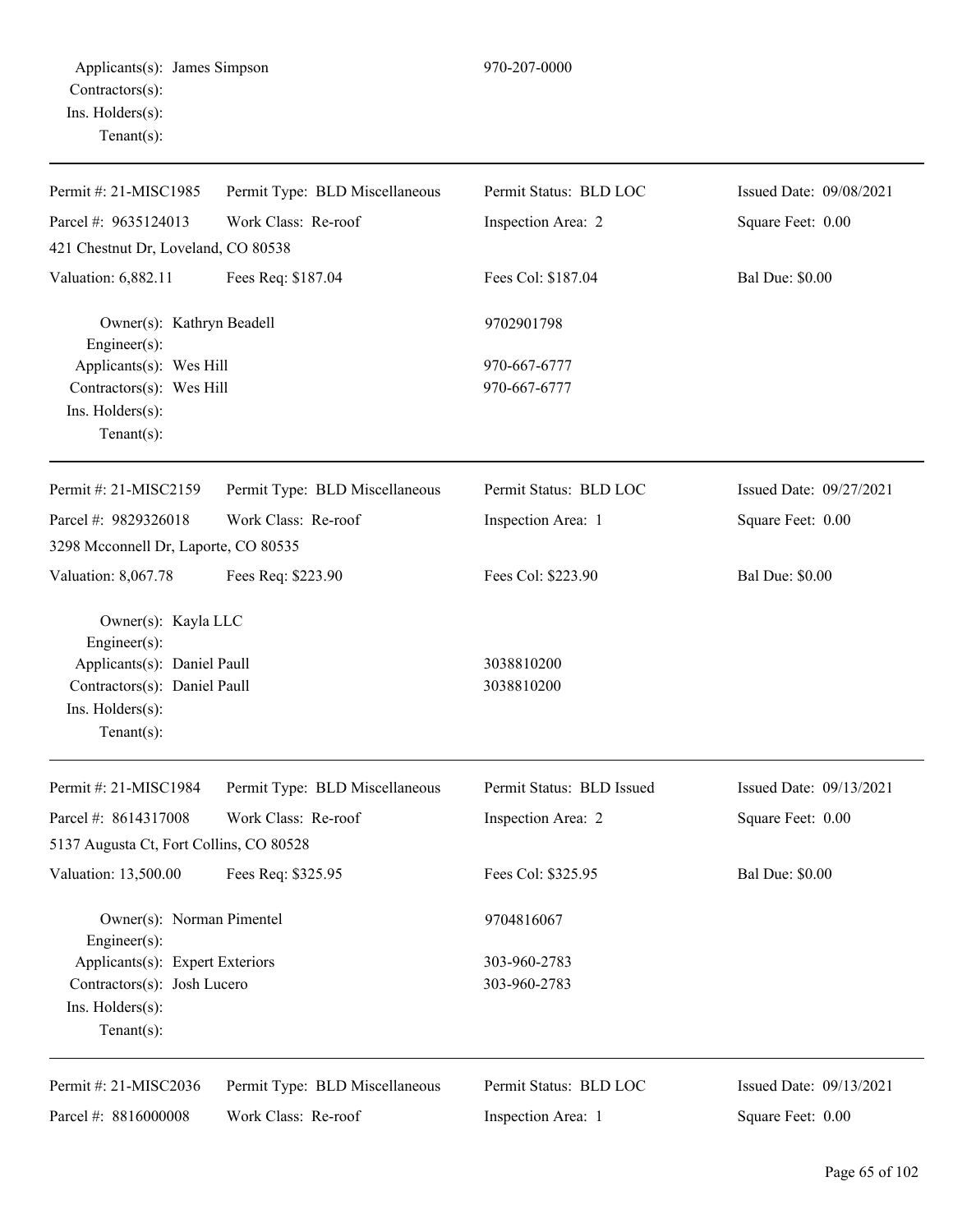Applicants(s): James Simpson 970-207-0000
Contractors(s):
Ins. Holders(s):
Tenant(s):

---

| Permit #: 21-MISC1985 | Permit Type: BLD Miscellaneous | Permit Status: BLD LOC | Issued Date: 09/08/2021 |
|---|---|---|---|
| Parcel #: 9635124013 | Work Class: Re-roof | Inspection Area: 2 | Square Feet: 0.00 |
| 421 Chestnut Dr, Loveland, CO 80538 | | | |
| Valuation: 6,882.11 | Fees Req: $187.04 | Fees Col: $187.04 | Bal Due: $0.00 |

Owner(s): Kathryn Beadell 9702901798
Engineer(s):
Applicants(s): Wes Hill 970-667-6777
Contractors(s): Wes Hill 970-667-6777
Ins. Holders(s):
Tenant(s):

---

| Permit #: 21-MISC2159 | Permit Type: BLD Miscellaneous | Permit Status: BLD LOC | Issued Date: 09/27/2021 |
|---|---|---|---|
| Parcel #: 9829326018 | Work Class: Re-roof | Inspection Area: 1 | Square Feet: 0.00 |
| 3298 Mcconnell Dr, Laporte, CO 80535 | | | |
| Valuation: 8,067.78 | Fees Req: $223.90 | Fees Col: $223.90 | Bal Due: $0.00 |

Owner(s): Kayla LLC
Engineer(s):
Applicants(s): Daniel Paull 3038810200
Contractors(s): Daniel Paull 3038810200
Ins. Holders(s):
Tenant(s):

---

| Permit #: 21-MISC1984 | Permit Type: BLD Miscellaneous | Permit Status: BLD Issued | Issued Date: 09/13/2021 |
|---|---|---|---|
| Parcel #: 8614317008 | Work Class: Re-roof | Inspection Area: 2 | Square Feet: 0.00 |
| 5137 Augusta Ct, Fort Collins, CO 80528 | | | |
| Valuation: 13,500.00 | Fees Req: $325.95 | Fees Col: $325.95 | Bal Due: $0.00 |

Owner(s): Norman Pimentel 9704816067
Engineer(s):
Applicants(s): Expert Exteriors 303-960-2783
Contractors(s): Josh Lucero 303-960-2783
Ins. Holders(s):
Tenant(s):

---

| Permit #: 21-MISC2036 | Permit Type: BLD Miscellaneous | Permit Status: BLD LOC | Issued Date: 09/13/2021 |
|---|---|---|---|
| Parcel #: 8816000008 | Work Class: Re-roof | Inspection Area: 1 | Square Feet: 0.00 |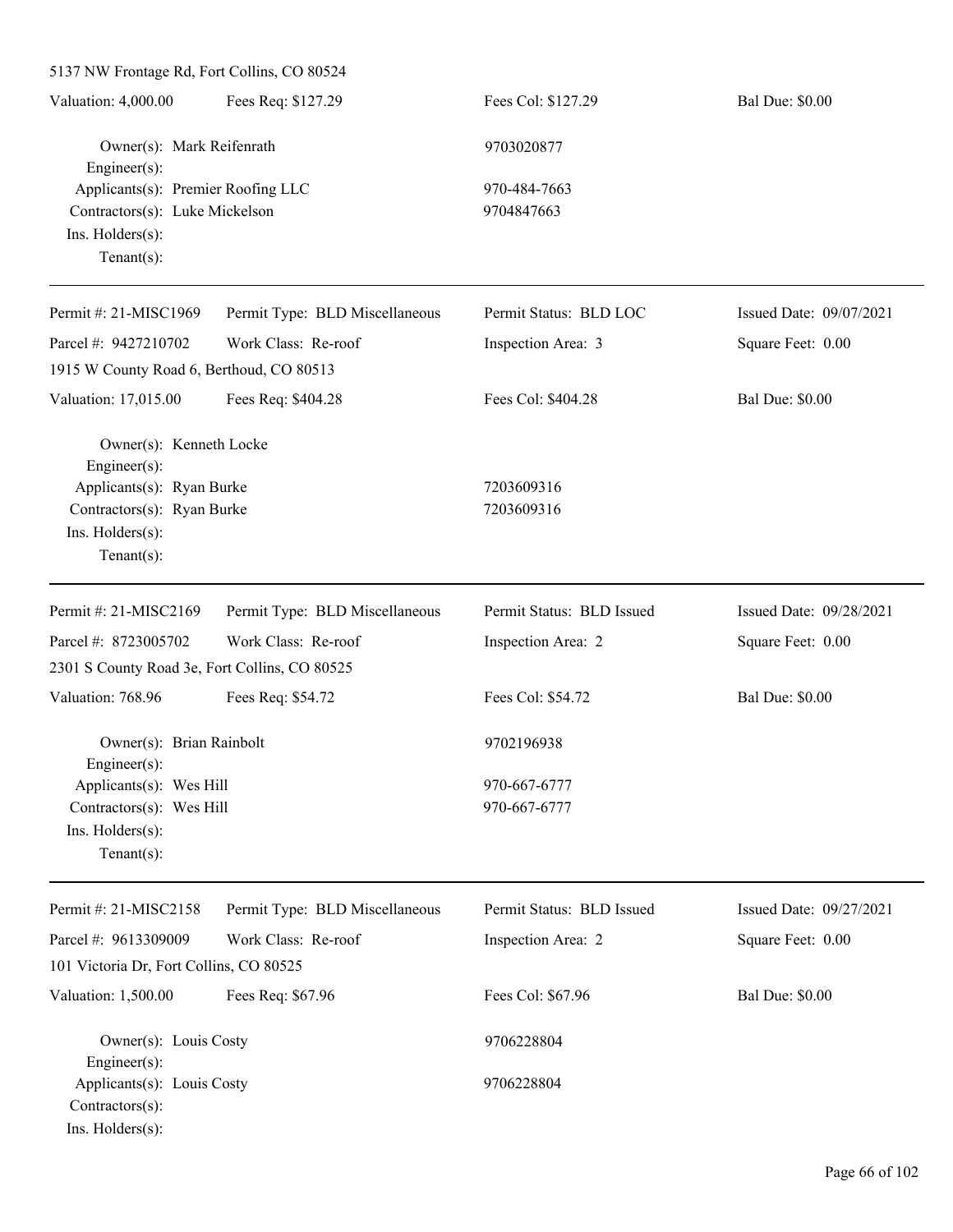5137 NW Frontage Rd, Fort Collins, CO 80524

| Valuation: 4,000.00 | Fees Req: $127.29 | Fees Col: $127.29 | Bal Due: $0.00 |
|---|---|---|---|

Owner(s): Mark Reifenrath — 9703020877
Engineer(s):
Applicants(s): Premier Roofing LLC — 970-484-7663
Contractors(s): Luke Mickelson — 9704847663
Ins. Holders(s):
Tenant(s):

---

| Permit #: 21-MISC1969 | Permit Type: BLD Miscellaneous | Permit Status: BLD LOC | Issued Date: 09/07/2021 |
|---|---|---|---|
| Parcel #: 9427210702 | Work Class: Re-roof | Inspection Area: 3 | Square Feet: 0.00 |
| 1915 W County Road 6, Berthoud, CO 80513 | | | |
| Valuation: 17,015.00 | Fees Req: $404.28 | Fees Col: $404.28 | Bal Due: $0.00 |

Owner(s): Kenneth Locke
Engineer(s):
Applicants(s): Ryan Burke — 7203609316
Contractors(s): Ryan Burke — 7203609316
Ins. Holders(s):
Tenant(s):

---

| Permit #: 21-MISC2169 | Permit Type: BLD Miscellaneous | Permit Status: BLD Issued | Issued Date: 09/28/2021 |
|---|---|---|---|
| Parcel #: 8723005702 | Work Class: Re-roof | Inspection Area: 2 | Square Feet: 0.00 |
| 2301 S County Road 3e, Fort Collins, CO 80525 | | | |
| Valuation: 768.96 | Fees Req: $54.72 | Fees Col: $54.72 | Bal Due: $0.00 |

Owner(s): Brian Rainbolt — 9702196938
Engineer(s):
Applicants(s): Wes Hill — 970-667-6777
Contractors(s): Wes Hill — 970-667-6777
Ins. Holders(s):
Tenant(s):

---

| Permit #: 21-MISC2158 | Permit Type: BLD Miscellaneous | Permit Status: BLD Issued | Issued Date: 09/27/2021 |
|---|---|---|---|
| Parcel #: 9613309009 | Work Class: Re-roof | Inspection Area: 2 | Square Feet: 0.00 |
| 101 Victoria Dr, Fort Collins, CO 80525 | | | |
| Valuation: 1,500.00 | Fees Req: $67.96 | Fees Col: $67.96 | Bal Due: $0.00 |

Owner(s): Louis Costy — 9706228804
Engineer(s):
Applicants(s): Louis Costy — 9706228804
Contractors(s):
Ins. Holders(s):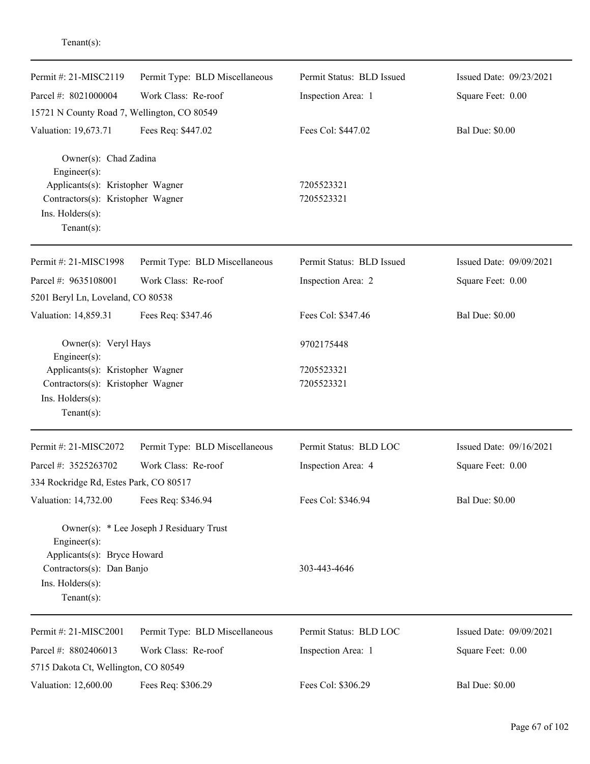Tenant(s):

---

| Permit #: 21-MISC2119 | Permit Type: BLD Miscellaneous | Permit Status: BLD Issued | Issued Date: 09/23/2021 |
|---|---|---|---|
| Parcel #: 8021000004 | Work Class: Re-roof | Inspection Area: 1 | Square Feet: 0.00 |
| 15721 N County Road 7, Wellington, CO 80549 | | | |
| Valuation: 19,673.71 | Fees Req: $447.02 | Fees Col: $447.02 | Bal Due: $0.00 |

Owner(s): Chad Zadina
Engineer(s):
Applicants(s): Kristopher Wagner 7205523321
Contractors(s): Kristopher Wagner 7205523321
Ins. Holders(s):
Tenant(s):

---

| Permit #: 21-MISC1998 | Permit Type: BLD Miscellaneous | Permit Status: BLD Issued | Issued Date: 09/09/2021 |
|---|---|---|---|
| Parcel #: 9635108001 | Work Class: Re-roof | Inspection Area: 2 | Square Feet: 0.00 |
| 5201 Beryl Ln, Loveland, CO 80538 | | | |
| Valuation: 14,859.31 | Fees Req: $347.46 | Fees Col: $347.46 | Bal Due: $0.00 |

Owner(s): Veryl Hays 9702175448
Engineer(s):
Applicants(s): Kristopher Wagner 7205523321
Contractors(s): Kristopher Wagner 7205523321
Ins. Holders(s):
Tenant(s):

---

| Permit #: 21-MISC2072 | Permit Type: BLD Miscellaneous | Permit Status: BLD LOC | Issued Date: 09/16/2021 |
|---|---|---|---|
| Parcel #: 3525263702 | Work Class: Re-roof | Inspection Area: 4 | Square Feet: 0.00 |
| 334 Rockridge Rd, Estes Park, CO 80517 | | | |
| Valuation: 14,732.00 | Fees Req: $346.94 | Fees Col: $346.94 | Bal Due: $0.00 |

Owner(s): * Lee Joseph J Residuary Trust
Engineer(s):
Applicants(s): Bryce Howard
Contractors(s): Dan Banjo 303-443-4646
Ins. Holders(s):
Tenant(s):

---

| Permit #: 21-MISC2001 | Permit Type: BLD Miscellaneous | Permit Status: BLD LOC | Issued Date: 09/09/2021 |
|---|---|---|---|
| Parcel #: 8802406013 | Work Class: Re-roof | Inspection Area: 1 | Square Feet: 0.00 |
| 5715 Dakota Ct, Wellington, CO 80549 | | | |
| Valuation: 12,600.00 | Fees Req: $306.29 | Fees Col: $306.29 | Bal Due: $0.00 |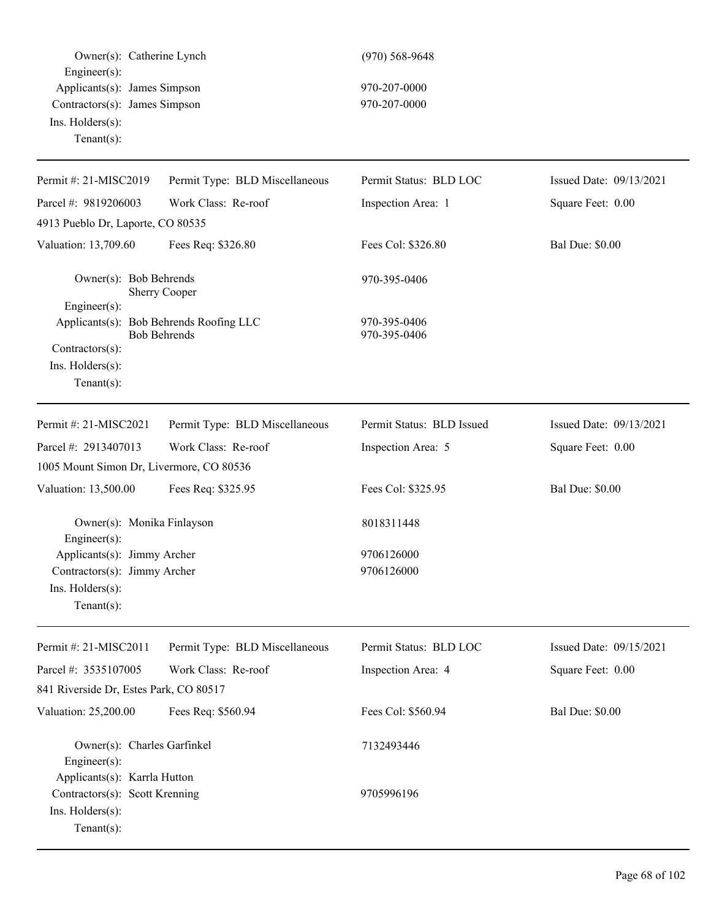Owner(s): Catherine Lynch (970) 568-9648
Engineer(s):
Applicants(s): James Simpson 970-207-0000
Contractors(s): James Simpson 970-207-0000
Ins. Holders(s):
Tenant(s):

---

| Permit #: 21-MISC2019 | Permit Type: BLD Miscellaneous | Permit Status: BLD LOC | Issued Date: 09/13/2021 |
|---|---|---|---|
| Parcel #: 9819206003 | Work Class: Re-roof | Inspection Area: 1 | Square Feet: 0.00 |
| 4913 Pueblo Dr, Laporte, CO 80535 | | | |
| Valuation: 13,709.60 | Fees Req: $326.80 | Fees Col: $326.80 | Bal Due: $0.00 |

Owner(s): Bob Behrends 970-395-0406
Sherry Cooper
Engineer(s):
Applicants(s): Bob Behrends Roofing LLC 970-395-0406
Bob Behrends 970-395-0406
Contractors(s):
Ins. Holders(s):
Tenant(s):

---

| Permit #: 21-MISC2021 | Permit Type: BLD Miscellaneous | Permit Status: BLD Issued | Issued Date: 09/13/2021 |
|---|---|---|---|
| Parcel #: 2913407013 | Work Class: Re-roof | Inspection Area: 5 | Square Feet: 0.00 |
| 1005 Mount Simon Dr, Livermore, CO 80536 | | | |
| Valuation: 13,500.00 | Fees Req: $325.95 | Fees Col: $325.95 | Bal Due: $0.00 |

Owner(s): Monika Finlayson 8018311448
Engineer(s):
Applicants(s): Jimmy Archer 9706126000
Contractors(s): Jimmy Archer 9706126000
Ins. Holders(s):
Tenant(s):

---

| Permit #: 21-MISC2011 | Permit Type: BLD Miscellaneous | Permit Status: BLD LOC | Issued Date: 09/15/2021 |
|---|---|---|---|
| Parcel #: 3535107005 | Work Class: Re-roof | Inspection Area: 4 | Square Feet: 0.00 |
| 841 Riverside Dr, Estes Park, CO 80517 | | | |
| Valuation: 25,200.00 | Fees Req: $560.94 | Fees Col: $560.94 | Bal Due: $0.00 |

Owner(s): Charles Garfinkel 7132493446
Engineer(s):
Applicants(s): Karrla Hutton
Contractors(s): Scott Krenning 9705996196
Ins. Holders(s):
Tenant(s):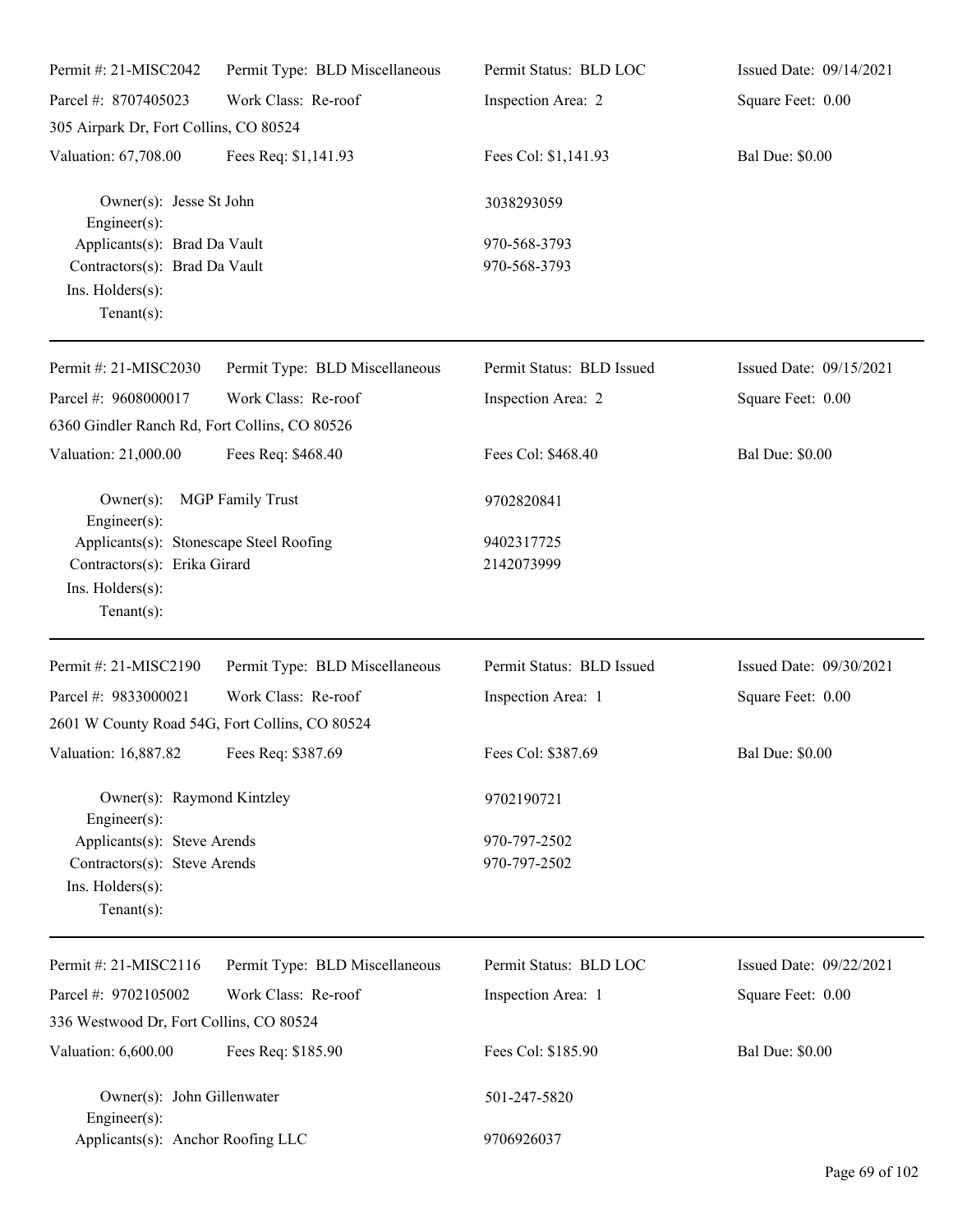| Permit #: 21-MISC2042 | Permit Type: BLD Miscellaneous | Permit Status: BLD LOC | Issued Date: 09/14/2021 |
|---|---|---|---|
| Parcel #: 8707405023 | Work Class: Re-roof | Inspection Area: 2 | Square Feet: 0.00 |
| 305 Airpark Dr, Fort Collins, CO 80524 | | | |
| Valuation: 67,708.00 | Fees Req: $1,141.93 | Fees Col: $1,141.93 | Bal Due: $0.00 |

Owner(s): Jesse St John — 3038293059
Engineer(s):
Applicants(s): Brad Da Vault — 970-568-3793
Contractors(s): Brad Da Vault — 970-568-3793
Ins. Holders(s):
Tenant(s):

---

| Permit #: 21-MISC2030 | Permit Type: BLD Miscellaneous | Permit Status: BLD Issued | Issued Date: 09/15/2021 |
|---|---|---|---|
| Parcel #: 9608000017 | Work Class: Re-roof | Inspection Area: 2 | Square Feet: 0.00 |
| 6360 Gindler Ranch Rd, Fort Collins, CO 80526 | | | |
| Valuation: 21,000.00 | Fees Req: $468.40 | Fees Col: $468.40 | Bal Due: $0.00 |

Owner(s): MGP Family Trust — 9702820841
Engineer(s):
Applicants(s): Stonescape Steel Roofing — 9402317725
Contractors(s): Erika Girard — 2142073999
Ins. Holders(s):
Tenant(s):

---

| Permit #: 21-MISC2190 | Permit Type: BLD Miscellaneous | Permit Status: BLD Issued | Issued Date: 09/30/2021 |
|---|---|---|---|
| Parcel #: 9833000021 | Work Class: Re-roof | Inspection Area: 1 | Square Feet: 0.00 |
| 2601 W County Road 54G, Fort Collins, CO 80524 | | | |
| Valuation: 16,887.82 | Fees Req: $387.69 | Fees Col: $387.69 | Bal Due: $0.00 |

Owner(s): Raymond Kintzley — 9702190721
Engineer(s):
Applicants(s): Steve Arends — 970-797-2502
Contractors(s): Steve Arends — 970-797-2502
Ins. Holders(s):
Tenant(s):

---

| Permit #: 21-MISC2116 | Permit Type: BLD Miscellaneous | Permit Status: BLD LOC | Issued Date: 09/22/2021 |
|---|---|---|---|
| Parcel #: 9702105002 | Work Class: Re-roof | Inspection Area: 1 | Square Feet: 0.00 |
| 336 Westwood Dr, Fort Collins, CO 80524 | | | |
| Valuation: 6,600.00 | Fees Req: $185.90 | Fees Col: $185.90 | Bal Due: $0.00 |

Owner(s): John Gillenwater — 501-247-5820
Engineer(s):
Applicants(s): Anchor Roofing LLC — 9706926037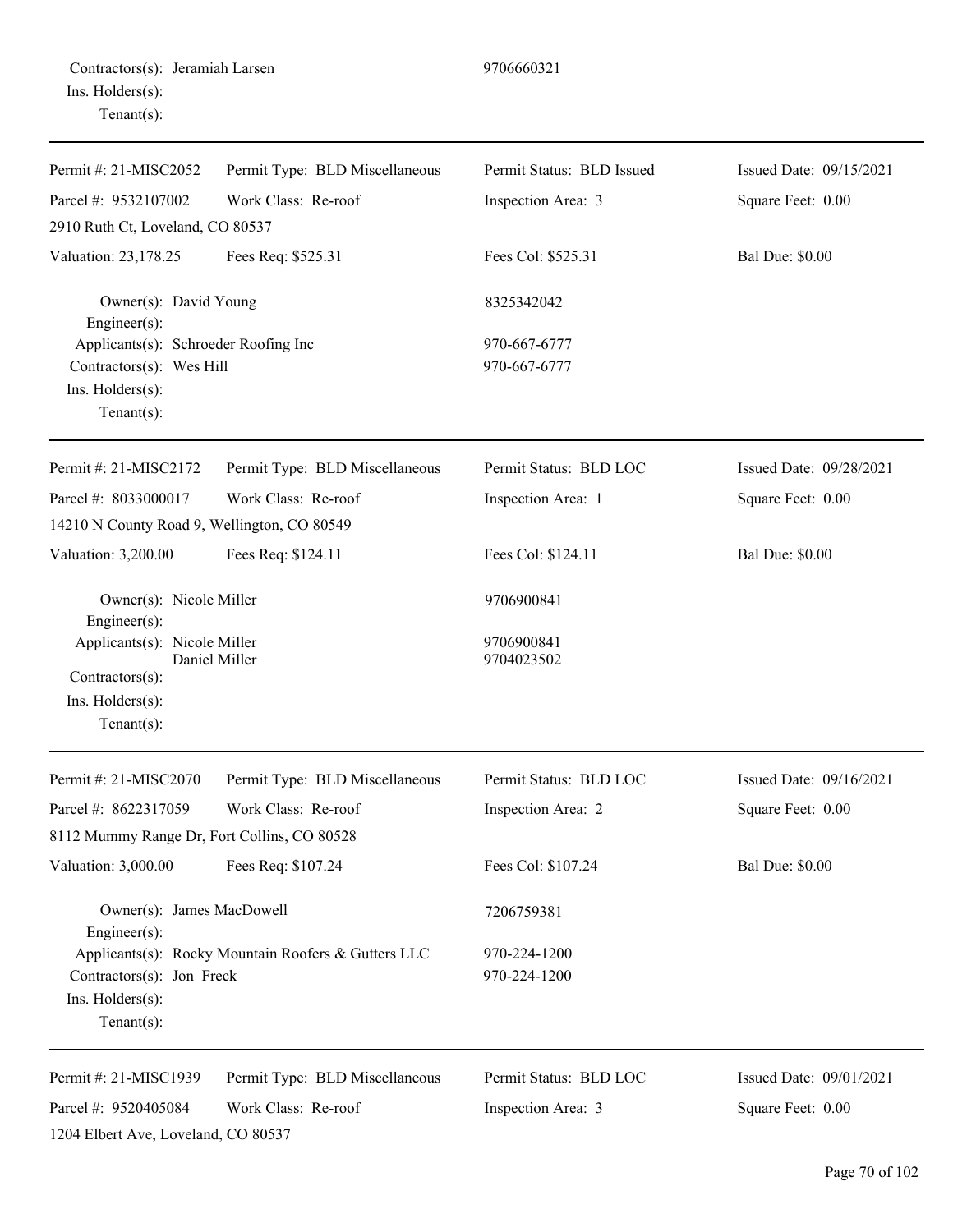Contractors(s): Jeramiah Larsen 9706660321
Ins. Holders(s):
Tenant(s):

---

| Permit #: 21-MISC2052 | Permit Type: BLD Miscellaneous | Permit Status: BLD Issued | Issued Date: 09/15/2021 |
|---|---|---|---|
| Parcel #: 9532107002 | Work Class: Re-roof | Inspection Area: 3 | Square Feet: 0.00 |
| 2910 Ruth Ct, Loveland, CO 80537 | | | |
| Valuation: 23,178.25 | Fees Req: $525.31 | Fees Col: $525.31 | Bal Due: $0.00 |

Owner(s): David Young 8325342042
Engineer(s):
Applicants(s): Schroeder Roofing Inc 970-667-6777
Contractors(s): Wes Hill 970-667-6777
Ins. Holders(s):
Tenant(s):

---

| Permit #: 21-MISC2172 | Permit Type: BLD Miscellaneous | Permit Status: BLD LOC | Issued Date: 09/28/2021 |
|---|---|---|---|
| Parcel #: 8033000017 | Work Class: Re-roof | Inspection Area: 1 | Square Feet: 0.00 |
| 14210 N County Road 9, Wellington, CO 80549 | | | |
| Valuation: 3,200.00 | Fees Req: $124.11 | Fees Col: $124.11 | Bal Due: $0.00 |

Owner(s): Nicole Miller 9706900841
Engineer(s):
Applicants(s): Nicole Miller 9706900841
Daniel Miller 9704023502
Contractors(s):
Ins. Holders(s):
Tenant(s):

---

| Permit #: 21-MISC2070 | Permit Type: BLD Miscellaneous | Permit Status: BLD LOC | Issued Date: 09/16/2021 |
|---|---|---|---|
| Parcel #: 8622317059 | Work Class: Re-roof | Inspection Area: 2 | Square Feet: 0.00 |
| 8112 Mummy Range Dr, Fort Collins, CO 80528 | | | |
| Valuation: 3,000.00 | Fees Req: $107.24 | Fees Col: $107.24 | Bal Due: $0.00 |

Owner(s): James MacDowell 7206759381
Engineer(s):
Applicants(s): Rocky Mountain Roofers & Gutters LLC 970-224-1200
Contractors(s): Jon Freck 970-224-1200
Ins. Holders(s):
Tenant(s):

---

| Permit #: 21-MISC1939 | Permit Type: BLD Miscellaneous | Permit Status: BLD LOC | Issued Date: 09/01/2021 |
|---|---|---|---|
| Parcel #: 9520405084 | Work Class: Re-roof | Inspection Area: 3 | Square Feet: 0.00 |
| 1204 Elbert Ave, Loveland, CO 80537 | | | |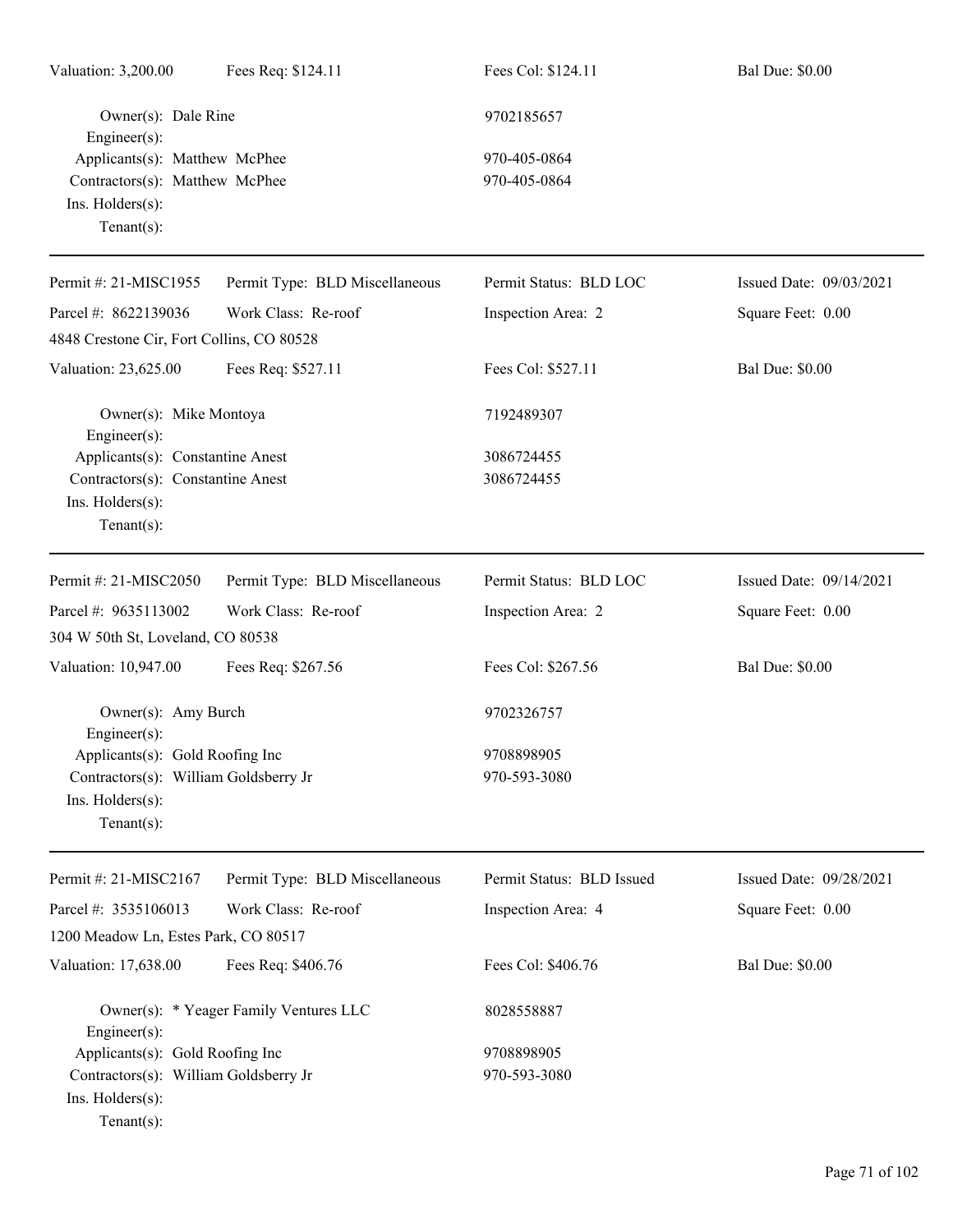Valuation: 3,200.00 Fees Req: $124.11 Fees Col: $124.11 Bal Due: $0.00

Owner(s): Dale Rine 9702185657
Engineer(s):
Applicants(s): Matthew McPhee 970-405-0864
Contractors(s): Matthew McPhee 970-405-0864
Ins. Holders(s):
Tenant(s):

---

Permit #: 21-MISC1955 Permit Type: BLD Miscellaneous Permit Status: BLD LOC Issued Date: 09/03/2021
Parcel #: 8622139036 Work Class: Re-roof Inspection Area: 2 Square Feet: 0.00
4848 Crestone Cir, Fort Collins, CO 80528
Valuation: 23,625.00 Fees Req: $527.11 Fees Col: $527.11 Bal Due: $0.00

Owner(s): Mike Montoya 7192489307
Engineer(s):
Applicants(s): Constantine Anest 3086724455
Contractors(s): Constantine Anest 3086724455
Ins. Holders(s):
Tenant(s):

---

Permit #: 21-MISC2050 Permit Type: BLD Miscellaneous Permit Status: BLD LOC Issued Date: 09/14/2021
Parcel #: 9635113002 Work Class: Re-roof Inspection Area: 2 Square Feet: 0.00
304 W 50th St, Loveland, CO 80538
Valuation: 10,947.00 Fees Req: $267.56 Fees Col: $267.56 Bal Due: $0.00

Owner(s): Amy Burch 9702326757
Engineer(s):
Applicants(s): Gold Roofing Inc 9708898905
Contractors(s): William Goldsberry Jr 970-593-3080
Ins. Holders(s):
Tenant(s):

---

Permit #: 21-MISC2167 Permit Type: BLD Miscellaneous Permit Status: BLD Issued Issued Date: 09/28/2021
Parcel #: 3535106013 Work Class: Re-roof Inspection Area: 4 Square Feet: 0.00
1200 Meadow Ln, Estes Park, CO 80517
Valuation: 17,638.00 Fees Req: $406.76 Fees Col: $406.76 Bal Due: $0.00

Owner(s): * Yeager Family Ventures LLC 8028558887
Engineer(s):
Applicants(s): Gold Roofing Inc 9708898905
Contractors(s): William Goldsberry Jr 970-593-3080
Ins. Holders(s):
Tenant(s):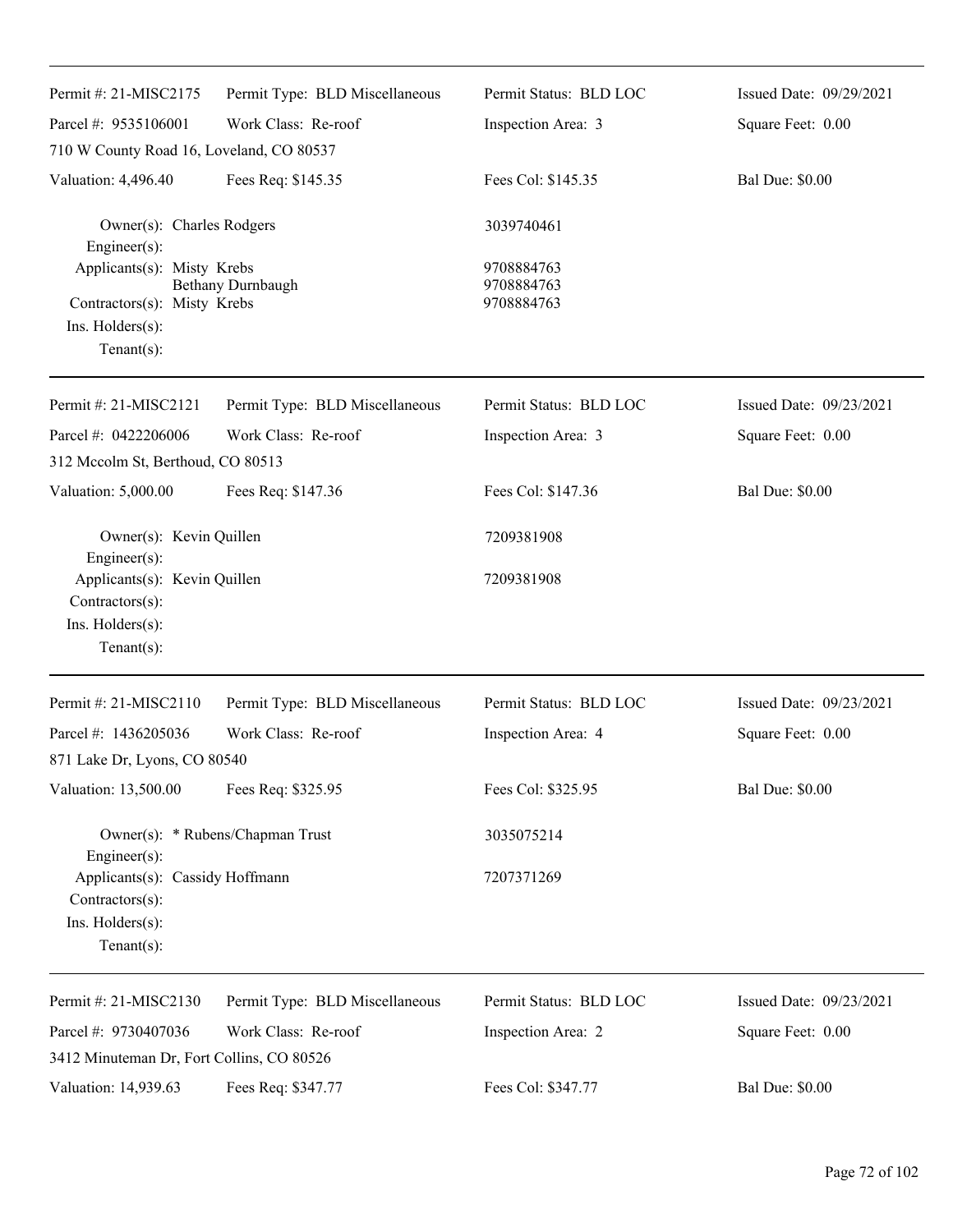| Permit #: 21-MISC2175 | Permit Type: BLD Miscellaneous | Permit Status: BLD LOC | Issued Date: 09/29/2021 |
|---|---|---|---|
| Parcel #: 9535106001 | Work Class: Re-roof | Inspection Area: 3 | Square Feet: 0.00 |
| 710 W County Road 16, Loveland, CO 80537 | | | |
| Valuation: 4,496.40 | Fees Req: $145.35 | Fees Col: $145.35 | Bal Due: $0.00 |

Owner(s): Charles Rodgers — 3039740461
Engineer(s):
Applicants(s): Misty Krebs — 9708884763
Bethany Durnbaugh — 9708884763
Contractors(s): Misty Krebs — 9708884763
Ins. Holders(s):
Tenant(s):

| Permit #: 21-MISC2121 | Permit Type: BLD Miscellaneous | Permit Status: BLD LOC | Issued Date: 09/23/2021 |
|---|---|---|---|
| Parcel #: 0422206006 | Work Class: Re-roof | Inspection Area: 3 | Square Feet: 0.00 |
| 312 Mccolm St, Berthoud, CO 80513 | | | |
| Valuation: 5,000.00 | Fees Req: $147.36 | Fees Col: $147.36 | Bal Due: $0.00 |

Owner(s): Kevin Quillen — 7209381908
Engineer(s):
Applicants(s): Kevin Quillen — 7209381908
Contractors(s):
Ins. Holders(s):
Tenant(s):

| Permit #: 21-MISC2110 | Permit Type: BLD Miscellaneous | Permit Status: BLD LOC | Issued Date: 09/23/2021 |
|---|---|---|---|
| Parcel #: 1436205036 | Work Class: Re-roof | Inspection Area: 4 | Square Feet: 0.00 |
| 871 Lake Dr, Lyons, CO 80540 | | | |
| Valuation: 13,500.00 | Fees Req: $325.95 | Fees Col: $325.95 | Bal Due: $0.00 |

Owner(s): * Rubens/Chapman Trust — 3035075214
Engineer(s):
Applicants(s): Cassidy Hoffmann — 7207371269
Contractors(s):
Ins. Holders(s):
Tenant(s):

| Permit #: 21-MISC2130 | Permit Type: BLD Miscellaneous | Permit Status: BLD LOC | Issued Date: 09/23/2021 |
|---|---|---|---|
| Parcel #: 9730407036 | Work Class: Re-roof | Inspection Area: 2 | Square Feet: 0.00 |
| 3412 Minuteman Dr, Fort Collins, CO 80526 | | | |
| Valuation: 14,939.63 | Fees Req: $347.77 | Fees Col: $347.77 | Bal Due: $0.00 |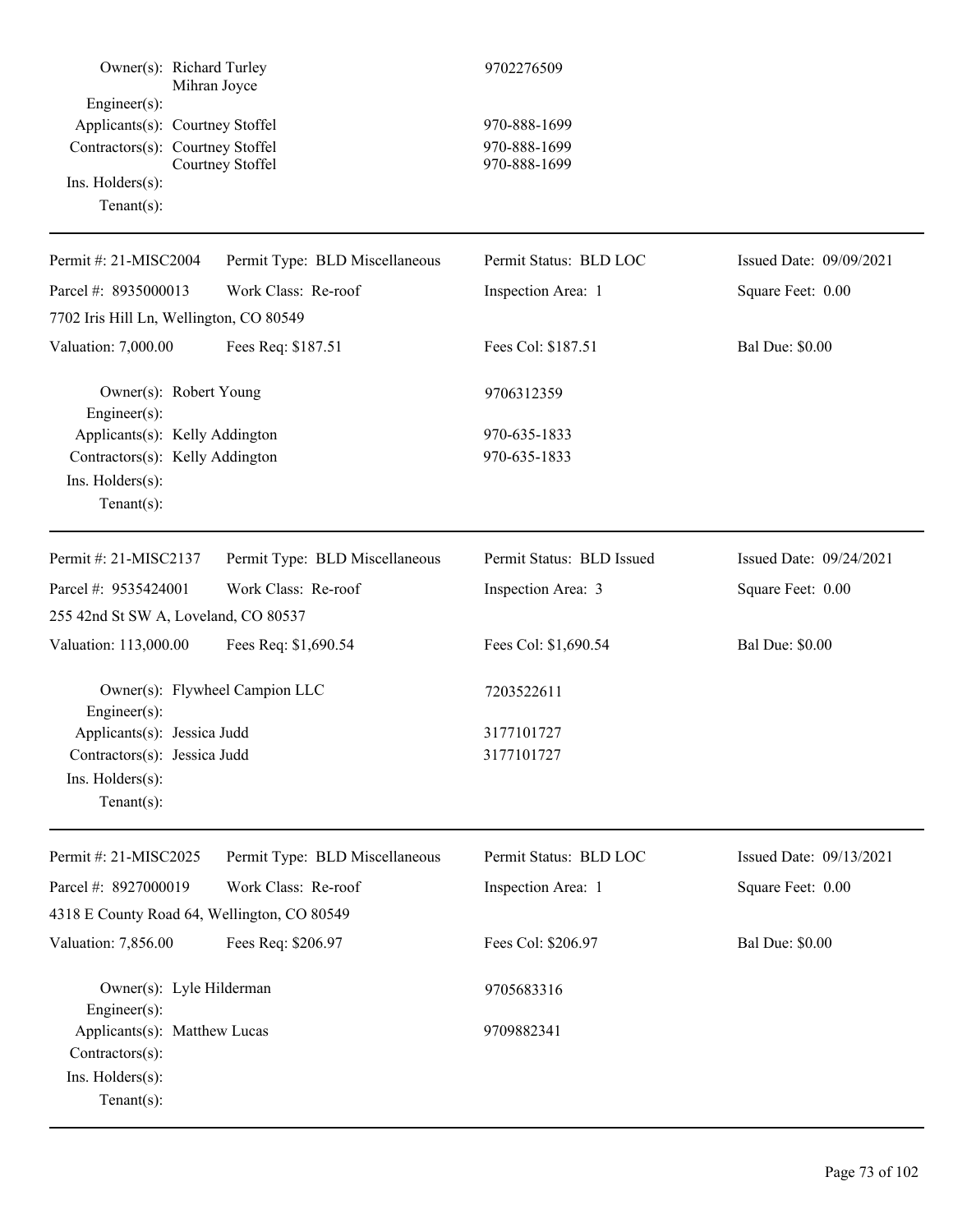Owner(s): Richard Turley 9702276509
Mihran Joyce
Engineer(s):
Applicants(s): Courtney Stoffel 970-888-1699
Contractors(s): Courtney Stoffel 970-888-1699
Courtney Stoffel 970-888-1699
Ins. Holders(s):
Tenant(s):

---

| Permit #: 21-MISC2004 | Permit Type: BLD Miscellaneous | Permit Status: BLD LOC | Issued Date: 09/09/2021 |
|---|---|---|---|
| Parcel #: 8935000013 | Work Class: Re-roof | Inspection Area: 1 | Square Feet: 0.00 |
| 7702 Iris Hill Ln, Wellington, CO 80549 | | | |
| Valuation: 7,000.00 | Fees Req: $187.51 | Fees Col: $187.51 | Bal Due: $0.00 |

Owner(s): Robert Young 9706312359
Engineer(s):
Applicants(s): Kelly Addington 970-635-1833
Contractors(s): Kelly Addington 970-635-1833
Ins. Holders(s):
Tenant(s):

---

| Permit #: 21-MISC2137 | Permit Type: BLD Miscellaneous | Permit Status: BLD Issued | Issued Date: 09/24/2021 |
|---|---|---|---|
| Parcel #: 9535424001 | Work Class: Re-roof | Inspection Area: 3 | Square Feet: 0.00 |
| 255 42nd St SW A, Loveland, CO 80537 | | | |
| Valuation: 113,000.00 | Fees Req: $1,690.54 | Fees Col: $1,690.54 | Bal Due: $0.00 |

Owner(s): Flywheel Campion LLC 7203522611
Engineer(s):
Applicants(s): Jessica Judd 3177101727
Contractors(s): Jessica Judd 3177101727
Ins. Holders(s):
Tenant(s):

---

| Permit #: 21-MISC2025 | Permit Type: BLD Miscellaneous | Permit Status: BLD LOC | Issued Date: 09/13/2021 |
|---|---|---|---|
| Parcel #: 8927000019 | Work Class: Re-roof | Inspection Area: 1 | Square Feet: 0.00 |
| 4318 E County Road 64, Wellington, CO 80549 | | | |
| Valuation: 7,856.00 | Fees Req: $206.97 | Fees Col: $206.97 | Bal Due: $0.00 |

Owner(s): Lyle Hilderman 9705683316
Engineer(s):
Applicants(s): Matthew Lucas 9709882341
Contractors(s):
Ins. Holders(s):
Tenant(s):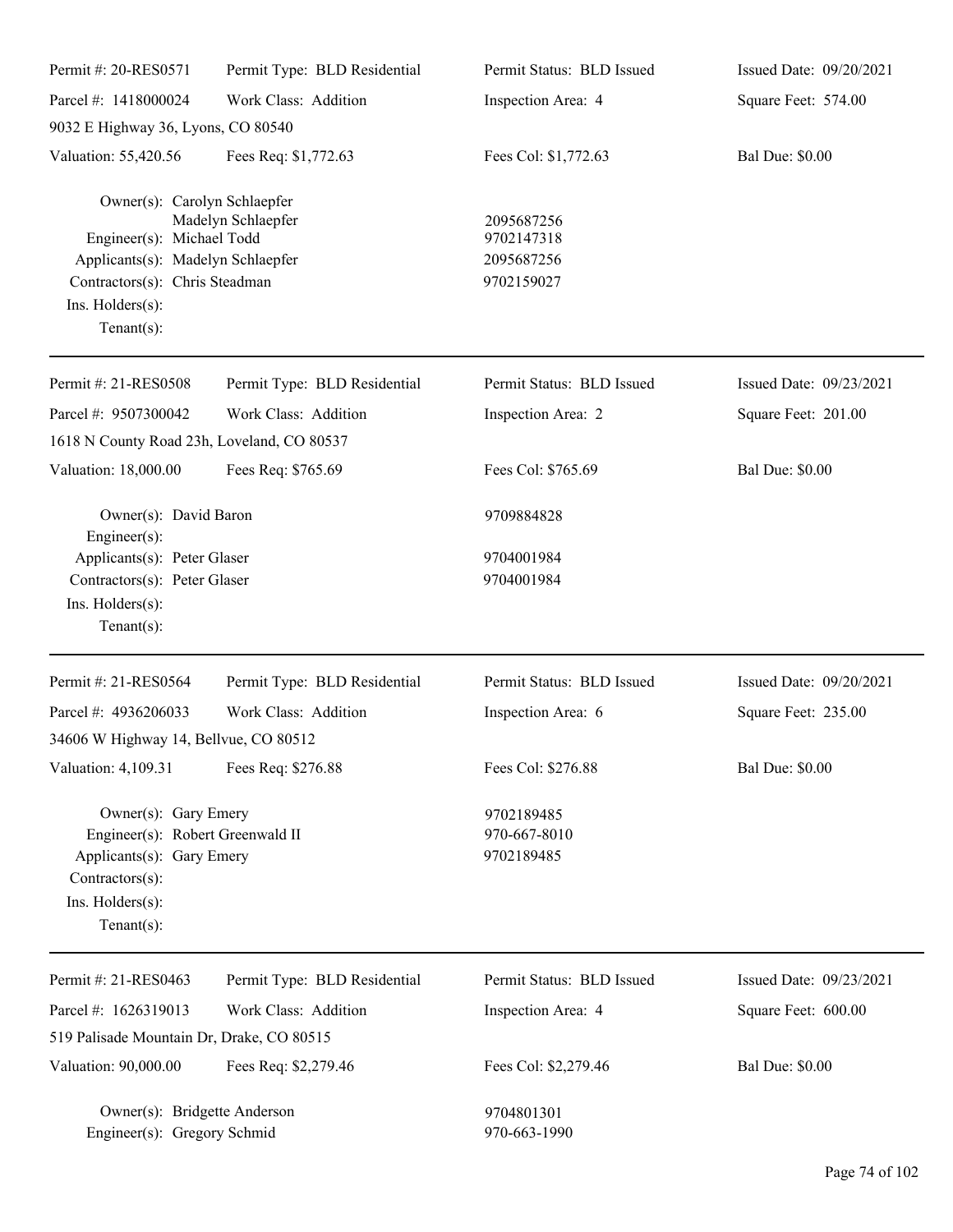| Permit #: 20-RES0571 | Permit Type: BLD Residential | Permit Status: BLD Issued | Issued Date: 09/20/2021 |
|---|---|---|---|
| Parcel #: 1418000024 | Work Class: Addition | Inspection Area: 4 | Square Feet: 574.00 |
| 9032 E Highway 36, Lyons, CO 80540 | | | |
| Valuation: 55,420.56 | Fees Req: $1,772.63 | Fees Col: $1,772.63 | Bal Due: $0.00 |

Owner(s): Carolyn Schlaepfer
Madelyn Schlaepfer — 2095687256
Engineer(s): Michael Todd — 9702147318
Applicants(s): Madelyn Schlaepfer — 2095687256
Contractors(s): Chris Steadman — 9702159027
Ins. Holders(s):
Tenant(s):

---

| Permit #: 21-RES0508 | Permit Type: BLD Residential | Permit Status: BLD Issued | Issued Date: 09/23/2021 |
|---|---|---|---|
| Parcel #: 9507300042 | Work Class: Addition | Inspection Area: 2 | Square Feet: 201.00 |
| 1618 N County Road 23h, Loveland, CO 80537 | | | |
| Valuation: 18,000.00 | Fees Req: $765.69 | Fees Col: $765.69 | Bal Due: $0.00 |

Owner(s): David Baron — 9709884828
Engineer(s):
Applicants(s): Peter Glaser — 9704001984
Contractors(s): Peter Glaser — 9704001984
Ins. Holders(s):
Tenant(s):

---

| Permit #: 21-RES0564 | Permit Type: BLD Residential | Permit Status: BLD Issued | Issued Date: 09/20/2021 |
|---|---|---|---|
| Parcel #: 4936206033 | Work Class: Addition | Inspection Area: 6 | Square Feet: 235.00 |
| 34606 W Highway 14, Bellvue, CO 80512 | | | |
| Valuation: 4,109.31 | Fees Req: $276.88 | Fees Col: $276.88 | Bal Due: $0.00 |

Owner(s): Gary Emery — 9702189485
Engineer(s): Robert Greenwald II — 970-667-8010
Applicants(s): Gary Emery — 9702189485
Contractors(s):
Ins. Holders(s):
Tenant(s):

---

| Permit #: 21-RES0463 | Permit Type: BLD Residential | Permit Status: BLD Issued | Issued Date: 09/23/2021 |
|---|---|---|---|
| Parcel #: 1626319013 | Work Class: Addition | Inspection Area: 4 | Square Feet: 600.00 |
| 519 Palisade Mountain Dr, Drake, CO 80515 | | | |
| Valuation: 90,000.00 | Fees Req: $2,279.46 | Fees Col: $2,279.46 | Bal Due: $0.00 |

Owner(s): Bridgette Anderson — 9704801301
Engineer(s): Gregory Schmid — 970-663-1990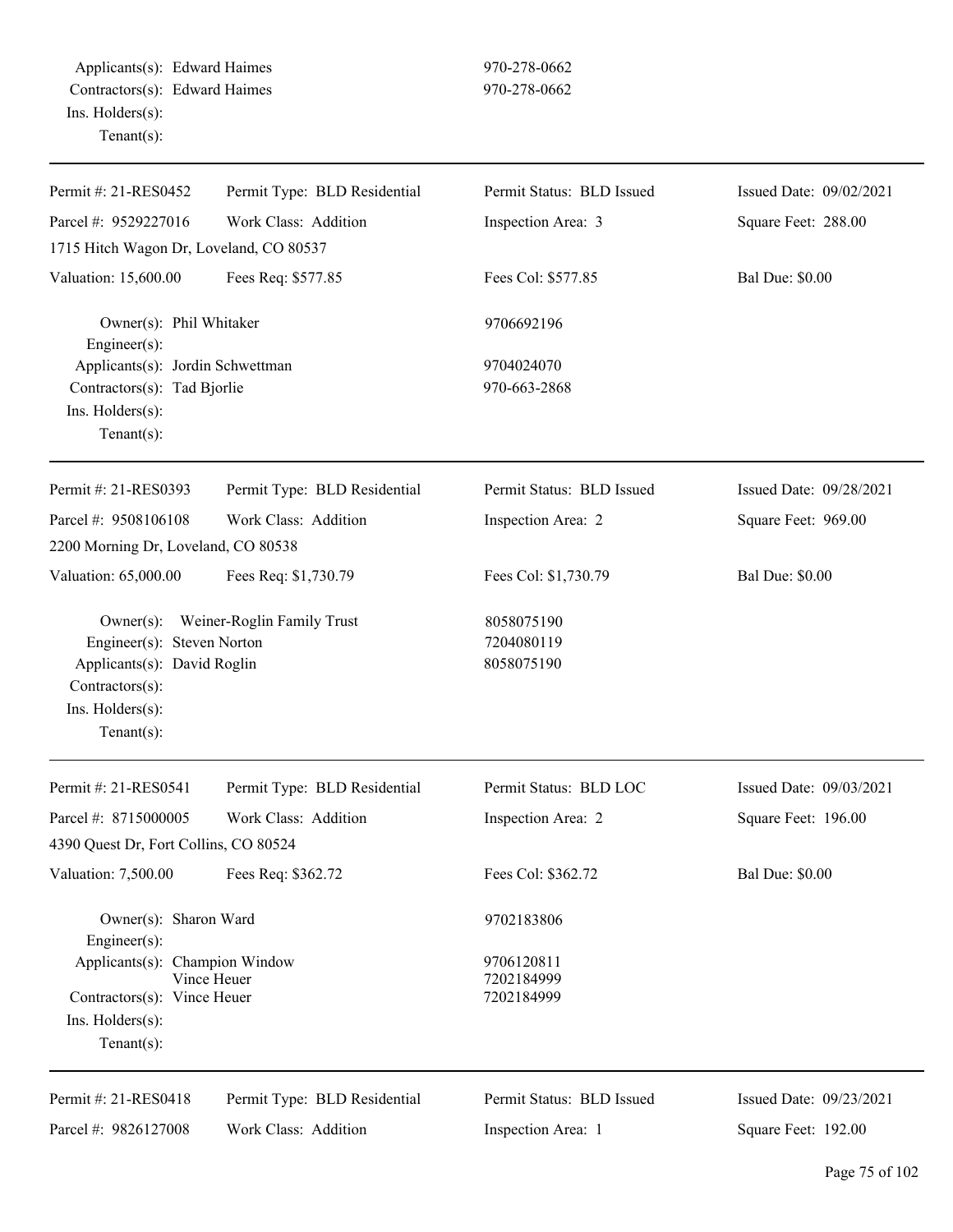Applicants(s): Edward Haimes 970-278-0662
Contractors(s): Edward Haimes 970-278-0662
Ins. Holders(s):
Tenant(s):

---

| Permit #: 21-RES0452 | Permit Type: BLD Residential | Permit Status: BLD Issued | Issued Date: 09/02/2021 |
|---|---|---|---|
| Parcel #: 9529227016 | Work Class: Addition | Inspection Area: 3 | Square Feet: 288.00 |
| 1715 Hitch Wagon Dr, Loveland, CO 80537 | | | |
| Valuation: 15,600.00 | Fees Req: $577.85 | Fees Col: $577.85 | Bal Due: $0.00 |

Owner(s): Phil Whitaker 9706692196
Engineer(s):
Applicants(s): Jordin Schwettman 9704024070
Contractors(s): Tad Bjorlie 970-663-2868
Ins. Holders(s):
Tenant(s):

---

| Permit #: 21-RES0393 | Permit Type: BLD Residential | Permit Status: BLD Issued | Issued Date: 09/28/2021 |
|---|---|---|---|
| Parcel #: 9508106108 | Work Class: Addition | Inspection Area: 2 | Square Feet: 969.00 |
| 2200 Morning Dr, Loveland, CO 80538 | | | |
| Valuation: 65,000.00 | Fees Req: $1,730.79 | Fees Col: $1,730.79 | Bal Due: $0.00 |

Owner(s): Weiner-Roglin Family Trust 8058075190
Engineer(s): Steven Norton 7204080119
Applicants(s): David Roglin 8058075190
Contractors(s):
Ins. Holders(s):
Tenant(s):

---

| Permit #: 21-RES0541 | Permit Type: BLD Residential | Permit Status: BLD LOC | Issued Date: 09/03/2021 |
|---|---|---|---|
| Parcel #: 8715000005 | Work Class: Addition | Inspection Area: 2 | Square Feet: 196.00 |
| 4390 Quest Dr, Fort Collins, CO 80524 | | | |
| Valuation: 7,500.00 | Fees Req: $362.72 | Fees Col: $362.72 | Bal Due: $0.00 |

Owner(s): Sharon Ward 9702183806
Engineer(s):
Applicants(s): Champion Window 9706120811
Vince Heuer 7202184999
Contractors(s): Vince Heuer 7202184999
Ins. Holders(s):
Tenant(s):

---

| Permit #: 21-RES0418 | Permit Type: BLD Residential | Permit Status: BLD Issued | Issued Date: 09/23/2021 |
|---|---|---|---|
| Parcel #: 9826127008 | Work Class: Addition | Inspection Area: 1 | Square Feet: 192.00 |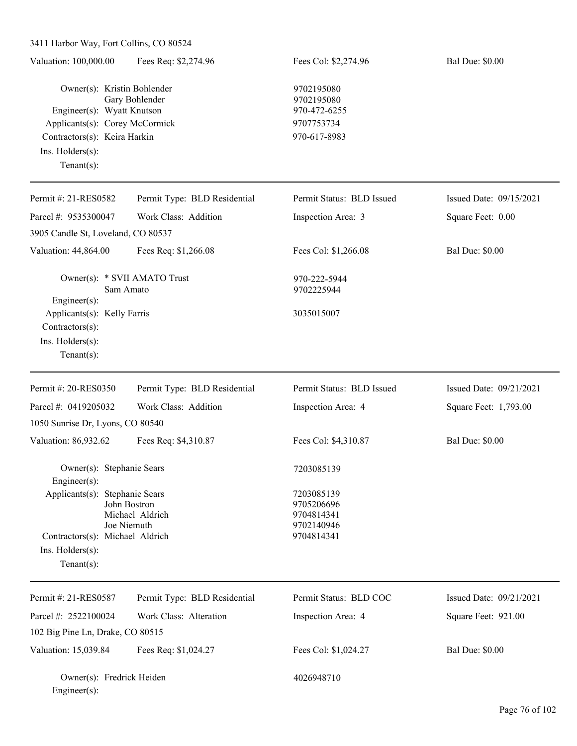3411 Harbor Way, Fort Collins, CO 80524

Valuation: 100,000.00 | Fees Req: $2,274.96 | Fees Col: $2,274.96 | Bal Due: $0.00

Owner(s): Kristin Bohlender 9702195080
Gary Bohlender 9702195080
Engineer(s): Wyatt Knutson 970-472-6255
Applicants(s): Corey McCormick 9707753734
Contractors(s): Keira Harkin 970-617-8983
Ins. Holders(s):
Tenant(s):

---

Permit #: 21-RES0582 | Permit Type: BLD Residential | Permit Status: BLD Issued | Issued Date: 09/15/2021
Parcel #: 9535300047 | Work Class: Addition | Inspection Area: 3 | Square Feet: 0.00

3905 Candle St, Loveland, CO 80537

Valuation: 44,864.00 | Fees Req: $1,266.08 | Fees Col: $1,266.08 | Bal Due: $0.00

Owner(s): * SVII AMATO Trust 970-222-5944
Sam Amato 9702225944
Engineer(s):
Applicants(s): Kelly Farris 3035015007
Contractors(s):
Ins. Holders(s):
Tenant(s):

---

Permit #: 20-RES0350 | Permit Type: BLD Residential | Permit Status: BLD Issued | Issued Date: 09/21/2021
Parcel #: 0419205032 | Work Class: Addition | Inspection Area: 4 | Square Feet: 1,793.00

1050 Sunrise Dr, Lyons, CO 80540

Valuation: 86,932.62 | Fees Req: $4,310.87 | Fees Col: $4,310.87 | Bal Due: $0.00

Owner(s): Stephanie Sears 7203085139
Engineer(s):
Applicants(s): Stephanie Sears 7203085139
John Bostron 9705206696
Michael Aldrich 9704814341
Joe Niemuth 9702140946
Contractors(s): Michael Aldrich 9704814341
Ins. Holders(s):
Tenant(s):

---

Permit #: 21-RES0587 | Permit Type: BLD Residential | Permit Status: BLD COC | Issued Date: 09/21/2021
Parcel #: 2522100024 | Work Class: Alteration | Inspection Area: 4 | Square Feet: 921.00

102 Big Pine Ln, Drake, CO 80515

Valuation: 15,039.84 | Fees Req: $1,024.27 | Fees Col: $1,024.27 | Bal Due: $0.00

Owner(s): Fredrick Heiden 4026948710
Engineer(s):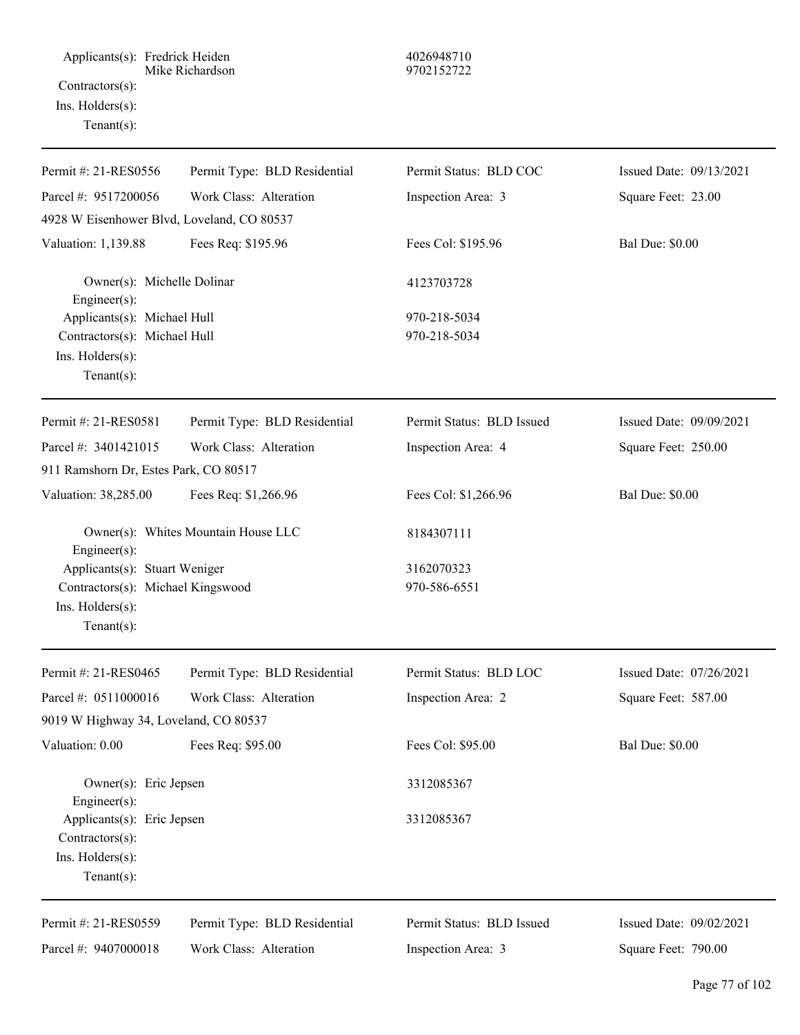| | | |
|---|---|---|
| Applicants(s): | Fredrick Heiden<br>Mike Richardson | 4026948710<br>9702152722 |
| Contractors(s): | | |
| Ins. Holders(s): | | |
| Tenant(s): | | |

---

| Permit #: 21-RES0556 | Permit Type: BLD Residential | Permit Status: BLD COC | Issued Date: 09/13/2021 |
|---|---|---|---|
| Parcel #: 9517200056 | Work Class: Alteration | Inspection Area: 3 | Square Feet: 23.00 |
| 4928 W Eisenhower Blvd, Loveland, CO 80537 | | | |
| Valuation: 1,139.88 | Fees Req: $195.96 | Fees Col: $195.96 | Bal Due: $0.00 |

| | | |
|---|---|---|
| Owner(s): | Michelle Dolinar | 4123703728 |
| Engineer(s): | | |
| Applicants(s): | Michael Hull | 970-218-5034 |
| Contractors(s): | Michael Hull | 970-218-5034 |
| Ins. Holders(s): | | |
| Tenant(s): | | |

---

| Permit #: 21-RES0581 | Permit Type: BLD Residential | Permit Status: BLD Issued | Issued Date: 09/09/2021 |
|---|---|---|---|
| Parcel #: 3401421015 | Work Class: Alteration | Inspection Area: 4 | Square Feet: 250.00 |
| 911 Ramshorn Dr, Estes Park, CO 80517 | | | |
| Valuation: 38,285.00 | Fees Req: $1,266.96 | Fees Col: $1,266.96 | Bal Due: $0.00 |

| | | |
|---|---|---|
| Owner(s): | Whites Mountain House LLC | 8184307111 |
| Engineer(s): | | |
| Applicants(s): | Stuart Weniger | 3162070323 |
| Contractors(s): | Michael Kingswood | 970-586-6551 |
| Ins. Holders(s): | | |
| Tenant(s): | | |

---

| Permit #: 21-RES0465 | Permit Type: BLD Residential | Permit Status: BLD LOC | Issued Date: 07/26/2021 |
|---|---|---|---|
| Parcel #: 0511000016 | Work Class: Alteration | Inspection Area: 2 | Square Feet: 587.00 |
| 9019 W Highway 34, Loveland, CO 80537 | | | |
| Valuation: 0.00 | Fees Req: $95.00 | Fees Col: $95.00 | Bal Due: $0.00 |

| | | |
|---|---|---|
| Owner(s): | Eric Jepsen | 3312085367 |
| Engineer(s): | | |
| Applicants(s): | Eric Jepsen | 3312085367 |
| Contractors(s): | | |
| Ins. Holders(s): | | |
| Tenant(s): | | |

---

| Permit #: 21-RES0559 | Permit Type: BLD Residential | Permit Status: BLD Issued | Issued Date: 09/02/2021 |
|---|---|---|---|
| Parcel #: 9407000018 | Work Class: Alteration | Inspection Area: 3 | Square Feet: 790.00 |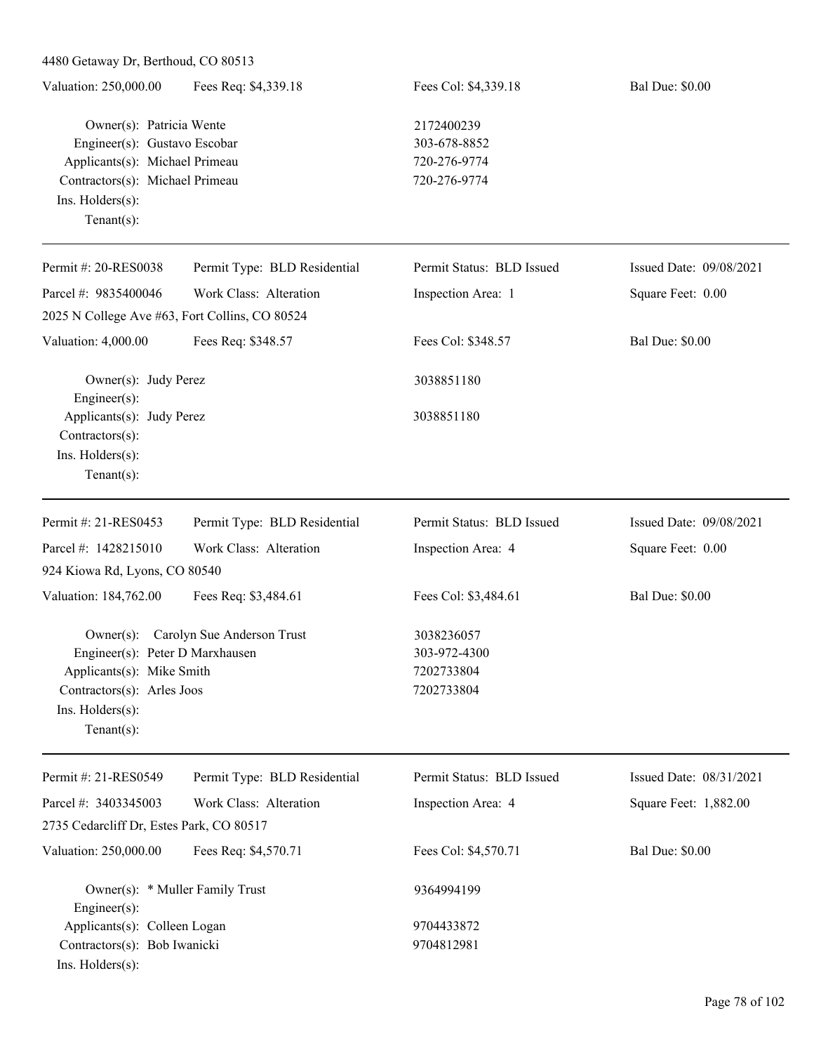4480 Getaway Dr, Berthoud, CO 80513

| Valuation: 250,000.00 | Fees Req: $4,339.18 | Fees Col: $4,339.18 | Bal Due: $0.00 |
|---|---|---|---|

| | | |
|---|---|---|
| Owner(s): | Patricia Wente | 2172400239 |
| Engineer(s): | Gustavo Escobar | 303-678-8852 |
| Applicants(s): | Michael Primeau | 720-276-9774 |
| Contractors(s): | Michael Primeau | 720-276-9774 |
| Ins. Holders(s): | | |
| Tenant(s): | | |

---

| Permit #: 20-RES0038 | Permit Type: BLD Residential | Permit Status: BLD Issued | Issued Date: 09/08/2021 |
|---|---|---|---|
| Parcel #: 9835400046 | Work Class: Alteration | Inspection Area: 1 | Square Feet: 0.00 |

2025 N College Ave #63, Fort Collins, CO 80524

| Valuation: 4,000.00 | Fees Req: $348.57 | Fees Col: $348.57 | Bal Due: $0.00 |
|---|---|---|---|

| | | |
|---|---|---|
| Owner(s): | Judy Perez | 3038851180 |
| Engineer(s): | | |
| Applicants(s): | Judy Perez | 3038851180 |
| Contractors(s): | | |
| Ins. Holders(s): | | |
| Tenant(s): | | |

---

| Permit #: 21-RES0453 | Permit Type: BLD Residential | Permit Status: BLD Issued | Issued Date: 09/08/2021 |
|---|---|---|---|
| Parcel #: 1428215010 | Work Class: Alteration | Inspection Area: 4 | Square Feet: 0.00 |

924 Kiowa Rd, Lyons, CO 80540

| Valuation: 184,762.00 | Fees Req: $3,484.61 | Fees Col: $3,484.61 | Bal Due: $0.00 |
|---|---|---|---|

| | | |
|---|---|---|
| Owner(s): | Carolyn Sue Anderson Trust | 3038236057 |
| Engineer(s): | Peter D Marxhausen | 303-972-4300 |
| Applicants(s): | Mike Smith | 7202733804 |
| Contractors(s): | Arles Joos | 7202733804 |
| Ins. Holders(s): | | |
| Tenant(s): | | |

---

| Permit #: 21-RES0549 | Permit Type: BLD Residential | Permit Status: BLD Issued | Issued Date: 08/31/2021 |
|---|---|---|---|
| Parcel #: 3403345003 | Work Class: Alteration | Inspection Area: 4 | Square Feet: 1,882.00 |

2735 Cedarcliff Dr, Estes Park, CO 80517

| Valuation: 250,000.00 | Fees Req: $4,570.71 | Fees Col: $4,570.71 | Bal Due: $0.00 |
|---|---|---|---|

| | | |
|---|---|---|
| Owner(s): | * Muller Family Trust | 9364994199 |
| Engineer(s): | | |
| Applicants(s): | Colleen Logan | 9704433872 |
| Contractors(s): | Bob Iwanicki | 9704812981 |
| Ins. Holders(s): | | |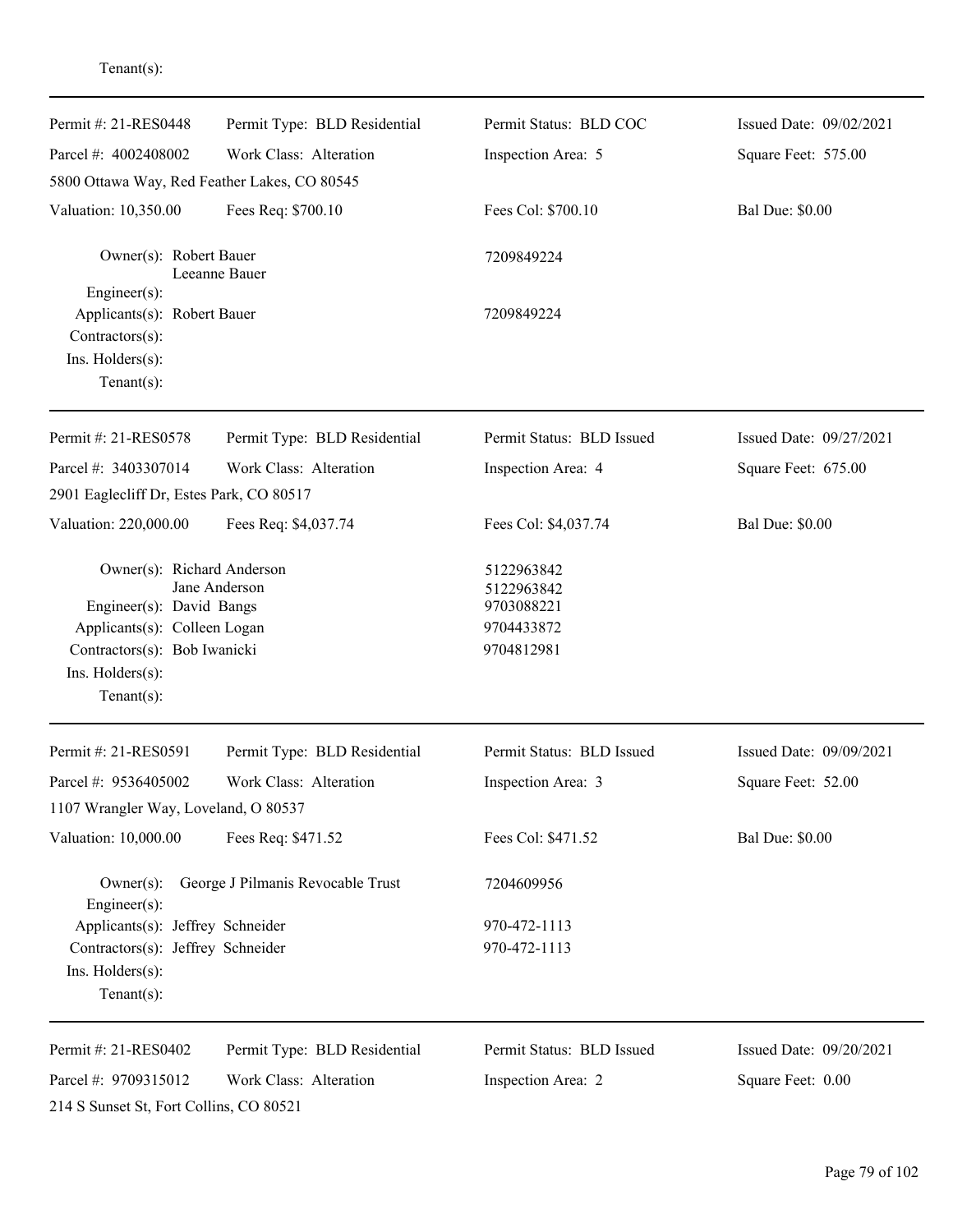Tenant(s):

---

| | | | |
|---|---|---|---|
| Permit #: 21-RES0448 | Permit Type: BLD Residential | Permit Status: BLD COC | Issued Date: 09/02/2021 |
| Parcel #: 4002408002 | Work Class: Alteration | Inspection Area: 5 | Square Feet: 575.00 |
| 5800 Ottawa Way, Red Feather Lakes, CO 80545 | | | |
| Valuation: 10,350.00 | Fees Req: $700.10 | Fees Col: $700.10 | Bal Due: $0.00 |

Owner(s): Robert Bauer, Leeanne Bauer — 7209849224
Engineer(s):
Applicants(s): Robert Bauer — 7209849224
Contractors(s):
Ins. Holders(s):
Tenant(s):

---

| | | | |
|---|---|---|---|
| Permit #: 21-RES0578 | Permit Type: BLD Residential | Permit Status: BLD Issued | Issued Date: 09/27/2021 |
| Parcel #: 3403307014 | Work Class: Alteration | Inspection Area: 4 | Square Feet: 675.00 |
| 2901 Eaglecliff Dr, Estes Park, CO 80517 | | | |
| Valuation: 220,000.00 | Fees Req: $4,037.74 | Fees Col: $4,037.74 | Bal Due: $0.00 |

Owner(s): Richard Anderson — 5122963842
Jane Anderson — 5122963842
Engineer(s): David Bangs — 9703088221
Applicants(s): Colleen Logan — 9704433872
Contractors(s): Bob Iwanicki — 9704812981
Ins. Holders(s):
Tenant(s):

---

| | | | |
|---|---|---|---|
| Permit #: 21-RES0591 | Permit Type: BLD Residential | Permit Status: BLD Issued | Issued Date: 09/09/2021 |
| Parcel #: 9536405002 | Work Class: Alteration | Inspection Area: 3 | Square Feet: 52.00 |
| 1107 Wrangler Way, Loveland, O 80537 | | | |
| Valuation: 10,000.00 | Fees Req: $471.52 | Fees Col: $471.52 | Bal Due: $0.00 |

Owner(s): George J Pilmanis Revocable Trust — 7204609956
Engineer(s):
Applicants(s): Jeffrey Schneider — 970-472-1113
Contractors(s): Jeffrey Schneider — 970-472-1113
Ins. Holders(s):
Tenant(s):

---

| | | | |
|---|---|---|---|
| Permit #: 21-RES0402 | Permit Type: BLD Residential | Permit Status: BLD Issued | Issued Date: 09/20/2021 |
| Parcel #: 9709315012 | Work Class: Alteration | Inspection Area: 2 | Square Feet: 0.00 |
| 214 S Sunset St, Fort Collins, CO 80521 | | | |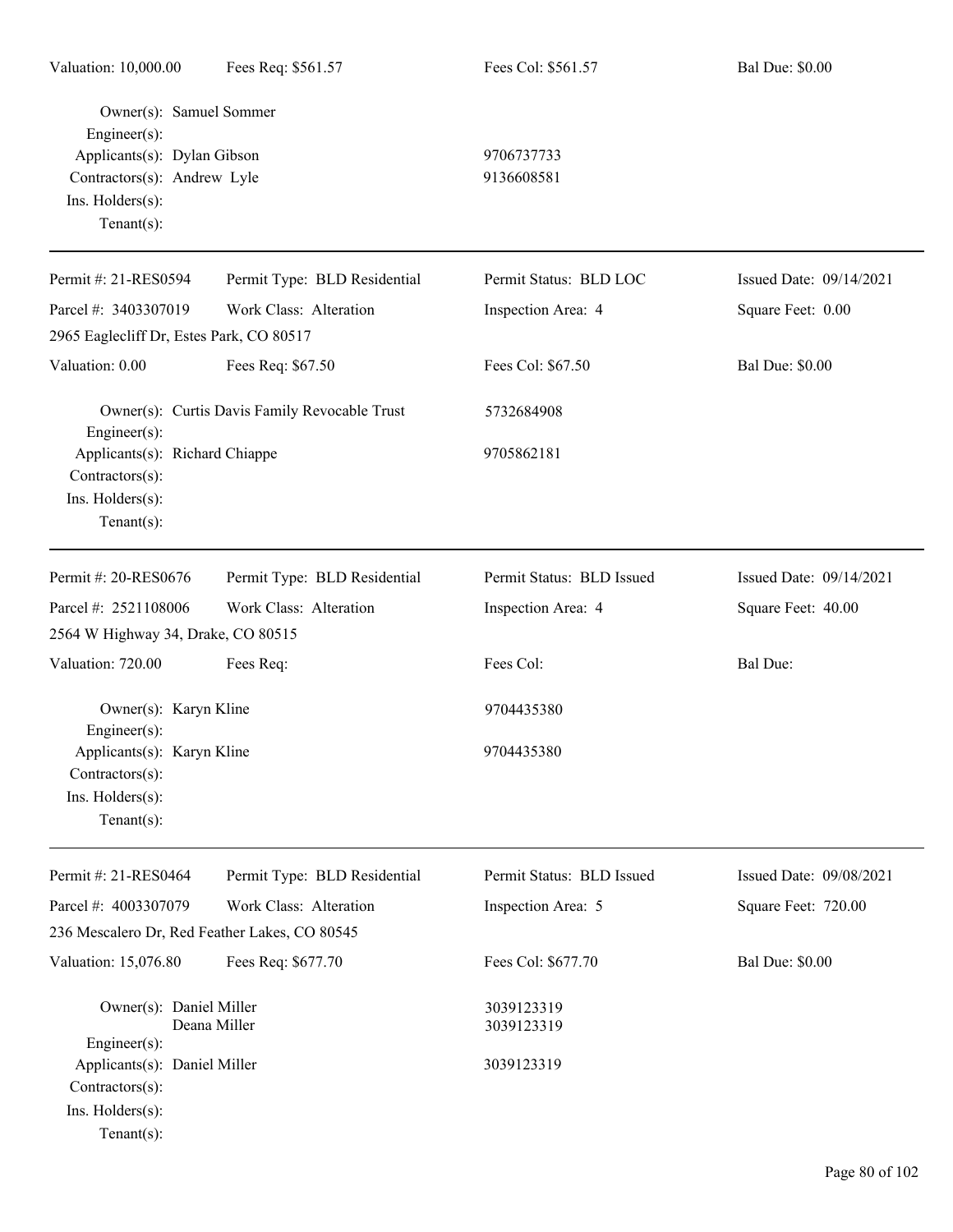Valuation: 10,000.00 | Fees Req: $561.57 | Fees Col: $561.57 | Bal Due: $0.00

Owner(s): Samuel Sommer
Engineer(s):
Applicants(s): Dylan Gibson 9706737733
Contractors(s): Andrew Lyle 9136608581
Ins. Holders(s):
Tenant(s):

---

| Permit #: 21-RES0594 | Permit Type: BLD Residential | Permit Status: BLD LOC | Issued Date: 09/14/2021 |
|---|---|---|---|
| Parcel #: 3403307019 | Work Class: Alteration | Inspection Area: 4 | Square Feet: 0.00 |
| 2965 Eaglecliff Dr, Estes Park, CO 80517 | | | |
| Valuation: 0.00 | Fees Req: $67.50 | Fees Col: $67.50 | Bal Due: $0.00 |

Owner(s): Curtis Davis Family Revocable Trust 5732684908
Engineer(s):
Applicants(s): Richard Chiappe 9705862181
Contractors(s):
Ins. Holders(s):
Tenant(s):

---

| Permit #: 20-RES0676 | Permit Type: BLD Residential | Permit Status: BLD Issued | Issued Date: 09/14/2021 |
|---|---|---|---|
| Parcel #: 2521108006 | Work Class: Alteration | Inspection Area: 4 | Square Feet: 40.00 |
| 2564 W Highway 34, Drake, CO 80515 | | | |
| Valuation: 720.00 | Fees Req: | Fees Col: | Bal Due: |

Owner(s): Karyn Kline 9704435380
Engineer(s):
Applicants(s): Karyn Kline 9704435380
Contractors(s):
Ins. Holders(s):
Tenant(s):

---

| Permit #: 21-RES0464 | Permit Type: BLD Residential | Permit Status: BLD Issued | Issued Date: 09/08/2021 |
|---|---|---|---|
| Parcel #: 4003307079 | Work Class: Alteration | Inspection Area: 5 | Square Feet: 720.00 |
| 236 Mescalero Dr, Red Feather Lakes, CO 80545 | | | |
| Valuation: 15,076.80 | Fees Req: $677.70 | Fees Col: $677.70 | Bal Due: $0.00 |

Owner(s): Daniel Miller 3039123319
Deana Miller 3039123319
Engineer(s):
Applicants(s): Daniel Miller 3039123319
Contractors(s):
Ins. Holders(s):
Tenant(s):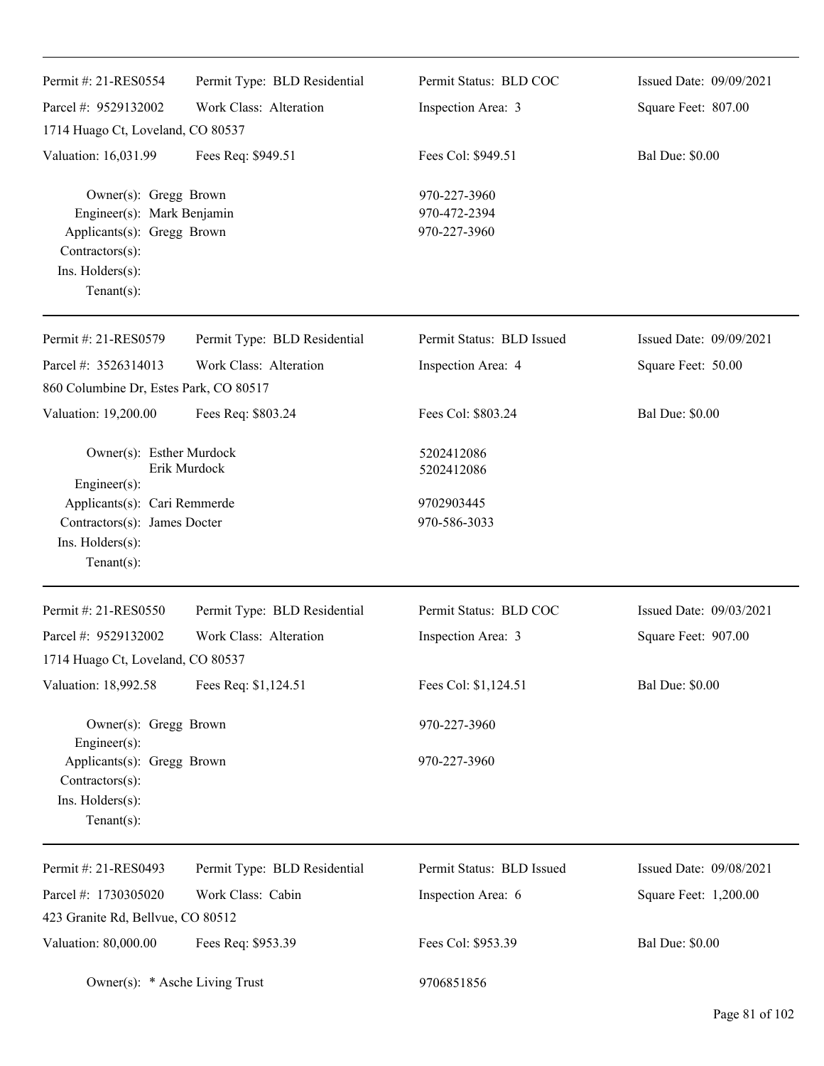| Permit #: 21-RES0554 | Permit Type: BLD Residential | Permit Status: BLD COC | Issued Date: 09/09/2021 |
|---|---|---|---|
| Parcel #: 9529132002 | Work Class: Alteration | Inspection Area: 3 | Square Feet: 807.00 |
| 1714 Huago Ct, Loveland, CO 80537 | | | |
| Valuation: 16,031.99 | Fees Req: $949.51 | Fees Col: $949.51 | Bal Due: $0.00 |

Owner(s): Gregg Brown — 970-227-3960
Engineer(s): Mark Benjamin — 970-472-2394
Applicants(s): Gregg Brown — 970-227-3960
Contractors(s):
Ins. Holders(s):
Tenant(s):

---

| Permit #: 21-RES0579 | Permit Type: BLD Residential | Permit Status: BLD Issued | Issued Date: 09/09/2021 |
|---|---|---|---|
| Parcel #: 3526314013 | Work Class: Alteration | Inspection Area: 4 | Square Feet: 50.00 |
| 860 Columbine Dr, Estes Park, CO 80517 | | | |
| Valuation: 19,200.00 | Fees Req: $803.24 | Fees Col: $803.24 | Bal Due: $0.00 |

Owner(s): Esther Murdock — 5202412086
Erik Murdock — 5202412086
Engineer(s):
Applicants(s): Cari Remmerde — 9702903445
Contractors(s): James Docter — 970-586-3033
Ins. Holders(s):
Tenant(s):

---

| Permit #: 21-RES0550 | Permit Type: BLD Residential | Permit Status: BLD COC | Issued Date: 09/03/2021 |
|---|---|---|---|
| Parcel #: 9529132002 | Work Class: Alteration | Inspection Area: 3 | Square Feet: 907.00 |
| 1714 Huago Ct, Loveland, CO 80537 | | | |
| Valuation: 18,992.58 | Fees Req: $1,124.51 | Fees Col: $1,124.51 | Bal Due: $0.00 |

Owner(s): Gregg Brown — 970-227-3960
Engineer(s):
Applicants(s): Gregg Brown — 970-227-3960
Contractors(s):
Ins. Holders(s):
Tenant(s):

---

| Permit #: 21-RES0493 | Permit Type: BLD Residential | Permit Status: BLD Issued | Issued Date: 09/08/2021 |
|---|---|---|---|
| Parcel #: 1730305020 | Work Class: Cabin | Inspection Area: 6 | Square Feet: 1,200.00 |
| 423 Granite Rd, Bellvue, CO 80512 | | | |
| Valuation: 80,000.00 | Fees Req: $953.39 | Fees Col: $953.39 | Bal Due: $0.00 |

Owner(s): * Asche Living Trust — 9706851856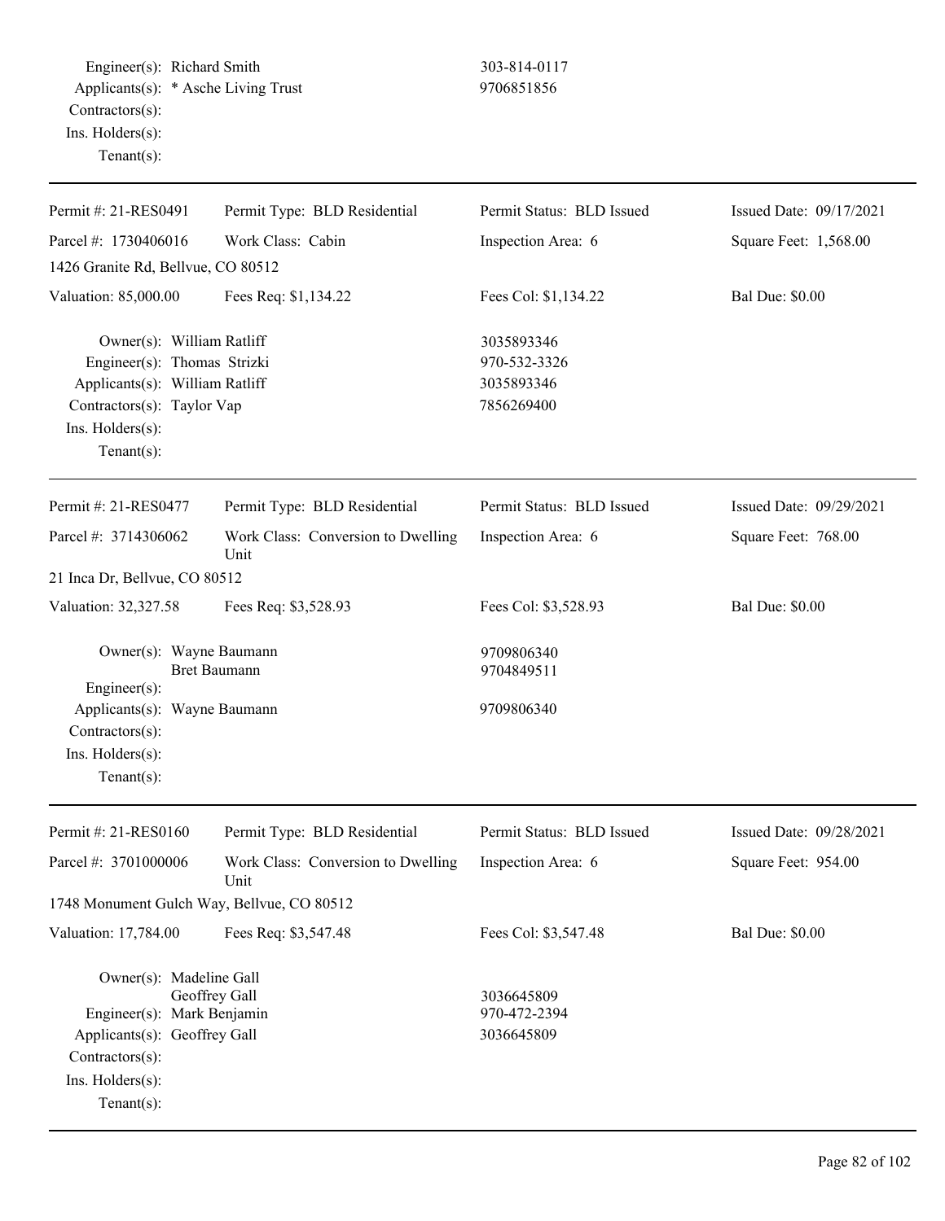Engineer(s): Richard Smith 303-814-0117
Applicants(s): * Asche Living Trust 9706851856
Contractors(s):
Ins. Holders(s):
Tenant(s):

---

| Permit #: 21-RES0491 | Permit Type: BLD Residential | Permit Status: BLD Issued | Issued Date: 09/17/2021 |
|---|---|---|---|
| Parcel #: 1730406016 | Work Class: Cabin | Inspection Area: 6 | Square Feet: 1,568.00 |
| 1426 Granite Rd, Bellvue, CO 80512 | | | |
| Valuation: 85,000.00 | Fees Req: $1,134.22 | Fees Col: $1,134.22 | Bal Due: $0.00 |

Owner(s): William Ratliff 3035893346
Engineer(s): Thomas Strizki 970-532-3326
Applicants(s): William Ratliff 3035893346
Contractors(s): Taylor Vap 7856269400
Ins. Holders(s):
Tenant(s):

---

| Permit #: 21-RES0477 | Permit Type: BLD Residential | Permit Status: BLD Issued | Issued Date: 09/29/2021 |
|---|---|---|---|
| Parcel #: 3714306062 | Work Class: Conversion to Dwelling Unit | Inspection Area: 6 | Square Feet: 768.00 |
| 21 Inca Dr, Bellvue, CO 80512 | | | |
| Valuation: 32,327.58 | Fees Req: $3,528.93 | Fees Col: $3,528.93 | Bal Due: $0.00 |

Owner(s): Wayne Baumann 9709806340
Bret Baumann 9704849511
Engineer(s):
Applicants(s): Wayne Baumann 9709806340
Contractors(s):
Ins. Holders(s):
Tenant(s):

---

| Permit #: 21-RES0160 | Permit Type: BLD Residential | Permit Status: BLD Issued | Issued Date: 09/28/2021 |
|---|---|---|---|
| Parcel #: 3701000006 | Work Class: Conversion to Dwelling Unit | Inspection Area: 6 | Square Feet: 954.00 |
| 1748 Monument Gulch Way, Bellvue, CO 80512 | | | |
| Valuation: 17,784.00 | Fees Req: $3,547.48 | Fees Col: $3,547.48 | Bal Due: $0.00 |

Owner(s): Madeline Gall
Geoffrey Gall 3036645809
Engineer(s): Mark Benjamin 970-472-2394
Applicants(s): Geoffrey Gall 3036645809
Contractors(s):
Ins. Holders(s):
Tenant(s):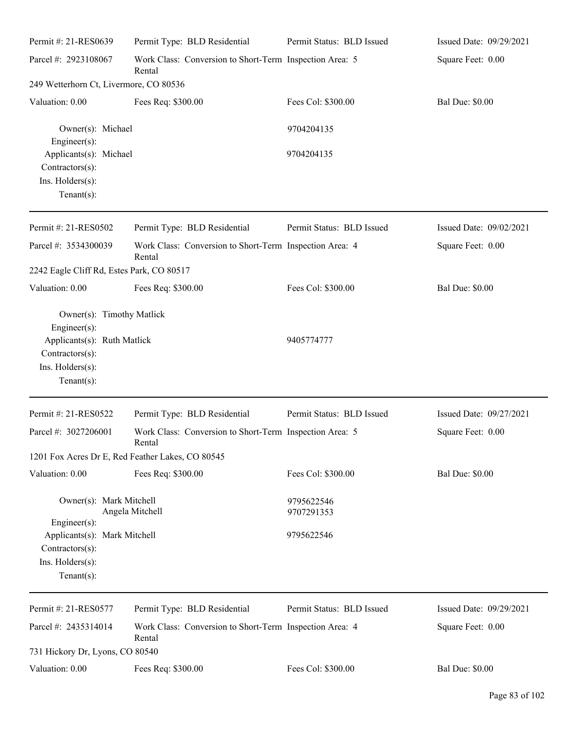Permit #: 21-RES0639 | Permit Type: BLD Residential | Permit Status: BLD Issued | Issued Date: 09/29/2021

Parcel #: 2923108067 | Work Class: Conversion to Short-Term Rental | Inspection Area: 5 | Square Feet: 0.00

249 Wetterhorn Ct, Livermore, CO 80536

Valuation: 0.00 | Fees Req: $300.00 | Fees Col: $300.00 | Bal Due: $0.00

Owner(s): Michael — 9704204135
Engineer(s):
Applicants(s): Michael — 9704204135
Contractors(s):
Ins. Holders(s):
Tenant(s):

---

Permit #: 21-RES0502 | Permit Type: BLD Residential | Permit Status: BLD Issued | Issued Date: 09/02/2021

Parcel #: 3534300039 | Work Class: Conversion to Short-Term Rental | Inspection Area: 4 | Square Feet: 0.00

2242 Eagle Cliff Rd, Estes Park, CO 80517

Valuation: 0.00 | Fees Req: $300.00 | Fees Col: $300.00 | Bal Due: $0.00

Owner(s): Timothy Matlick
Engineer(s):
Applicants(s): Ruth Matlick — 9405774777
Contractors(s):
Ins. Holders(s):
Tenant(s):

---

Permit #: 21-RES0522 | Permit Type: BLD Residential | Permit Status: BLD Issued | Issued Date: 09/27/2021

Parcel #: 3027206001 | Work Class: Conversion to Short-Term Rental | Inspection Area: 5 | Square Feet: 0.00

1201 Fox Acres Dr E, Red Feather Lakes, CO 80545

Valuation: 0.00 | Fees Req: $300.00 | Fees Col: $300.00 | Bal Due: $0.00

Owner(s): Mark Mitchell — 9795622546
Angela Mitchell — 9707291353
Engineer(s):
Applicants(s): Mark Mitchell — 9795622546
Contractors(s):
Ins. Holders(s):
Tenant(s):

---

Permit #: 21-RES0577 | Permit Type: BLD Residential | Permit Status: BLD Issued | Issued Date: 09/29/2021

Parcel #: 2435314014 | Work Class: Conversion to Short-Term Rental | Inspection Area: 4 | Square Feet: 0.00

731 Hickory Dr, Lyons, CO 80540

Valuation: 0.00 | Fees Req: $300.00 | Fees Col: $300.00 | Bal Due: $0.00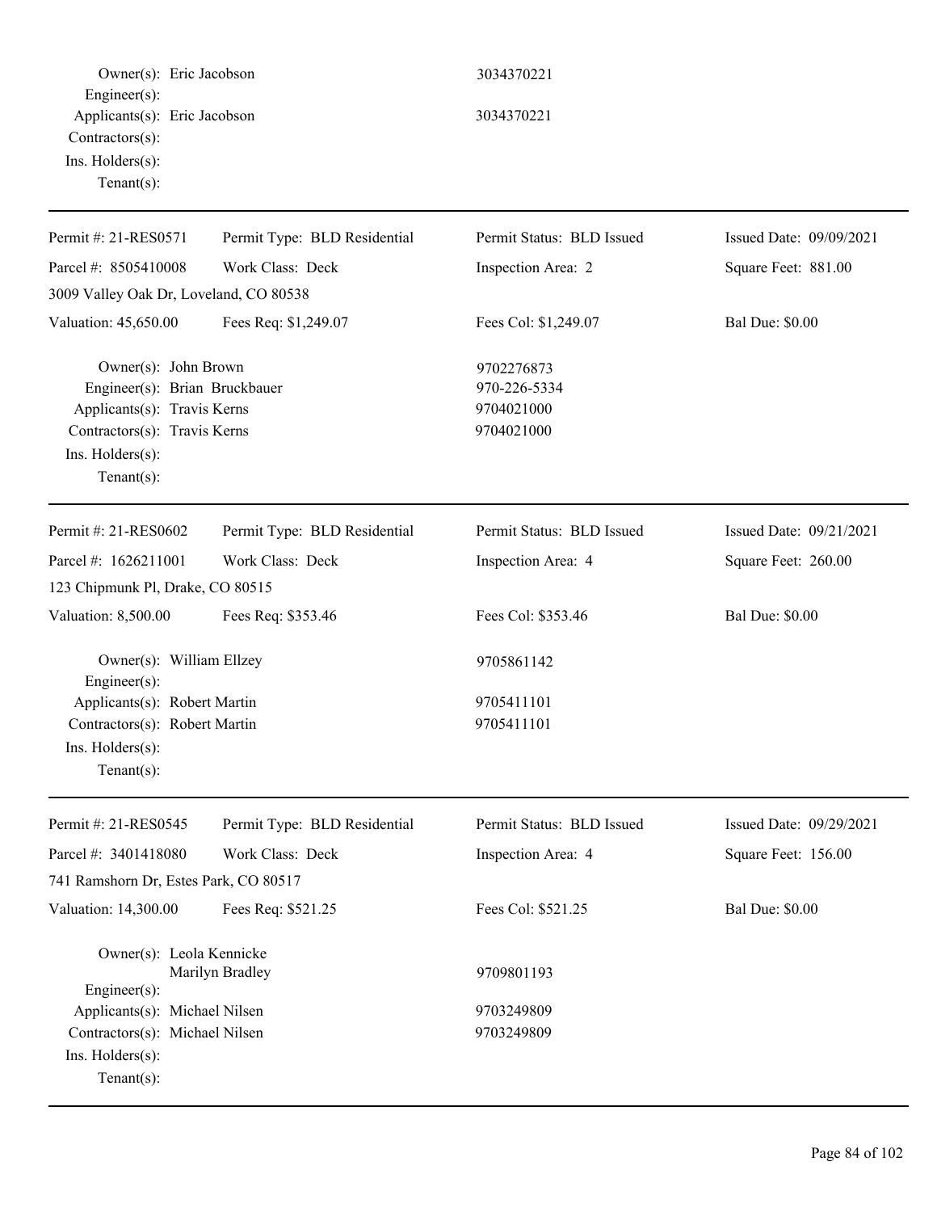Owner(s): Eric Jacobson 3034370221
Engineer(s):
Applicants(s): Eric Jacobson 3034370221
Contractors(s):
Ins. Holders(s):
Tenant(s):

---

| Permit #: 21-RES0571 | Permit Type: BLD Residential | Permit Status: BLD Issued | Issued Date: 09/09/2021 |
|---|---|---|---|
| Parcel #: 8505410008 | Work Class: Deck | Inspection Area: 2 | Square Feet: 881.00 |
| 3009 Valley Oak Dr, Loveland, CO 80538 | | | |
| Valuation: 45,650.00 | Fees Req: $1,249.07 | Fees Col: $1,249.07 | Bal Due: $0.00 |

Owner(s): John Brown 9702276873
Engineer(s): Brian Bruckbauer 970-226-5334
Applicants(s): Travis Kerns 9704021000
Contractors(s): Travis Kerns 9704021000
Ins. Holders(s):
Tenant(s):

---

| Permit #: 21-RES0602 | Permit Type: BLD Residential | Permit Status: BLD Issued | Issued Date: 09/21/2021 |
|---|---|---|---|
| Parcel #: 1626211001 | Work Class: Deck | Inspection Area: 4 | Square Feet: 260.00 |
| 123 Chipmunk Pl, Drake, CO 80515 | | | |
| Valuation: 8,500.00 | Fees Req: $353.46 | Fees Col: $353.46 | Bal Due: $0.00 |

Owner(s): William Ellzey 9705861142
Engineer(s):
Applicants(s): Robert Martin 9705411101
Contractors(s): Robert Martin 9705411101
Ins. Holders(s):
Tenant(s):

---

| Permit #: 21-RES0545 | Permit Type: BLD Residential | Permit Status: BLD Issued | Issued Date: 09/29/2021 |
|---|---|---|---|
| Parcel #: 3401418080 | Work Class: Deck | Inspection Area: 4 | Square Feet: 156.00 |
| 741 Ramshorn Dr, Estes Park, CO 80517 | | | |
| Valuation: 14,300.00 | Fees Req: $521.25 | Fees Col: $521.25 | Bal Due: $0.00 |

Owner(s): Leola Kennicke
Marilyn Bradley 9709801193
Engineer(s):
Applicants(s): Michael Nilsen 9703249809
Contractors(s): Michael Nilsen 9703249809
Ins. Holders(s):
Tenant(s):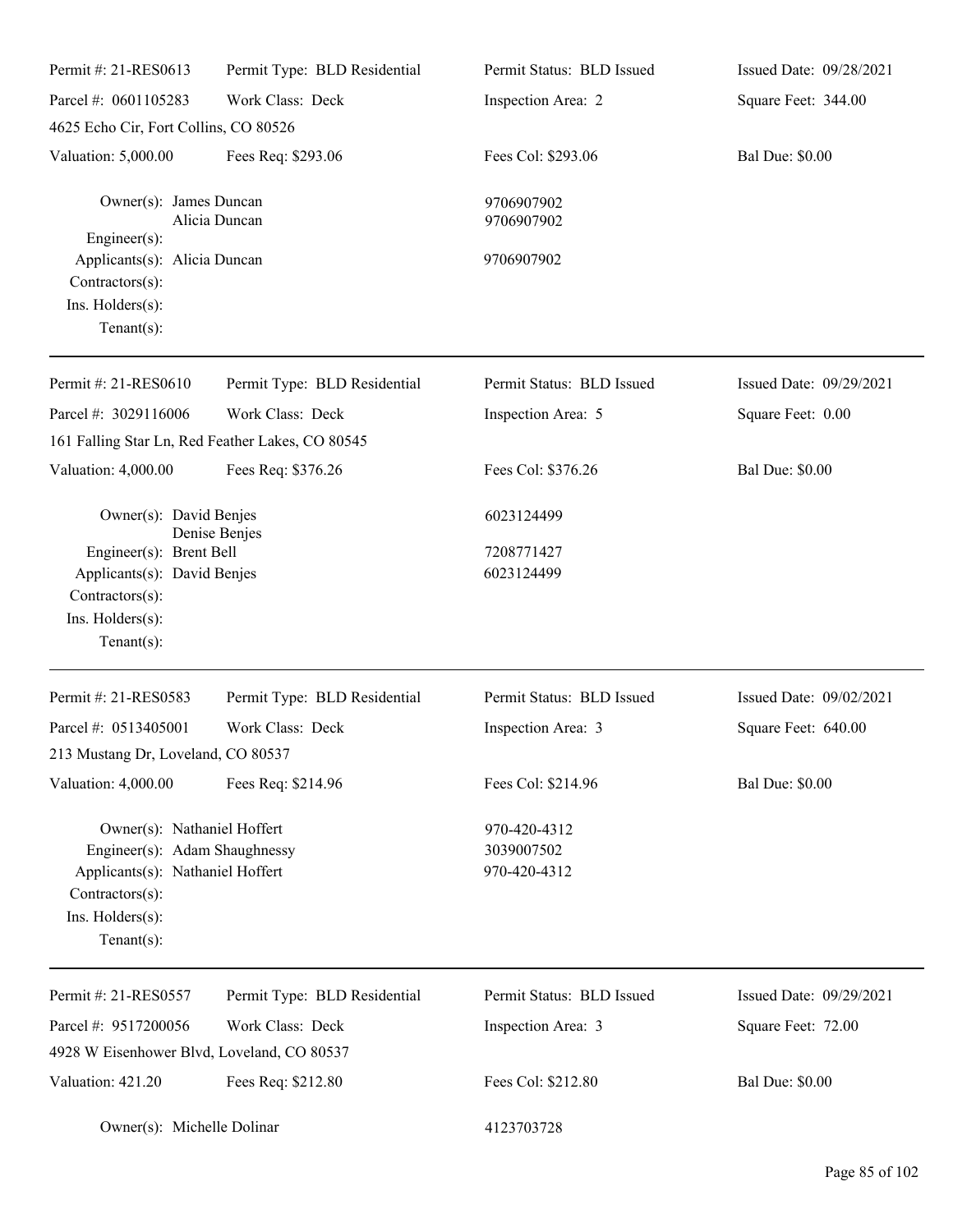| Permit #: 21-RES0613 | Permit Type: BLD Residential | Permit Status: BLD Issued | Issued Date: 09/28/2021 |
|---|---|---|---|
| Parcel #: 0601105283 | Work Class: Deck | Inspection Area: 2 | Square Feet: 344.00 |
| 4625 Echo Cir, Fort Collins, CO 80526 | | | |
| Valuation: 5,000.00 | Fees Req: $293.06 | Fees Col: $293.06 | Bal Due: $0.00 |

Owner(s): James Duncan — 9706907902
Alicia Duncan — 9706907902
Engineer(s):
Applicants(s): Alicia Duncan — 9706907902
Contractors(s):
Ins. Holders(s):
Tenant(s):

---

| Permit #: 21-RES0610 | Permit Type: BLD Residential | Permit Status: BLD Issued | Issued Date: 09/29/2021 |
|---|---|---|---|
| Parcel #: 3029116006 | Work Class: Deck | Inspection Area: 5 | Square Feet: 0.00 |
| 161 Falling Star Ln, Red Feather Lakes, CO 80545 | | | |
| Valuation: 4,000.00 | Fees Req: $376.26 | Fees Col: $376.26 | Bal Due: $0.00 |

Owner(s): David Benjes — 6023124499
Denise Benjes
Engineer(s): Brent Bell — 7208771427
Applicants(s): David Benjes — 6023124499
Contractors(s):
Ins. Holders(s):
Tenant(s):

---

| Permit #: 21-RES0583 | Permit Type: BLD Residential | Permit Status: BLD Issued | Issued Date: 09/02/2021 |
|---|---|---|---|
| Parcel #: 0513405001 | Work Class: Deck | Inspection Area: 3 | Square Feet: 640.00 |
| 213 Mustang Dr, Loveland, CO 80537 | | | |
| Valuation: 4,000.00 | Fees Req: $214.96 | Fees Col: $214.96 | Bal Due: $0.00 |

Owner(s): Nathaniel Hoffert — 970-420-4312
Engineer(s): Adam Shaughnessy — 3039007502
Applicants(s): Nathaniel Hoffert — 970-420-4312
Contractors(s):
Ins. Holders(s):
Tenant(s):

---

| Permit #: 21-RES0557 | Permit Type: BLD Residential | Permit Status: BLD Issued | Issued Date: 09/29/2021 |
|---|---|---|---|
| Parcel #: 9517200056 | Work Class: Deck | Inspection Area: 3 | Square Feet: 72.00 |
| 4928 W Eisenhower Blvd, Loveland, CO 80537 | | | |
| Valuation: 421.20 | Fees Req: $212.80 | Fees Col: $212.80 | Bal Due: $0.00 |

Owner(s): Michelle Dolinar — 4123703728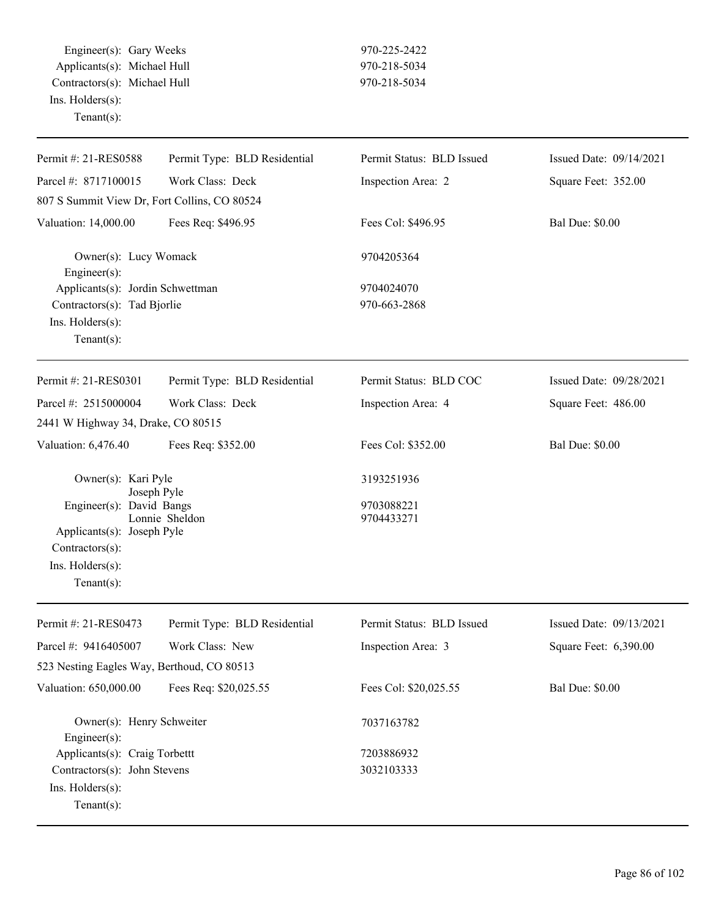Engineer(s): Gary Weeks — 970-225-2422
Applicants(s): Michael Hull — 970-218-5034
Contractors(s): Michael Hull — 970-218-5034
Ins. Holders(s):
Tenant(s):

---

| Permit #: 21-RES0588 | Permit Type: BLD Residential | Permit Status: BLD Issued | Issued Date: 09/14/2021 |
|---|---|---|---|
| Parcel #: 8717100015 | Work Class: Deck | Inspection Area: 2 | Square Feet: 352.00 |
| 807 S Summit View Dr, Fort Collins, CO 80524 | | | |
| Valuation: 14,000.00 | Fees Req: $496.95 | Fees Col: $496.95 | Bal Due: $0.00 |

Owner(s): Lucy Womack — 9704205364
Engineer(s):
Applicants(s): Jordin Schwettman — 9704024070
Contractors(s): Tad Bjorlie — 970-663-2868
Ins. Holders(s):
Tenant(s):

---

| Permit #: 21-RES0301 | Permit Type: BLD Residential | Permit Status: BLD COC | Issued Date: 09/28/2021 |
|---|---|---|---|
| Parcel #: 2515000004 | Work Class: Deck | Inspection Area: 4 | Square Feet: 486.00 |
| 2441 W Highway 34, Drake, CO 80515 | | | |
| Valuation: 6,476.40 | Fees Req: $352.00 | Fees Col: $352.00 | Bal Due: $0.00 |

Owner(s): Kari Pyle — 3193251936
Joseph Pyle
Engineer(s): David Bangs — 9703088221
Lonnie Sheldon — 9704433271
Applicants(s): Joseph Pyle
Contractors(s):
Ins. Holders(s):
Tenant(s):

---

| Permit #: 21-RES0473 | Permit Type: BLD Residential | Permit Status: BLD Issued | Issued Date: 09/13/2021 |
|---|---|---|---|
| Parcel #: 9416405007 | Work Class: New | Inspection Area: 3 | Square Feet: 6,390.00 |
| 523 Nesting Eagles Way, Berthoud, CO 80513 | | | |
| Valuation: 650,000.00 | Fees Req: $20,025.55 | Fees Col: $20,025.55 | Bal Due: $0.00 |

Owner(s): Henry Schweiter — 7037163782
Engineer(s):
Applicants(s): Craig Torbettt — 7203886932
Contractors(s): John Stevens — 3032103333
Ins. Holders(s):
Tenant(s):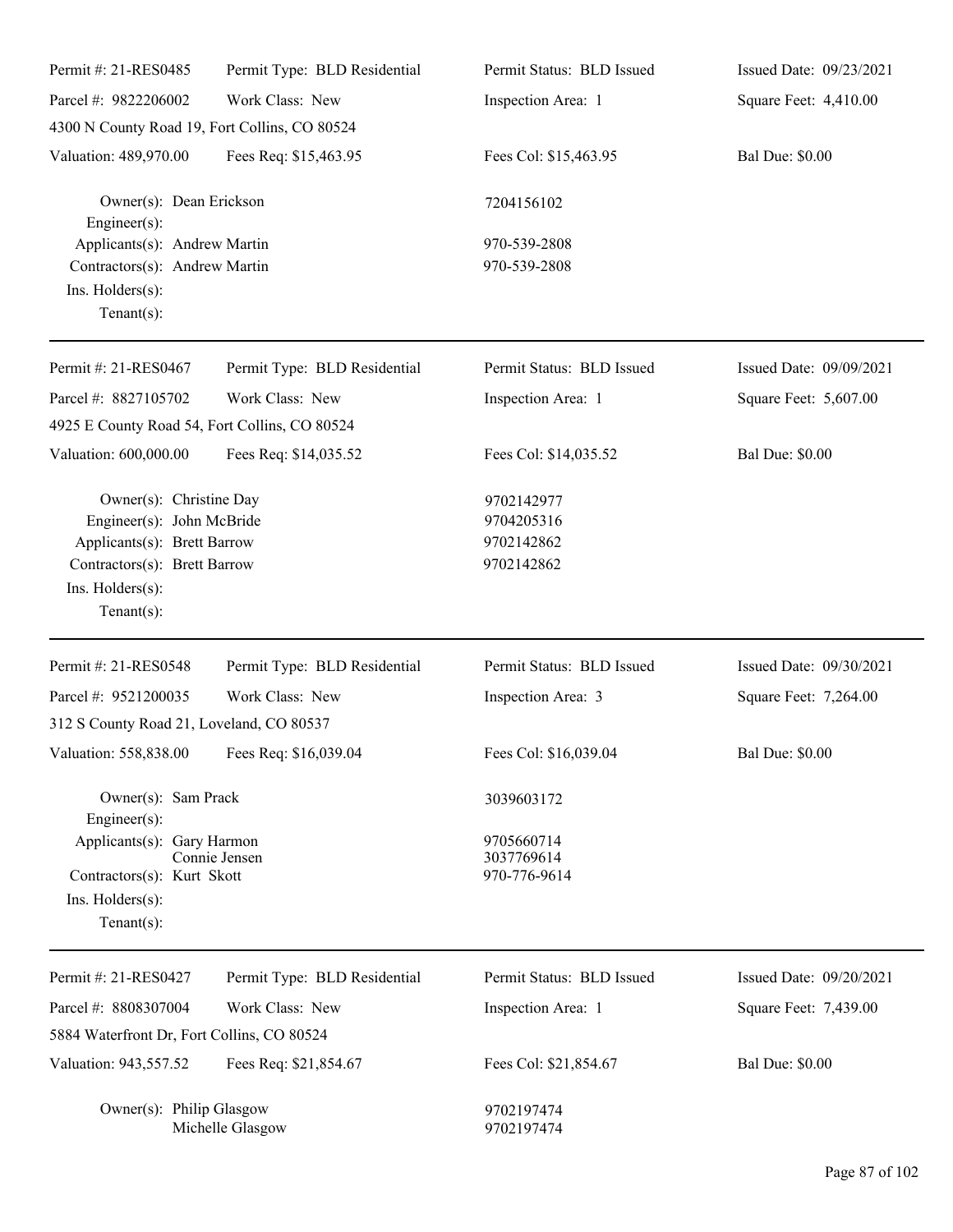Permit #: 21-RES0485 | Permit Type: BLD Residential | Permit Status: BLD Issued | Issued Date: 09/23/2021
Parcel #: 9822206002 | Work Class: New | Inspection Area: 1 | Square Feet: 4,410.00
4300 N County Road 19, Fort Collins, CO 80524
Valuation: 489,970.00 | Fees Req: $15,463.95 | Fees Col: $15,463.95 | Bal Due: $0.00

Owner(s): Dean Erickson 7204156102
Engineer(s):
Applicants(s): Andrew Martin 970-539-2808
Contractors(s): Andrew Martin 970-539-2808
Ins. Holders(s):
Tenant(s):

---

Permit #: 21-RES0467 | Permit Type: BLD Residential | Permit Status: BLD Issued | Issued Date: 09/09/2021
Parcel #: 8827105702 | Work Class: New | Inspection Area: 1 | Square Feet: 5,607.00
4925 E County Road 54, Fort Collins, CO 80524
Valuation: 600,000.00 | Fees Req: $14,035.52 | Fees Col: $14,035.52 | Bal Due: $0.00

Owner(s): Christine Day 9702142977
Engineer(s): John McBride 9704205316
Applicants(s): Brett Barrow 9702142862
Contractors(s): Brett Barrow 9702142862
Ins. Holders(s):
Tenant(s):

---

Permit #: 21-RES0548 | Permit Type: BLD Residential | Permit Status: BLD Issued | Issued Date: 09/30/2021
Parcel #: 9521200035 | Work Class: New | Inspection Area: 3 | Square Feet: 7,264.00
312 S County Road 21, Loveland, CO 80537
Valuation: 558,838.00 | Fees Req: $16,039.04 | Fees Col: $16,039.04 | Bal Due: $0.00

Owner(s): Sam Prack 3039603172
Engineer(s):
Applicants(s): Gary Harmon 9705660714
Connie Jensen 3037769614
Contractors(s): Kurt Skott 970-776-9614
Ins. Holders(s):
Tenant(s):

---

Permit #: 21-RES0427 | Permit Type: BLD Residential | Permit Status: BLD Issued | Issued Date: 09/20/2021
Parcel #: 8808307004 | Work Class: New | Inspection Area: 1 | Square Feet: 7,439.00
5884 Waterfront Dr, Fort Collins, CO 80524
Valuation: 943,557.52 | Fees Req: $21,854.67 | Fees Col: $21,854.67 | Bal Due: $0.00

Owner(s): Philip Glasgow 9702197474
Michelle Glasgow 9702197474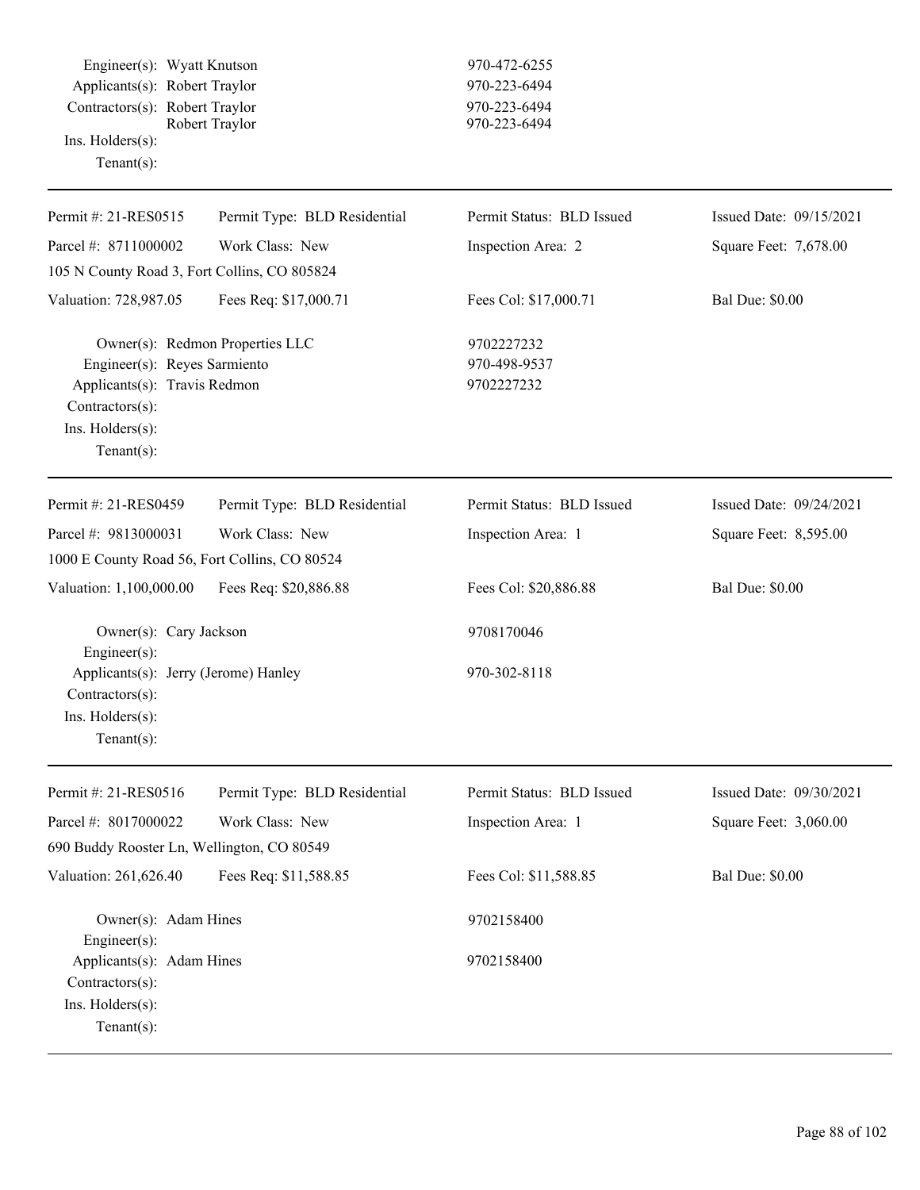Engineer(s): Wyatt Knutson 970-472-6255
Applicants(s): Robert Traylor 970-223-6494
Contractors(s): Robert Traylor 970-223-6494
Robert Traylor 970-223-6494
Ins. Holders(s):
Tenant(s):

---

| Permit #: 21-RES0515 | Permit Type: BLD Residential | Permit Status: BLD Issued | Issued Date: 09/15/2021 |
|---|---|---|---|
| Parcel #: 8711000002 | Work Class: New | Inspection Area: 2 | Square Feet: 7,678.00 |
| 105 N County Road 3, Fort Collins, CO 805824 | | | |
| Valuation: 728,987.05 | Fees Req: $17,000.71 | Fees Col: $17,000.71 | Bal Due: $0.00 |

Owner(s): Redmon Properties LLC 9702227232
Engineer(s): Reyes Sarmiento 970-498-9537
Applicants(s): Travis Redmon 9702227232
Contractors(s):
Ins. Holders(s):
Tenant(s):

---

| Permit #: 21-RES0459 | Permit Type: BLD Residential | Permit Status: BLD Issued | Issued Date: 09/24/2021 |
|---|---|---|---|
| Parcel #: 9813000031 | Work Class: New | Inspection Area: 1 | Square Feet: 8,595.00 |
| 1000 E County Road 56, Fort Collins, CO 80524 | | | |
| Valuation: 1,100,000.00 | Fees Req: $20,886.88 | Fees Col: $20,886.88 | Bal Due: $0.00 |

Owner(s): Cary Jackson 9708170046
Engineer(s):
Applicants(s): Jerry (Jerome) Hanley 970-302-8118
Contractors(s):
Ins. Holders(s):
Tenant(s):

---

| Permit #: 21-RES0516 | Permit Type: BLD Residential | Permit Status: BLD Issued | Issued Date: 09/30/2021 |
|---|---|---|---|
| Parcel #: 8017000022 | Work Class: New | Inspection Area: 1 | Square Feet: 3,060.00 |
| 690 Buddy Rooster Ln, Wellington, CO 80549 | | | |
| Valuation: 261,626.40 | Fees Req: $11,588.85 | Fees Col: $11,588.85 | Bal Due: $0.00 |

Owner(s): Adam Hines 9702158400
Engineer(s):
Applicants(s): Adam Hines 9702158400
Contractors(s):
Ins. Holders(s):
Tenant(s):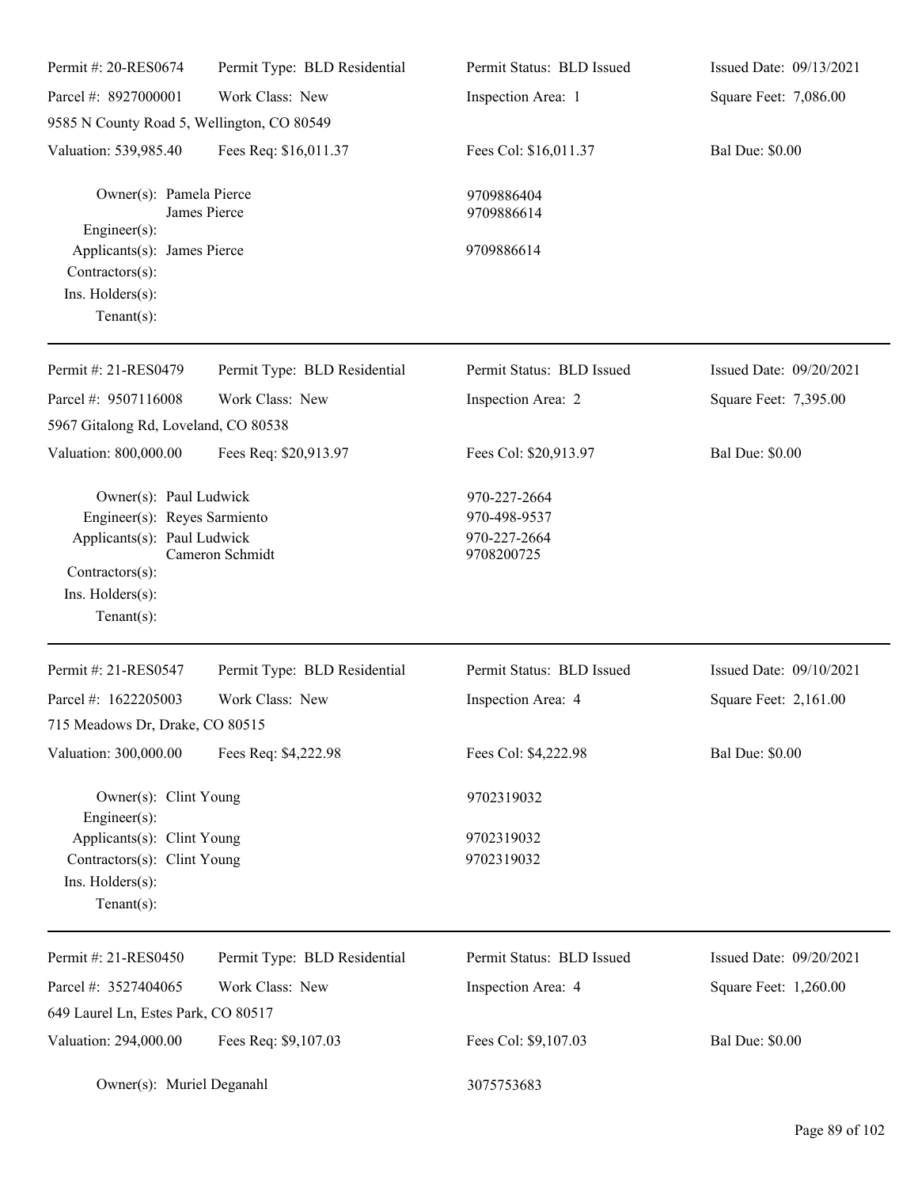Permit #: 20-RES0674 | Permit Type: BLD Residential | Permit Status: BLD Issued | Issued Date: 09/13/2021
Parcel #: 8927000001 | Work Class: New | Inspection Area: 1 | Square Feet: 7,086.00
9585 N County Road 5, Wellington, CO 80549
Valuation: 539,985.40 | Fees Req: $16,011.37 | Fees Col: $16,011.37 | Bal Due: $0.00

Owner(s): Pamela Pierce 9709886404
James Pierce 9709886614
Engineer(s):
Applicants(s): James Pierce 9709886614
Contractors(s):
Ins. Holders(s):
Tenant(s):

---

Permit #: 21-RES0479 | Permit Type: BLD Residential | Permit Status: BLD Issued | Issued Date: 09/20/2021
Parcel #: 9507116008 | Work Class: New | Inspection Area: 2 | Square Feet: 7,395.00
5967 Gitalong Rd, Loveland, CO 80538
Valuation: 800,000.00 | Fees Req: $20,913.97 | Fees Col: $20,913.97 | Bal Due: $0.00

Owner(s): Paul Ludwick 970-227-2664
Engineer(s): Reyes Sarmiento 970-498-9537
Applicants(s): Paul Ludwick 970-227-2664
Cameron Schmidt 9708200725
Contractors(s):
Ins. Holders(s):
Tenant(s):

---

Permit #: 21-RES0547 | Permit Type: BLD Residential | Permit Status: BLD Issued | Issued Date: 09/10/2021
Parcel #: 1622205003 | Work Class: New | Inspection Area: 4 | Square Feet: 2,161.00
715 Meadows Dr, Drake, CO 80515
Valuation: 300,000.00 | Fees Req: $4,222.98 | Fees Col: $4,222.98 | Bal Due: $0.00

Owner(s): Clint Young 9702319032
Engineer(s):
Applicants(s): Clint Young 9702319032
Contractors(s): Clint Young 9702319032
Ins. Holders(s):
Tenant(s):

---

Permit #: 21-RES0450 | Permit Type: BLD Residential | Permit Status: BLD Issued | Issued Date: 09/20/2021
Parcel #: 3527404065 | Work Class: New | Inspection Area: 4 | Square Feet: 1,260.00
649 Laurel Ln, Estes Park, CO 80517
Valuation: 294,000.00 | Fees Req: $9,107.03 | Fees Col: $9,107.03 | Bal Due: $0.00

Owner(s): Muriel Deganahl 3075753683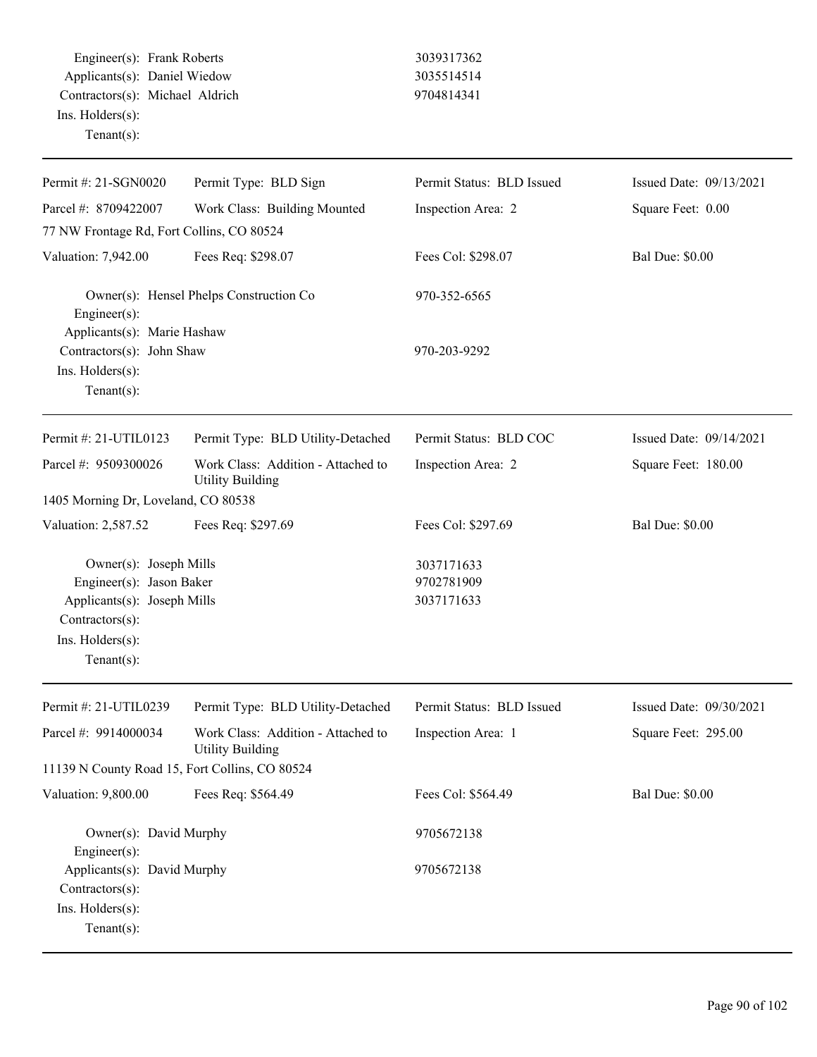Engineer(s): Frank Roberts 3039317362
Applicants(s): Daniel Wiedow 3035514514
Contractors(s): Michael Aldrich 9704814341
Ins. Holders(s):
Tenant(s):

---

| Permit #: 21-SGN0020 | Permit Type: BLD Sign | Permit Status: BLD Issued | Issued Date: 09/13/2021 |
|---|---|---|---|
| Parcel #: 8709422007 | Work Class: Building Mounted | Inspection Area: 2 | Square Feet: 0.00 |
| 77 NW Frontage Rd, Fort Collins, CO 80524 | | | |
| Valuation: 7,942.00 | Fees Req: $298.07 | Fees Col: $298.07 | Bal Due: $0.00 |

Owner(s): Hensel Phelps Construction Co 970-352-6565
Engineer(s):
Applicants(s): Marie Hashaw
Contractors(s): John Shaw 970-203-9292
Ins. Holders(s):
Tenant(s):

---

| Permit #: 21-UTIL0123 | Permit Type: BLD Utility-Detached | Permit Status: BLD COC | Issued Date: 09/14/2021 |
|---|---|---|---|
| Parcel #: 9509300026 | Work Class: Addition - Attached to Utility Building | Inspection Area: 2 | Square Feet: 180.00 |
| 1405 Morning Dr, Loveland, CO 80538 | | | |
| Valuation: 2,587.52 | Fees Req: $297.69 | Fees Col: $297.69 | Bal Due: $0.00 |

Owner(s): Joseph Mills 3037171633
Engineer(s): Jason Baker 9702781909
Applicants(s): Joseph Mills 3037171633
Contractors(s):
Ins. Holders(s):
Tenant(s):

---

| Permit #: 21-UTIL0239 | Permit Type: BLD Utility-Detached | Permit Status: BLD Issued | Issued Date: 09/30/2021 |
|---|---|---|---|
| Parcel #: 9914000034 | Work Class: Addition - Attached to Utility Building | Inspection Area: 1 | Square Feet: 295.00 |
| 11139 N County Road 15, Fort Collins, CO 80524 | | | |
| Valuation: 9,800.00 | Fees Req: $564.49 | Fees Col: $564.49 | Bal Due: $0.00 |

Owner(s): David Murphy 9705672138
Engineer(s):
Applicants(s): David Murphy 9705672138
Contractors(s):
Ins. Holders(s):
Tenant(s):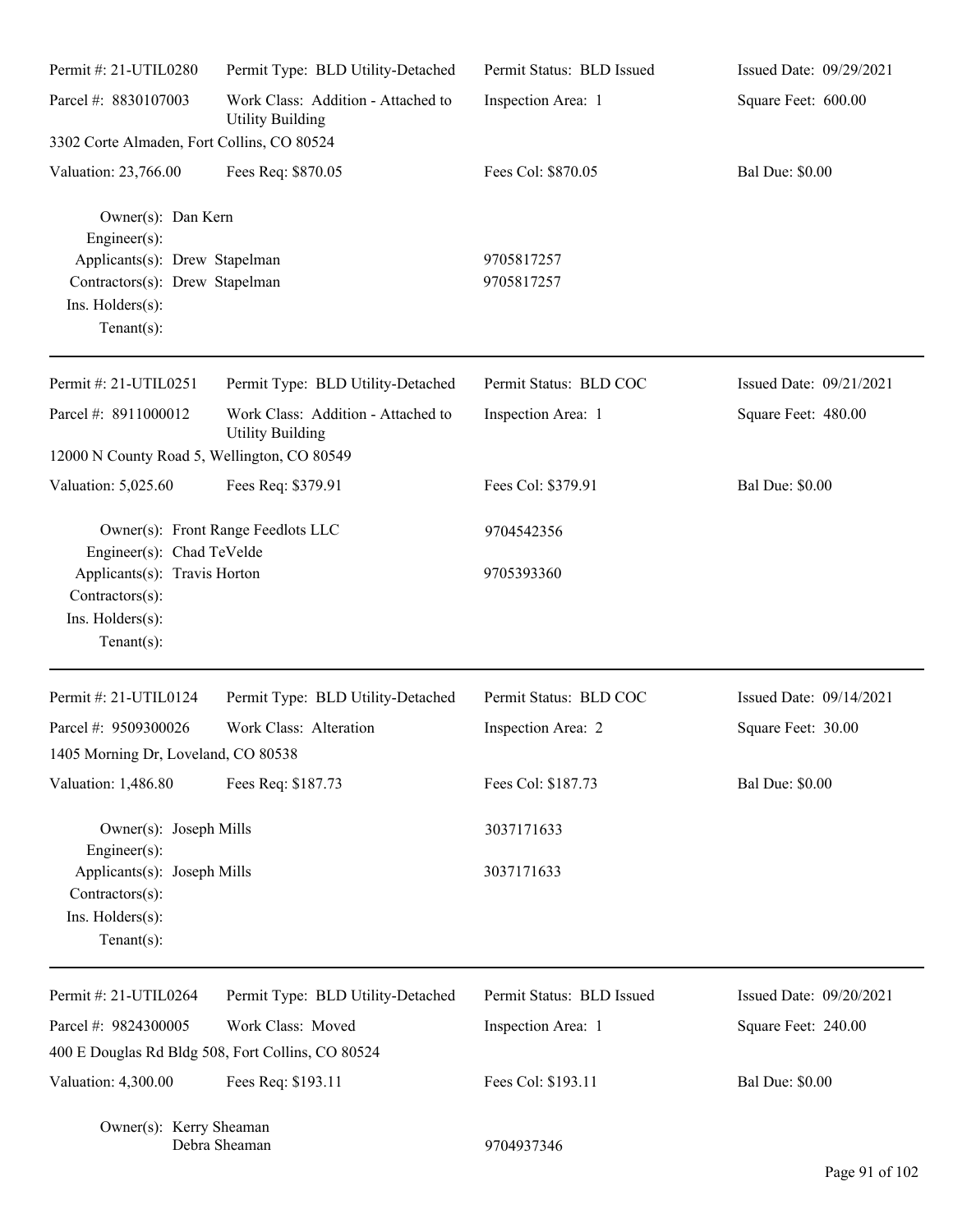| Permit #: 21-UTIL0280 | Permit Type: BLD Utility-Detached | Permit Status: BLD Issued | Issued Date: 09/29/2021 |
|---|---|---|---|
| Parcel #: 8830107003 | Work Class: Addition - Attached to Utility Building | Inspection Area: 1 | Square Feet: 600.00 |
| 3302 Corte Almaden, Fort Collins, CO 80524 | | | |
| Valuation: 23,766.00 | Fees Req: $870.05 | Fees Col: $870.05 | Bal Due: $0.00 |

Owner(s): Dan Kern
Engineer(s):
Applicants(s): Drew Stapelman 9705817257
Contractors(s): Drew Stapelman 9705817257
Ins. Holders(s):
Tenant(s):

---

| Permit #: 21-UTIL0251 | Permit Type: BLD Utility-Detached | Permit Status: BLD COC | Issued Date: 09/21/2021 |
|---|---|---|---|
| Parcel #: 8911000012 | Work Class: Addition - Attached to Utility Building | Inspection Area: 1 | Square Feet: 480.00 |
| 12000 N County Road 5, Wellington, CO 80549 | | | |
| Valuation: 5,025.60 | Fees Req: $379.91 | Fees Col: $379.91 | Bal Due: $0.00 |

Owner(s): Front Range Feedlots LLC 9704542356
Engineer(s): Chad TeVelde
Applicants(s): Travis Horton 9705393360
Contractors(s):
Ins. Holders(s):
Tenant(s):

---

| Permit #: 21-UTIL0124 | Permit Type: BLD Utility-Detached | Permit Status: BLD COC | Issued Date: 09/14/2021 |
|---|---|---|---|
| Parcel #: 9509300026 | Work Class: Alteration | Inspection Area: 2 | Square Feet: 30.00 |
| 1405 Morning Dr, Loveland, CO 80538 | | | |
| Valuation: 1,486.80 | Fees Req: $187.73 | Fees Col: $187.73 | Bal Due: $0.00 |

Owner(s): Joseph Mills 3037171633
Engineer(s):
Applicants(s): Joseph Mills 3037171633
Contractors(s):
Ins. Holders(s):
Tenant(s):

---

| Permit #: 21-UTIL0264 | Permit Type: BLD Utility-Detached | Permit Status: BLD Issued | Issued Date: 09/20/2021 |
|---|---|---|---|
| Parcel #: 9824300005 | Work Class: Moved | Inspection Area: 1 | Square Feet: 240.00 |
| 400 E Douglas Rd Bldg 508, Fort Collins, CO 80524 | | | |
| Valuation: 4,300.00 | Fees Req: $193.11 | Fees Col: $193.11 | Bal Due: $0.00 |

Owner(s): Kerry Sheaman
Debra Sheaman 9704937346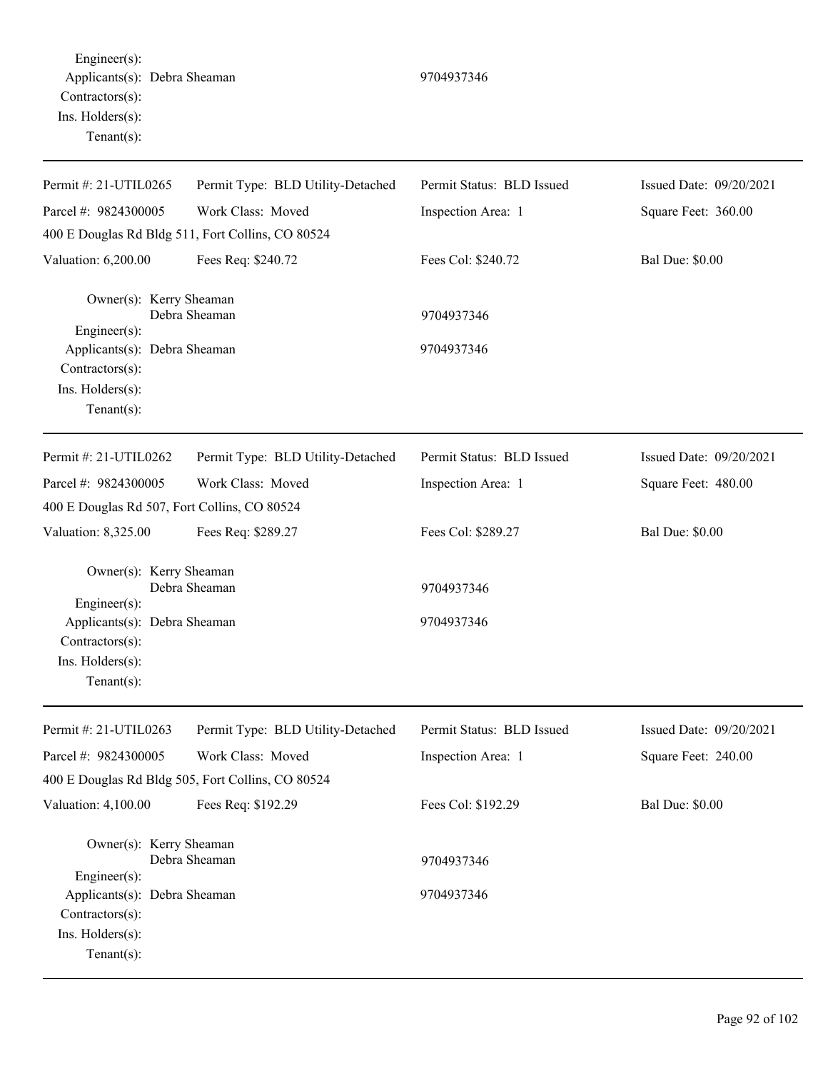Engineer(s):
Applicants(s): Debra Sheaman 9704937346
Contractors(s):
Ins. Holders(s):
Tenant(s):

---

| Permit #: 21-UTIL0265 | Permit Type: BLD Utility-Detached | Permit Status: BLD Issued | Issued Date: 09/20/2021 |
|---|---|---|---|
| Parcel #: 9824300005 | Work Class: Moved | Inspection Area: 1 | Square Feet: 360.00 |
| 400 E Douglas Rd Bldg 511, Fort Collins, CO 80524 | | | |
| Valuation: 6,200.00 | Fees Req: $240.72 | Fees Col: $240.72 | Bal Due: $0.00 |

Owner(s): Kerry Sheaman
Debra Sheaman 9704937346
Engineer(s):
Applicants(s): Debra Sheaman 9704937346
Contractors(s):
Ins. Holders(s):
Tenant(s):

---

| Permit #: 21-UTIL0262 | Permit Type: BLD Utility-Detached | Permit Status: BLD Issued | Issued Date: 09/20/2021 |
|---|---|---|---|
| Parcel #: 9824300005 | Work Class: Moved | Inspection Area: 1 | Square Feet: 480.00 |
| 400 E Douglas Rd 507, Fort Collins, CO 80524 | | | |
| Valuation: 8,325.00 | Fees Req: $289.27 | Fees Col: $289.27 | Bal Due: $0.00 |

Owner(s): Kerry Sheaman
Debra Sheaman 9704937346
Engineer(s):
Applicants(s): Debra Sheaman 9704937346
Contractors(s):
Ins. Holders(s):
Tenant(s):

---

| Permit #: 21-UTIL0263 | Permit Type: BLD Utility-Detached | Permit Status: BLD Issued | Issued Date: 09/20/2021 |
|---|---|---|---|
| Parcel #: 9824300005 | Work Class: Moved | Inspection Area: 1 | Square Feet: 240.00 |
| 400 E Douglas Rd Bldg 505, Fort Collins, CO 80524 | | | |
| Valuation: 4,100.00 | Fees Req: $192.29 | Fees Col: $192.29 | Bal Due: $0.00 |

Owner(s): Kerry Sheaman
Debra Sheaman 9704937346
Engineer(s):
Applicants(s): Debra Sheaman 9704937346
Contractors(s):
Ins. Holders(s):
Tenant(s):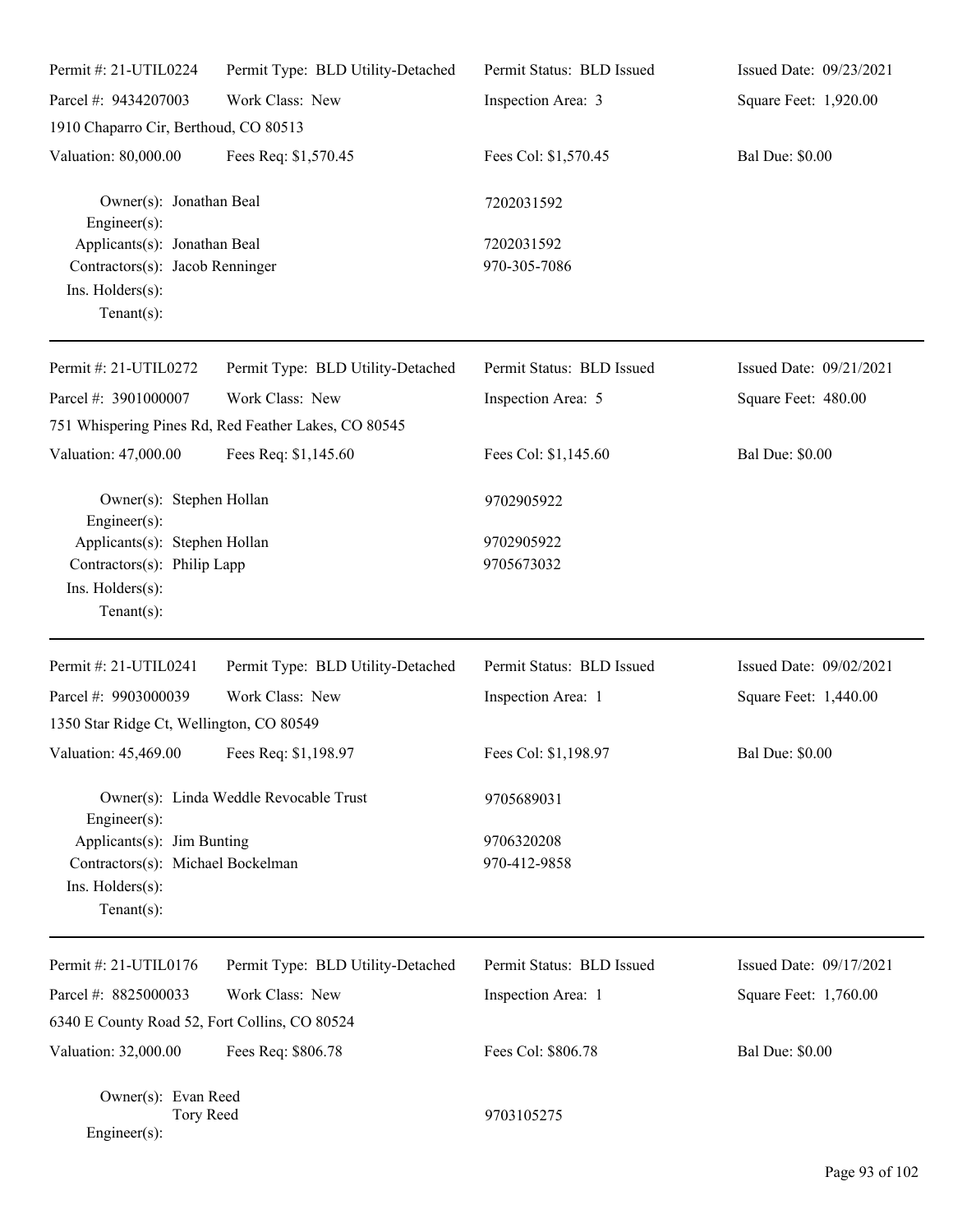Permit #: 21-UTIL0224 | Permit Type: BLD Utility-Detached | Permit Status: BLD Issued | Issued Date: 09/23/2021

Parcel #: 9434207003 | Work Class: New | Inspection Area: 3 | Square Feet: 1,920.00

1910 Chaparro Cir, Berthoud, CO 80513

Valuation: 80,000.00 | Fees Req: $1,570.45 | Fees Col: $1,570.45 | Bal Due: $0.00

Owner(s): Jonathan Beal 7202031592
Engineer(s):
Applicants(s): Jonathan Beal 7202031592
Contractors(s): Jacob Renninger 970-305-7086
Ins. Holders(s):
Tenant(s):

---

Permit #: 21-UTIL0272 | Permit Type: BLD Utility-Detached | Permit Status: BLD Issued | Issued Date: 09/21/2021

Parcel #: 3901000007 | Work Class: New | Inspection Area: 5 | Square Feet: 480.00

751 Whispering Pines Rd, Red Feather Lakes, CO 80545

Valuation: 47,000.00 | Fees Req: $1,145.60 | Fees Col: $1,145.60 | Bal Due: $0.00

Owner(s): Stephen Hollan 9702905922
Engineer(s):
Applicants(s): Stephen Hollan 9702905922
Contractors(s): Philip Lapp 9705673032
Ins. Holders(s):
Tenant(s):

---

Permit #: 21-UTIL0241 | Permit Type: BLD Utility-Detached | Permit Status: BLD Issued | Issued Date: 09/02/2021

Parcel #: 9903000039 | Work Class: New | Inspection Area: 1 | Square Feet: 1,440.00

1350 Star Ridge Ct, Wellington, CO 80549

Valuation: 45,469.00 | Fees Req: $1,198.97 | Fees Col: $1,198.97 | Bal Due: $0.00

Owner(s): Linda Weddle Revocable Trust 9705689031
Engineer(s):
Applicants(s): Jim Bunting 9706320208
Contractors(s): Michael Bockelman 970-412-9858
Ins. Holders(s):
Tenant(s):

---

Permit #: 21-UTIL0176 | Permit Type: BLD Utility-Detached | Permit Status: BLD Issued | Issued Date: 09/17/2021

Parcel #: 8825000033 | Work Class: New | Inspection Area: 1 | Square Feet: 1,760.00

6340 E County Road 52, Fort Collins, CO 80524

Valuation: 32,000.00 | Fees Req: $806.78 | Fees Col: $806.78 | Bal Due: $0.00

Owner(s): Evan Reed
Tory Reed 9703105275
Engineer(s):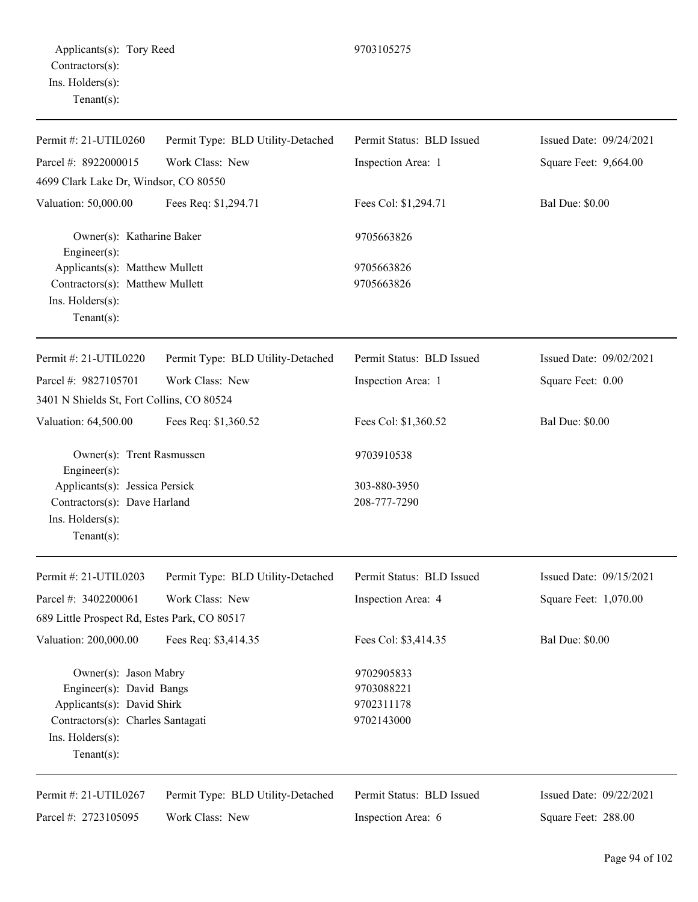Applicants(s): Tory Reed 9703105275
Contractors(s):
Ins. Holders(s):
Tenant(s):

---

| Permit #: 21-UTIL0260 | Permit Type: BLD Utility-Detached | Permit Status: BLD Issued | Issued Date: 09/24/2021 |
|---|---|---|---|
| Parcel #: 8922000015 | Work Class: New | Inspection Area: 1 | Square Feet: 9,664.00 |
| 4699 Clark Lake Dr, Windsor, CO 80550 | | | |
| Valuation: 50,000.00 | Fees Req: $1,294.71 | Fees Col: $1,294.71 | Bal Due: $0.00 |

Owner(s): Katharine Baker 9705663826
Engineer(s):
Applicants(s): Matthew Mullett 9705663826
Contractors(s): Matthew Mullett 9705663826
Ins. Holders(s):
Tenant(s):

---

| Permit #: 21-UTIL0220 | Permit Type: BLD Utility-Detached | Permit Status: BLD Issued | Issued Date: 09/02/2021 |
|---|---|---|---|
| Parcel #: 9827105701 | Work Class: New | Inspection Area: 1 | Square Feet: 0.00 |
| 3401 N Shields St, Fort Collins, CO 80524 | | | |
| Valuation: 64,500.00 | Fees Req: $1,360.52 | Fees Col: $1,360.52 | Bal Due: $0.00 |

Owner(s): Trent Rasmussen 9703910538
Engineer(s):
Applicants(s): Jessica Persick 303-880-3950
Contractors(s): Dave Harland 208-777-7290
Ins. Holders(s):
Tenant(s):

---

| Permit #: 21-UTIL0203 | Permit Type: BLD Utility-Detached | Permit Status: BLD Issued | Issued Date: 09/15/2021 |
|---|---|---|---|
| Parcel #: 3402200061 | Work Class: New | Inspection Area: 4 | Square Feet: 1,070.00 |
| 689 Little Prospect Rd, Estes Park, CO 80517 | | | |
| Valuation: 200,000.00 | Fees Req: $3,414.35 | Fees Col: $3,414.35 | Bal Due: $0.00 |

Owner(s): Jason Mabry 9702905833
Engineer(s): David Bangs 9703088221
Applicants(s): David Shirk 9702311178
Contractors(s): Charles Santagati 9702143000
Ins. Holders(s):
Tenant(s):

---

| Permit #: 21-UTIL0267 | Permit Type: BLD Utility-Detached | Permit Status: BLD Issued | Issued Date: 09/22/2021 |
|---|---|---|---|
| Parcel #: 2723105095 | Work Class: New | Inspection Area: 6 | Square Feet: 288.00 |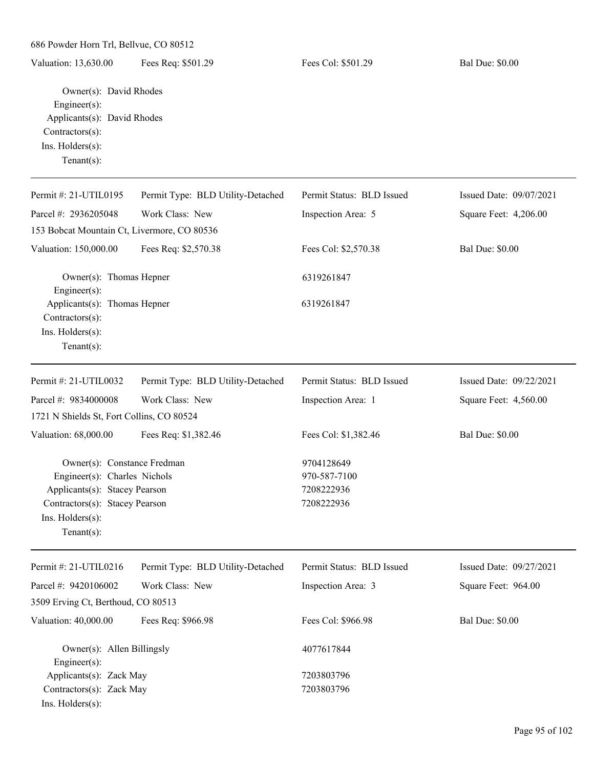686 Powder Horn Trl, Bellvue, CO 80512

Valuation: 13,630.00 | Fees Req: $501.29 | Fees Col: $501.29 | Bal Due: $0.00

Owner(s): David Rhodes
Engineer(s):
Applicants(s): David Rhodes
Contractors(s):
Ins. Holders(s):
Tenant(s):

---

Permit #: 21-UTIL0195 | Permit Type: BLD Utility-Detached | Permit Status: BLD Issued | Issued Date: 09/07/2021
Parcel #: 2936205048 | Work Class: New | Inspection Area: 5 | Square Feet: 4,206.00
153 Bobcat Mountain Ct, Livermore, CO 80536

Valuation: 150,000.00 | Fees Req: $2,570.38 | Fees Col: $2,570.38 | Bal Due: $0.00

Owner(s): Thomas Hepner 6319261847
Engineer(s):
Applicants(s): Thomas Hepner 6319261847
Contractors(s):
Ins. Holders(s):
Tenant(s):

---

Permit #: 21-UTIL0032 | Permit Type: BLD Utility-Detached | Permit Status: BLD Issued | Issued Date: 09/22/2021
Parcel #: 9834000008 | Work Class: New | Inspection Area: 1 | Square Feet: 4,560.00
1721 N Shields St, Fort Collins, CO 80524

Valuation: 68,000.00 | Fees Req: $1,382.46 | Fees Col: $1,382.46 | Bal Due: $0.00

Owner(s): Constance Fredman 9704128649
Engineer(s): Charles Nichols 970-587-7100
Applicants(s): Stacey Pearson 7208222936
Contractors(s): Stacey Pearson 7208222936
Ins. Holders(s):
Tenant(s):

---

Permit #: 21-UTIL0216 | Permit Type: BLD Utility-Detached | Permit Status: BLD Issued | Issued Date: 09/27/2021
Parcel #: 9420106002 | Work Class: New | Inspection Area: 3 | Square Feet: 964.00
3509 Erving Ct, Berthoud, CO 80513

Valuation: 40,000.00 | Fees Req: $966.98 | Fees Col: $966.98 | Bal Due: $0.00

Owner(s): Allen Billingsly 4077617844
Engineer(s):
Applicants(s): Zack May 7203803796
Contractors(s): Zack May 7203803796
Ins. Holders(s):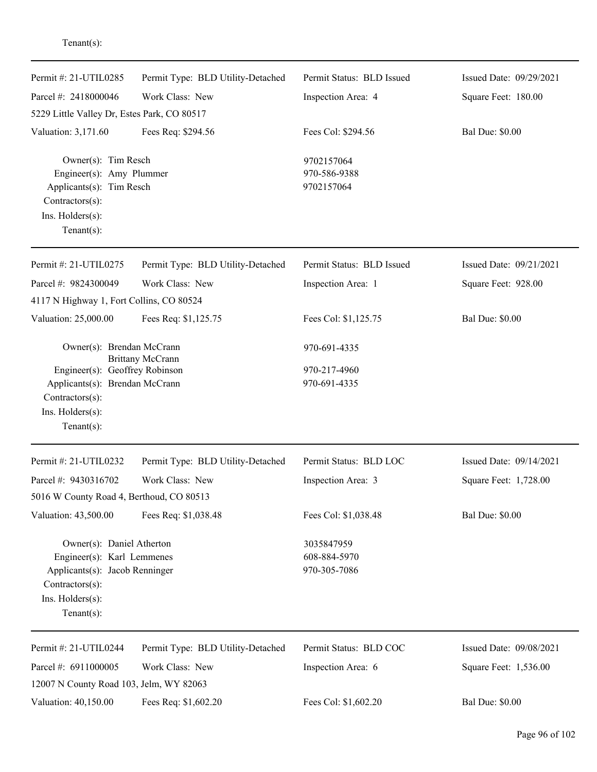Tenant(s):

---

| Permit #: 21-UTIL0285 | Permit Type: BLD Utility-Detached | Permit Status: BLD Issued | Issued Date: 09/29/2021 |
|---|---|---|---|
| Parcel #: 2418000046 | Work Class: New | Inspection Area: 4 | Square Feet: 180.00 |
| 5229 Little Valley Dr, Estes Park, CO 80517 | | | |
| Valuation: 3,171.60 | Fees Req: $294.56 | Fees Col: $294.56 | Bal Due: $0.00 |

Owner(s): Tim Resch — 9702157064
Engineer(s): Amy Plummer — 970-586-9388
Applicants(s): Tim Resch — 9702157064
Contractors(s):
Ins. Holders(s):
Tenant(s):

---

| Permit #: 21-UTIL0275 | Permit Type: BLD Utility-Detached | Permit Status: BLD Issued | Issued Date: 09/21/2021 |
|---|---|---|---|
| Parcel #: 9824300049 | Work Class: New | Inspection Area: 1 | Square Feet: 928.00 |
| 4117 N Highway 1, Fort Collins, CO 80524 | | | |
| Valuation: 25,000.00 | Fees Req: $1,125.75 | Fees Col: $1,125.75 | Bal Due: $0.00 |

Owner(s): Brendan McCrann, Brittany McCrann — 970-691-4335
Engineer(s): Geoffrey Robinson — 970-217-4960
Applicants(s): Brendan McCrann — 970-691-4335
Contractors(s):
Ins. Holders(s):
Tenant(s):

---

| Permit #: 21-UTIL0232 | Permit Type: BLD Utility-Detached | Permit Status: BLD LOC | Issued Date: 09/14/2021 |
|---|---|---|---|
| Parcel #: 9430316702 | Work Class: New | Inspection Area: 3 | Square Feet: 1,728.00 |
| 5016 W County Road 4, Berthoud, CO 80513 | | | |
| Valuation: 43,500.00 | Fees Req: $1,038.48 | Fees Col: $1,038.48 | Bal Due: $0.00 |

Owner(s): Daniel Atherton — 3035847959
Engineer(s): Karl Lemmenes — 608-884-5970
Applicants(s): Jacob Renninger — 970-305-7086
Contractors(s):
Ins. Holders(s):
Tenant(s):

---

| Permit #: 21-UTIL0244 | Permit Type: BLD Utility-Detached | Permit Status: BLD COC | Issued Date: 09/08/2021 |
|---|---|---|---|
| Parcel #: 6911000005 | Work Class: New | Inspection Area: 6 | Square Feet: 1,536.00 |
| 12007 N County Road 103, Jelm, WY 82063 | | | |
| Valuation: 40,150.00 | Fees Req: $1,602.20 | Fees Col: $1,602.20 | Bal Due: $0.00 |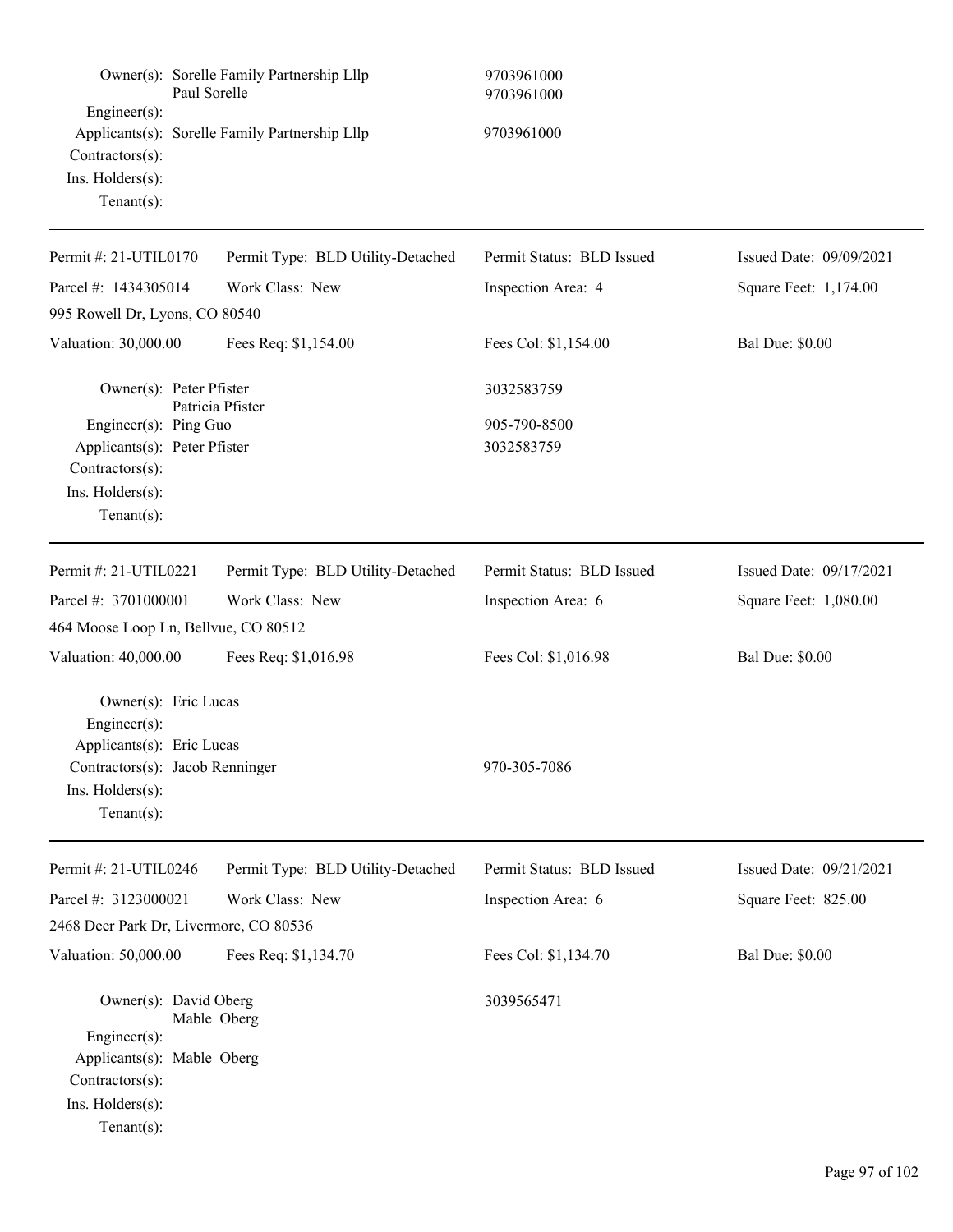Owner(s): Sorelle Family Partnership Lllp 9703961000
Paul Sorelle 9703961000
Engineer(s):
Applicants(s): Sorelle Family Partnership Lllp 9703961000
Contractors(s):
Ins. Holders(s):
Tenant(s):

---

| Permit #: 21-UTIL0170 | Permit Type: BLD Utility-Detached | Permit Status: BLD Issued | Issued Date: 09/09/2021 |
|---|---|---|---|
| Parcel #: 1434305014 | Work Class: New | Inspection Area: 4 | Square Feet: 1,174.00 |
| 995 Rowell Dr, Lyons, CO 80540 | | | |
| Valuation: 30,000.00 | Fees Req: $1,154.00 | Fees Col: $1,154.00 | Bal Due: $0.00 |

Owner(s): Peter Pfister 3032583759
Patricia Pfister
Engineer(s): Ping Guo 905-790-8500
Applicants(s): Peter Pfister 3032583759
Contractors(s):
Ins. Holders(s):
Tenant(s):

---

| Permit #: 21-UTIL0221 | Permit Type: BLD Utility-Detached | Permit Status: BLD Issued | Issued Date: 09/17/2021 |
|---|---|---|---|
| Parcel #: 3701000001 | Work Class: New | Inspection Area: 6 | Square Feet: 1,080.00 |
| 464 Moose Loop Ln, Bellvue, CO 80512 | | | |
| Valuation: 40,000.00 | Fees Req: $1,016.98 | Fees Col: $1,016.98 | Bal Due: $0.00 |

Owner(s): Eric Lucas
Engineer(s):
Applicants(s): Eric Lucas
Contractors(s): Jacob Renninger 970-305-7086
Ins. Holders(s):
Tenant(s):

---

| Permit #: 21-UTIL0246 | Permit Type: BLD Utility-Detached | Permit Status: BLD Issued | Issued Date: 09/21/2021 |
|---|---|---|---|
| Parcel #: 3123000021 | Work Class: New | Inspection Area: 6 | Square Feet: 825.00 |
| 2468 Deer Park Dr, Livermore, CO 80536 | | | |
| Valuation: 50,000.00 | Fees Req: $1,134.70 | Fees Col: $1,134.70 | Bal Due: $0.00 |

Owner(s): David Oberg 3039565471
Mable Oberg
Engineer(s):
Applicants(s): Mable Oberg
Contractors(s):
Ins. Holders(s):
Tenant(s):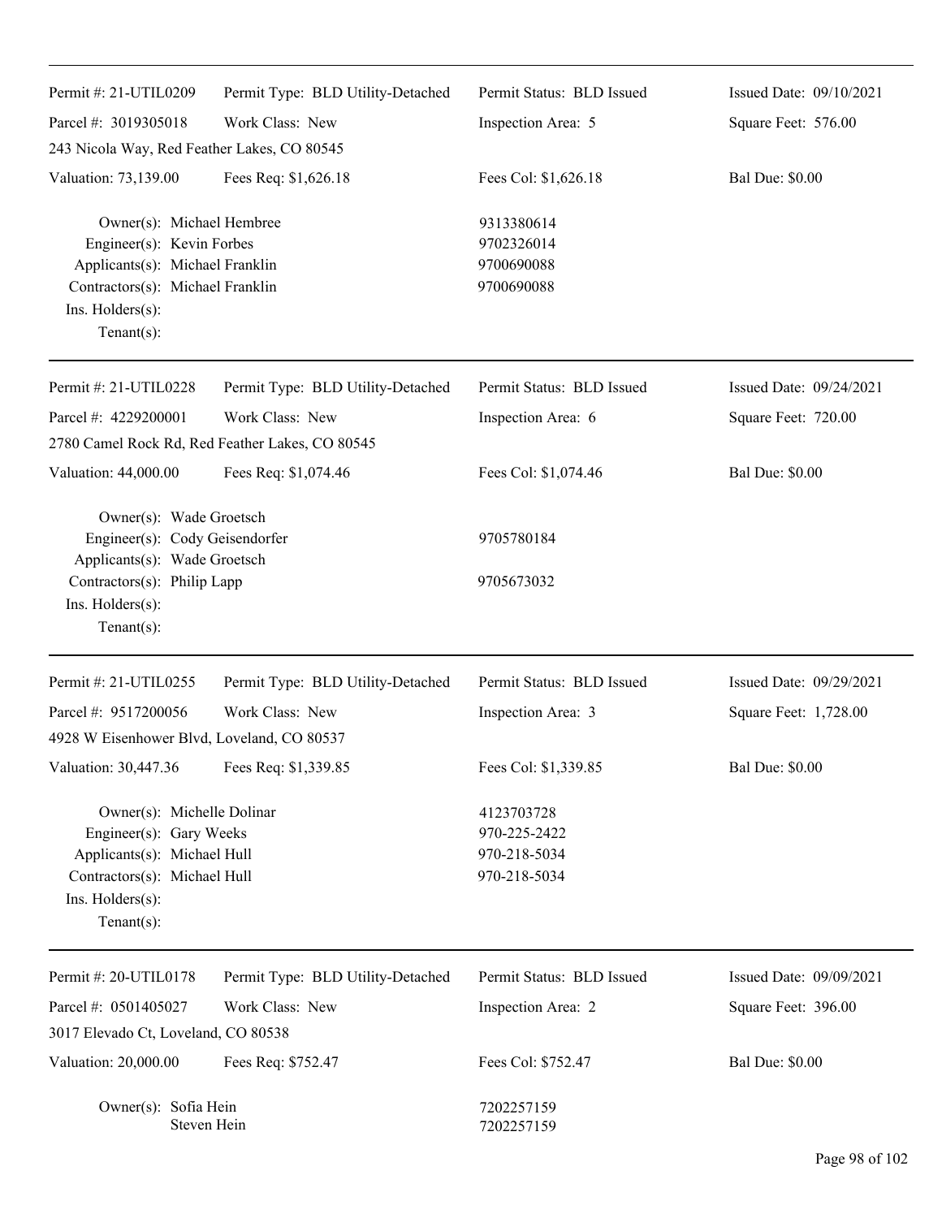Permit #: 21-UTIL0209 | Permit Type: BLD Utility-Detached | Permit Status: BLD Issued | Issued Date: 09/10/2021
Parcel #: 3019305018 | Work Class: New | Inspection Area: 5 | Square Feet: 576.00
243 Nicola Way, Red Feather Lakes, CO 80545
Valuation: 73,139.00 | Fees Req: $1,626.18 | Fees Col: $1,626.18 | Bal Due: $0.00

Owner(s): Michael Hembree 9313380614
Engineer(s): Kevin Forbes 9702326014
Applicants(s): Michael Franklin 9700690088
Contractors(s): Michael Franklin 9700690088
Ins. Holders(s):
Tenant(s):

---

Permit #: 21-UTIL0228 | Permit Type: BLD Utility-Detached | Permit Status: BLD Issued | Issued Date: 09/24/2021
Parcel #: 4229200001 | Work Class: New | Inspection Area: 6 | Square Feet: 720.00
2780 Camel Rock Rd, Red Feather Lakes, CO 80545
Valuation: 44,000.00 | Fees Req: $1,074.46 | Fees Col: $1,074.46 | Bal Due: $0.00

Owner(s): Wade Groetsch
Engineer(s): Cody Geisendorfer 9705780184
Applicants(s): Wade Groetsch
Contractors(s): Philip Lapp 9705673032
Ins. Holders(s):
Tenant(s):

---

Permit #: 21-UTIL0255 | Permit Type: BLD Utility-Detached | Permit Status: BLD Issued | Issued Date: 09/29/2021
Parcel #: 9517200056 | Work Class: New | Inspection Area: 3 | Square Feet: 1,728.00
4928 W Eisenhower Blvd, Loveland, CO 80537
Valuation: 30,447.36 | Fees Req: $1,339.85 | Fees Col: $1,339.85 | Bal Due: $0.00

Owner(s): Michelle Dolinar 4123703728
Engineer(s): Gary Weeks 970-225-2422
Applicants(s): Michael Hull 970-218-5034
Contractors(s): Michael Hull 970-218-5034
Ins. Holders(s):
Tenant(s):

---

Permit #: 20-UTIL0178 | Permit Type: BLD Utility-Detached | Permit Status: BLD Issued | Issued Date: 09/09/2021
Parcel #: 0501405027 | Work Class: New | Inspection Area: 2 | Square Feet: 396.00
3017 Elevado Ct, Loveland, CO 80538
Valuation: 20,000.00 | Fees Req: $752.47 | Fees Col: $752.47 | Bal Due: $0.00

Owner(s): Sofia Hein 7202257159
Steven Hein 7202257159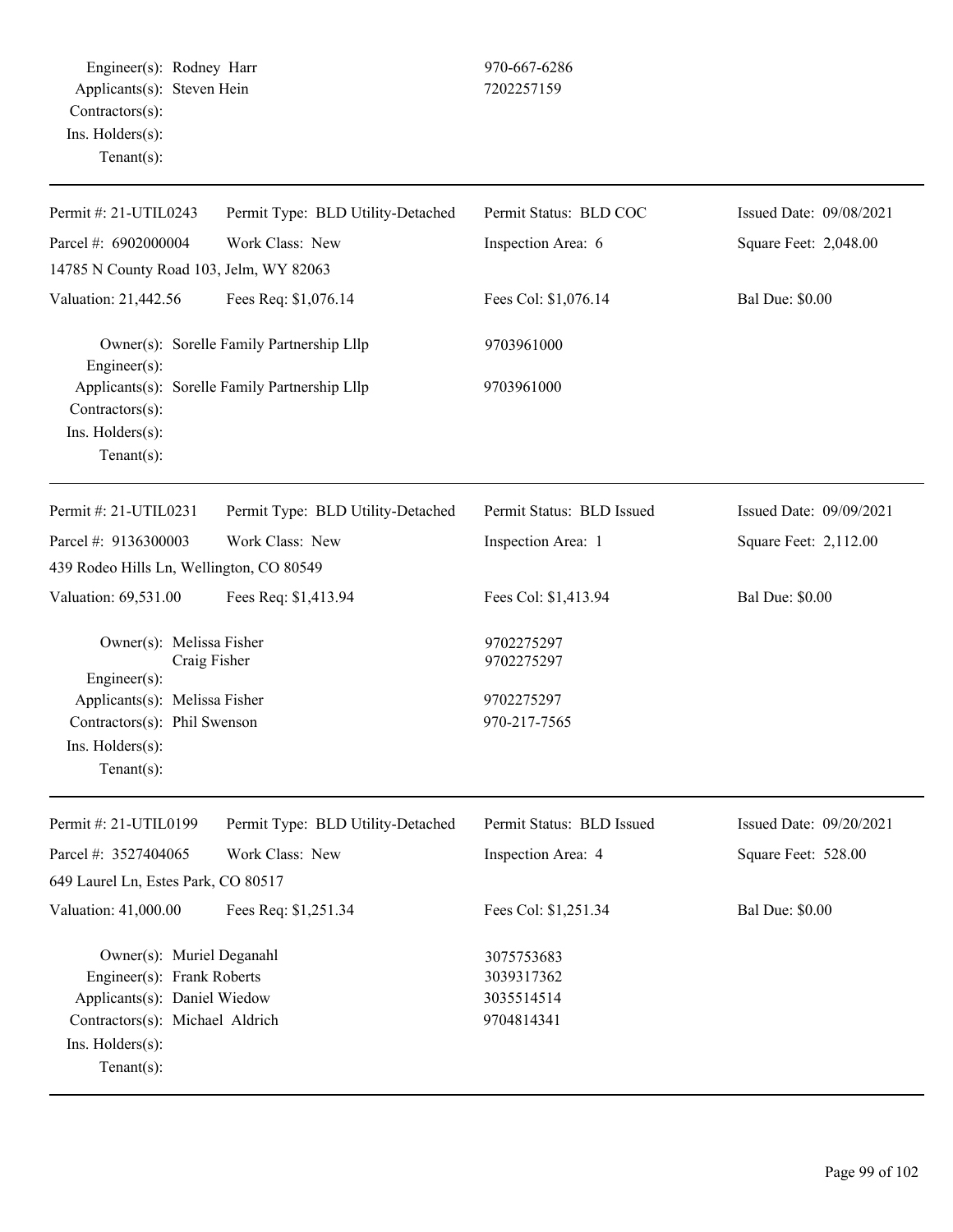Engineer(s): Rodney Harr 970-667-6286
Applicants(s): Steven Hein 7202257159
Contractors(s):
Ins. Holders(s):
Tenant(s):

---

| Permit #: 21-UTIL0243 | Permit Type: BLD Utility-Detached | Permit Status: BLD COC | Issued Date: 09/08/2021 |
|---|---|---|---|
| Parcel #: 6902000004 | Work Class: New | Inspection Area: 6 | Square Feet: 2,048.00 |
| 14785 N County Road 103, Jelm, WY 82063 | | | |
| Valuation: 21,442.56 | Fees Req: $1,076.14 | Fees Col: $1,076.14 | Bal Due: $0.00 |

Owner(s): Sorelle Family Partnership Lllp 9703961000
Engineer(s):
Applicants(s): Sorelle Family Partnership Lllp 9703961000
Contractors(s):
Ins. Holders(s):
Tenant(s):

---

| Permit #: 21-UTIL0231 | Permit Type: BLD Utility-Detached | Permit Status: BLD Issued | Issued Date: 09/09/2021 |
|---|---|---|---|
| Parcel #: 9136300003 | Work Class: New | Inspection Area: 1 | Square Feet: 2,112.00 |
| 439 Rodeo Hills Ln, Wellington, CO 80549 | | | |
| Valuation: 69,531.00 | Fees Req: $1,413.94 | Fees Col: $1,413.94 | Bal Due: $0.00 |

Owner(s): Melissa Fisher 9702275297
Craig Fisher 9702275297
Engineer(s):
Applicants(s): Melissa Fisher 9702275297
Contractors(s): Phil Swenson 970-217-7565
Ins. Holders(s):
Tenant(s):

---

| Permit #: 21-UTIL0199 | Permit Type: BLD Utility-Detached | Permit Status: BLD Issued | Issued Date: 09/20/2021 |
|---|---|---|---|
| Parcel #: 3527404065 | Work Class: New | Inspection Area: 4 | Square Feet: 528.00 |
| 649 Laurel Ln, Estes Park, CO 80517 | | | |
| Valuation: 41,000.00 | Fees Req: $1,251.34 | Fees Col: $1,251.34 | Bal Due: $0.00 |

Owner(s): Muriel Deganahl 3075753683
Engineer(s): Frank Roberts 3039317362
Applicants(s): Daniel Wiedow 3035514514
Contractors(s): Michael Aldrich 9704814341
Ins. Holders(s):
Tenant(s):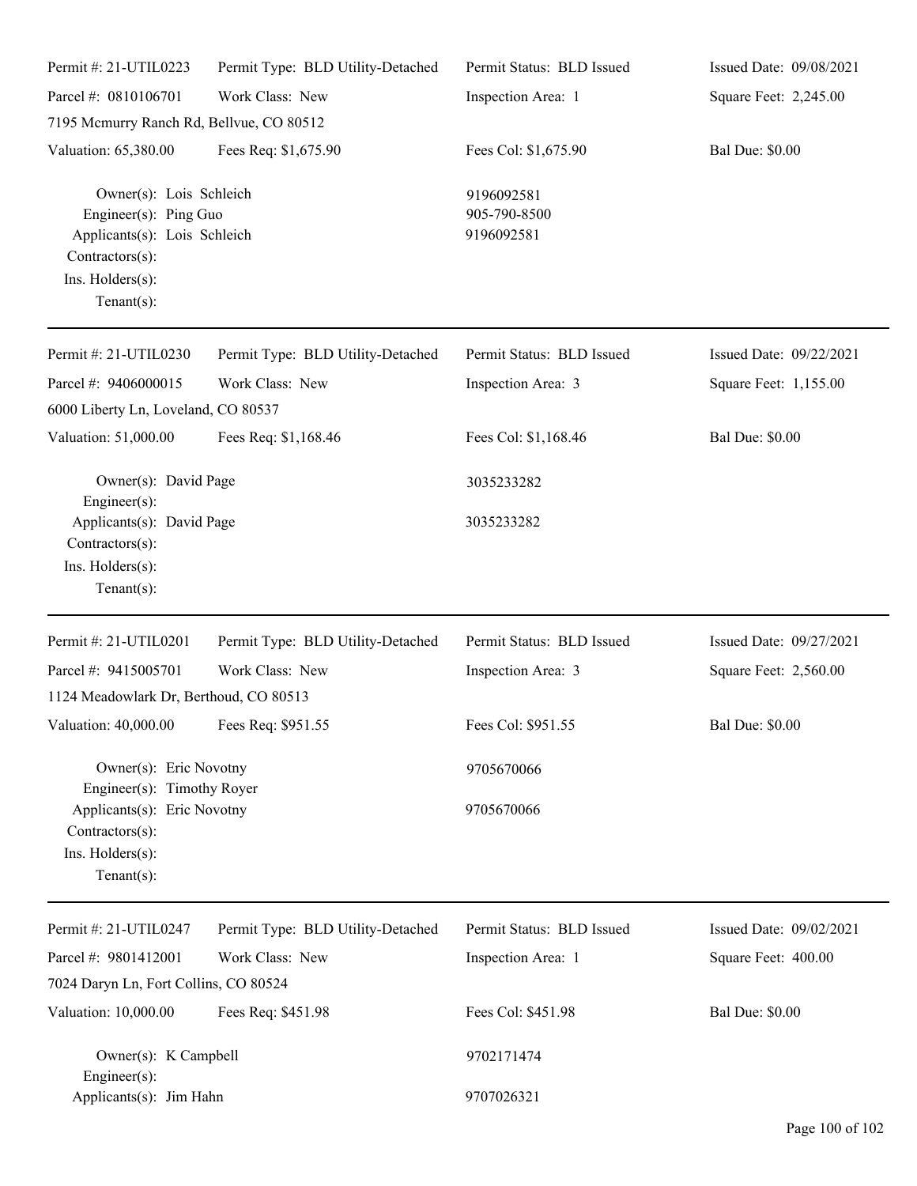Permit #: 21-UTIL0223 | Permit Type: BLD Utility-Detached | Permit Status: BLD Issued | Issued Date: 09/08/2021

Parcel #: 0810106701 | Work Class: New | Inspection Area: 1 | Square Feet: 2,245.00

7195 Mcmurry Ranch Rd, Bellvue, CO 80512

Valuation: 65,380.00 | Fees Req: $1,675.90 | Fees Col: $1,675.90 | Bal Due: $0.00

Owner(s): Lois Schleich — 9196092581
Engineer(s): Ping Guo — 905-790-8500
Applicants(s): Lois Schleich — 9196092581
Contractors(s):
Ins. Holders(s):
Tenant(s):

---

Permit #: 21-UTIL0230 | Permit Type: BLD Utility-Detached | Permit Status: BLD Issued | Issued Date: 09/22/2021

Parcel #: 9406000015 | Work Class: New | Inspection Area: 3 | Square Feet: 1,155.00

6000 Liberty Ln, Loveland, CO 80537

Valuation: 51,000.00 | Fees Req: $1,168.46 | Fees Col: $1,168.46 | Bal Due: $0.00

Owner(s): David Page — 3035233282
Engineer(s):
Applicants(s): David Page — 3035233282
Contractors(s):
Ins. Holders(s):
Tenant(s):

---

Permit #: 21-UTIL0201 | Permit Type: BLD Utility-Detached | Permit Status: BLD Issued | Issued Date: 09/27/2021

Parcel #: 9415005701 | Work Class: New | Inspection Area: 3 | Square Feet: 2,560.00

1124 Meadowlark Dr, Berthoud, CO 80513

Valuation: 40,000.00 | Fees Req: $951.55 | Fees Col: $951.55 | Bal Due: $0.00

Owner(s): Eric Novotny — 9705670066
Engineer(s): Timothy Royer
Applicants(s): Eric Novotny — 9705670066
Contractors(s):
Ins. Holders(s):
Tenant(s):

---

Permit #: 21-UTIL0247 | Permit Type: BLD Utility-Detached | Permit Status: BLD Issued | Issued Date: 09/02/2021

Parcel #: 9801412001 | Work Class: New | Inspection Area: 1 | Square Feet: 400.00

7024 Daryn Ln, Fort Collins, CO 80524

Valuation: 10,000.00 | Fees Req: $451.98 | Fees Col: $451.98 | Bal Due: $0.00

Owner(s): K Campbell — 9702171474
Engineer(s):
Applicants(s): Jim Hahn — 9707026321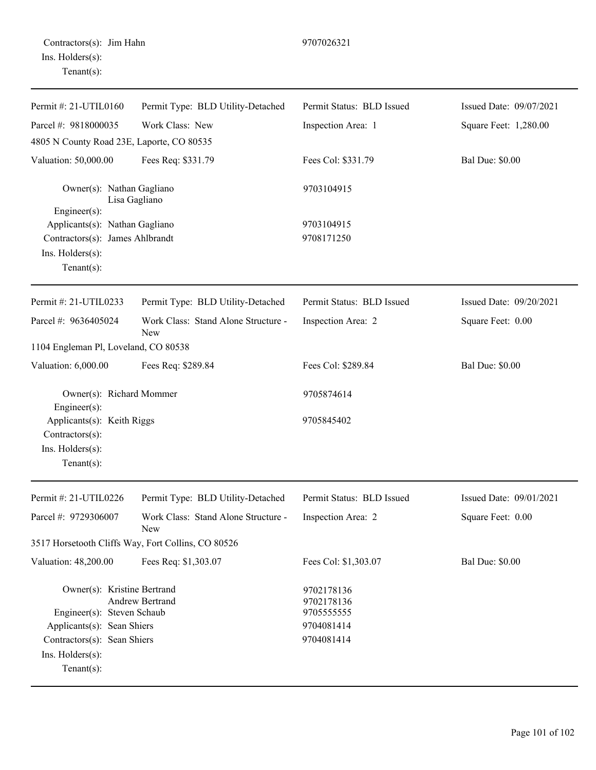Contractors(s): Jim Hahn 9707026321
Ins. Holders(s):
Tenant(s):

---

| Permit #: 21-UTIL0160 | Permit Type: BLD Utility-Detached | Permit Status: BLD Issued | Issued Date: 09/07/2021 |
|---|---|---|---|
| Parcel #: 9818000035 | Work Class: New | Inspection Area: 1 | Square Feet: 1,280.00 |
| 4805 N County Road 23E, Laporte, CO 80535 | | | |
| Valuation: 50,000.00 | Fees Req: $331.79 | Fees Col: $331.79 | Bal Due: $0.00 |

Owner(s): Nathan Gagliano 9703104915
Lisa Gagliano
Engineer(s):
Applicants(s): Nathan Gagliano 9703104915
Contractors(s): James Ahlbrandt 9708171250
Ins. Holders(s):
Tenant(s):

---

| Permit #: 21-UTIL0233 | Permit Type: BLD Utility-Detached | Permit Status: BLD Issued | Issued Date: 09/20/2021 |
|---|---|---|---|
| Parcel #: 9636405024 | Work Class: Stand Alone Structure - New | Inspection Area: 2 | Square Feet: 0.00 |
| 1104 Engleman Pl, Loveland, CO 80538 | | | |
| Valuation: 6,000.00 | Fees Req: $289.84 | Fees Col: $289.84 | Bal Due: $0.00 |

Owner(s): Richard Mommer 9705874614
Engineer(s):
Applicants(s): Keith Riggs 9705845402
Contractors(s):
Ins. Holders(s):
Tenant(s):

---

| Permit #: 21-UTIL0226 | Permit Type: BLD Utility-Detached | Permit Status: BLD Issued | Issued Date: 09/01/2021 |
|---|---|---|---|
| Parcel #: 9729306007 | Work Class: Stand Alone Structure - New | Inspection Area: 2 | Square Feet: 0.00 |
| 3517 Horsetooth Cliffs Way, Fort Collins, CO 80526 | | | |
| Valuation: 48,200.00 | Fees Req: $1,303.07 | Fees Col: $1,303.07 | Bal Due: $0.00 |

Owner(s): Kristine Bertrand 9702178136
Andrew Bertrand 9702178136
Engineer(s): Steven Schaub 9705555555
Applicants(s): Sean Shiers 9704081414
Contractors(s): Sean Shiers 9704081414
Ins. Holders(s):
Tenant(s):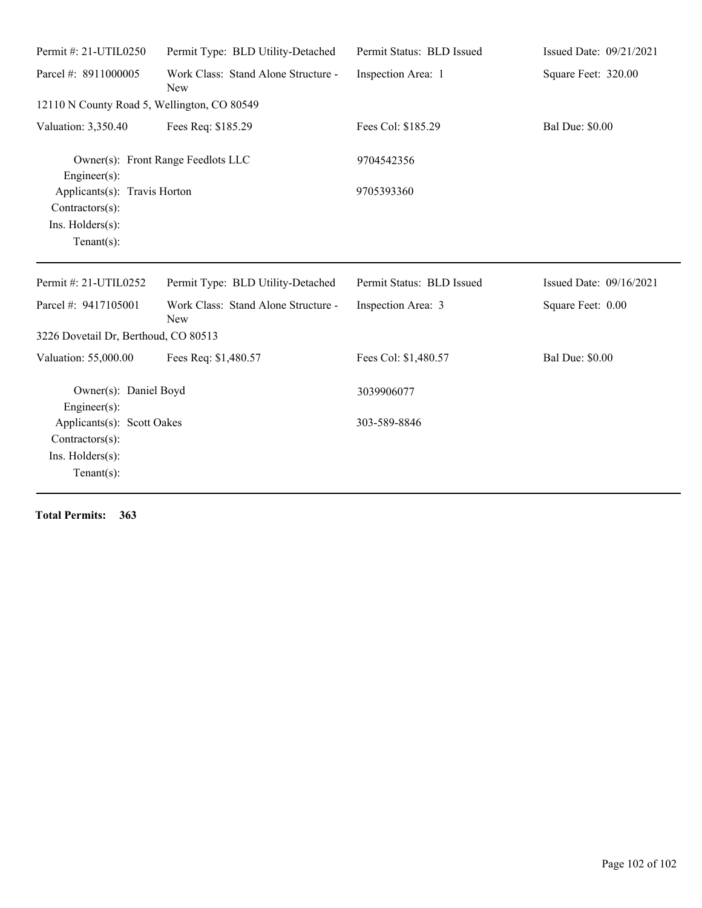| | | | |
|---|---|---|---|
| Permit #: 21-UTIL0250 | Permit Type: BLD Utility-Detached | Permit Status: BLD Issued | Issued Date: 09/21/2021 |
| Parcel #: 8911000005 | Work Class: Stand Alone Structure - New | Inspection Area: 1 | Square Feet: 320.00 |
| 12110 N County Road 5, Wellington, CO 80549 | | | |
| Valuation: 3,350.40 | Fees Req: $185.29 | Fees Col: $185.29 | Bal Due: $0.00 |

Owner(s): Front Range Feedlots LLC 9704542356
Engineer(s):
Applicants(s): Travis Horton 9705393360
Contractors(s):
Ins. Holders(s):
Tenant(s):

| | | | |
|---|---|---|---|
| Permit #: 21-UTIL0252 | Permit Type: BLD Utility-Detached | Permit Status: BLD Issued | Issued Date: 09/16/2021 |
| Parcel #: 9417105001 | Work Class: Stand Alone Structure - New | Inspection Area: 3 | Square Feet: 0.00 |
| 3226 Dovetail Dr, Berthoud, CO 80513 | | | |
| Valuation: 55,000.00 | Fees Req: $1,480.57 | Fees Col: $1,480.57 | Bal Due: $0.00 |

Owner(s): Daniel Boyd 3039906077
Engineer(s):
Applicants(s): Scott Oakes 303-589-8846
Contractors(s):
Ins. Holders(s):
Tenant(s):

**Total Permits: 363**